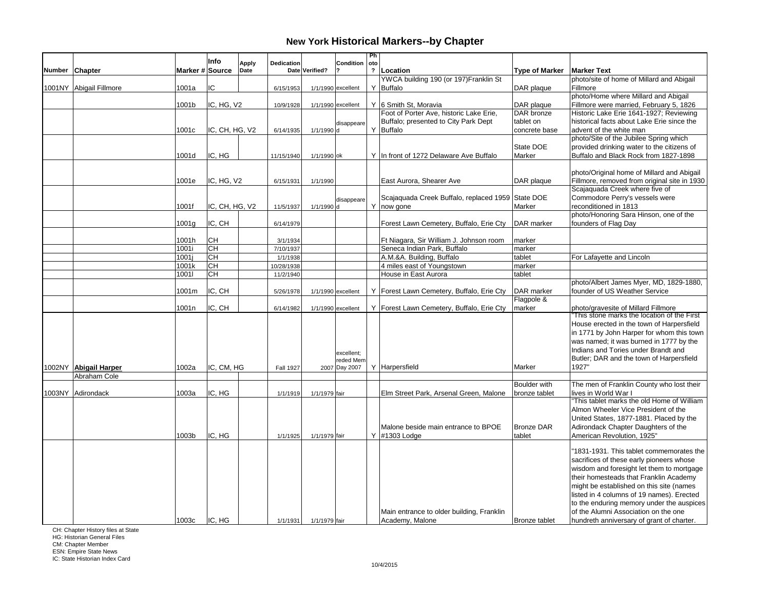# New York Historical Markers--by Chapter

| Number | Chapter | Marker # | Info Source | Apply Date | Dedication Date | Verified? | Condition? | Photo? | Location | Type of Marker | Marker Text |
|---|---|---|---|---|---|---|---|---|---|---|---|
| 1001NY | Abigail Fillmore | 1001a | IC | | 6/15/1953 | 1/1/1990 | excellent | Y | YWCA building 190 (or 197)Franklin St Buffalo | DAR plaque | photo/site of home of Millard and Abigail Fillmore |
| | | 1001b | IC, HG, V2 | | 10/9/1928 | 1/1/1990 | excellent | Y | 6 Smith St, Moravia | DAR plaque | photo/Home where Millard and Abigail Fillmore were married, February 5, 1826 |
| | | 1001c | IC, CH, HG, V2 | | 6/14/1935 | 1/1/1990 | disappeared | Y | Foot of Porter Ave, historic Lake Erie, Buffalo; presented to City Park Dept Buffalo | DAR bronze tablet on concrete base | Historic Lake Erie 1641-1927; Reviewing historical facts about Lake Erie since the advent of the white man |
| | | 1001d | IC, HG | | 11/15/1940 | 1/1/1990 | ok | Y | In front of 1272 Delaware Ave Buffalo | State DOE Marker | photo/Site of the Jubilee Spring which provided drinking water to the citizens of Buffalo and Black Rock from 1827-1898 |
| | | 1001e | IC, HG, V2 | | 6/15/1931 | 1/1/1990 | | | East Aurora, Shearer Ave | DAR plaque | photo/Original home of Millard and Abigail Fillmore, removed from original site in 1930 |
| | | 1001f | IC, CH, HG, V2 | | 11/5/1937 | 1/1/1990 | disappeared | Y | Scajaquada Creek Buffalo, replaced 1959 now gone | State DOE Marker | Scajaquada Creek where five of Commodore Perry's vessels were reconditioned in 1813 |
| | | 1001g | IC, CH | | 6/14/1979 | | | | Forest Lawn Cemetery, Buffalo, Erie Cty | DAR marker | photo/Honoring Sara Hinson, one of the founders of Flag Day |
| | | 1001h | CH | | 3/1/1934 | | | | Ft Niagara, Sir William J. Johnson room | marker | |
| | | 1001i | CH | | 7/10/1937 | | | | Seneca Indian Park, Buffalo | marker | |
| | | 1001j | CH | | 1/1/1938 | | | | A.M.&A. Building, Buffalo | tablet | For Lafayette and Lincoln |
| | | 1001k | CH | | 10/28/1938 | | | | 4 miles east of Youngstown | marker | |
| | | 1001l | CH | | 11/2/1940 | | | | House in East Aurora | tablet | |
| | | 1001m | IC, CH | | 5/26/1978 | 1/1/1990 | excellent | Y | Forest Lawn Cemetery, Buffalo, Erie Cty | DAR marker | photo/Albert James Myer, MD, 1829-1880, founder of US Weather Service |
| | | 1001n | IC, CH | | 6/14/1982 | 1/1/1990 | excellent | Y | Forest Lawn Cemetery, Buffalo, Erie Cty | Flagpole & marker | photo/gravesite of Millard Fillmore |
| 1002NY | **Abigail Harper** | 1002a | IC, CM, HG | | Fall 1927 | 2007 | excellent; reded Mem Day 2007 | Y | Harpersfield | Marker | "This stone marks the location of the First House erected in the town of Harpersfield in 1771 by John Harper for whom this town was named; it was burned in 1777 by the Indians and Tories under Brandt and Butler; DAR and the town of Harpersfield 1927" |
| | Abraham Cole | | | | | | | | | | |
| 1003NY | Adirondack | 1003a | IC, HG | | 1/1/1919 | 1/1/1979 | fair | | Elm Street Park, Arsenal Green, Malone | Boulder with bronze tablet | The men of Franklin County who lost their lives in World War I |
| | | 1003b | IC, HG | | 1/1/1925 | 1/1/1979 | fair | Y | Malone beside main entrance to BPOE #1303 Lodge | Bronze DAR tablet | "This tablet marks the old Home of William Almon Wheeler Vice President of the United States, 1877-1881. Placed by the Adirondack Chapter Daughters of the American Revolution, 1925" |
| | | 1003c | IC, HG | | 1/1/1931 | 1/1/1979 | fair | | Main entrance to older building, Franklin Academy, Malone | Bronze tablet | "1831-1931. This tablet commemorates the sacrifices of these early pioneers whose wisdom and foresight let them to mortgage their homesteads that Franklin Academy might be established on this site (names listed in 4 columns of 19 names). Erected to the enduring memory under the auspices of the Alumni Association on the one hundreth anniversary of grant of charter. |

CH: Chapter History files at State
HG: Historian General Files
CM: Chapter Member
ESN: Empire State News
IC: State Historian Index Card

10/4/2015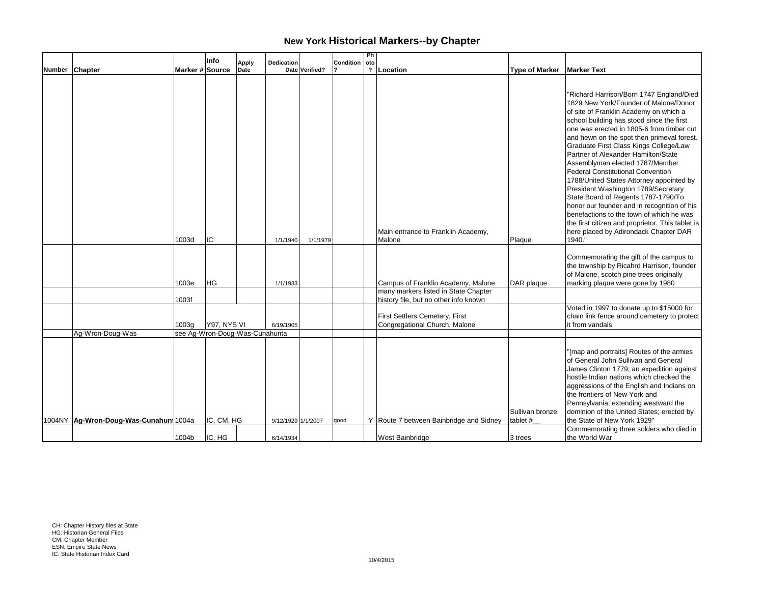# New York Historical Markers--by Chapter

| Number | Chapter | Marker # | Info Source | Apply Date | Dedication Date | Verified? | Condition ? | Photo ? | Location | Type of Marker | Marker Text |
|---|---|---|---|---|---|---|---|---|---|---|---|
| | | 1003d | IC | | 1/1/1940 | 1/1/1979 | | | Main entrance to Franklin Academy, Malone | Plaque | "Richard Harrison/Born 1747 England/Died 1829 New York/Founder of Malone/Donor of site of Franklin Academy on which a school building has stood since the first one was erected in 1805-6 from timber cut and hewn on the spot then primeval forest. Graduate First Class Kings College/Law Partner of Alexander Hamilton/State Assemblyman elected 1787/Member Federal Constitutional Convention 1788/United States Attorney appointed by President Washington 1789/Secretary State Board of Regents 1787-1790/To honor our founder and in recognition of his benefactions to the town of which he was the first citizen and proprietor. This tablet is here placed by Adirondack Chapter DAR 1940." |
| | | 1003e | HG | | 1/1/1933 | | | | Campus of Franklin Academy, Malone | DAR plaque | Commemorating the gift of the campus to the township by Ricahrd Harrison, founder of Malone, scotch pine trees originally marking plaque were gone by 1980 |
| | | 1003f | | | | | | | many markers listed in State Chapter history file, but no other info known | | |
| | | 1003g | Y97, NYS VI | | 6/19/1905 | | | | First Settlers Cemetery, First Congregational Church, Malone | | Voted in 1997 to donate up to $15000 for chain link fence around cemetery to protect it from vandals |
| | Ag-Wron-Doug-Was | see Ag-Wron-Doug-Was-Cunahunta | | | | | | | | | |
| 1004NY | **Ag-Wron-Doug-Was-Cunahunt** | 1004a | IC, CM, HG | | 9/12/1929 | 1/1/2007 | good | Y | Route 7 between Bainbridge and Sidney | Sullivan bronze tablet #__ | "[map and portraits] Routes of the armies of General John Sullivan and General James Clinton 1779; an expedition against hostile Indian nations which checked the aggressions of the English and Indians on the frontiers of New York and Pennsylvania, extending westward the dominion of the United States; erected by the State of New York 1929" |
| | | 1004b | IC, HG | | 6/14/1934 | | | | West Bainbridge | 3 trees | Commemorating three solders who died in the World War |

CH: Chapter History files at State
HG: Historian General Files
CM: Chapter Member
ESN: Empire State News
IC: State Historian Index Card

10/4/2015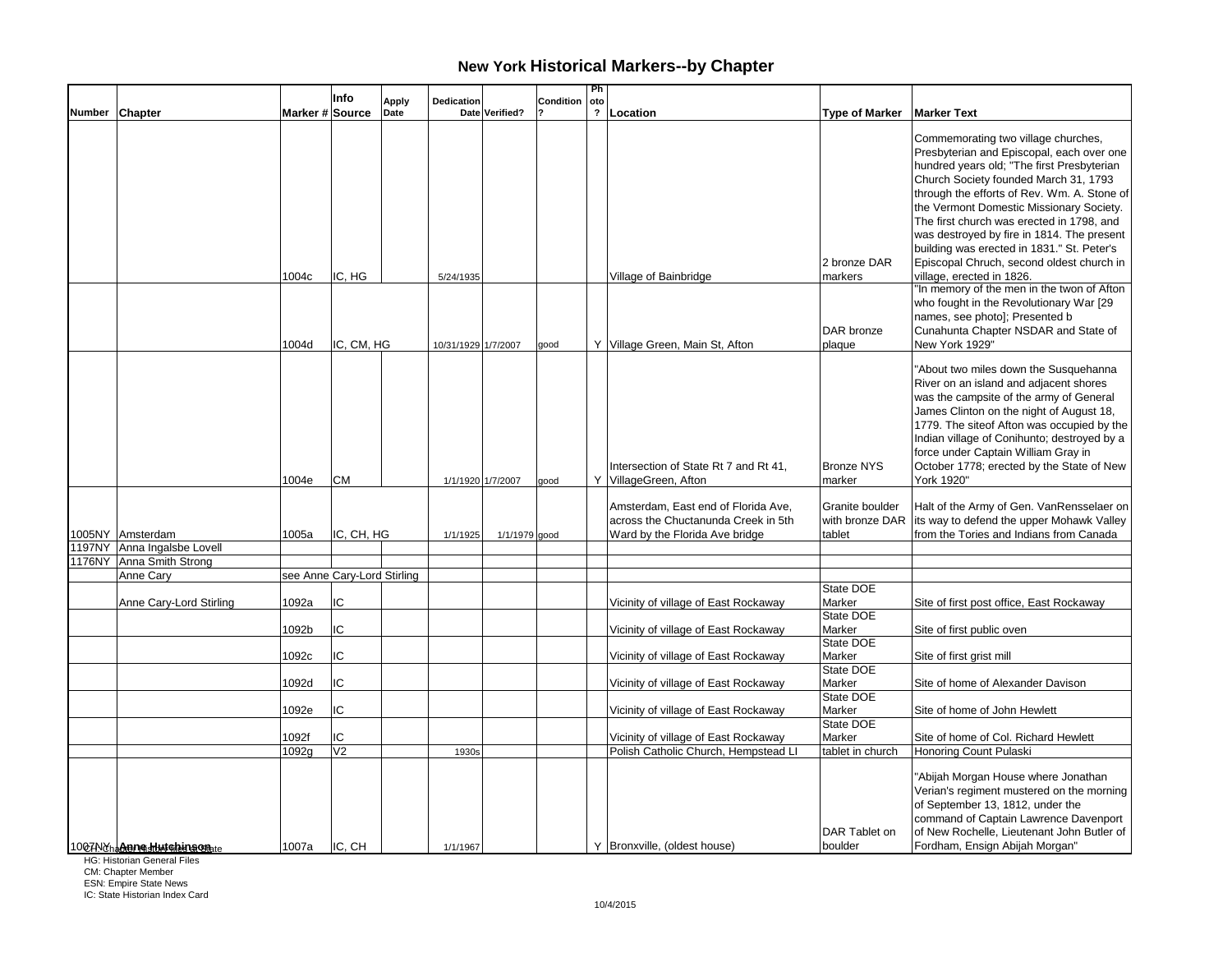# New York Historical Markers--by Chapter

| Number | Chapter | Marker # | Info Source | Apply Date | Dedication Date | Verified? | Condition ? | Photo ? | Location | Type of Marker | Marker Text |
|---|---|---|---|---|---|---|---|---|---|---|---|
| | | 1004c | IC, HG | | 5/24/1935 | | | | Village of Bainbridge | 2 bronze DAR markers | Commemorating two village churches, Presbyterian and Episcopal, each over one hundred years old; "The first Presbyterian Church Society founded March 31, 1793 through the efforts of Rev. Wm. A. Stone of the Vermont Domestic Missionary Society. The first church was erected in 1798, and was destroyed by fire in 1814. The present building was erected in 1831." St. Peter's Episcopal Chruch, second oldest church in village, erected in 1826. |
| | | 1004d | IC, CM, HG | | 10/31/1929 | 1/7/2007 | good | Y | Village Green, Main St, Afton | DAR bronze plaque | "In memory of the men in the twon of Afton who fought in the Revolutionary War [29 names, see photo]; Presented b Cunahunta Chapter NSDAR and State of New York 1929" |
| | | 1004e | CM | | 1/1/1920 | 1/7/2007 | good | Y | Intersection of State Rt 7 and Rt 41, VillageGreen, Afton | Bronze NYS marker | "About two miles down the Susquehanna River on an island and adjacent shores was the campsite of the army of General James Clinton on the night of August 18, 1779. The siteof Afton was occupied by the Indian village of Conihunto; destroyed by a force under Captain William Gray in October 1778; erected by the State of New York 1920" |
| 1005NY | Amsterdam | 1005a | IC, CH, HG | | 1/1/1925 | 1/1/1979 | good | | Amsterdam, East end of Florida Ave, across the Chuctanunda Creek in 5th Ward by the Florida Ave bridge | Granite boulder with bronze DAR tablet | Halt of the Army of Gen. VanRensselaer on its way to defend the upper Mohawk Valley from the Tories and Indians from Canada |
| 1197NY | Anna Ingalsbe Lovell | | | | | | | | | | |
| 1176NY | Anna Smith Strong | | | | | | | | | | |
| | Anne Cary | see Anne Cary-Lord Stirling | | | | | | | | | |
| | Anne Cary-Lord Stirling | 1092a | IC | | | | | | Vicinity of village of East Rockaway | State DOE Marker | Site of first post office, East Rockaway |
| | | 1092b | IC | | | | | | Vicinity of village of East Rockaway | State DOE Marker | Site of first public oven |
| | | 1092c | IC | | | | | | Vicinity of village of East Rockaway | State DOE Marker | Site of first grist mill |
| | | 1092d | IC | | | | | | Vicinity of village of East Rockaway | State DOE Marker | Site of home of Alexander Davison |
| | | 1092e | IC | | | | | | Vicinity of village of East Rockaway | State DOE Marker | Site of home of John Hewlett |
| | | 1092f | IC | | | | | | Vicinity of village of East Rockaway | State DOE Marker | Site of home of Col. Richard Hewlett |
| | | 1092g | V2 | | 1930s | | | | Polish Catholic Church, Hempstead LI | tablet in church | Honoring Count Pulaski |
| 1007NY | Anne Hutchinson | 1007a | IC, CH | | 1/1/1967 | | | Y | Bronxville, (oldest house) | DAR Tablet on boulder | "Abijah Morgan House where Jonathan Verian's regiment mustered on the morning of September 13, 1812, under the command of Captain Lawrence Davenport of New Rochelle, Lieutenant John Butler of Fordham, Ensign Abijah Morgan" |

CH: Chapter History sent to State
HG: Historian General Files
CM: Chapter Member
ESN: Empire State News
IC: State Historian Index Card

10/4/2015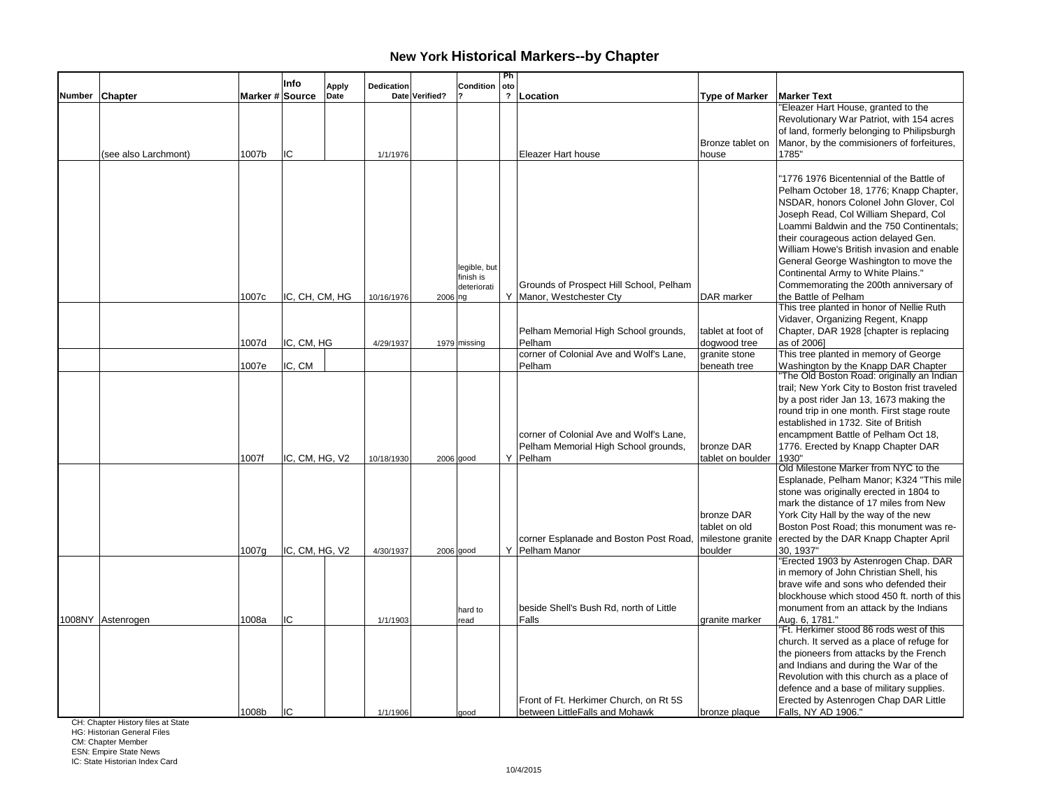## New York Historical Markers--by Chapter

| Number | Chapter | Marker # | Info Source | Apply Date | Dedication Date | Verified? | Condition ? | Photo ? | Location | Type of Marker | Marker Text |
|---|---|---|---|---|---|---|---|---|---|---|---|
| | (see also Larchmont) | 1007b | IC | | 1/1/1976 | | | | Eleazer Hart house | Bronze tablet on house | "Eleazer Hart House, granted to the Revolutionary War Patriot, with 154 acres of land, formerly belonging to Philipsburgh Manor, by the commisioners of forfeitures, 1785" |
| | | 1007c | IC, CH, CM, HG | | 10/16/1976 | 2006 | legible, but finish is deteriorating | Y | Grounds of Prospect Hill School, Pelham Manor, Westchester Cty | DAR marker | "1776 1976 Bicentennial of the Battle of Pelham October 18, 1776; Knapp Chapter, NSDAR, honors Colonel John Glover, Col Joseph Read, Col William Shepard, Col Loammi Baldwin and the 750 Continentals; their courageous action delayed Gen. William Howe's British invasion and enable General George Washington to move the Continental Army to White Plains." Commemorating the 200th anniversary of the Battle of Pelham |
| | | 1007d | IC, CM, HG | | 4/29/1937 | 1979 | missing | | Pelham Memorial High School grounds, Pelham | tablet at foot of dogwood tree | This tree planted in honor of Nellie Ruth Vidaver, Organizing Regent, Knapp Chapter, DAR 1928 [chapter is replacing as of 2006] |
| | | 1007e | IC, CM | | | | | | corner of Colonial Ave and Wolf's Lane, Pelham | granite stone beneath tree | This tree planted in memory of George Washington by the Knapp DAR Chapter |
| | | 1007f | IC, CM, HG, V2 | | 10/18/1930 | 2006 | good | Y | corner of Colonial Ave and Wolf's Lane, Pelham Memorial High School grounds, Pelham | bronze DAR tablet on boulder | "The Old Boston Road: originally an Indian trail; New York City to Boston frist traveled by a post rider Jan 13, 1673 making the round trip in one month. First stage route established in 1732. Site of British encampment Battle of Pelham Oct 18, 1776. Erected by Knapp Chapter DAR 1930" |
| | | 1007g | IC, CM, HG, V2 | | 4/30/1937 | 2006 | good | Y | corner Esplanade and Boston Post Road, Pelham Manor | bronze DAR tablet on old milestone granite boulder | Old Milestone Marker from NYC to the Esplanade, Pelham Manor; K324 "This mile stone was originally erected in 1804 to mark the distance of 17 miles from New York City Hall by the way of the new Boston Post Road; this monument was re-erected by the DAR Knapp Chapter April 30, 1937" |
| 1008NY | Astenrogen | 1008a | IC | | 1/1/1903 | | hard to read | | beside Shell's Bush Rd, north of Little Falls | granite marker | "Erected 1903 by Astenrogen Chap. DAR in memory of John Christian Shell, his brave wife and sons who defended their blockhouse which stood 450 ft. north of this monument from an attack by the Indians Aug. 6, 1781." |
| | | 1008b | IC | | 1/1/1906 | | good | | Front of Ft. Herkimer Church, on Rt 5S between LittleFalls and Mohawk | bronze plaque | "Ft. Herkimer stood 86 rods west of this church. It served as a place of refuge for the pioneers from attacks by the French and Indians and during the War of the Revolution with this church as a place of defence and a base of military supplies. Erected by Astenrogen Chap DAR Little Falls, NY AD 1906." |

CH: Chapter History files at State
HG: Historian General Files
CM: Chapter Member
ESN: Empire State News
IC: State Historian Index Card

10/4/2015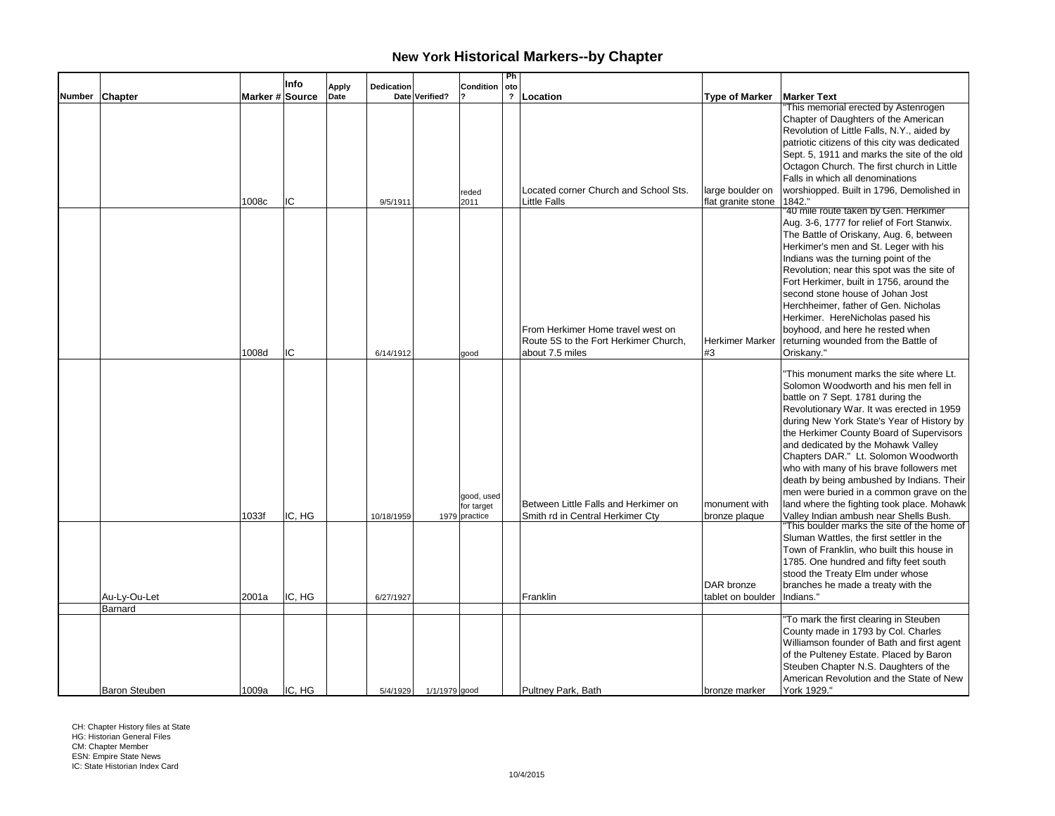# New York Historical Markers--by Chapter

| Number | Chapter | Marker # | Info Source | Apply Date | Dedication Date | Verified? | Condition ? | Photo ? | Location | Type of Marker | Marker Text |
|---|---|---|---|---|---|---|---|---|---|---|---|
| | | 1008c | IC | | 9/5/1911 | | reded 2011 | | Located corner Church and School Sts. Little Falls | large boulder on flat granite stone | "This memorial erected by Astenrogen Chapter of Daughters of the American Revolution of Little Falls, N.Y., aided by patriotic citizens of this city was dedicated Sept. 5, 1911 and marks the site of the old Octagon Church. The first church in Little Falls in which all denominations worshiopped. Built in 1796, Demolished in 1842." |
| | | 1008d | IC | | 6/14/1912 | | good | | From Herkimer Home travel west on Route 5S to the Fort Herkimer Church, about 7.5 miles | Herkimer Marker #3 | "40 mile route taken by Gen. Herkimer Aug. 3-6, 1777 for relief of Fort Stanwix. The Battle of Oriskany, Aug. 6, between Herkimer's men and St. Leger with his Indians was the turning point of the Revolution; near this spot was the site of Fort Herkimer, built in 1756, around the second stone house of Johan Jost Herchheimer, father of Gen. Nicholas Herkimer. HereNicholas pased his boyhood, and here he rested when returning wounded from the Battle of Oriskany." |
| | | 1033f | IC, HG | | 10/18/1959 | 1979 | good, used for target practice | | Between Little Falls and Herkimer on Smith rd in Central Herkimer Cty | monument with bronze plaque | "This monument marks the site where Lt. Solomon Woodworth and his men fell in battle on 7 Sept. 1781 during the Revolutionary War. It was erected in 1959 during New York State's Year of History by the Herkimer County Board of Supervisors and dedicated by the Mohawk Valley Chapters DAR." Lt. Solomon Woodworth who with many of his brave followers met death by being ambushed by Indians. Their men were buried in a common grave on the land where the fighting took place. Mohawk Valley Indian ambush near Shells Bush. |
| | Au-Ly-Ou-Let | 2001a | IC, HG | | 6/27/1927 | | | | Franklin | DAR bronze tablet on boulder | "This boulder marks the site of the home of Sluman Wattles, the first settler in the Town of Franklin, who built this house in 1785. One hundred and fifty feet south stood the Treaty Elm under whose branches he made a treaty with the Indians." |
| | Barnard | | | | | | | | | | |
| | Baron Steuben | 1009a | IC, HG | | 5/4/1929 | 1/1/1979 | good | | Pultney Park, Bath | bronze marker | "To mark the first clearing in Steuben County made in 1793 by Col. Charles Williamson founder of Bath and first agent of the Pulteney Estate. Placed by Baron Steuben Chapter N.S. Daughters of the American Revolution and the State of New York 1929." |

CH: Chapter History files at State
HG: Historian General Files
CM: Chapter Member
ESN: Empire State News
IC: State Historian Index Card

10/4/2015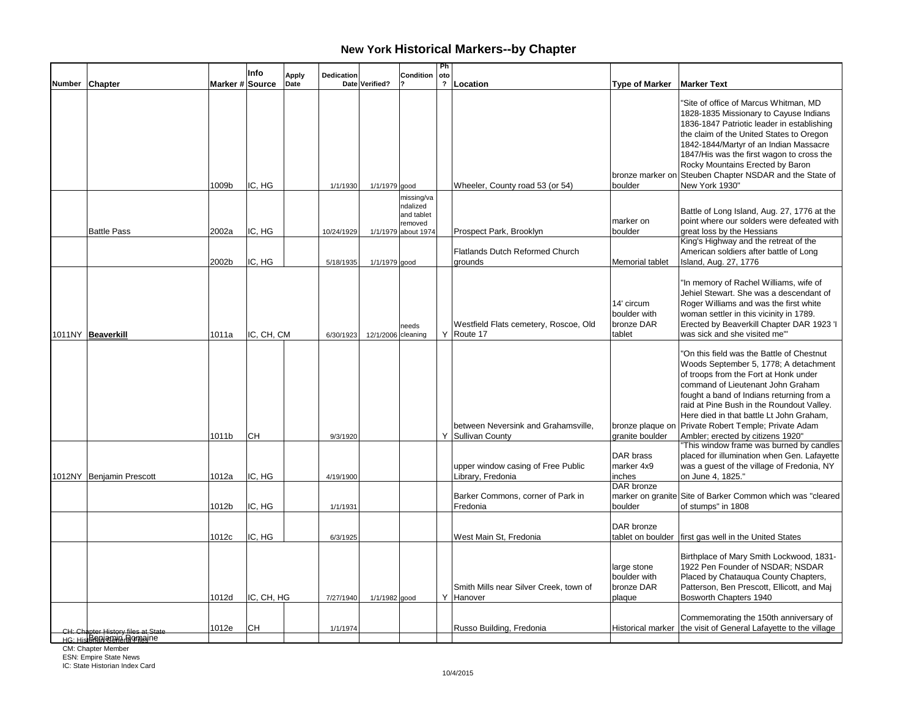# New York Historical Markers--by Chapter

| Number | Chapter | Marker # | Info Source | Apply Date | Dedication Date | Verified? | Condition ? | Photo ? | Location | Type of Marker | Marker Text |
|---|---|---|---|---|---|---|---|---|---|---|---|
| | | 1009b | IC, HG | | 1/1/1930 | 1/1/1979 | good | | Wheeler, County road 53 (or 54) | bronze marker on boulder | "Site of office of Marcus Whitman, MD 1828-1835 Missionary to Cayuse Indians 1836-1847 Patriotic leader in establishing the claim of the United States to Oregon 1842-1844/Martyr of an Indian Massacre 1847/His was the first wagon to cross the Rocky Mountains Erected by Baron Steuben Chapter NSDAR and the State of New York 1930" |
| | Battle Pass | 2002a | IC, HG | | 10/24/1929 | 1/1/1979 | missing/vandalized and tablet removed about 1974 | | Prospect Park, Brooklyn | marker on boulder | Battle of Long Island, Aug. 27, 1776 at the point where our solders were defeated with great loss by the Hessians |
| | | 2002b | IC, HG | | 5/18/1935 | 1/1/1979 | good | | Flatlands Dutch Reformed Church grounds | Memorial tablet | King's Highway and the retreat of the American soldiers after battle of Long Island, Aug. 27, 1776 |
| 1011NY | **Beaverkill** | 1011a | IC, CH, CM | | 6/30/1923 | 12/1/2006 | needs cleaning | Y | Westfield Flats cemetery, Roscoe, Old Route 17 | 14' circum boulder with bronze DAR tablet | "In memory of Rachel Williams, wife of Jehiel Stewart. She was a descendant of Roger Williams and was the first white woman settler in this vicinity in 1789. Erected by Beaverkill Chapter DAR 1923 'I was sick and she visited me'" |
| | | 1011b | CH | | 9/3/1920 | | | Y | between Neversink and Grahamsville, Sullivan County | bronze plaque on granite boulder | "On this field was the Battle of Chestnut Woods September 5, 1778; A detachment of troops from the Fort at Honk under command of Lieutenant John Graham fought a band of Indians returning from a raid at Pine Bush in the Roundout Valley. Here died in that battle Lt John Graham, Private Robert Temple; Private Adam Ambler; erected by citizens 1920" |
| 1012NY | Benjamin Prescott | 1012a | IC, HG | | 4/19/1900 | | | | upper window casing of Free Public Library, Fredonia | DAR brass marker 4x9 inches | "This window frame was burned by candles placed for illumination when Gen. Lafayette was a guest of the village of Fredonia, NY on June 4, 1825." |
| | | 1012b | IC, HG | | 1/1/1931 | | | | Barker Commons, corner of Park in Fredonia | DAR bronze marker on granite boulder | Site of Barker Common which was "cleared of stumps" in 1808 |
| | | 1012c | IC, HG | | 6/3/1925 | | | | West Main St, Fredonia | DAR bronze tablet on boulder | first gas well in the United States |
| | | 1012d | IC, CH, HG | | 7/27/1940 | 1/1/1982 | good | Y | Smith Mills near Silver Creek, town of Hanover | large stone boulder with bronze DAR plaque | Birthplace of Mary Smith Lockwood, 1831-1922 Pen Founder of NSDAR; NSDAR Placed by Chatauqua County Chapters, Patterson, Ben Prescott, Ellicott, and Maj Bosworth Chapters 1940 |
| | | 1012e | CH | | 1/1/1974 | | | | Russo Building, Fredonia | Historical marker | Commemorating the 150th anniversary of the visit of General Lafayette to the village |
| | Benjamin Romaine | | | | | | | | | | |

CH: Chapter History files at State
HG: Historian General Files
CM: Chapter Member
ESN: Empire State News
IC: State Historian Index Card

10/4/2015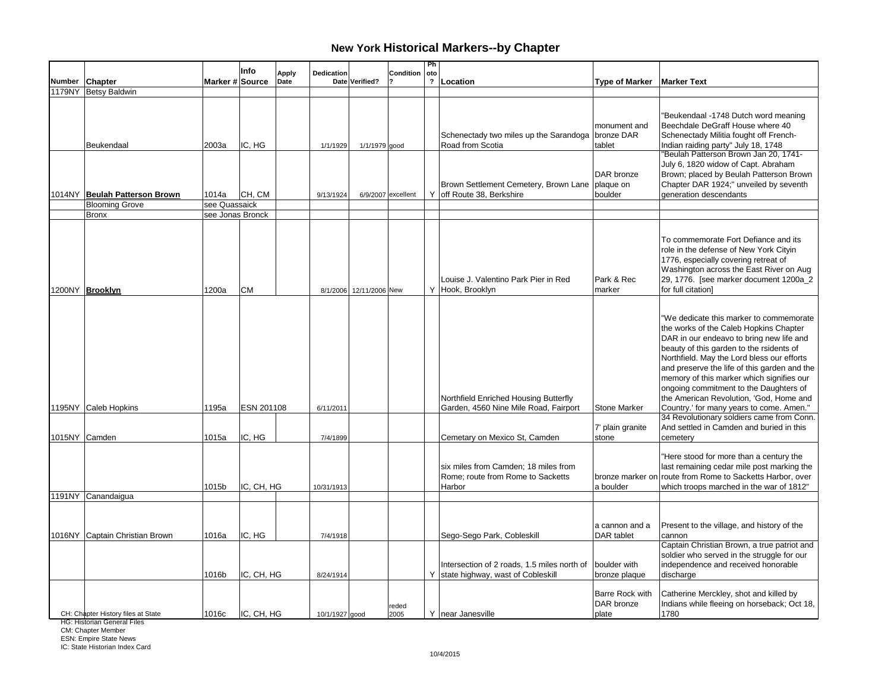# New York Historical Markers--by Chapter

| Number | Chapter | Marker # | Info Source | Apply Date | Dedication Date | Verified? | Condition ? | Photo ? | Location | Type of Marker | Marker Text |
|---|---|---|---|---|---|---|---|---|---|---|---|
| 1179NY | Betsy Baldwin | | | | | | | | | | |
| | Beukendaal | 2003a | IC, HG | | 1/1/1929 | 1/1/1979 | good | | Schenectady two miles up the Sarandoga Road from Scotia | monument and bronze DAR tablet | "Beukendaal -1748 Dutch word meaning Beechdale DeGraff House where 40 Schenectady Militia fought off French-Indian raiding party" July 18, 1748 |
| 1014NY | **Beulah Patterson Brown** | 1014a | CH, CM | | 9/13/1924 | 6/9/2007 | excellent | Y | Brown Settlement Cemetery, Brown Lane off Route 38, Berkshire | DAR bronze plaque on boulder | "Beulah Patterson Brown Jan 20, 1741-July 6, 1820 widow of Capt. Abraham Brown; placed by Beulah Patterson Brown Chapter DAR 1924;" unveiled by seventh generation descendants |
| | Blooming Grove | see Quassaick | | | | | | | | | |
| | Bronx | see Jonas Bronck | | | | | | | | | |
| 1200NY | **Brooklyn** | 1200a | CM | | 8/1/2006 | 12/11/2006 | New | Y | Louise J. Valentino Park Pier in Red Hook, Brooklyn | Park & Rec marker | To commemorate Fort Defiance and its role in the defense of New York Cityin 1776, especially covering retreat of Washington across the East River on Aug 29, 1776. [see marker document 1200a_2 for full citation] |
| 1195NY | Caleb Hopkins | 1195a | ESN 201108 | | 6/11/2011 | | | | Northfield Enriched Housing Butterfly Garden, 4560 Nine Mile Road, Fairport | Stone Marker | "We dedicate this marker to commemorate the works of the Caleb Hopkins Chapter DAR in our endeavo to bring new life and beauty of this garden to the rsidents of Northfield. May the Lord bless our efforts and preserve the life of this garden and the memory of this marker which signifies our ongoing commitment to the Daughters of the American Revolution, 'God, Home and Country.' for many years to come. Amen." |
| 1015NY | Camden | 1015a | IC, HG | | 7/4/1899 | | | | Cemetary on Mexico St, Camden | 7' plain granite stone | 34 Revolutionary soldiers came from Conn. And settled in Camden and buried in this cemetery |
| | | 1015b | IC, CH, HG | | 10/31/1913 | | | | six miles from Camden; 18 miles from Rome; route from Rome to Sacketts Harbor | bronze marker on a boulder | "Here stood for more than a century the last remaining cedar mile post marking the route from Rome to Sacketts Harbor, over which troops marched in the war of 1812" |
| 1191NY | Canandaigua | | | | | | | | | | |
| 1016NY | Captain Christian Brown | 1016a | IC, HG | | 7/4/1918 | | | | Sego-Sego Park, Cobleskill | a cannon and a DAR tablet | Present to the village, and history of the cannon |
| | | 1016b | IC, CH, HG | | 8/24/1914 | | | Y | Intersection of 2 roads, 1.5 miles north of state highway, wast of Cobleskill | boulder with bronze plaque | Captain Christian Brown, a true patriot and soldier who served in the struggle for our independence and received honorable discharge |
| | | 1016c | IC, CH, HG | | 10/1/1927 | good | reded 2005 | Y | near Janesville | Barre Rock with DAR bronze plate | Catherine Merckley, shot and killed by Indians while fleeing on horseback; Oct 18, 1780 |

CH: Chapter History files at State
HG: Historian General Files
CM: Chapter Member
ESN: Empire State News
IC: State Historian Index Card

10/4/2015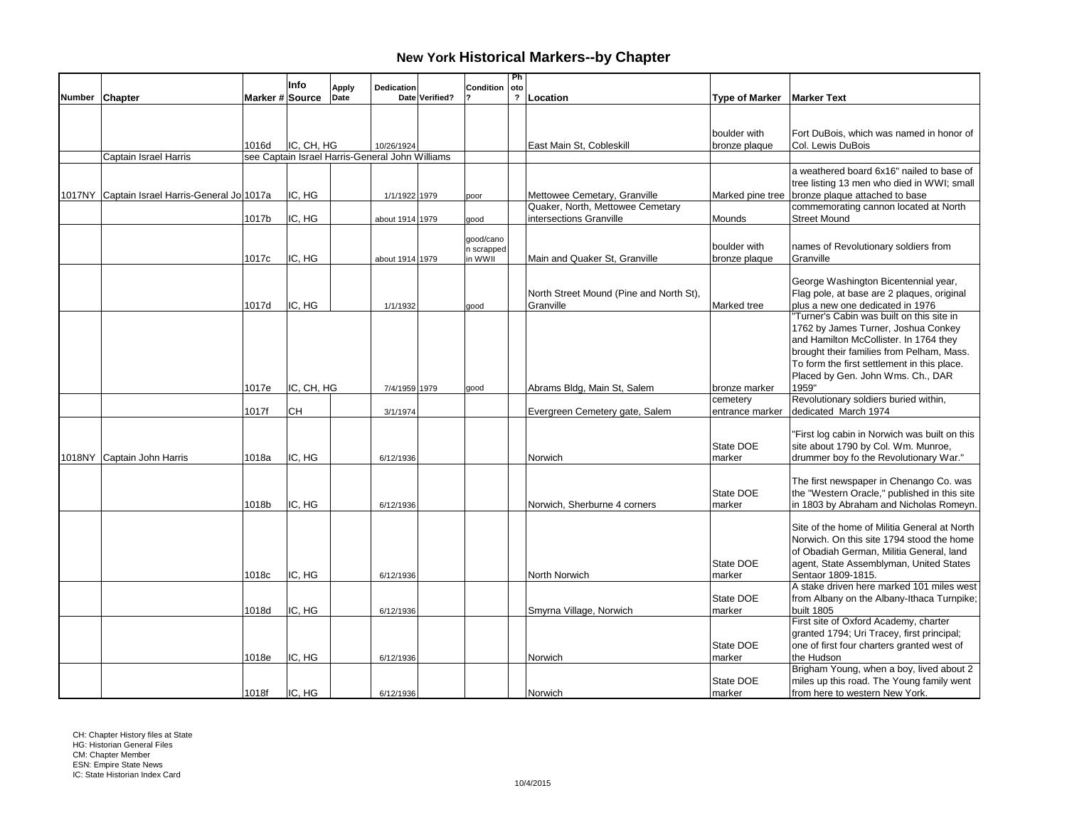# New York Historical Markers--by Chapter

| Number | Chapter | Marker # | Info Source | Apply Date | Dedication Date | Verified? | Condition ? | Photo ? | Location | Type of Marker | Marker Text |
|---|---|---|---|---|---|---|---|---|---|---|---|
| | | 1016d | IC, CH, HG | | 10/26/1924 | | | | East Main St, Cobleskill | boulder with bronze plaque | Fort DuBois, which was named in honor of Col. Lewis DuBois |
| | Captain Israel Harris | see Captain Israel Harris-General John Williams | | | | | | | | | |
| 1017NY | Captain Israel Harris-General Jo | 1017a | IC, HG | | 1/1/1922 | 1979 | poor | | Mettowee Cemetary, Granville | Marked pine tree | a weathered board 6x16" nailed to base of tree listing 13 men who died in WWI; small bronze plaque attached to base |
| | | 1017b | IC, HG | | about 1914 | 1979 | good | | Quaker, North, Mettowee Cemetary intersections Granville | Mounds | commemorating cannon located at North Street Mound |
| | | 1017c | IC, HG | | about 1914 | 1979 | good/canon scrapped in WWII | | Main and Quaker St, Granville | boulder with bronze plaque | names of Revolutionary soldiers from Granville |
| | | 1017d | IC, HG | | 1/1/1932 | | good | | North Street Mound (Pine and North St), Granville | Marked tree | George Washington Bicentennial year, Flag pole, at base are 2 plaques, original plus a new one dedicated in 1976 |
| | | 1017e | IC, CH, HG | | 7/4/1959 | 1979 | good | | Abrams Bldg, Main St, Salem | bronze marker | "Turner's Cabin was built on this site in 1762 by James Turner, Joshua Conkey and Hamilton McCollister. In 1764 they brought their families from Pelham, Mass. To form the first settlement in this place. Placed by Gen. John Wms. Ch., DAR 1959" |
| | | 1017f | CH | | 3/1/1974 | | | | Evergreen Cemetery gate, Salem | cemetery entrance marker | Revolutionary soldiers buried within, dedicated March 1974 |
| 1018NY | Captain John Harris | 1018a | IC, HG | | 6/12/1936 | | | | Norwich | State DOE marker | "First log cabin in Norwich was built on this site about 1790 by Col. Wm. Munroe, drummer boy fo the Revolutionary War." |
| | | 1018b | IC, HG | | 6/12/1936 | | | | Norwich, Sherburne 4 corners | State DOE marker | The first newspaper in Chenango Co. was the "Western Oracle," published in this site in 1803 by Abraham and Nicholas Romeyn. |
| | | 1018c | IC, HG | | 6/12/1936 | | | | North Norwich | State DOE marker | Site of the home of Militia General at North Norwich. On this site 1794 stood the home of Obadiah German, Militia General, land agent, State Assemblyman, United States Sentaor 1809-1815. |
| | | 1018d | IC, HG | | 6/12/1936 | | | | Smyrna Village, Norwich | State DOE marker | A stake driven here marked 101 miles west from Albany on the Albany-Ithaca Turnpike; built 1805 |
| | | 1018e | IC, HG | | 6/12/1936 | | | | Norwich | State DOE marker | First site of Oxford Academy, charter granted 1794; Uri Tracey, first principal; one of first four charters granted west of the Hudson |
| | | 1018f | IC, HG | | 6/12/1936 | | | | Norwich | State DOE marker | Brigham Young, when a boy, lived about 2 miles up this road. The Young family went from here to western New York. |

CH: Chapter History files at State
HG: Historian General Files
CM: Chapter Member
ESN: Empire State News
IC: State Historian Index Card

10/4/2015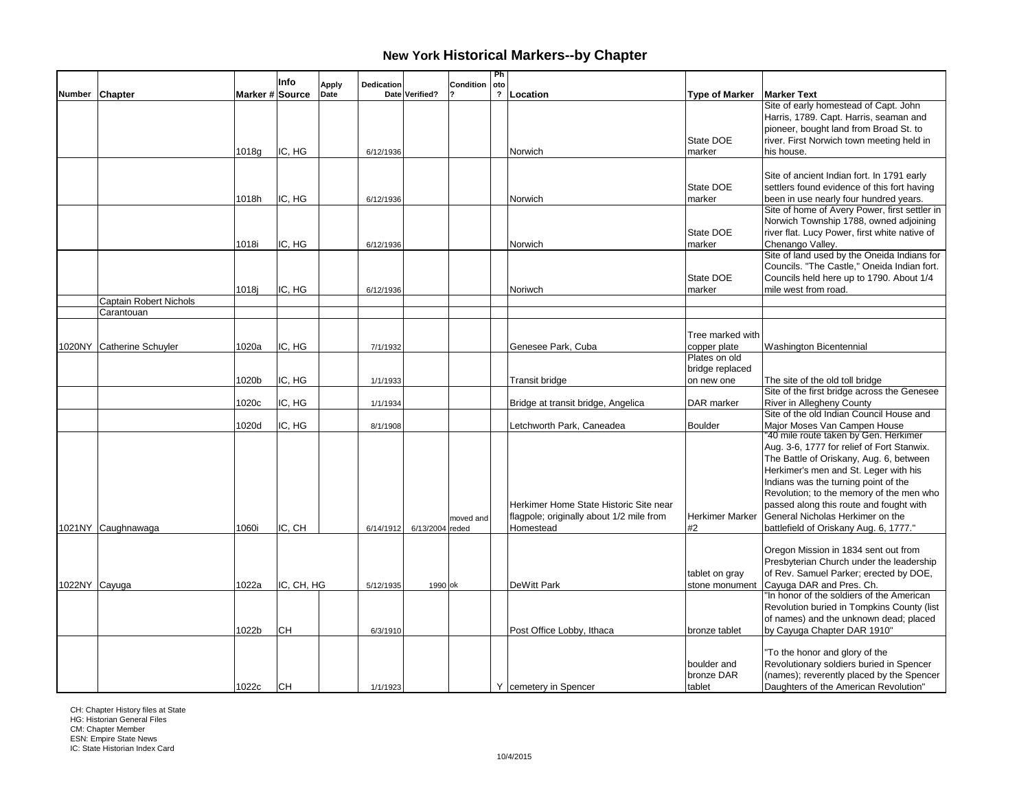# New York Historical Markers--by Chapter

| Number | Chapter | Marker # | Info Source | Apply Date | Dedication Date | Verified? | Condition ? | Photo ? | Location | Type of Marker | Marker Text |
|---|---|---|---|---|---|---|---|---|---|---|---|
| | | 1018g | IC, HG | | 6/12/1936 | | | | Norwich | State DOE marker | Site of early homestead of Capt. John Harris, 1789. Capt. Harris, seaman and pioneer, bought land from Broad St. to river. First Norwich town meeting held in his house. |
| | | 1018h | IC, HG | | 6/12/1936 | | | | Norwich | State DOE marker | Site of ancient Indian fort. In 1791 early settlers found evidence of this fort having been in use nearly four hundred years. |
| | | 1018i | IC, HG | | 6/12/1936 | | | | Norwich | State DOE marker | Site of home of Avery Power, first settler in Norwich Township 1788, owned adjoining river flat. Lucy Power, first white native of Chenango Valley. |
| | | 1018j | IC, HG | | 6/12/1936 | | | | Noriwch | State DOE marker | Site of land used by the Oneida Indians for Councils. "The Castle," Oneida Indian fort. Councils held here up to 1790. About 1/4 mile west from road. |
| | Captain Robert Nichols | | | | | | | | | | |
| | Carantouan | | | | | | | | | | |
| 1020NY | Catherine Schuyler | 1020a | IC, HG | | 7/1/1932 | | | | Genesee Park, Cuba | Tree marked with copper plate | Washington Bicentennial |
| | | 1020b | IC, HG | | 1/1/1933 | | | | Transit bridge | Plates on old bridge replaced on new one | The site of the old toll bridge |
| | | 1020c | IC, HG | | 1/1/1934 | | | | Bridge at transit bridge, Angelica | DAR marker | Site of the first bridge across the Genesee River in Allegheny County |
| | | 1020d | IC, HG | | 8/1/1908 | | | | Letchworth Park, Caneadea | Boulder | Site of the old Indian Council House and Major Moses Van Campen House |
| 1021NY | Caughnawaga | 1060i | IC, CH | | 6/14/1912 | 6/13/2004 | moved and reded | | Herkimer Home State Historic Site near flagpole; originally about 1/2 mile from Homestead | Herkimer Marker #2 | "40 mile route taken by Gen. Herkimer Aug. 3-6, 1777 for relief of Fort Stanwix. The Battle of Oriskany, Aug. 6, between Herkimer's men and St. Leger with his Indians was the turning point of the Revolution; to the memory of the men who passed along this route and fought with General Nicholas Herkimer on the battlefield of Oriskany Aug. 6, 1777." |
| 1022NY | Cayuga | 1022a | IC, CH, HG | | 5/12/1935 | 1990 | ok | | DeWitt Park | tablet on gray stone monument | Oregon Mission in 1834 sent out from Presbyterian Church under the leadership of Rev. Samuel Parker; erected by DOE, Cayuga DAR and Pres. Ch. |
| | | 1022b | CH | | 6/3/1910 | | | | Post Office Lobby, Ithaca | bronze tablet | "In honor of the soldiers of the American Revolution buried in Tompkins County (list of names) and the unknown dead; placed by Cayuga Chapter DAR 1910" |
| | | 1022c | CH | | 1/1/1923 | | | Y | cemetery in Spencer | boulder and bronze DAR tablet | "To the honor and glory of the Revolutionary soldiers buried in Spencer (names); reverently placed by the Spencer Daughters of the American Revolution" |

CH: Chapter History files at State
HG: Historian General Files
CM: Chapter Member
ESN: Empire State News
IC: State Historian Index Card

10/4/2015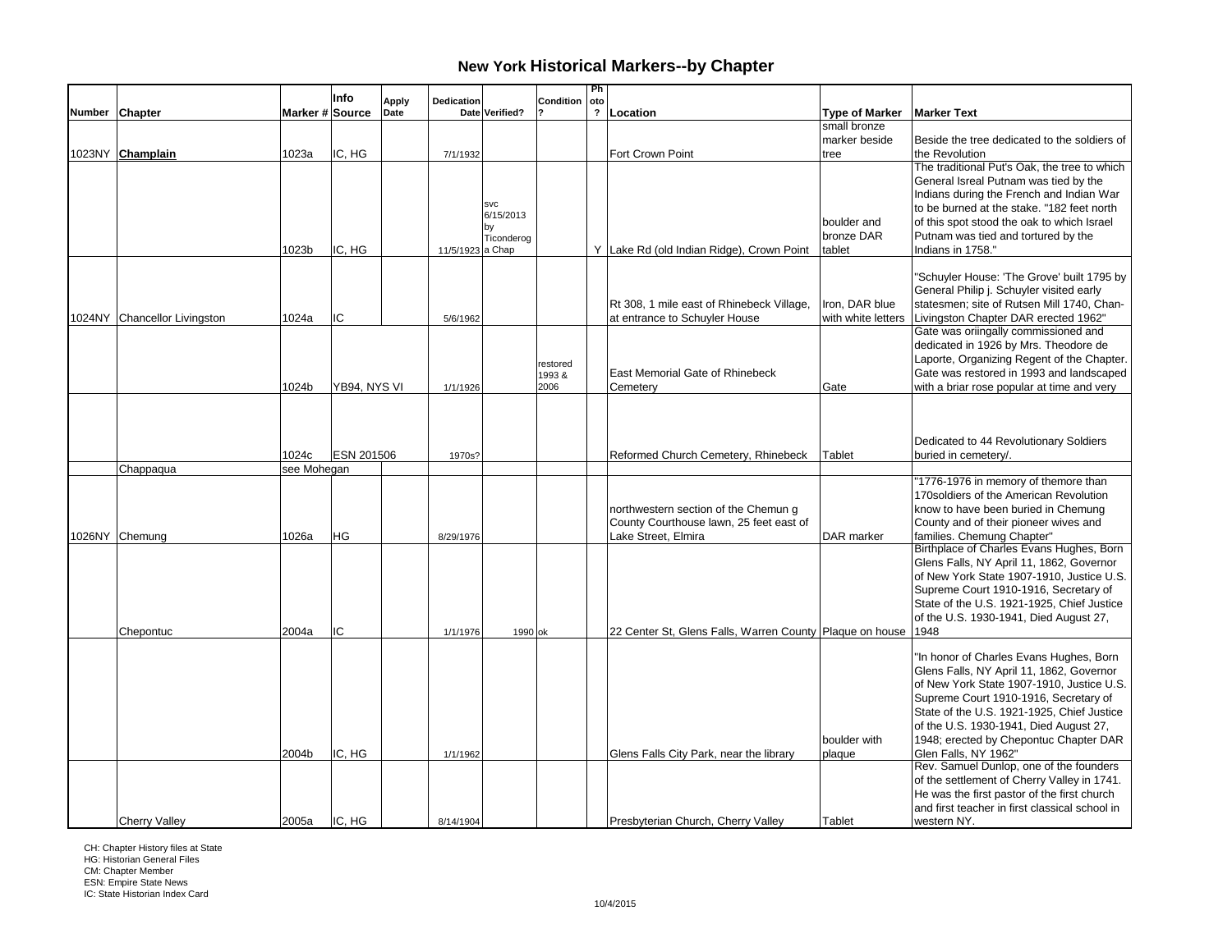# New York Historical Markers--by Chapter

| Number | Chapter | Marker # | Info Source | Apply Date | Dedication Date | Verified? | Condition? | Photo? | Location | Type of Marker | Marker Text |
|---|---|---|---|---|---|---|---|---|---|---|---|
| 1023NY | **Champlain** | 1023a | IC, HG | | 7/1/1932 | | | | Fort Crown Point | small bronze marker beside tree | Beside the tree dedicated to the soldiers of the Revolution |
| | | 1023b | IC, HG | | 11/5/1923 | svc 6/15/2013 by Ticonderoga Chap | | Y | Lake Rd (old Indian Ridge), Crown Point | boulder and bronze DAR tablet | The traditional Put's Oak, the tree to which General Isreal Putnam was tied by the Indians during the French and Indian War to be burned at the stake. "182 feet north of this spot stood the oak to which Israel Putnam was tied and tortured by the Indians in 1758." |
| 1024NY | Chancellor Livingston | 1024a | IC | | 5/6/1962 | | | | Rt 308, 1 mile east of Rhinebeck Village, at entrance to Schuyler House | Iron, DAR blue with white letters | "Schuyler House: 'The Grove' built 1795 by General Philip j. Schuyler visited early statesmen; site of Rutsen Mill 1740, Chan-Livingston Chapter DAR erected 1962" |
| | | 1024b | YB94, NYS VI | | 1/1/1926 | | restored 1993 & 2006 | | East Memorial Gate of Rhinebeck Cemetery | Gate | Gate was oriingally commissioned and dedicated in 1926 by Mrs. Theodore de Laporte, Organizing Regent of the Chapter. Gate was restored in 1993 and landscaped with a briar rose popular at time and very |
| | | 1024c | ESN 201506 | | 1970s? | | | | Reformed Church Cemetery, Rhinebeck | Tablet | Dedicated to 44 Revolutionary Soldiers buried in cemetery/. |
| | Chappaqua | see Mohegan | | | | | | | | | |
| 1026NY | Chemung | 1026a | HG | | 8/29/1976 | | | | northwestern section of the Chemun g County Courthouse lawn, 25 feet east of Lake Street, Elmira | DAR marker | "1776-1976 in memory of themore than 170soldiers of the American Revolution know to have been buried in Chemung County and of their pioneer wives and families. Chemung Chapter" |
| | Chepontuc | 2004a | IC | | 1/1/1976 | 1990 | ok | | 22 Center St, Glens Falls, Warren County | Plaque on house | Birthplace of Charles Evans Hughes, Born Glens Falls, NY April 11, 1862, Governor of New York State 1907-1910, Justice U.S. Supreme Court 1910-1916, Secretary of State of the U.S. 1921-1925, Chief Justice of the U.S. 1930-1941, Died August 27, 1948 |
| | | 2004b | IC, HG | | 1/1/1962 | | | | Glens Falls City Park, near the library | boulder with plaque | "In honor of Charles Evans Hughes, Born Glens Falls, NY April 11, 1862, Governor of New York State 1907-1910, Justice U.S. Supreme Court 1910-1916, Secretary of State of the U.S. 1921-1925, Chief Justice of the U.S. 1930-1941, Died August 27, 1948; erected by Chepontuc Chapter DAR Glen Falls, NY 1962" |
| | Cherry Valley | 2005a | IC, HG | | 8/14/1904 | | | | Presbyterian Church, Cherry Valley | Tablet | Rev. Samuel Dunlop, one of the founders of the settlement of Cherry Valley in 1741. He was the first pastor of the first church and first teacher in first classical school in western NY. |

CH: Chapter History files at State
HG: Historian General Files
CM: Chapter Member
ESN: Empire State News
IC: State Historian Index Card

10/4/2015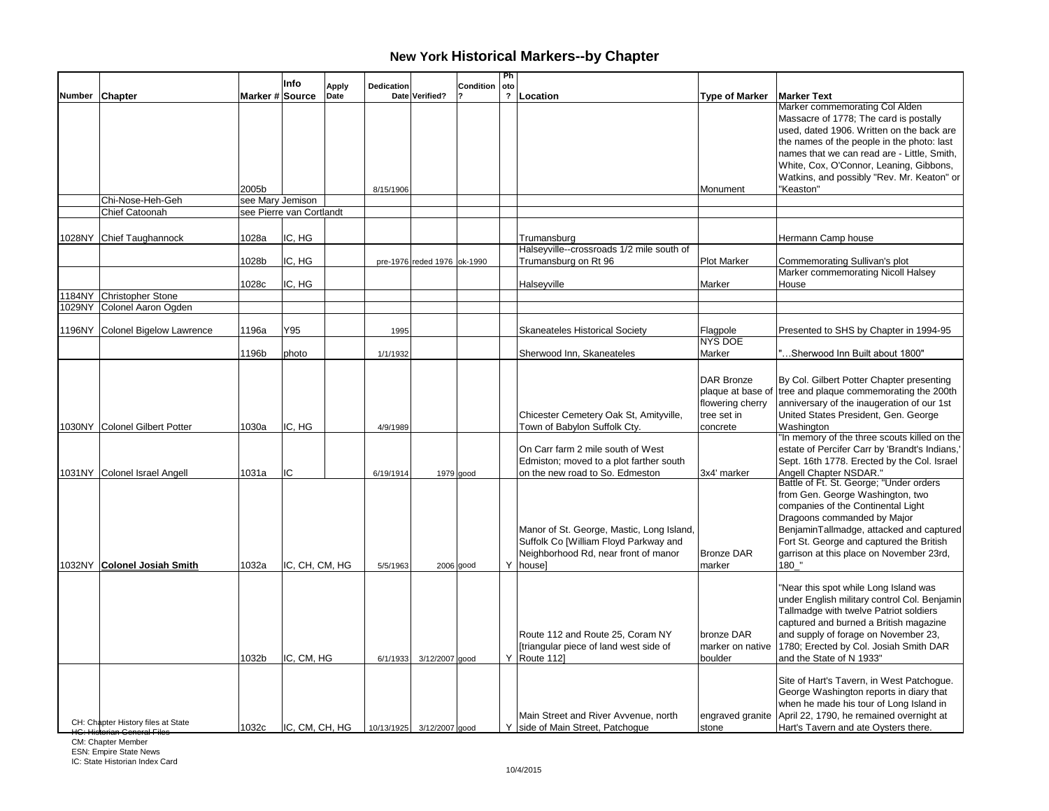# New York Historical Markers--by Chapter

| Number | Chapter | Marker # | Info Source | Apply Date | Dedication Date | Verified? | Condition ? | Photo ? | Location | Type of Marker | Marker Text |
|---|---|---|---|---|---|---|---|---|---|---|---|
| | | 2005b | | | 8/15/1906 | | | | | Monument | Marker commemorating Col Alden Massacre of 1778; The card is postally used, dated 1906. Written on the back are the names of the people in the photo: last names that we can read are - Little, Smith, White, Cox, O'Connor, Leaning, Gibbons, Watkins, and possibly "Rev. Mr. Keaton" or "Keaston" |
| | Chi-Nose-Heh-Geh | see Mary Jemison | | | | | | | | | |
| | Chief Catoonah | see Pierre van Cortlandt | | | | | | | | | |
| 1028NY | Chief Taughannock | 1028a | IC, HG | | | | | | Trumansburg | | Hermann Camp house |
| | | 1028b | IC, HG | | pre-1976 | reded 1976 | ok-1990 | | Halseyville--crossroads 1/2 mile south of Trumansburg on Rt 96 | Plot Marker | Commemorating Sullivan's plot |
| | | 1028c | IC, HG | | | | | | Halseyville | Marker | Marker commemorating Nicoll Halsey House |
| 1184NY | Christopher Stone | | | | | | | | | | |
| 1029NY | Colonel Aaron Ogden | | | | | | | | | | |
| 1196NY | Colonel Bigelow Lawrence | 1196a | Y95 | | 1995 | | | | Skaneateles Historical Society | Flagpole | Presented to SHS by Chapter in 1994-95 |
| | | 1196b | photo | | 1/1/1932 | | | | Sherwood Inn, Skaneateles | NYS DOE Marker | "…Sherwood Inn Built about 1800" |
| 1030NY | Colonel Gilbert Potter | 1030a | IC, HG | | 4/9/1989 | | | | Chicester Cemetery Oak St, Amityville, Town of Babylon Suffolk Cty. | DAR Bronze plaque at base of flowering cherry tree set in concrete | By Col. Gilbert Potter Chapter presenting tree and plaque commemorating the 200th anniversary of the inaugeration of our 1st United States President, Gen. George Washington |
| 1031NY | Colonel Israel Angell | 1031a | IC | | 6/19/1914 | 1979 | good | | On Carr farm 2 mile south of West Edmiston; moved to a plot farther south on the new road to So. Edmeston | 3x4' marker | "In memory of the three scouts killed on the estate of Percifer Carr by 'Brandt's Indians,' Sept. 16th 1778. Erected by the Col. Israel Angell Chapter NSDAR." |
| 1032NY | **Colonel Josiah Smith** | 1032a | IC, CH, CM, HG | | 5/5/1963 | 2006 | good | Y | Manor of St. George, Mastic, Long Island, Suffolk Co [William Floyd Parkway and Neighborhood Rd, near front of manor house] | Bronze DAR marker | Battle of Ft. St. George; "Under orders from Gen. George Washington, two companies of the Continental Light Dragoons commanded by Major BenjaminTallmadge, attacked and captured Fort St. George and captured the British garrison at this place on November 23rd, 180_" |
| | | 1032b | IC, CM, HG | | 6/1/1933 | 3/12/2007 | good | Y | Route 112 and Route 25, Coram NY [triangular piece of land west side of Route 112] | bronze DAR marker on native boulder | "Near this spot while Long Island was under English military control Col. Benjamin Tallmadge with twelve Patriot soldiers captured and burned a British magazine and supply of forage on November 23, 1780; Erected by Col. Josiah Smith DAR and the State of N 1933" |
| | | 1032c | IC, CM, CH, HG | | 10/13/1925 | 3/12/2007 | good | Y | Main Street and River Avvenue, north side of Main Street, Patchogue | engraved granite stone | Site of Hart's Tavern, in West Patchogue. George Washington reports in diary that when he made his tour of Long Island in April 22, 1790, he remained overnight at Hart's Tavern and ate Oysters there. |

CH: Chapter History files at State
HG: Historian General Files
CM: Chapter Member
ESN: Empire State News
IC: State Historian Index Card

10/4/2015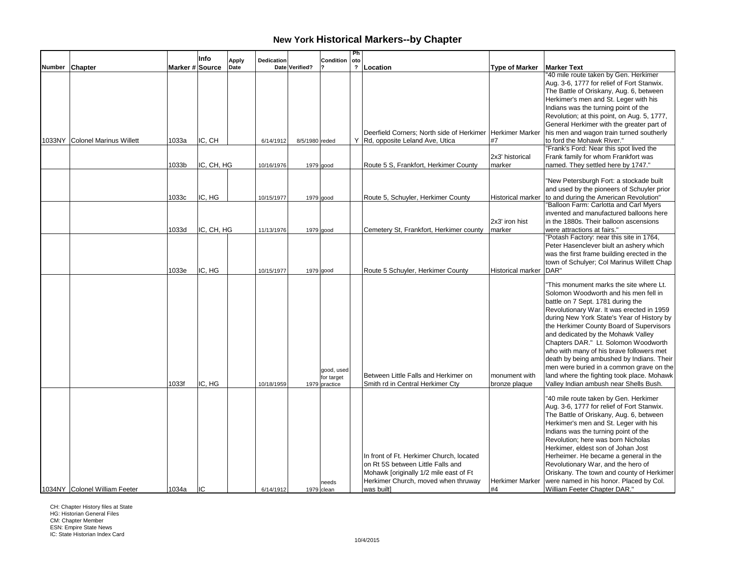## New York Historical Markers--by Chapter

| Number | Chapter | Marker # | Info Source | Apply Date | Dedication Date | Verified? | Condition ? | Photo ? | Location | Type of Marker | Marker Text |
|---|---|---|---|---|---|---|---|---|---|---|---|
| 1033NY | Colonel Marinus Willett | 1033a | IC, CH | | 6/14/1912 | 8/5/1980 | reded | Y | Deerfield Corners; North side of Herkimer Rd, opposite Leland Ave, Utica | Herkimer Marker #7 | "40 mile route taken by Gen. Herkimer Aug. 3-6, 1777 for relief of Fort Stanwix. The Battle of Oriskany, Aug. 6, between Herkimer's men and St. Leger with his Indians was the turning point of the Revolution; at this point, on Aug. 5, 1777, General Herkimer with the greater part of his men and wagon train turned southerly to ford the Mohawk River." |
| | | 1033b | IC, CH, HG | | 10/16/1976 | 1979 | good | | Route 5 S, Frankfort, Herkimer County | 2x3' historical marker | "Frank's Ford: Near this spot lived the Frank family for whom Frankfort was named. They settled here by 1747." |
| | | 1033c | IC, HG | | 10/15/1977 | 1979 | good | | Route 5, Schuyler, Herkimer County | Historical marker | "New Petersburgh Fort: a stockade built and used by the pioneers of Schuyler prior to and during the American Revolution" |
| | | 1033d | IC, CH, HG | | 11/13/1976 | 1979 | good | | Cemetery St, Frankfort, Herkimer county | 2x3' iron hist marker | "Balloon Farm: Carlotta and Carl Myers invented and manufactured balloons here in the 1880s. Their balloon ascensions were attractions at fairs." |
| | | 1033e | IC, HG | | 10/15/1977 | 1979 | good | | Route 5 Schuyler, Herkimer County | Historical marker | "Potash Factory: near this site in 1764, Peter Hasenclever biult an ashery which was the first frame building erected in the town of Schulyer; Col Marinus Willett Chap DAR" |
| | | 1033f | IC, HG | | 10/18/1959 | 1979 | good, used for target practice | | Between Little Falls and Herkimer on Smith rd in Central Herkimer Cty | monument with bronze plaque | "This monument marks the site where Lt. Solomon Woodworth and his men fell in battle on 7 Sept. 1781 during the Revolutionary War. It was erected in 1959 during New York State's Year of History by the Herkimer County Board of Supervisors and dedicated by the Mohawk Valley Chapters DAR." Lt. Solomon Woodworth who with many of his brave followers met death by being ambushed by Indians. Their men were buried in a common grave on the land where the fighting took place. Mohawk Valley Indian ambush near Shells Bush. |
| 1034NY | Colonel William Feeter | 1034a | IC | | 6/14/1912 | 1979 | needs clean | | In front of Ft. Herkimer Church, located on Rt 5S between Little Falls and Mohawk [originally 1/2 mile east of Ft Herkimer Church, moved when thruway was built] | Herkimer Marker #4 | "40 mile route taken by Gen. Herkimer Aug. 3-6, 1777 for relief of Fort Stanwix. The Battle of Oriskany, Aug. 6, between Herkimer's men and St. Leger with his Indians was the turning point of the Revolution; here was born Nicholas Herkimer, eldest son of Johan Jost Herheimer. He became a general in the Revolutionary War, and the hero of Oriskany. The town and county of Herkimer were named in his honor. Placed by Col. William Feeter Chapter DAR." |

CH: Chapter History files at State
HG: Historian General Files
CM: Chapter Member
ESN: Empire State News
IC: State Historian Index Card

10/4/2015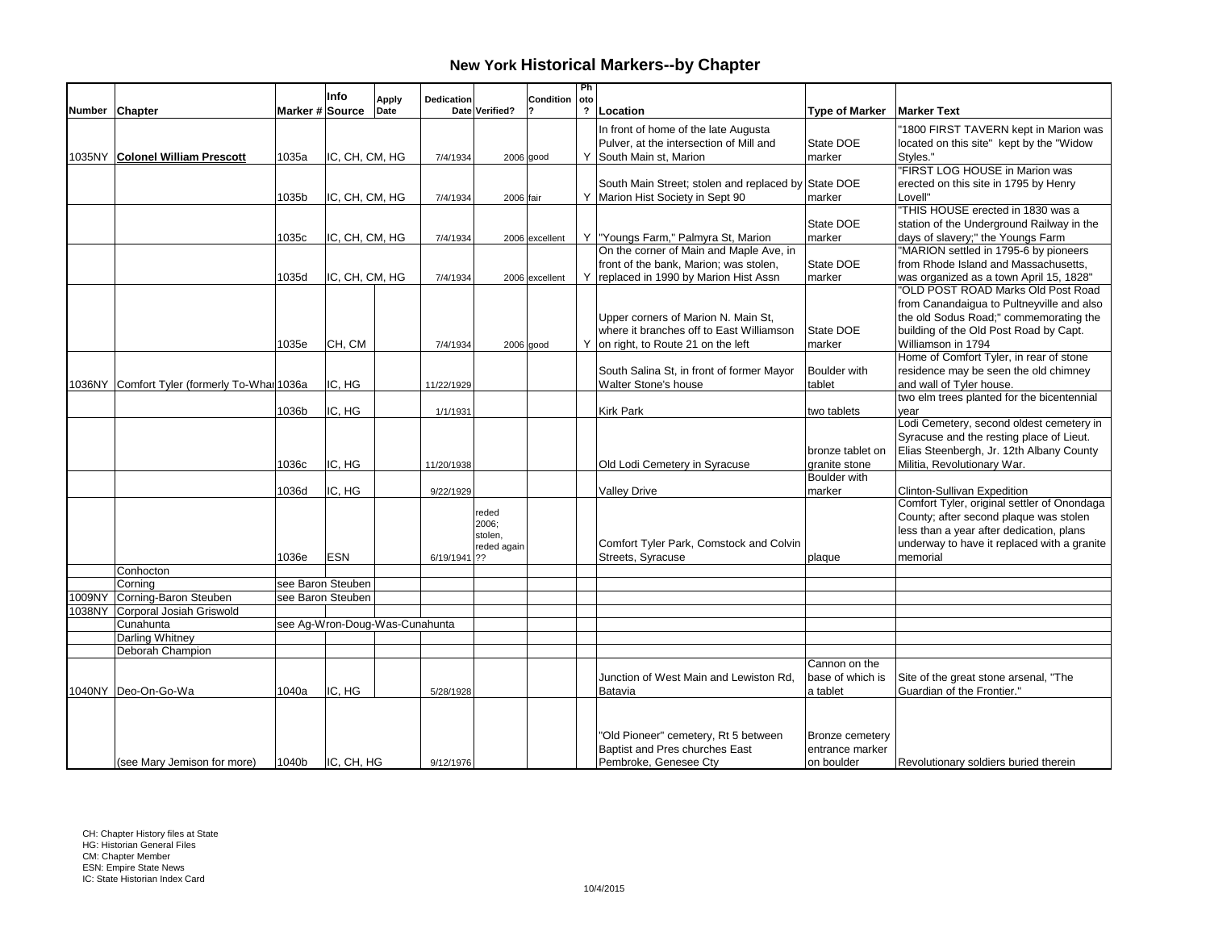# New York Historical Markers--by Chapter

| Number | Chapter | Marker # | Info Source | Apply Date | Dedication Date | Verified? | Condition? | Photo? | Location | Type of Marker | Marker Text |
|---|---|---|---|---|---|---|---|---|---|---|---|
| 1035NY | **Colonel William Prescott** | 1035a | IC, CH, CM, HG | | 7/4/1934 | 2006 | good | Y | In front of home of the late Augusta Pulver, at the intersection of Mill and South Main st, Marion | State DOE marker | "1800 FIRST TAVERN kept in Marion was located on this site" kept by the "Widow Styles." |
| | | 1035b | IC, CH, CM, HG | | 7/4/1934 | 2006 | fair | Y | South Main Street; stolen and replaced by Marion Hist Society in Sept 90 | State DOE marker | "FIRST LOG HOUSE in Marion was erected on this site in 1795 by Henry Lovell" |
| | | 1035c | IC, CH, CM, HG | | 7/4/1934 | 2006 | excellent | Y | "Youngs Farm," Palmyra St, Marion | State DOE marker | "THIS HOUSE erected in 1830 was a station of the Underground Railway in the days of slavery;" the Youngs Farm |
| | | 1035d | IC, CH, CM, HG | | 7/4/1934 | 2006 | excellent | Y | On the corner of Main and Maple Ave, in front of the bank, Marion; was stolen, replaced in 1990 by Marion Hist Assn | State DOE marker | "MARION settled in 1795-6 by pioneers from Rhode Island and Massachusetts, was organized as a town April 15, 1828" |
| | | 1035e | CH, CM | | 7/4/1934 | 2006 | good | Y | Upper corners of Marion N. Main St, where it branches off to East Williamson on right, to Route 21 on the left | State DOE marker | "OLD POST ROAD Marks Old Post Road from Canandaigua to Pultneyville and also the old Sodus Road;" commemorating the building of the Old Post Road by Capt. Williamson in 1794 |
| 1036NY | Comfort Tyler (formerly To-Whar | 1036a | IC, HG | | 11/22/1929 | | | | South Salina St, in front of former Mayor Walter Stone's house | Boulder with tablet | Home of Comfort Tyler, in rear of stone residence may be seen the old chimney and wall of Tyler house. |
| | | 1036b | IC, HG | | 1/1/1931 | | | | Kirk Park | two tablets | two elm trees planted for the bicentennial year |
| | | 1036c | IC, HG | | 11/20/1938 | | | | Old Lodi Cemetery in Syracuse | bronze tablet on granite stone | Lodi Cemetery, second oldest cemetery in Syracuse and the resting place of Lieut. Elias Steenbergh, Jr. 12th Albany County Militia, Revolutionary War. |
| | | 1036d | IC, HG | | 9/22/1929 | | | | Valley Drive | Boulder with marker | Clinton-Sullivan Expedition |
| | | 1036e | ESN | | 6/19/1941 | reded 2006; stolen, reded again ?? | | | Comfort Tyler Park, Comstock and Colvin Streets, Syracuse | plaque | Comfort Tyler, original settler of Onondaga County; after second plaque was stolen less than a year after dedication, plans underway to have it replaced with a granite memorial |
| | Conhocton | | | | | | | | | | |
| | Corning | see Baron Steuben | | | | | | | | | |
| 1009NY | Corning-Baron Steuben | see Baron Steuben | | | | | | | | | |
| 1038NY | Corporal Josiah Griswold | | | | | | | | | | |
| | Cunahunta | see Ag-Wron-Doug-Was-Cunahunta | | | | | | | | | |
| | Darling Whitney | | | | | | | | | | |
| | Deborah Champion | | | | | | | | | | |
| 1040NY | Deo-On-Go-Wa | 1040a | IC, HG | | 5/28/1928 | | | | Junction of West Main and Lewiston Rd, Batavia | Cannon on the base of which is a tablet | Site of the great stone arsenal, "The Guardian of the Frontier." |
| | (see Mary Jemison for more) | 1040b | IC, CH, HG | | 9/12/1976 | | | | "Old Pioneer" cemetery, Rt 5 between Baptist and Pres churches East Pembroke, Genesee Cty | Bronze cemetery entrance marker on boulder | Revolutionary soldiers buried therein |

CH: Chapter History files at State
HG: Historian General Files
CM: Chapter Member
ESN: Empire State News
IC: State Historian Index Card

10/4/2015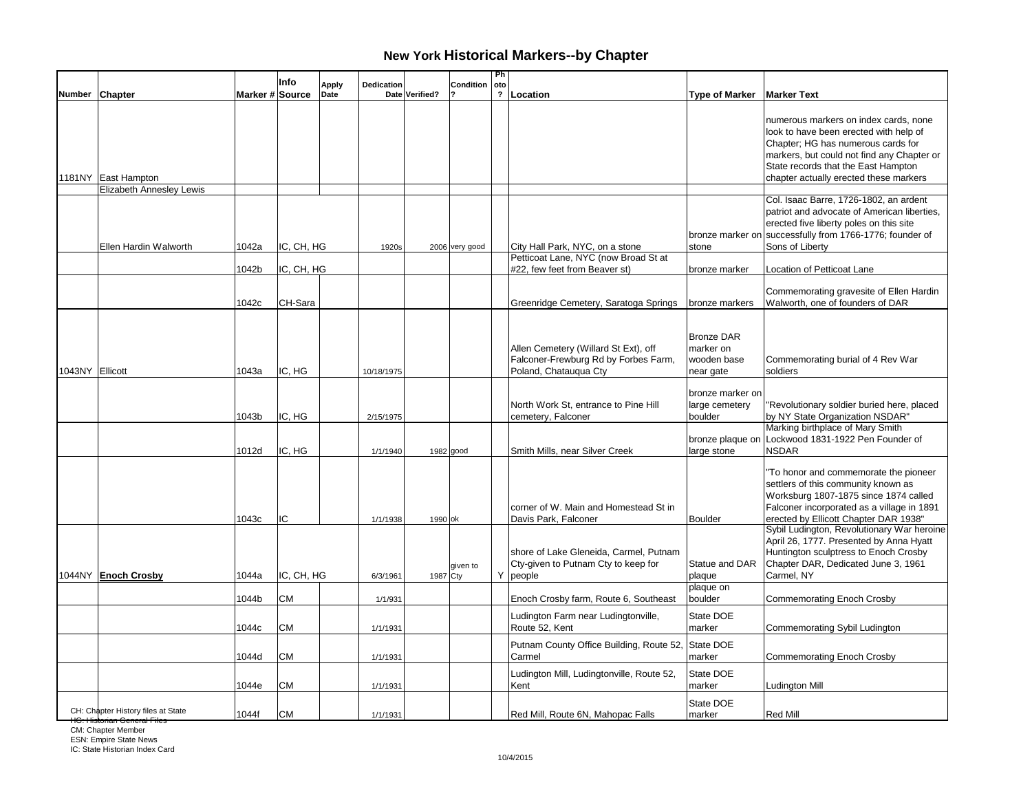# New York Historical Markers--by Chapter

| Number | Chapter | Marker # | Info Source | Apply Date | Dedication Date | Verified? | Condition ? | Photo ? | Location | Type of Marker | Marker Text |
|---|---|---|---|---|---|---|---|---|---|---|---|
| 1181NY | East Hampton | | | | | | | | | | numerous markers on index cards, none look to have been erected with help of Chapter; HG has numerous cards for markers, but could not find any Chapter or State records that the East Hampton chapter actually erected these markers |
| | Elizabeth Annesley Lewis | | | | | | | | | | |
| | Ellen Hardin Walworth | 1042a | IC, CH, HG | | 1920s | 2006 | very good | | City Hall Park, NYC, on a stone | bronze marker on stone | Col. Isaac Barre, 1726-1802, an ardent patriot and advocate of American liberties, erected five liberty poles on this site successfully from 1766-1776; founder of Sons of Liberty |
| | | 1042b | IC, CH, HG | | | | | | Petticoat Lane, NYC (now Broad St at #22, few feet from Beaver st) | bronze marker | Location of Petticoat Lane |
| | | 1042c | CH-Sara | | | | | | Greenridge Cemetery, Saratoga Springs | bronze markers | Commemorating gravesite of Ellen Hardin Walworth, one of founders of DAR |
| 1043NY | Ellicott | 1043a | IC, HG | | 10/18/1975 | | | | Allen Cemetery (Willard St Ext), off Falconer-Frewburg Rd by Forbes Farm, Poland, Chatauqua Cty | Bronze DAR marker on wooden base near gate | Commemorating burial of 4 Rev War soldiers |
| | | 1043b | IC, HG | | 2/15/1975 | | | | North Work St, entrance to Pine Hill cemetery, Falconer | bronze marker on large cemetery boulder | "Revolutionary soldier buried here, placed by NY State Organization NSDAR" |
| | | 1012d | IC, HG | | 1/1/1940 | 1982 | good | | Smith Mills, near Silver Creek | bronze plaque on large stone | Marking birthplace of Mary Smith Lockwood 1831-1922 Pen Founder of NSDAR |
| | | 1043c | IC | | 1/1/1938 | 1990 | ok | | corner of W. Main and Homestead St in Davis Park, Falconer | Boulder | "To honor and commemorate the pioneer settlers of this community known as Worksburg 1807-1875 since 1874 called Falconer incorporated as a village in 1891 erected by Ellicott Chapter DAR 1938" |
| 1044NY | **Enoch Crosby** | 1044a | IC, CH, HG | | 6/3/1961 | 1987 | given to Cty | Y | shore of Lake Gleneida, Carmel, Putnam Cty-given to Putnam Cty to keep for people | Statue and DAR plaque | Sybil Ludington, Revolutionary War heroine April 26, 1777. Presented by Anna Hyatt Huntington sculptress to Enoch Crosby Chapter DAR, Dedicated June 3, 1961 Carmel, NY |
| | | 1044b | CM | | 1/1/1931 | | | | Enoch Crosby farm, Route 6, Southeast | plaque on boulder | Commemorating Enoch Crosby |
| | | 1044c | CM | | 1/1/1931 | | | | Ludington Farm near Ludingtonville, Route 52, Kent | State DOE marker | Commemorating Sybil Ludington |
| | | 1044d | CM | | 1/1/1931 | | | | Putnam County Office Building, Route 52, Carmel | State DOE marker | Commemorating Enoch Crosby |
| | | 1044e | CM | | 1/1/1931 | | | | Ludington Mill, Ludingtonville, Route 52, Kent | State DOE marker | Ludington Mill |
| | | 1044f | CM | | 1/1/1931 | | | | Red Mill, Route 6N, Mahopac Falls | State DOE marker | Red Mill |

CH: Chapter History files at State
HG: Historian General Files
CM: Chapter Member
ESN: Empire State News
IC: State Historian Index Card

10/4/2015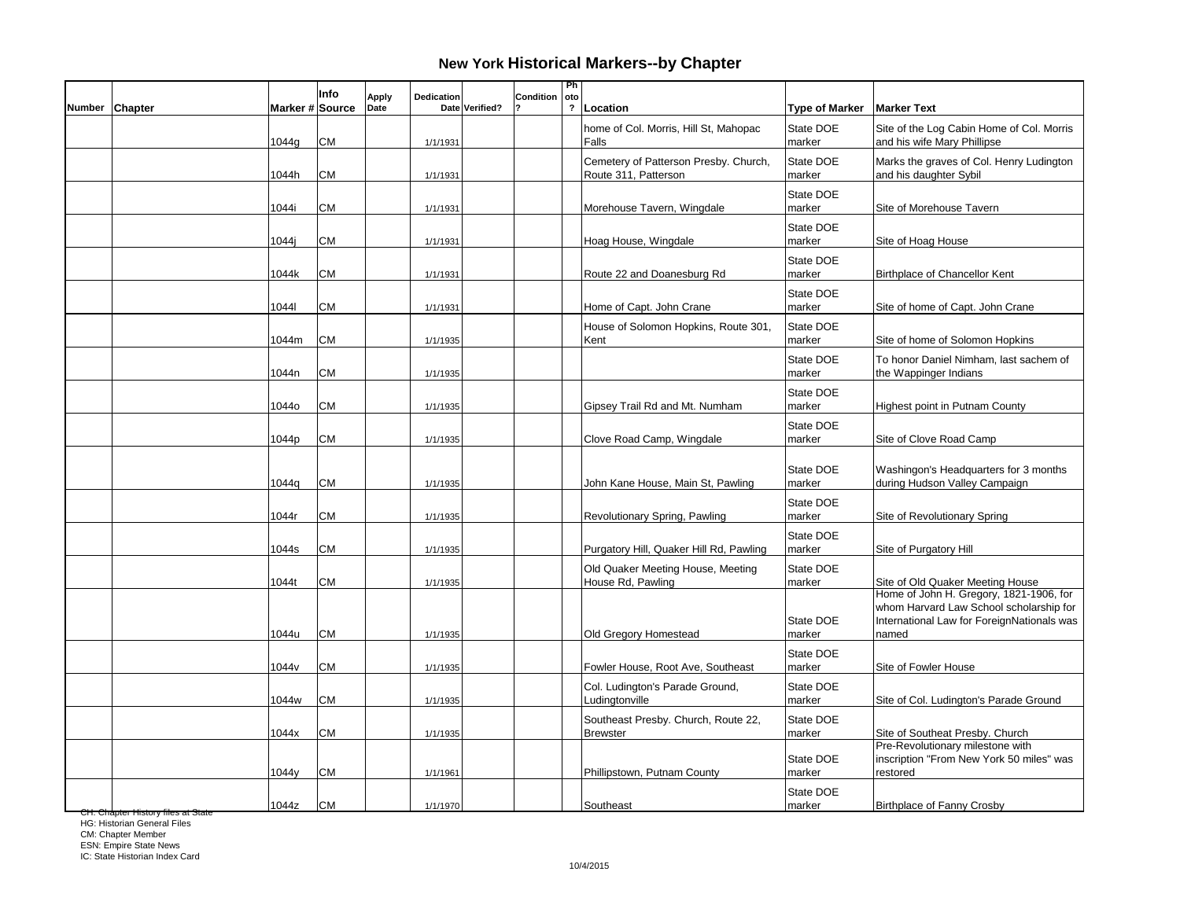# New York Historical Markers--by Chapter

| Number | Chapter | Marker # | Info Source | Apply Date | Dedication Date | Verified? | Condition? | Photo? | Location | Type of Marker | Marker Text |
|---|---|---|---|---|---|---|---|---|---|---|---|
| | | 1044g | CM | | 1/1/1931 | | | | home of Col. Morris, Hill St, Mahopac Falls | State DOE marker | Site of the Log Cabin Home of Col. Morris and his wife Mary Phillipse |
| | | 1044h | CM | | 1/1/1931 | | | | Cemetery of Patterson Presby. Church, Route 311, Patterson | State DOE marker | Marks the graves of Col. Henry Ludington and his daughter Sybil |
| | | 1044i | CM | | 1/1/1931 | | | | Morehouse Tavern, Wingdale | State DOE marker | Site of Morehouse Tavern |
| | | 1044j | CM | | 1/1/1931 | | | | Hoag House, Wingdale | State DOE marker | Site of Hoag House |
| | | 1044k | CM | | 1/1/1931 | | | | Route 22 and Doanesburg Rd | State DOE marker | Birthplace of Chancellor Kent |
| | | 1044l | CM | | 1/1/1931 | | | | Home of Capt. John Crane | State DOE marker | Site of home of Capt. John Crane |
| | | 1044m | CM | | 1/1/1935 | | | | House of Solomon Hopkins, Route 301, Kent | State DOE marker | Site of home of Solomon Hopkins |
| | | 1044n | CM | | 1/1/1935 | | | | | State DOE marker | To honor Daniel Nimham, last sachem of the Wappinger Indians |
| | | 1044o | CM | | 1/1/1935 | | | | Gipsey Trail Rd and Mt. Numham | State DOE marker | Highest point in Putnam County |
| | | 1044p | CM | | 1/1/1935 | | | | Clove Road Camp, Wingdale | State DOE marker | Site of Clove Road Camp |
| | | 1044q | CM | | 1/1/1935 | | | | John Kane House, Main St, Pawling | State DOE marker | Washingon's Headquarters for 3 months during Hudson Valley Campaign |
| | | 1044r | CM | | 1/1/1935 | | | | Revolutionary Spring, Pawling | State DOE marker | Site of Revolutionary Spring |
| | | 1044s | CM | | 1/1/1935 | | | | Purgatory Hill, Quaker Hill Rd, Pawling | State DOE marker | Site of Purgatory Hill |
| | | 1044t | CM | | 1/1/1935 | | | | Old Quaker Meeting House, Meeting House Rd, Pawling | State DOE marker | Site of Old Quaker Meeting House |
| | | 1044u | CM | | 1/1/1935 | | | | Old Gregory Homestead | State DOE marker | Home of John H. Gregory, 1821-1906, for whom Harvard Law School scholarship for International Law for ForeignNationals was named |
| | | 1044v | CM | | 1/1/1935 | | | | Fowler House, Root Ave, Southeast | State DOE marker | Site of Fowler House |
| | | 1044w | CM | | 1/1/1935 | | | | Col. Ludington's Parade Ground, Ludingtonville | State DOE marker | Site of Col. Ludington's Parade Ground |
| | | 1044x | CM | | 1/1/1935 | | | | Southeast Presby. Church, Route 22, Brewster | State DOE marker | Site of Southeat Presby. Church |
| | | 1044y | CM | | 1/1/1961 | | | | Phillipstown, Putnam County | State DOE marker | Pre-Revolutionary milestone with inscription "From New York 50 miles" was restored |
| | | 1044z | CM | | 1/1/1970 | | | | Southeast | State DOE marker | Birthplace of Fanny Crosby |

CH: Chapter History files at State
HG: Historian General Files
CM: Chapter Member
ESN: Empire State News
IC: State Historian Index Card

10/4/2015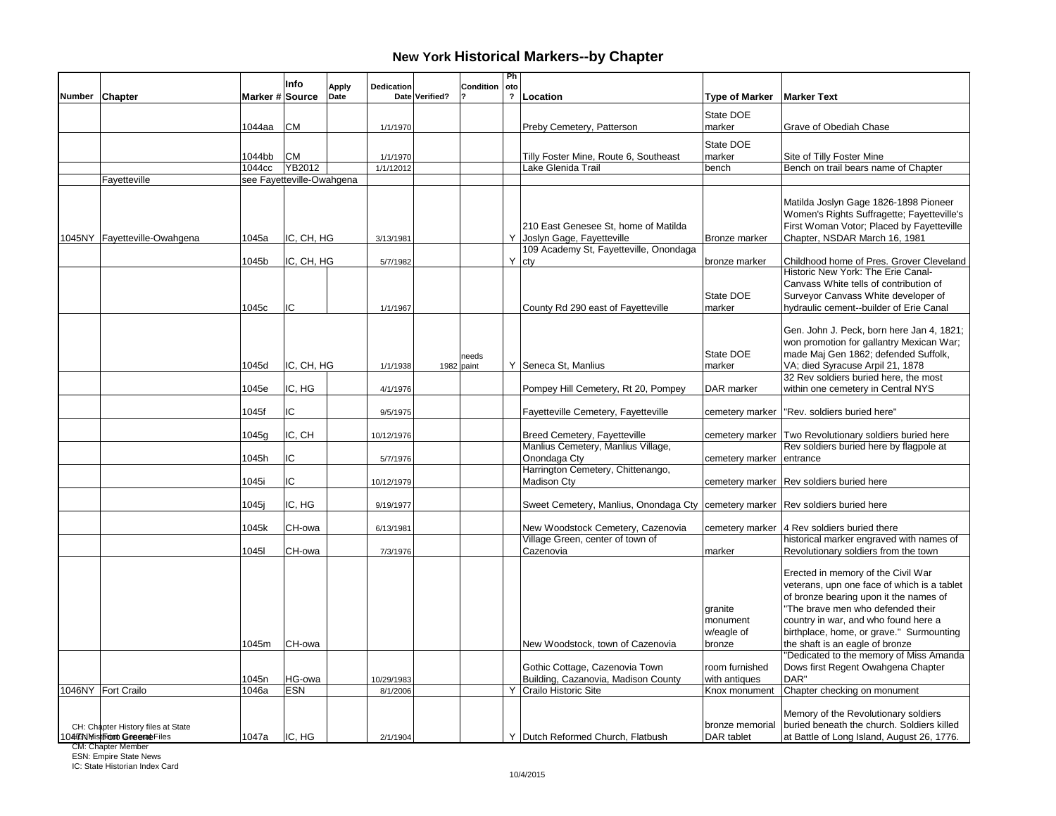# New York Historical Markers--by Chapter

| Number | Chapter | Marker # | Info Source | Apply Date | Dedication Date | Verified? | Condition? | Photo? | Location | Type of Marker | Marker Text |
|---|---|---|---|---|---|---|---|---|---|---|---|
| | | 1044aa | CM | | 1/1/1970 | | | | Preby Cemetery, Patterson | State DOE marker | Grave of Obediah Chase |
| | | 1044bb | CM | | 1/1/1970 | | | | Tilly Foster Mine, Route 6, Southeast | State DOE marker | Site of Tilly Foster Mine |
| | | 1044cc | YB2012 | | 1/1/12012 | | | | Lake Glenida Trail | bench | Bench on trail bears name of Chapter |
| | Fayetteville | see Fayetteville-Owahgena | | | | | | | | | |
| 1045NY | Fayetteville-Owahgena | 1045a | IC, CH, HG | | 3/13/1981 | | | Y | 210 East Genesee St, home of Matilda Joslyn Gage, Fayetteville | Bronze marker | Matilda Joslyn Gage 1826-1898 Pioneer Women's Rights Suffragette; Fayetteville's First Woman Votor; Placed by Fayetteville Chapter, NSDAR March 16, 1981 |
| | | 1045b | IC, CH, HG | | 5/7/1982 | | | Y | 109 Academy St, Fayetteville, Onondaga cty | bronze marker | Childhood home of Pres. Grover Cleveland |
| | | 1045c | IC | | 1/1/1967 | | | | County Rd 290 east of Fayetteville | State DOE marker | Historic New York: The Erie Canal-Canvass White tells of contribution of Surveyor Canvass White developer of hydraulic cement--builder of Erie Canal |
| | | 1045d | IC, CH, HG | | 1/1/1938 | 1982 | needs paint | Y | Seneca St, Manlius | State DOE marker | Gen. John J. Peck, born here Jan 4, 1821; won promotion for gallantry Mexican War; made Maj Gen 1862; defended Suffolk, VA; died Syracuse Arpil 21, 1878 |
| | | 1045e | IC, HG | | 4/1/1976 | | | | Pompey Hill Cemetery, Rt 20, Pompey | DAR marker | 32 Rev soldiers buried here, the most within one cemetery in Central NYS |
| | | 1045f | IC | | 9/5/1975 | | | | Fayetteville Cemetery, Fayetteville | cemetery marker | "Rev. soldiers buried here" |
| | | 1045g | IC, CH | | 10/12/1976 | | | | Breed Cemetery, Fayetteville | cemetery marker | Two Revolutionary soldiers buried here |
| | | 1045h | IC | | 5/7/1976 | | | | Manlius Cemetery, Manlius Village, Onondaga Cty | cemetery marker | Rev soldiers buried here by flagpole at entrance |
| | | 1045i | IC | | 10/12/1979 | | | | Harrington Cemetery, Chittenango, Madison Cty | cemetery marker | Rev soldiers buried here |
| | | 1045j | IC, HG | | 9/19/1977 | | | | Sweet Cemetery, Manlius, Onondaga Cty | cemetery marker | Rev soldiers buried here |
| | | 1045k | CH-owa | | 6/13/1981 | | | | New Woodstock Cemetery, Cazenovia | cemetery marker | 4 Rev soldiers buried there |
| | | 1045l | CH-owa | | 7/3/1976 | | | | Village Green, center of town of Cazenovia | marker | historical marker engraved with names of Revolutionary soldiers from the town |
| | | 1045m | CH-owa | | | | | | New Woodstock, town of Cazenovia | granite monument w/eagle of bronze | Erected in memory of the Civil War veterans, upn one face of which is a tablet of bronze bearing upon it the names of "The brave men who defended their country in war, and who found here a birthplace, home, or grave." Surmounting the shaft is an eagle of bronze |
| | | 1045n | HG-owa | | 10/29/1983 | | | | Gothic Cottage, Cazenovia Town Building, Cazanovia, Madison County | room furnished with antiques | "Dedicated to the memory of Miss Amanda Dows first Regent Owahgena Chapter DAR" |
| 1046NY | Fort Crailo | 1046a | ESN | | 8/1/2006 | | | Y | Crailo Historic Site | Knox monument | Chapter checking on monument |
| 1047NY | Fort Greene | 1047a | IC, HG | | 2/1/1904 | | | Y | Dutch Reformed Church, Flatbush | bronze memorial DAR tablet | Memory of the Revolutionary soldiers buried beneath the church. Soldiers killed at Battle of Long Island, August 26, 1776. |

CH: Chapter History files at State
HG: Historian General Files
CM: Chapter Member
ESN: Empire State News
IC: State Historian Index Card

10/4/2015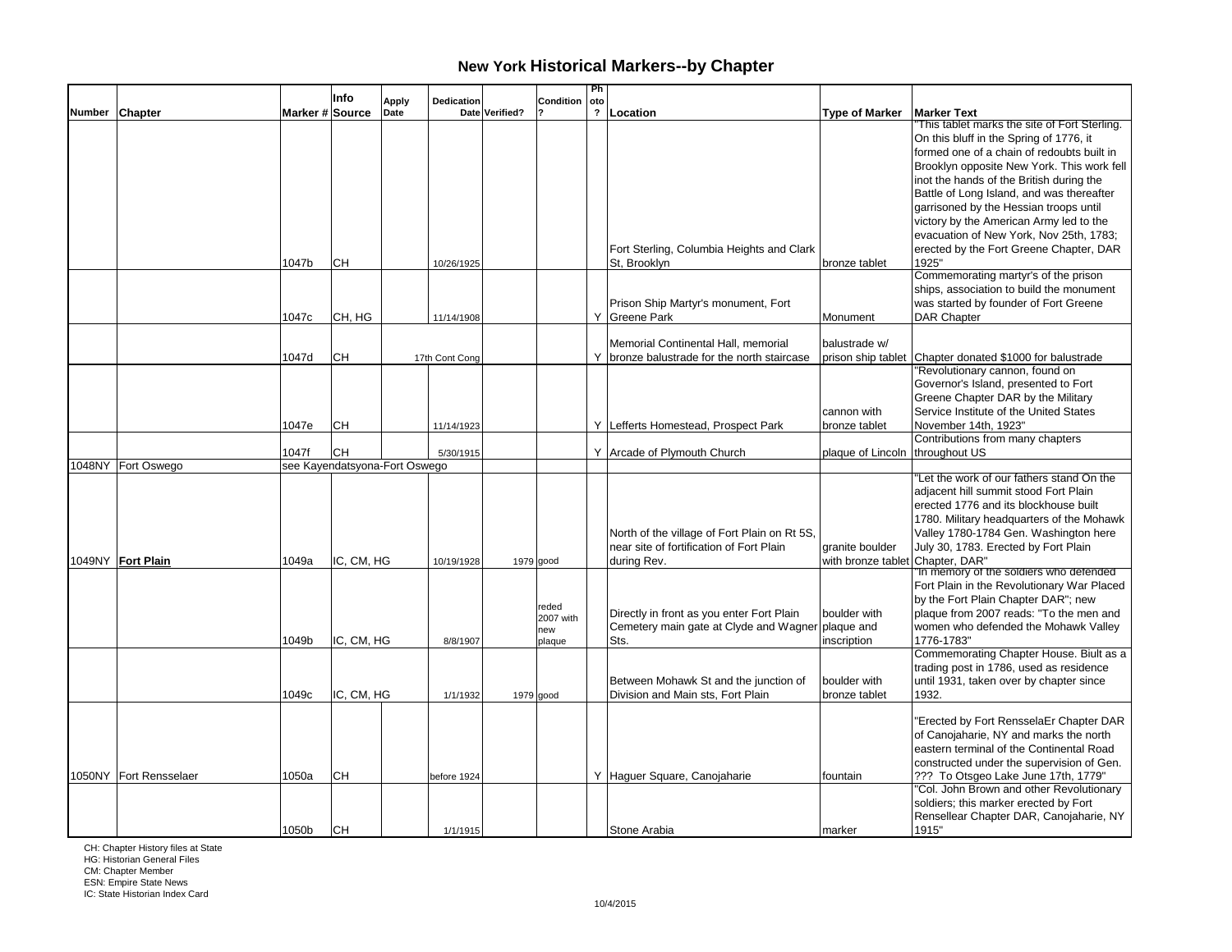# New York Historical Markers--by Chapter

| Number | Chapter | Marker # | Info Source | Apply Date | Dedication Date | Verified? | Condition? | Photo? | Location | Type of Marker | Marker Text |
|---|---|---|---|---|---|---|---|---|---|---|---|
| | | 1047b | CH | | 10/26/1925 | | | | Fort Sterling, Columbia Heights and Clark St, Brooklyn | bronze tablet | "This tablet marks the site of Fort Sterling. On this bluff in the Spring of 1776, it formed one of a chain of redoubts built in Brooklyn opposite New York. This work fell inot the hands of the British during the Battle of Long Island, and was thereafter garrisoned by the Hessian troops until victory by the American Army led to the evacuation of New York, Nov 25th, 1783; erected by the Fort Greene Chapter, DAR 1925" |
| | | 1047c | CH, HG | | 11/14/1908 | | | Y | Prison Ship Martyr's monument, Fort Greene Park | Monument | Commemorating martyr's of the prison ships, association to build the monument was started by founder of Fort Greene DAR Chapter |
| | | 1047d | CH | | 17th Cont Cong | | | Y | Memorial Continental Hall, memorial bronze balustrade for the north staircase | balustrade w/ prison ship tablet | Chapter donated $1000 for balustrade |
| | | 1047e | CH | | 11/14/1923 | | | Y | Lefferts Homestead, Prospect Park | cannon with bronze tablet | "Revolutionary cannon, found on Governor's Island, presented to Fort Greene Chapter DAR by the Military Service Institute of the United States November 14th, 1923" |
| | | 1047f | CH | | 5/30/1915 | | | Y | Arcade of Plymouth Church | plaque of Lincoln | Contributions from many chapters throughout US |
| 1048NY | Fort Oswego | see Kayendatsyona-Fort Oswego | | | | | | | | | |
| 1049NY | **Fort Plain** | 1049a | IC, CM, HG | | 10/19/1928 | 1979 | good | | North of the village of Fort Plain on Rt 5S, near site of fortification of Fort Plain during Rev. | granite boulder with bronze tablet | "Let the work of our fathers stand On the adjacent hill summit stood Fort Plain erected 1776 and its blockhouse built 1780. Military headquarters of the Mohawk Valley 1780-1784 Gen. Washington here July 30, 1783. Erected by Fort Plain Chapter, DAR" |
| | | 1049b | IC, CM, HG | | 8/8/1907 | | reded 2007 with new plaque | | Directly in front as you enter Fort Plain Cemetery main gate at Clyde and Wagner Sts. | boulder with plaque and inscription | "In memory of the soldiers who defended Fort Plain in the Revolutionary War Placed by the Fort Plain Chapter DAR"; new plaque from 2007 reads: "To the men and women who defended the Mohawk Valley 1776-1783" |
| | | 1049c | IC, CM, HG | | 1/1/1932 | 1979 | good | | Between Mohawk St and the junction of Division and Main sts, Fort Plain | boulder with bronze tablet | Commemorating Chapter House. Biult as a trading post in 1786, used as residence until 1931, taken over by chapter since 1932. |
| 1050NY | Fort Rensselaer | 1050a | CH | | before 1924 | | | Y | Haguer Square, Canojaharie | fountain | "Erected by Fort RensselaEr Chapter DAR of Canojaharie, NY and marks the north eastern terminal of the Continental Road constructed under the supervision of Gen. ??? To Otsgeo Lake June 17th, 1779" |
| | | 1050b | CH | | 1/1/1915 | | | | Stone Arabia | marker | "Col. John Brown and other Revolutionary soldiers; this marker erected by Fort Rensellear Chapter DAR, Canojaharie, NY 1915" |

CH: Chapter History files at State
HG: Historian General Files
CM: Chapter Member
ESN: Empire State News
IC: State Historian Index Card

10/4/2015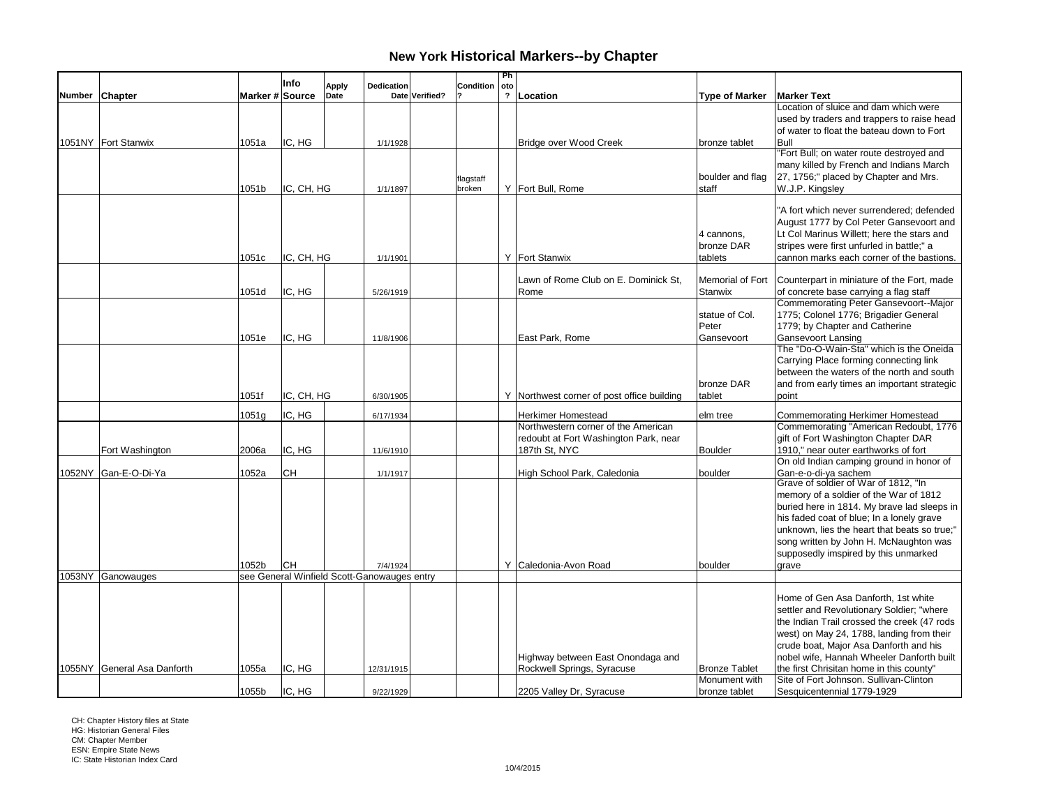# New York Historical Markers--by Chapter

| Number | Chapter | Marker # | Info Source | Apply Date | Dedication Date | Verified? | Condition ? | Photo ? | Location | Type of Marker | Marker Text |
|---|---|---|---|---|---|---|---|---|---|---|---|
| 1051NY | Fort Stanwix | 1051a | IC, HG | | 1/1/1928 | | | | Bridge over Wood Creek | bronze tablet | Location of sluice and dam which were used by traders and trappers to raise head of water to float the bateau down to Fort Bull |
| | | 1051b | IC, CH, HG | | 1/1/1897 | | flagstaff broken | Y | Fort Bull, Rome | boulder and flag staff | "Fort Bull; on water route destroyed and many killed by French and Indians March 27, 1756;" placed by Chapter and Mrs. W.J.P. Kingsley |
| | | 1051c | IC, CH, HG | | 1/1/1901 | | | Y | Fort Stanwix | 4 cannons, bronze DAR tablets | "A fort which never surrendered; defended August 1777 by Col Peter Gansevoort and Lt Col Marinus Willett; here the stars and stripes were first unfurled in battle;" a cannon marks each corner of the bastions. |
| | | 1051d | IC, HG | | 5/26/1919 | | | | Lawn of Rome Club on E. Dominick St, Rome | Memorial of Fort Stanwix | Counterpart in miniature of the Fort, made of concrete base carrying a flag staff |
| | | 1051e | IC, HG | | 11/8/1906 | | | | East Park, Rome | statue of Col. Peter Gansevoort | Commemorating Peter Gansevoort--Major 1775; Colonel 1776; Brigadier General 1779; by Chapter and Catherine Gansevoort Lansing |
| | | 1051f | IC, CH, HG | | 6/30/1905 | | | Y | Northwest corner of post office building | bronze DAR tablet | The "Do-O-Wain-Sta" which is the Oneida Carrying Place forming connecting link between the waters of the north and south and from early times an important strategic point |
| | | 1051g | IC, HG | | 6/17/1934 | | | | Herkimer Homestead | elm tree | Commemorating Herkimer Homestead |
| | Fort Washington | 2006a | IC, HG | | 11/6/1910 | | | | Northwestern corner of the American redoubt at Fort Washington Park, near 187th St, NYC | Boulder | Commemorating "American Redoubt, 1776 gift of Fort Washington Chapter DAR 1910," near outer earthworks of fort |
| 1052NY | Gan-E-O-Di-Ya | 1052a | CH | | 1/1/1917 | | | | High School Park, Caledonia | boulder | On old Indian camping ground in honor of Gan-e-o-di-ya sachem |
| | | 1052b | CH | | 7/4/1924 | | | Y | Caledonia-Avon Road | boulder | Grave of soldier of War of 1812, "In memory of a soldier of the War of 1812 buried here in 1814. My brave lad sleeps in his faded coat of blue; In a lonely grave unknown, lies the heart that beats so true;" song written by John H. McNaughton was supposedly imspired by this unmarked grave |
| 1053NY | Ganowauges | see General Winfield Scott-Ganowauges entry | | | | | | | | | |
| 1055NY | General Asa Danforth | 1055a | IC, HG | | 12/31/1915 | | | | Highway between East Onondaga and Rockwell Springs, Syracuse | Bronze Tablet | Home of Gen Asa Danforth, 1st white settler and Revolutionary Soldier; "where the Indian Trail crossed the creek (47 rods west) on May 24, 1788, landing from their crude boat, Major Asa Danforth and his nobel wife, Hannah Wheeler Danforth built the first Chrisitan home in this county" |
| | | 1055b | IC, HG | | 9/22/1929 | | | | 2205 Valley Dr, Syracuse | Monument with bronze tablet | Site of Fort Johnson. Sullivan-Clinton Sesquicentennial 1779-1929 |

CH: Chapter History files at State
HG: Historian General Files
CM: Chapter Member
ESN: Empire State News
IC: State Historian Index Card

10/4/2015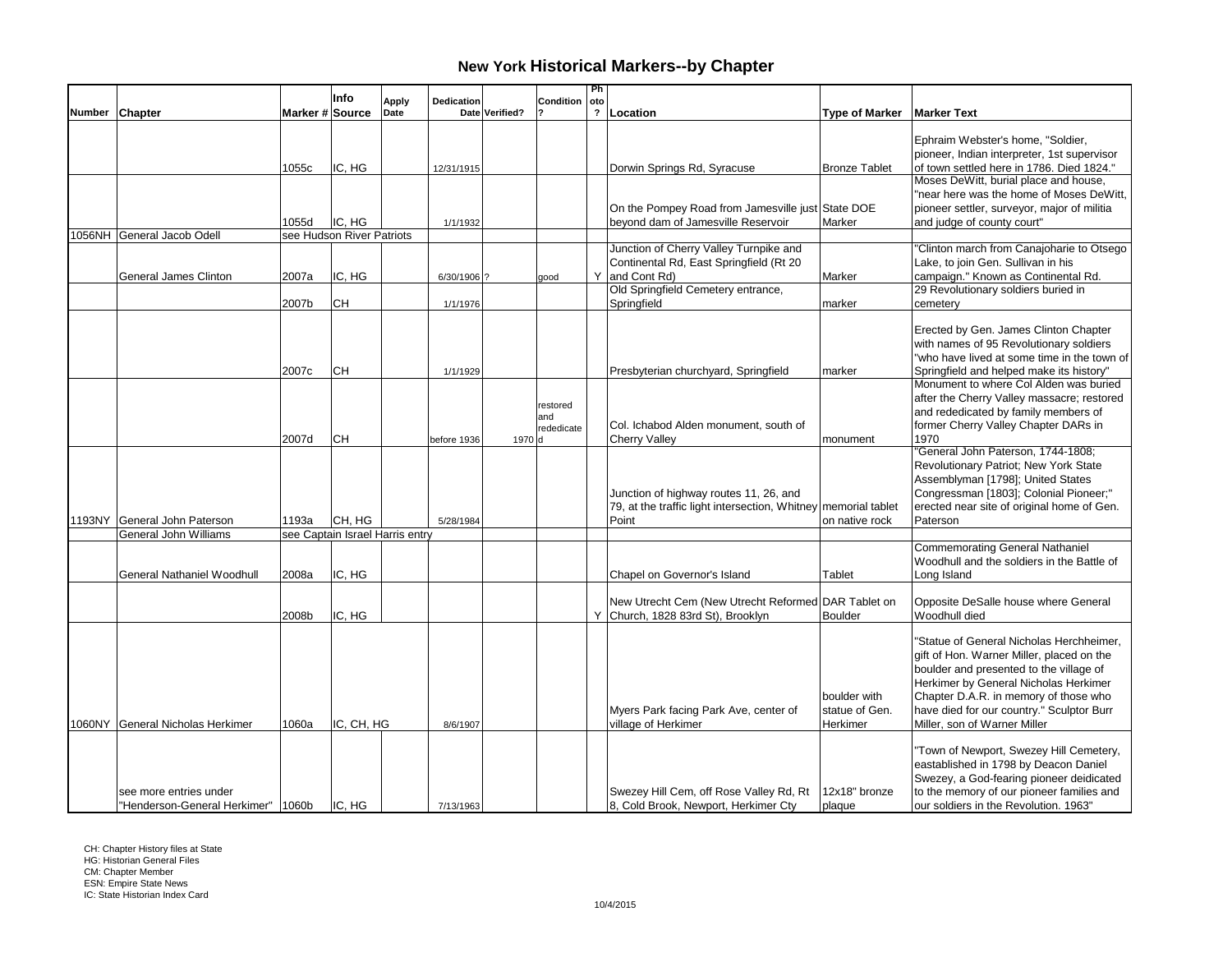# New York Historical Markers--by Chapter

| Number | Chapter | Marker # | Info Source | Apply Date | Dedication Date | Verified? | Condition? | Photo? | Location | Type of Marker | Marker Text |
|---|---|---|---|---|---|---|---|---|---|---|---|
| | | 1055c | IC, HG | | 12/31/1915 | | | | Dorwin Springs Rd, Syracuse | Bronze Tablet | Ephraim Webster's home, "Soldier, pioneer, Indian interpreter, 1st supervisor of town settled here in 1786. Died 1824." |
| | | 1055d | IC, HG | | 1/1/1932 | | | | On the Pompey Road from Jamesville just beyond dam of Jamesville Reservoir | State DOE Marker | Moses DeWitt, burial place and house, "near here was the home of Moses DeWitt, pioneer settler, surveyor, major of militia and judge of county court" |
| 1056NH | General Jacob Odell | see Hudson River Patriots | | | | | | | | | |
| | General James Clinton | 2007a | IC, HG | | 6/30/1906 | ? | good | Y | Junction of Cherry Valley Turnpike and Continental Rd, East Springfield (Rt 20 and Cont Rd) | Marker | "Clinton march from Canajoharie to Otsego Lake, to join Gen. Sullivan in his campaign." Known as Continental Rd. |
| | | 2007b | CH | | 1/1/1976 | | | | Old Springfield Cemetery entrance, Springfield | marker | 29 Revolutionary soldiers buried in cemetery |
| | | 2007c | CH | | 1/1/1929 | | | | Presbyterian churchyard, Springfield | marker | Erected by Gen. James Clinton Chapter with names of 95 Revolutionary soldiers "who have lived at some time in the town of Springfield and helped make its history" |
| | | 2007d | CH | | before 1936 | 1970 | restored and rededicated | | Col. Ichabod Alden monument, south of Cherry Valley | monument | Monument to where Col Alden was buried after the Cherry Valley massacre; restored and rededicated by family members of former Cherry Valley Chapter DARs in 1970 |
| 1193NY | General John Paterson | 1193a | CH, HG | | 5/28/1984 | | | | Junction of highway routes 11, 26, and 79, at the traffic light intersection, Whitney Point | memorial tablet on native rock | "General John Paterson, 1744-1808; Revolutionary Patriot; New York State Assemblyman [1798]; United States Congressman [1803]; Colonial Pioneer;" erected near site of original home of Gen. Paterson |
| | General John Williams | see Captain Israel Harris entry | | | | | | | | | |
| | General Nathaniel Woodhull | 2008a | IC, HG | | | | | | Chapel on Governor's Island | Tablet | Commemorating General Nathaniel Woodhull and the soldiers in the Battle of Long Island |
| | | 2008b | IC, HG | | | | | Y | New Utrecht Cem (New Utrecht Reformed Church, 1828 83rd St), Brooklyn | DAR Tablet on Boulder | Opposite DeSalle house where General Woodhull died |
| 1060NY | General Nicholas Herkimer | 1060a | IC, CH, HG | | 8/6/1907 | | | | Myers Park facing Park Ave, center of village of Herkimer | boulder with statue of Gen. Herkimer | "Statue of General Nicholas Herchheimer, gift of Hon. Warner Miller, placed on the boulder and presented to the village of Herkimer by General Nicholas Herkimer Chapter D.A.R. in memory of those who have died for our country." Sculptor Burr Miller, son of Warner Miller |
| | see more entries under "Henderson-General Herkimer" | 1060b | IC, HG | | 7/13/1963 | | | | Swezey Hill Cem, off Rose Valley Rd, Rt 8, Cold Brook, Newport, Herkimer Cty | 12x18" bronze plaque | "Town of Newport, Swezey Hill Cemetery, eastablished in 1798 by Deacon Daniel Swezey, a God-fearing pioneer deidicated to the memory of our pioneer families and our soldiers in the Revolution. 1963" |

CH: Chapter History files at State
HG: Historian General Files
CM: Chapter Member
ESN: Empire State News
IC: State Historian Index Card

10/4/2015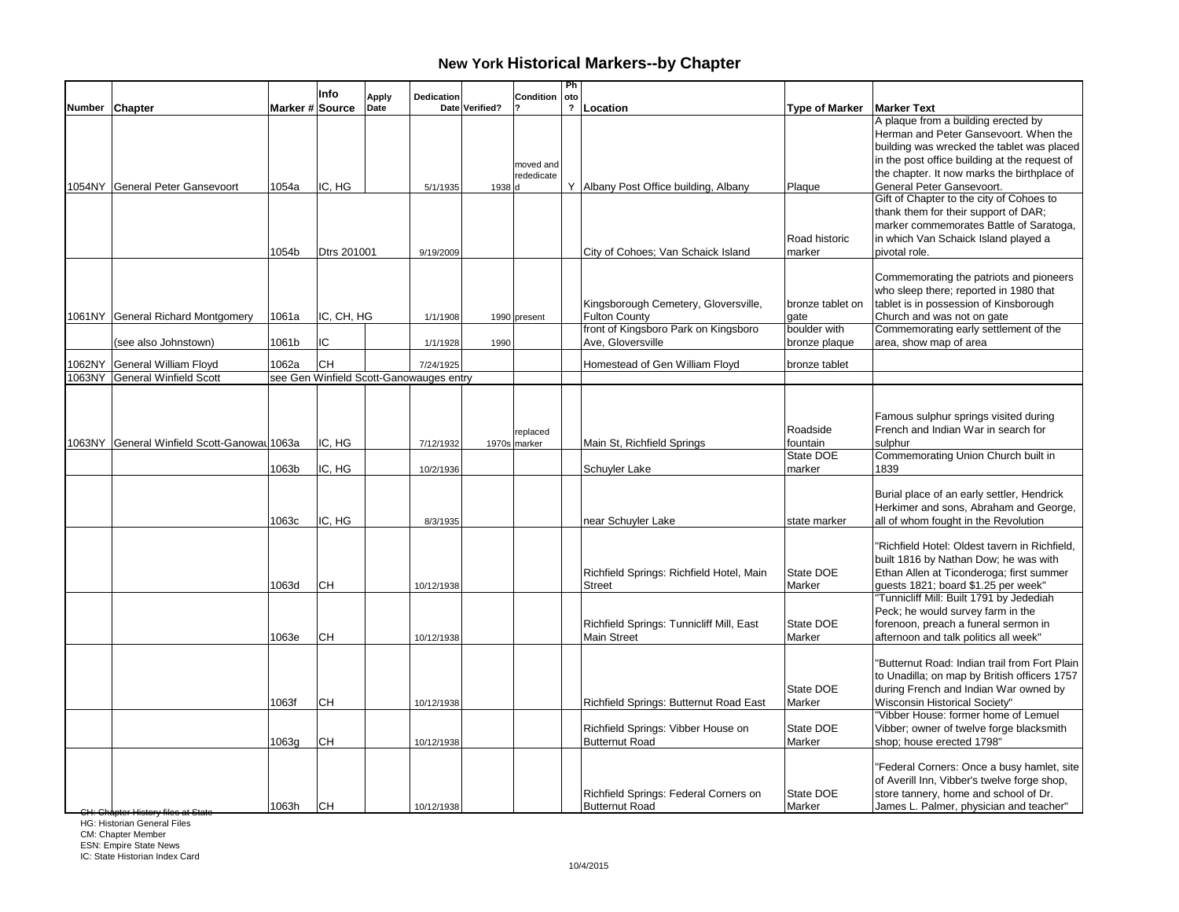# New York Historical Markers--by Chapter

| Number | Chapter | Marker # | Info Source | Apply Date | Dedication Date | Verified? | Condition ? | Photo ? | Location | Type of Marker | Marker Text |
|---|---|---|---|---|---|---|---|---|---|---|---|
| 1054NY | General Peter Gansevoort | 1054a | IC, HG | | 5/1/1935 | 1938 | moved and rededicated | Y | Albany Post Office building, Albany | Plaque | A plaque from a building erected by Herman and Peter Gansevoort. When the building was wrecked the tablet was placed in the post office building at the request of the chapter. It now marks the birthplace of General Peter Gansevoort. |
| | | 1054b | Dtrs 201001 | | 9/19/2009 | | | | City of Cohoes; Van Schaick Island | Road historic marker | Gift of Chapter to the city of Cohoes to thank them for their support of DAR; marker commemorates Battle of Saratoga, in which Van Schaick Island played a pivotal role. |
| 1061NY | General Richard Montgomery | 1061a | IC, CH, HG | | 1/1/1908 | 1990 | present | | Kingsborough Cemetery, Gloversville, Fulton County | bronze tablet on gate | Commemorating the patriots and pioneers who sleep there; reported in 1980 that tablet is in possession of Kinsborough Church and was not on gate |
| | (see also Johnstown) | 1061b | IC | | 1/1/1928 | 1990 | | | front of Kingsboro Park on Kingsboro Ave, Gloversville | boulder with bronze plaque | Commemorating early settlement of the area, show map of area |
| 1062NY | General William Floyd | 1062a | CH | | 7/24/1925 | | | | Homestead of Gen William Floyd | bronze tablet | |
| 1063NY | General Winfield Scott | see Gen Winfield Scott-Ganowauges entry | | | | | | | | | |
| 1063NY | General Winfield Scott-Ganowau | 1063a | IC, HG | | 7/12/1932 | 1970s | replaced marker | | Main St, Richfield Springs | Roadside fountain | Famous sulphur springs visited during French and Indian War in search for sulphur |
| | | 1063b | IC, HG | | 10/2/1936 | | | | Schuyler Lake | State DOE marker | Commemorating Union Church built in 1839 |
| | | 1063c | IC, HG | | 8/3/1935 | | | | near Schuyler Lake | state marker | Burial place of an early settler, Hendrick Herkimer and sons, Abraham and George, all of whom fought in the Revolution |
| | | 1063d | CH | | 10/12/1938 | | | | Richfield Springs: Richfield Hotel, Main Street | State DOE Marker | "Richfield Hotel: Oldest tavern in Richfield, built 1816 by Nathan Dow; he was with Ethan Allen at Ticonderoga; first summer guests 1821; board $1.25 per week" |
| | | 1063e | CH | | 10/12/1938 | | | | Richfield Springs: Tunnicliff Mill, East Main Street | State DOE Marker | "Tunnicliff Mill: Built 1791 by Jedediah Peck; he would survey farm in the forenoon, preach a funeral sermon in afternoon and talk politics all week" |
| | | 1063f | CH | | 10/12/1938 | | | | Richfield Springs: Butternut Road East | State DOE Marker | "Butternut Road: Indian trail from Fort Plain to Unadilla; on map by British officers 1757 during French and Indian War owned by Wisconsin Historical Society" |
| | | 1063g | CH | | 10/12/1938 | | | | Richfield Springs: Vibber House on Butternut Road | State DOE Marker | "Vibber House: former home of Lemuel Vibber; owner of twelve forge blacksmith shop; house erected 1798" |
| | | 1063h | CH | | 10/12/1938 | | | | Richfield Springs: Federal Corners on Butternut Road | State DOE Marker | "Federal Corners: Once a busy hamlet, site of Averill Inn, Vibber's twelve forge shop, store tannery, home and school of Dr. James L. Palmer, physician and teacher" |

CH: Chapter History files at State
HG: Historian General Files
CM: Chapter Member
ESN: Empire State News
IC: State Historian Index Card

10/4/2015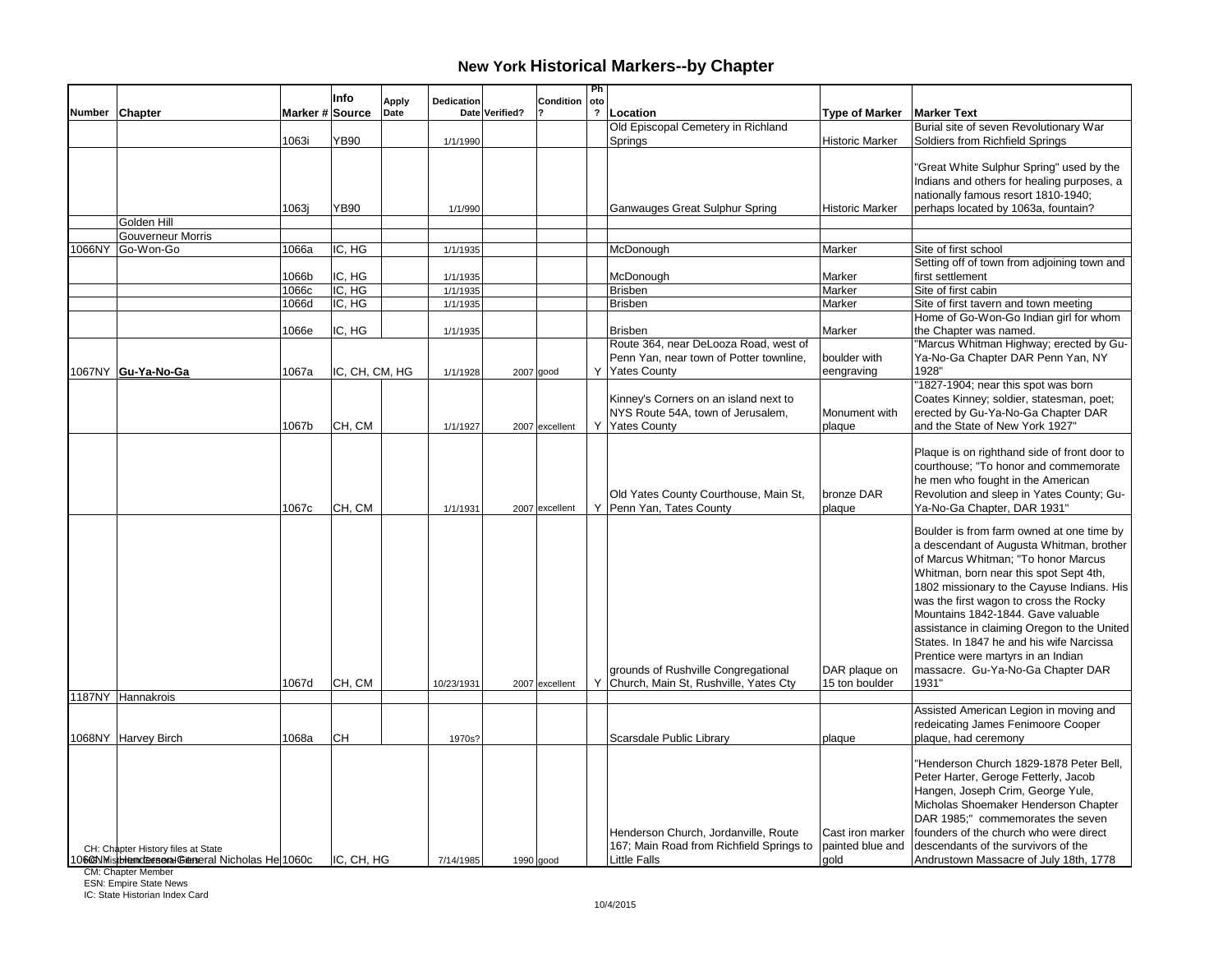# New York Historical Markers--by Chapter

| Number | Chapter | Marker # | Info Source | Apply Date | Dedication Date | Verified? | Condition ? | Photo ? | Location | Type of Marker | Marker Text |
|---|---|---|---|---|---|---|---|---|---|---|---|
| | | 1063i | YB90 | | 1/1/1990 | | | | Old Episcopal Cemetery in Richland Springs | Historic Marker | Burial site of seven Revolutionary War Soldiers from Richfield Springs |
| | | 1063j | YB90 | | 1/1/990 | | | | Ganwauges Great Sulphur Spring | Historic Marker | "Great White Sulphur Spring" used by the Indians and others for healing purposes, a nationally famous resort 1810-1940; perhaps located by 1063a, fountain? |
| | Golden Hill | | | | | | | | | | |
| | Gouverneur Morris | | | | | | | | | | |
| 1066NY | Go-Won-Go | 1066a | IC, HG | | 1/1/1935 | | | | McDonough | Marker | Site of first school |
| | | 1066b | IC, HG | | 1/1/1935 | | | | McDonough | Marker | Setting off of town from adjoining town and first settlement |
| | | 1066c | IC, HG | | 1/1/1935 | | | | Brisben | Marker | Site of first cabin |
| | | 1066d | IC, HG | | 1/1/1935 | | | | Brisben | Marker | Site of first tavern and town meeting |
| | | 1066e | IC, HG | | 1/1/1935 | | | | Brisben | Marker | Home of Go-Won-Go Indian girl for whom the Chapter was named. |
| 1067NY | **Gu-Ya-No-Ga** | 1067a | IC, CH, CM, HG | | 1/1/1928 | 2007 | good | Y | Route 364, near DeLooza Road, west of Penn Yan, near town of Potter townline, Yates County | boulder with eengraving | "Marcus Whitman Highway; erected by Gu-Ya-No-Ga Chapter DAR Penn Yan, NY 1928" |
| | | 1067b | CH, CM | | 1/1/1927 | 2007 | excellent | Y | Kinney's Corners on an island next to NYS Route 54A, town of Jerusalem, Yates County | Monument with plaque | "1827-1904; near this spot was born Coates Kinney; soldier, statesman, poet; erected by Gu-Ya-No-Ga Chapter DAR and the State of New York 1927" |
| | | 1067c | CH, CM | | 1/1/1931 | 2007 | excellent | Y | Old Yates County Courthouse, Main St, Penn Yan, Tates County | bronze DAR plaque | Plaque is on righthand side of front door to courthouse; "To honor and commemorate he men who fought in the American Revolution and sleep in Yates County; Gu-Ya-No-Ga Chapter, DAR 1931" |
| | | 1067d | CH, CM | | 10/23/1931 | 2007 | excellent | Y | grounds of Rushville Congregational Church, Main St, Rushville, Yates Cty | DAR plaque on 15 ton boulder | Boulder is from farm owned at one time by a descendant of Augusta Whitman, brother of Marcus Whitman; "To honor Marcus Whitman, born near this spot Sept 4th, 1802 missionary to the Cayuse Indians. His was the first wagon to cross the Rocky Mountains 1842-1844. Gave valuable assistance in claiming Oregon to the United States. In 1847 he and his wife Narcissa Prentice were martyrs in an Indian massacre. Gu-Ya-No-Ga Chapter DAR 1931" |
| 1187NY | Hannakrois | | | | | | | | | | |
| 1068NY | Harvey Birch | 1068a | CH | | 1970s? | | | | Scarsdale Public Library | plaque | Assisted American Legion in moving and redeicating James Fenimoore Cooper plaque, had ceremony |
| 1060NY | Henderson, General Nicholas He | 1060c | IC, CH, HG | | 7/14/1985 | 1990 | good | | Henderson Church, Jordanville, Route 167; Main Road from Richfield Springs to Little Falls | Cast iron marker painted blue and gold | "Henderson Church 1829-1878 Peter Bell, Peter Harter, Geroge Fetterly, Jacob Hangen, Joseph Crim, George Yule, Micholas Shoemaker Henderson Chapter DAR 1985;" commemorates the seven founders of the church who were direct descendants of the survivors of the Andrustown Massacre of July 18th, 1778 |

CH: Chapter History files at State
HG: Historian General Files
CM: Chapter Member
ESN: Empire State News
IC: State Historian Index Card

10/4/2015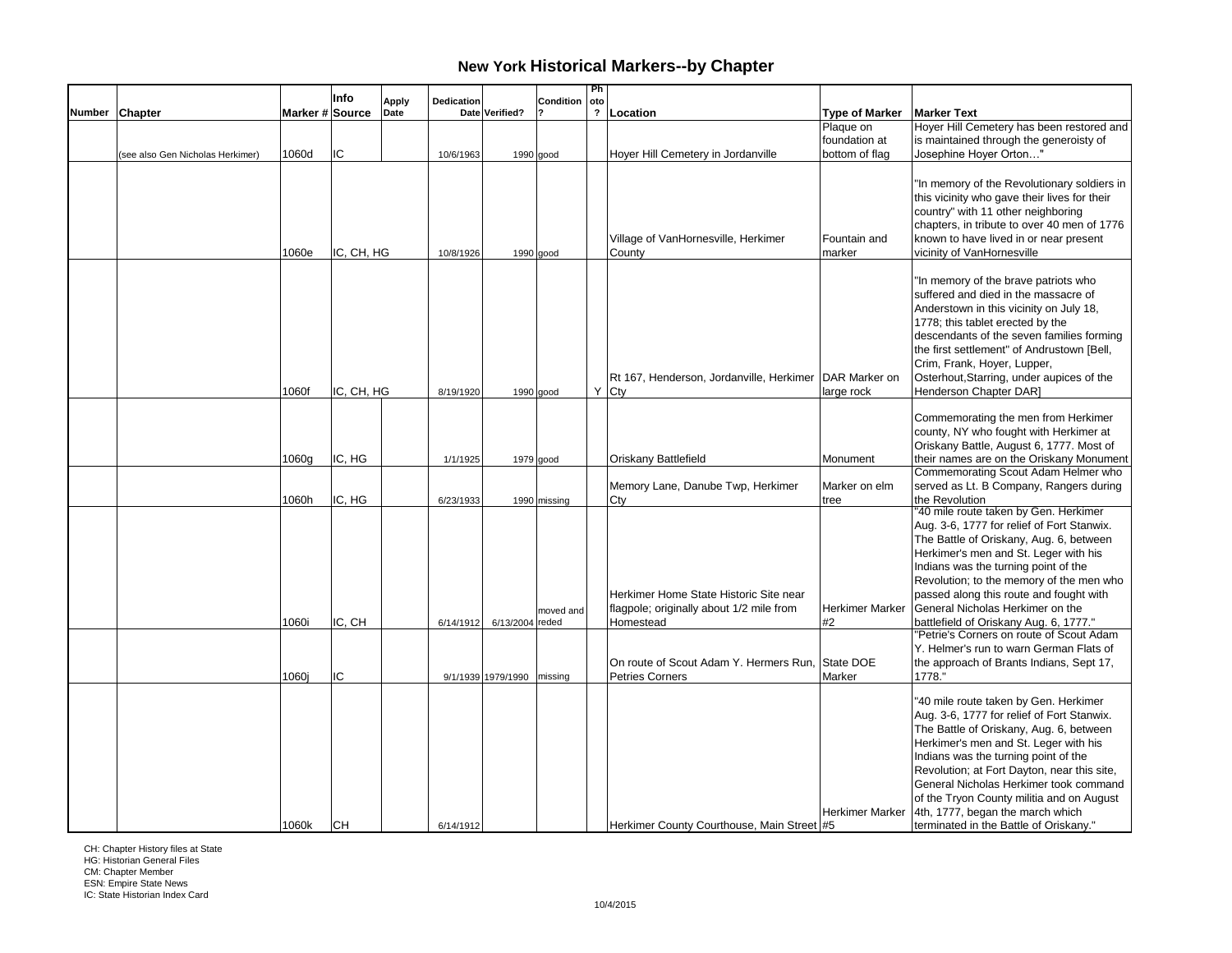# New York Historical Markers--by Chapter

| Number | Chapter | Marker # | Info Source | Apply Date | Dedication Date | Verified? | Condition ? | Photo ? | Location | Type of Marker | Marker Text |
|---|---|---|---|---|---|---|---|---|---|---|---|
| | (see also Gen Nicholas Herkimer) | 1060d | IC | | 10/6/1963 | 1990 | good | | Hoyer Hill Cemetery in Jordanville | Plaque on foundation at bottom of flag | Hoyer Hill Cemetery has been restored and is maintained through the generoisty of Josephine Hoyer Orton…" |
| | | 1060e | IC, CH, HG | | 10/8/1926 | 1990 | good | | Village of VanHornesville, Herkimer County | Fountain and marker | "In memory of the Revolutionary soldiers in this vicinity who gave their lives for their country" with 11 other neighboring chapters, in tribute to over 40 men of 1776 known to have lived in or near present vicinity of VanHornesville |
| | | 1060f | IC, CH, HG | | 8/19/1920 | 1990 | good | Y | Rt 167, Henderson, Jordanville, Herkimer Cty | DAR Marker on large rock | "In memory of the brave patriots who suffered and died in the massacre of Anderstown in this vicinity on July 18, 1778; this tablet erected by the descendants of the seven families forming the first settlement" of Andrustown [Bell, Crim, Frank, Hoyer, Lupper, Osterhout,Starring, under aupices of the Henderson Chapter DAR] |
| | | 1060g | IC, HG | | 1/1/1925 | 1979 | good | | Oriskany Battlefield | Monument | Commemorating the men from Herkimer county, NY who fought with Herkimer at Oriskany Battle, August 6, 1777. Most of their names are on the Oriskany Monument |
| | | 1060h | IC, HG | | 6/23/1933 | 1990 | missing | | Memory Lane, Danube Twp, Herkimer Cty | Marker on elm tree | Commemorating Scout Adam Helmer who served as Lt. B Company, Rangers during the Revolution |
| | | 1060i | IC, CH | | 6/14/1912 | 6/13/2004 | moved and reded | | Herkimer Home State Historic Site near flagpole; originally about 1/2 mile from Homestead | Herkimer Marker #2 | "40 mile route taken by Gen. Herkimer Aug. 3-6, 1777 for relief of Fort Stanwix. The Battle of Oriskany, Aug. 6, between Herkimer's men and St. Leger with his Indians was the turning point of the Revolution; to the memory of the men who passed along this route and fought with General Nicholas Herkimer on the battlefield of Oriskany Aug. 6, 1777." |
| | | 1060j | IC | | 9/1/1939 | 1979/1990 | missing | | On route of Scout Adam Y. Hermers Run, Petries Corners | State DOE Marker | "Petrie's Corners on route of Scout Adam Y. Helmer's run to warn German Flats of the approach of Brants Indians, Sept 17, 1778." |
| | | 1060k | CH | | 6/14/1912 | | | | Herkimer County Courthouse, Main Street | Herkimer Marker #5 | "40 mile route taken by Gen. Herkimer Aug. 3-6, 1777 for relief of Fort Stanwix. The Battle of Oriskany, Aug. 6, between Herkimer's men and St. Leger with his Indians was the turning point of the Revolution; at Fort Dayton, near this site, General Nicholas Herkimer took command of the Tryon County militia and on August 4th, 1777, began the march which terminated in the Battle of Oriskany." |

CH: Chapter History files at State
HG: Historian General Files
CM: Chapter Member
ESN: Empire State News
IC: State Historian Index Card

10/4/2015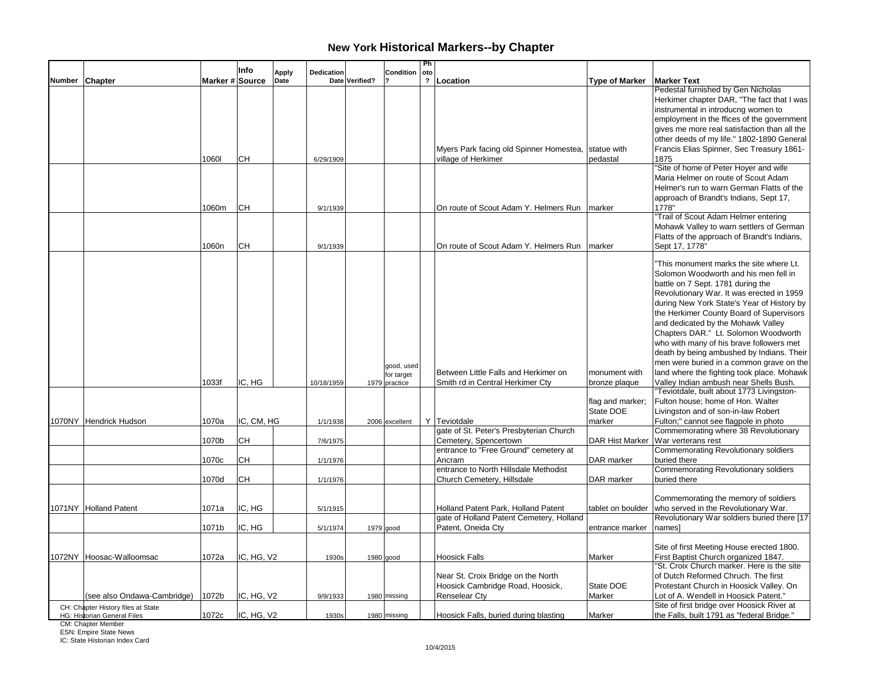# New York Historical Markers--by Chapter

| Number | Chapter | Marker # | Info Source | Apply Date | Dedication Date | Verified? | Condition? | Photo? | Location | Type of Marker | Marker Text |
|---|---|---|---|---|---|---|---|---|---|---|---|
| | | 1060l | CH | | 6/29/1909 | | | | Myers Park facing old Spinner Homestea, village of Herkimer | statue with pedastal | Pedestal furnished by Gen Nicholas Herkimer chapter DAR, "The fact that I was instrumental in introducng women to employment in the ffices of the government gives me more real satisfaction than all the other deeds of my life." 1802-1890 General Francis Elias Spinner, Sec Treasury 1861-1875 |
| | | 1060m | CH | | 9/1/1939 | | | | On route of Scout Adam Y. Helmers Run | marker | "Site of home of Peter Hoyer and wife Maria Helmer on route of Scout Adam Helmer's run to warn German Flatts of the approach of Brandt's Indians, Sept 17, 1778" |
| | | 1060n | CH | | 9/1/1939 | | | | On route of Scout Adam Y. Helmers Run | marker | "Trail of Scout Adam Helmer entering Mohawk Valley to warn settlers of German Flatts of the approach of Brandt's Indians, Sept 17, 1778" |
| | | 1033f | IC, HG | | 10/18/1959 | 1979 | good, used for target practice | | Between Little Falls and Herkimer on Smith rd in Central Herkimer Cty | monument with bronze plaque | "This monument marks the site where Lt. Solomon Woodworth and his men fell in battle on 7 Sept. 1781 during the Revolutionary War. It was erected in 1959 during New York State's Year of History by the Herkimer County Board of Supervisors and dedicated by the Mohawk Valley Chapters DAR." Lt. Solomon Woodworth who with many of his brave followers met death by being ambushed by Indians. Their men were buried in a common grave on the land where the fighting took place. Mohawk Valley Indian ambush near Shells Bush. |
| 1070NY | Hendrick Hudson | 1070a | IC, CM, HG | | 1/1/1938 | 2006 | excellent | Y | Teviotdale | flag and marker; State DOE marker | "Teviotdale, built about 1773 Livingston-Fulton house; home of Hon. Walter Livingston and of son-in-law Robert Fulton;" cannot see flagpole in photo |
| | | 1070b | CH | | 7/6/1975 | | | | gate of St. Peter's Presbyterian Church Cemetery, Spencertown | DAR Hist Marker | Commemorating where 38 Revolutionary War verterans rest |
| | | 1070c | CH | | 1/1/1976 | | | | entrance to "Free Ground" cemetery at Ancram | DAR marker | Commemorating Revolutionary soldiers buried there |
| | | 1070d | CH | | 1/1/1976 | | | | entrance to North Hillsdale Methodist Church Cemetery, Hillsdale | DAR marker | Commemorating Revolutionary soldiers buried there |
| 1071NY | Holland Patent | 1071a | IC, HG | | 5/1/1915 | | | | Holland Patent Park, Holland Patent | tablet on boulder | Commemorating the memory of soldiers who served in the Revolutionary War. |
| | | 1071b | IC, HG | | 5/1/1974 | 1979 | good | | gate of Holland Patent Cemetery, Holland Patent, Oneida Cty | entrance marker | Revolutionary War soldiers buried there [17 names] |
| 1072NY | Hoosac-Walloomsac | 1072a | IC, HG, V2 | | 1930s | 1980 | good | | Hoosick Falls | Marker | Site of first Meeting House erected 1800. First Baptist Church organized 1847. |
| | (see also Ondawa-Cambridge) | 1072b | IC, HG, V2 | | 9/9/1933 | 1980 | missing | | Near St. Croix Bridge on the North Hoosick Cambridge Road, Hoosick, Renselear Cty | State DOE Marker | "St. Croix Church marker. Here is the site of Dutch Reformed Chruch. The first Protestant Church in Hoosick Valley. On Lot of A. Wendell in Hoosick Patent." |
| | | 1072c | IC, HG, V2 | | 1930s | 1980 | missing | | Hoosick Falls, buried during blasting | Marker | Site of first bridge over Hoosick River at the Falls, built 1791 as "federal Bridge." |

CH: Chapter History files at State
HG: Historian General Files
CM: Chapter Member
ESN: Empire State News
IC: State Historian Index Card

10/4/2015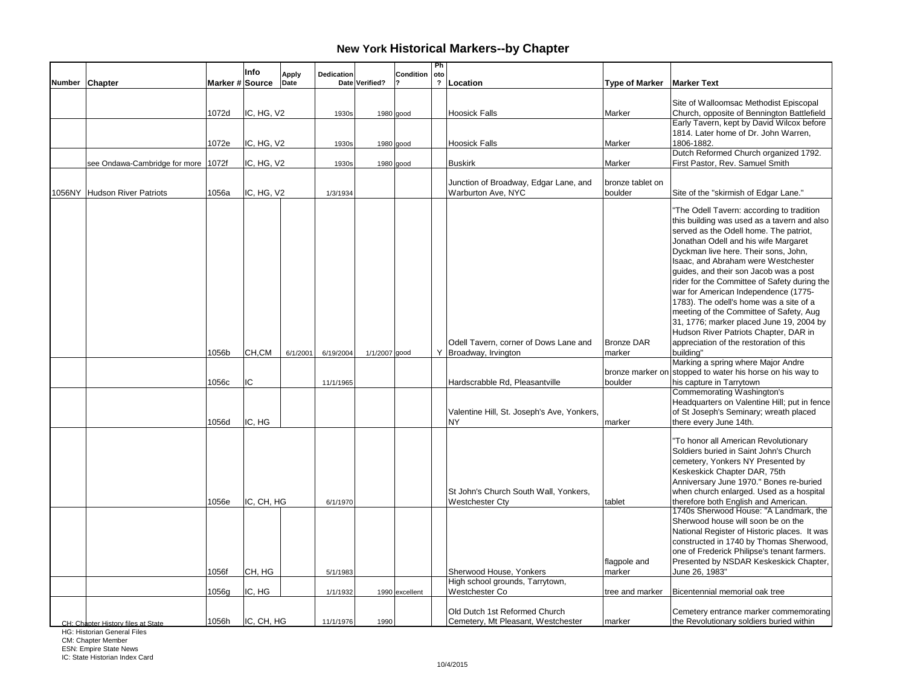# New York Historical Markers--by Chapter

| Number | Chapter | Marker # | Info Source | Apply Date | Dedication Date | Verified? | Condition? | Photo? | Location | Type of Marker | Marker Text |
|---|---|---|---|---|---|---|---|---|---|---|---|
| | | 1072d | IC, HG, V2 | | 1930s | 1980 | good | | Hoosick Falls | Marker | Site of Walloomsac Methodist Episcopal Church, opposite of Bennington Battlefield |
| | | 1072e | IC, HG, V2 | | 1930s | 1980 | good | | Hoosick Falls | Marker | Early Tavern, kept by David Wilcox before 1814. Later home of Dr. John Warren, 1806-1882. |
| | see Ondawa-Cambridge for more | 1072f | IC, HG, V2 | | 1930s | 1980 | good | | Buskirk | Marker | Dutch Reformed Church organized 1792. First Pastor, Rev. Samuel Smith |
| 1056NY | Hudson River Patriots | 1056a | IC, HG, V2 | | 1/3/1934 | | | | Junction of Broadway, Edgar Lane, and Warburton Ave, NYC | bronze tablet on boulder | Site of the "skirmish of Edgar Lane." |
| | | 1056b | CH,CM | 6/1/2001 | 6/19/2004 | 1/1/2007 | good | Y | Odell Tavern, corner of Dows Lane and Broadway, Irvington | Bronze DAR marker | "The Odell Tavern: according to tradition this building was used as a tavern and also served as the Odell home. The patriot, Jonathan Odell and his wife Margaret Dyckman live here. Their sons, John, Isaac, and Abraham were Westchester guides, and their son Jacob was a post rider for the Committee of Safety during the war for American Independence (1775-1783). The odell's home was a site of a meeting of the Committee of Safety, Aug 31, 1776; marker placed June 19, 2004 by Hudson River Patriots Chapter, DAR in appreciation of the restoration of this building" |
| | | 1056c | IC | | 11/1/1965 | | | | Hardscrabble Rd, Pleasantville | bronze marker on boulder | Marking a spring where Major Andre stopped to water his horse on his way to his capture in Tarrytown |
| | | 1056d | IC, HG | | | | | | Valentine Hill, St. Joseph's Ave, Yonkers, NY | marker | Commemorating Washington's Headquarters on Valentine Hill; put in fence of St Joseph's Seminary; wreath placed there every June 14th. |
| | | 1056e | IC, CH, HG | | 6/1/1970 | | | | St John's Church South Wall, Yonkers, Westchester Cty | tablet | "To honor all American Revolutionary Soldiers buried in Saint John's Church cemetery, Yonkers NY Presented by Keskeskick Chapter DAR, 75th Anniversary June 1970." Bones re-buried when church enlarged. Used as a hospital therefore both English and American. |
| | | 1056f | CH, HG | | 5/1/1983 | | | | Sherwood House, Yonkers | flagpole and marker | 1740s Sherwood House: "A Landmark, the Sherwood house will soon be on the National Register of Historic places. It was constructed in 1740 by Thomas Sherwood, one of Frederick Philipse's tenant farmers. Presented by NSDAR Keskeskick Chapter, June 26, 1983" |
| | | 1056g | IC, HG | | 1/1/1932 | 1990 | excellent | | High school grounds, Tarrytown, Westchester Co | tree and marker | Bicentennial memorial oak tree |
| | | 1056h | IC, CH, HG | | 11/1/1976 | 1990 | | | Old Dutch 1st Reformed Church Cemetery, Mt Pleasant, Westchester | marker | Cemetery entrance marker commemorating the Revolutionary soldiers buried within |

CH: Chapter History files at State
HG: Historian General Files
CM: Chapter Member
ESN: Empire State News
IC: State Historian Index Card

10/4/2015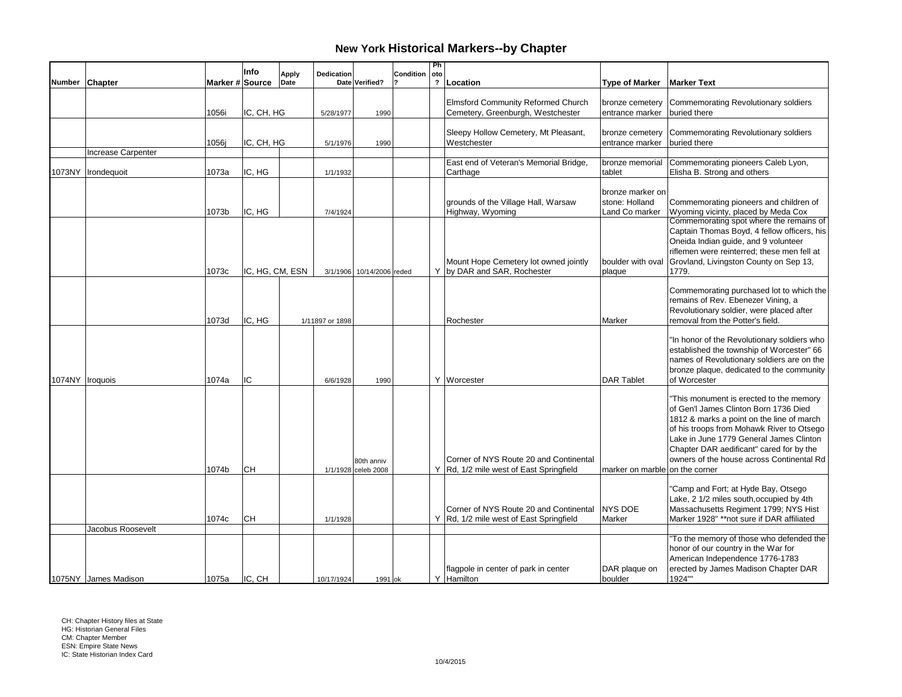# New York Historical Markers--by Chapter

| Number | Chapter | Marker # | Info Source | Apply Date | Dedication Date | Verified? | Condition? | Photo? | Location | Type of Marker | Marker Text |
|---|---|---|---|---|---|---|---|---|---|---|---|
| | | 1056i | IC, CH, HG | | 5/28/1977 | 1990 | | | Elmsford Community Reformed Church Cemetery, Greenburgh, Westchester | bronze cemetery entrance marker | Commemorating Revolutionary soldiers buried there |
| | | 1056j | IC, CH, HG | | 5/1/1976 | 1990 | | | Sleepy Hollow Cemetery, Mt Pleasant, Westchester | bronze cemetery entrance marker | Commemorating Revolutionary soldiers buried there |
| | Increase Carpenter | | | | | | | | | | |
| 1073NY | Irondequoit | 1073a | IC, HG | | 1/1/1932 | | | | East end of Veteran's Memorial Bridge, Carthage | bronze memorial tablet | Commemorating pioneers Caleb Lyon, Elisha B. Strong and others |
| | | 1073b | IC, HG | | 7/4/1924 | | | | grounds of the Village Hall, Warsaw Highway, Wyoming | bronze marker on stone: Holland Land Co marker | Commemorating pioneers and children of Wyoming vicinity, placed by Meda Cox |
| | | 1073c | IC, HG, CM, ESN | | 3/1/1906 | 10/14/2006 | reded | Y | Mount Hope Cemetery lot owned jointly by DAR and SAR, Rochester | boulder with oval plaque | Commemorating spot where the remains of Captain Thomas Boyd, 4 fellow officers, his Oneida Indian guide, and 9 volunteer riflemen were reinterred; these men fell at Grovland, Livingston County on Sep 13, 1779. |
| | | 1073d | IC, HG | | 1/11897 or 1898 | | | | Rochester | Marker | Commemorating purchased lot to which the remains of Rev. Ebenezer Vining, a Revolutionary soldier, were placed after removal from the Potter's field. |
| 1074NY | Iroquois | 1074a | IC | | 6/6/1928 | 1990 | | Y | Worcester | DAR Tablet | "In honor of the Revolutionary soldiers who established the township of Worcester" 66 names of Revolutionary soldiers are on the bronze plaque, dedicated to the community of Worcester |
| | | 1074b | CH | | 1/1/1928 | 80th anniv celeb 2008 | | Y | Corner of NYS Route 20 and Continental Rd, 1/2 mile west of East Springfield | marker on marble on the corner | "This monument is erected to the memory of Gen'l James Clinton Born 1736 Died 1812 & marks a point on the line of march of his troops from Mohawk River to Otsego Lake in June 1779 General James Clinton Chapter DAR aedificant" cared for by the owners of the house across Continental Rd |
| | | 1074c | CH | | 1/1/1928 | | | Y | Corner of NYS Route 20 and Continental Rd, 1/2 mile west of East Springfield | NYS DOE Marker | "Camp and Fort; at Hyde Bay, Otsego Lake, 2 1/2 miles south,occupied by 4th Massachusetts Regiment 1799; NYS Hist Marker 1928" **not sure if DAR affiliated |
| | Jacobus Roosevelt | | | | | | | | | | |
| 1075NY | James Madison | 1075a | IC, CH | | 10/17/1924 | 1991 | ok | Y | flagpole in center of park in center Hamilton | DAR plaque on boulder | "To the memory of those who defended the honor of our country in the War for American Independence 1776-1783 erected by James Madison Chapter DAR 1924"" |

CH: Chapter History files at State
HG: Historian General Files
CM: Chapter Member
ESN: Empire State News
IC: State Historian Index Card

10/4/2015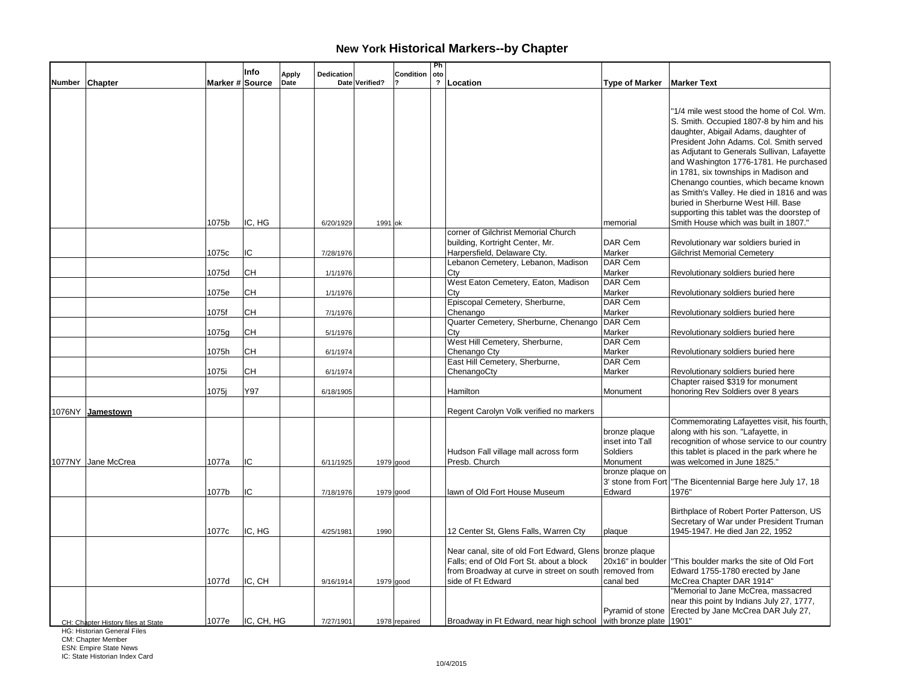# New York Historical Markers--by Chapter

| Number | Chapter | Marker # | Info Source | Apply Date | Dedication Date | Verified? | Condition ? | Photo ? | Location | Type of Marker | Marker Text |
|---|---|---|---|---|---|---|---|---|---|---|---|
| | | 1075b | IC, HG | | 6/20/1929 | 1991 | ok | | | memorial | "1/4 mile west stood the home of Col. Wm. S. Smith. Occupied 1807-8 by him and his daughter, Abigail Adams, daughter of President John Adams. Col. Smith served as Adjutant to Generals Sullivan, Lafayette and Washington 1776-1781. He purchased in 1781, six townships in Madison and Chenango counties, which became known as Smith's Valley. He died in 1816 and was buried in Sherburne West Hill. Base supporting this tablet was the doorstep of Smith House which was built in 1807." |
| | | 1075c | IC | | 7/28/1976 | | | | corner of Gilchrist Memorial Church building, Kortright Center, Mr. Harpersfield, Delaware Cty. | DAR Cem Marker | Revolutionary war soldiers buried in Gilchrist Memorial Cemetery |
| | | 1075d | CH | | 1/1/1976 | | | | Lebanon Cemetery, Lebanon, Madison Cty | DAR Cem Marker | Revolutionary soldiers buried here |
| | | 1075e | CH | | 1/1/1976 | | | | West Eaton Cemetery, Eaton, Madison Cty | DAR Cem Marker | Revolutionary soldiers buried here |
| | | 1075f | CH | | 7/1/1976 | | | | Episcopal Cemetery, Sherburne, Chenango | DAR Cem Marker | Revolutionary soldiers buried here |
| | | 1075g | CH | | 5/1/1976 | | | | Quarter Cemetery, Sherburne, Chenango Cty | DAR Cem Marker | Revolutionary soldiers buried here |
| | | 1075h | CH | | 6/1/1974 | | | | West Hill Cemetery, Sherburne, Chenango Cty | DAR Cem Marker | Revolutionary soldiers buried here |
| | | 1075i | CH | | 6/1/1974 | | | | East Hill Cemetery, Sherburne, ChenangoCty | DAR Cem Marker | Revolutionary soldiers buried here |
| | | 1075j | Y97 | | 6/18/1905 | | | | Hamilton | Monument | Chapter raised $319 for monument honoring Rev Soldiers over 8 years |
| 1076NY | **Jamestown** | | | | | | | | Regent Carolyn Volk verified no markers | | |
| 1077NY | Jane McCrea | 1077a | IC | | 6/11/1925 | 1979 | good | | Hudson Fall village mall across form Presb. Church | bronze plaque inset into Tall Soldiers Monument | Commemorating Lafayettes visit, his fourth, along with his son. "Lafayette, in recognition of whose service to our country this tablet is placed in the park where he was welcomed in June 1825." |
| | | 1077b | IC | | 7/18/1976 | 1979 | good | | lawn of Old Fort House Museum | bronze plaque on 3' stone from Fort Edward | "The Bicentennial Barge here July 17, 18 1976" |
| | | 1077c | IC, HG | | 4/25/1981 | 1990 | | | 12 Center St, Glens Falls, Warren Cty | plaque | Birthplace of Robert Porter Patterson, US Secretary of War under President Truman 1945-1947. He died Jan 22, 1952 |
| | | 1077d | IC, CH | | 9/16/1914 | 1979 | good | | Near canal, site of old Fort Edward, Glens Falls; end of Old Fort St. about a block from Broadway at curve in street on south side of Ft Edward | bronze plaque 20x16" in boulder removed from canal bed | "This boulder marks the site of Old Fort Edward 1755-1780 erected by Jane McCrea Chapter DAR 1914" |
| | | 1077e | IC, CH, HG | | 7/27/1901 | 1978 | repaired | | Broadway in Ft Edward, near high school | Pyramid of stone with bronze plate | "Memorial to Jane McCrea, massacred near this point by Indians July 27, 1777, Erected by Jane McCrea DAR July 27, 1901" |

CH: Chapter History files at State
HG: Historian General Files
CM: Chapter Member
ESN: Empire State News
IC: State Historian Index Card

10/4/2015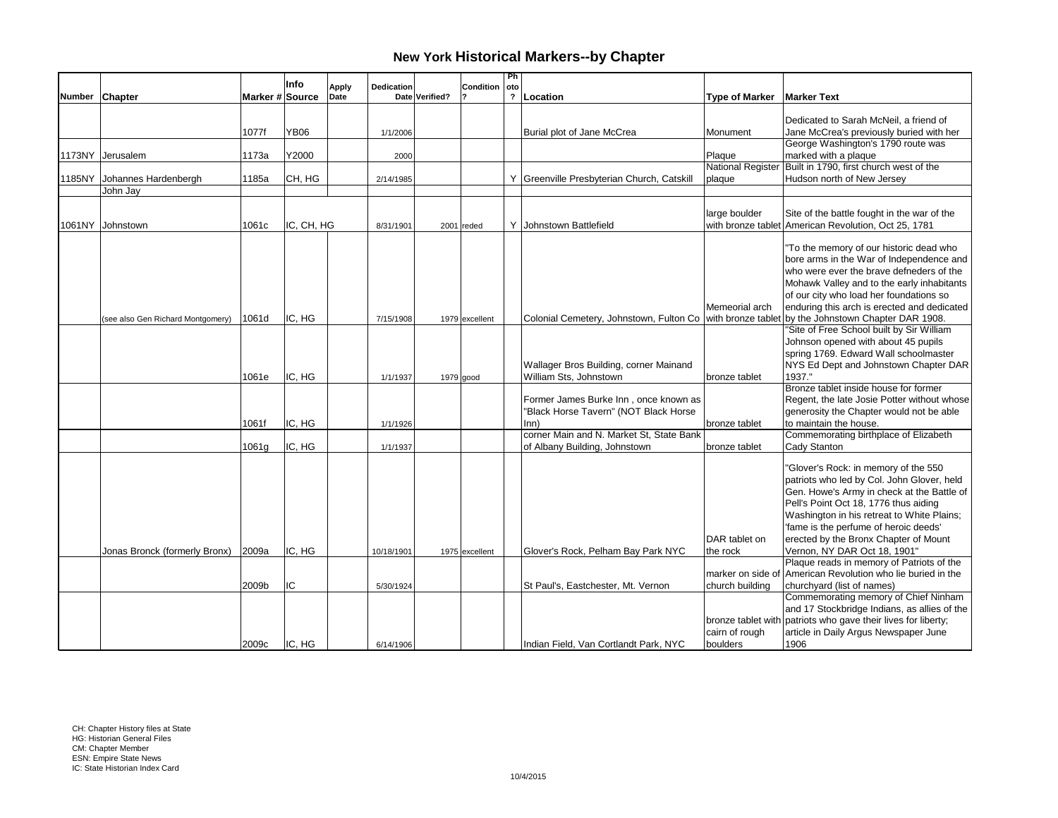# New York Historical Markers--by Chapter

| Number | Chapter | Marker # | Info Source | Apply Date | Dedication Date | Verified? | Condition ? | Photo ? | Location | Type of Marker | Marker Text |
|---|---|---|---|---|---|---|---|---|---|---|---|
| | | 1077f | YB06 | | 1/1/2006 | | | | Burial plot of Jane McCrea | Monument | Dedicated to Sarah McNeil, a friend of Jane McCrea's previously buried with her |
| 1173NY | Jerusalem | 1173a | Y2000 | | 2000 | | | | | Plaque | George Washington's 1790 route was marked with a plaque |
| 1185NY | Johannes Hardenbergh | 1185a | CH, HG | | 2/14/1985 | | | Y | Greenville Presbyterian Church, Catskill | National Register plaque | Built in 1790, first church west of the Hudson north of New Jersey |
| | John Jay | | | | | | | | | | |
| 1061NY | Johnstown | 1061c | IC, CH, HG | | 8/31/1901 | 2001 | reded | Y | Johnstown Battlefield | large boulder with bronze tablet | Site of the battle fought in the war of the American Revolution, Oct 25, 1781 |
| | (see also Gen Richard Montgomery) | 1061d | IC, HG | | 7/15/1908 | 1979 | excellent | | Colonial Cemetery, Johnstown, Fulton Co | Memeorial arch with bronze tablet | "To the memory of our historic dead who bore arms in the War of Independence and who were ever the brave defneders of the Mohawk Valley and to the early inhabitants of our city who load her foundations so enduring this arch is erected and dedicated by the Johnstown Chapter DAR 1908. |
| | | 1061e | IC, HG | | 1/1/1937 | 1979 | good | | Wallager Bros Building, corner Mainand William Sts, Johnstown | bronze tablet | "Site of Free School built by Sir William Johnson opened with about 45 pupils spring 1769. Edward Wall schoolmaster NYS Ed Dept and Johnstown Chapter DAR 1937." |
| | | 1061f | IC, HG | | 1/1/1926 | | | | Former James Burke Inn , once known as "Black Horse Tavern" (NOT Black Horse Inn) | bronze tablet | Bronze tablet inside house for former Regent, the late Josie Potter without whose generosity the Chapter would not be able to maintain the house. |
| | | 1061g | IC, HG | | 1/1/1937 | | | | corner Main and N. Market St, State Bank of Albany Building, Johnstown | bronze tablet | Commemorating birthplace of Elizabeth Cady Stanton |
| | Jonas Bronck (formerly Bronx) | 2009a | IC, HG | | 10/18/1901 | 1975 | excellent | | Glover's Rock, Pelham Bay Park NYC | DAR tablet on the rock | "Glover's Rock: in memory of the 550 patriots who led by Col. John Glover, held Gen. Howe's Army in check at the Battle of Pell's Point Oct 18, 1776 thus aiding Washington in his retreat to White Plains; 'fame is the perfume of heroic deeds' erected by the Bronx Chapter of Mount Vernon, NY DAR Oct 18, 1901" |
| | | 2009b | IC | | 5/30/1924 | | | | St Paul's, Eastchester, Mt. Vernon | marker on side of church building | Plaque reads in memory of Patriots of the American Revolution who lie buried in the churchyard (list of names) |
| | | 2009c | IC, HG | | 6/14/1906 | | | | Indian Field, Van Cortlandt Park, NYC | bronze tablet with cairn of rough boulders | Commemorating memory of Chief Ninham and 17 Stockbridge Indians, as allies of the patriots who gave their lives for liberty; article in Daily Argus Newspaper June 1906 |

CH: Chapter History files at State
HG: Historian General Files
CM: Chapter Member
ESN: Empire State News
IC: State Historian Index Card

10/4/2015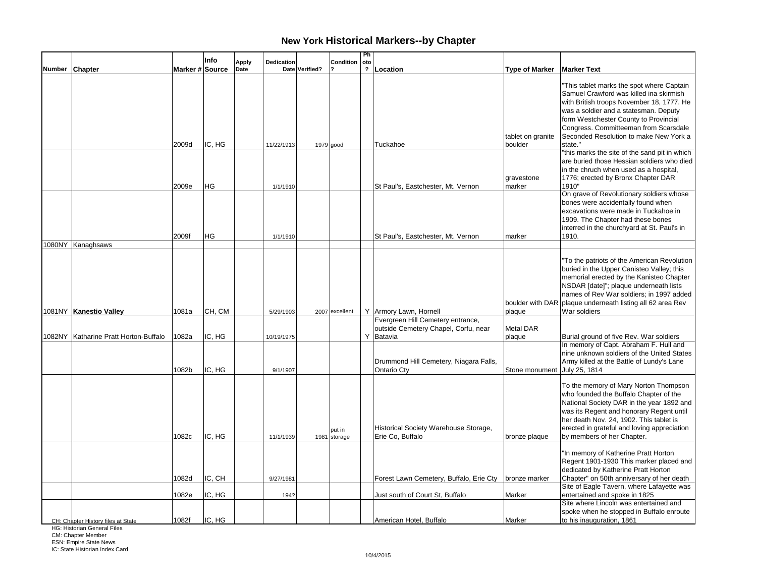## New York Historical Markers--by Chapter

| Number | Chapter | Marker # | Info Source | Apply Date | Dedication Date | Verified? | Condition? | Photo? | Location | Type of Marker | Marker Text |
|---|---|---|---|---|---|---|---|---|---|---|---|
| | | 2009d | IC, HG | | 11/22/1913 | 1979 | good | | Tuckahoe | tablet on granite boulder | "This tablet marks the spot where Captain Samuel Crawford was killed ina skirmish with British troops November 18, 1777. He was a soldier and a statesman. Deputy form Westchester County to Provincial Congress. Committeeman from Scarsdale Seconded Resolution to make New York a state." |
| | | 2009e | HG | | 1/1/1910 | | | | St Paul's, Eastchester, Mt. Vernon | gravestone marker | "this marks the site of the sand pit in which are buried those Hessian soldiers who died in the chruch when used as a hospital, 1776; erected by Bronx Chapter DAR 1910" |
| | | 2009f | HG | | 1/1/1910 | | | | St Paul's, Eastchester, Mt. Vernon | marker | On grave of Revolutionary soldiers whose bones were accidentally found when excavations were made in Tuckahoe in 1909. The Chapter had these bones interred in the churchyard at St. Paul's in 1910. |
| 1080NY | Kanaghsaws | | | | | | | | | | |
| 1081NY | **Kanestio Valley** | 1081a | CH, CM | | 5/29/1903 | 2007 | excellent | Y | Armory Lawn, Hornell | boulder with DAR plaque | "To the patriots of the American Revolution buried in the Upper Canisteo Valley; this memorial erected by the Kanisteo Chapter NSDAR [date]"; plaque underneath lists names of Rev War soldiers; in 1997 added plaque underneath listing all 62 area Rev War soldiers |
| 1082NY | Katharine Pratt Horton-Buffalo | 1082a | IC, HG | | 10/19/1975 | | | Y | Evergreen Hill Cemetery entrance, outside Cemetery Chapel, Corfu, near Batavia | Metal DAR plaque | Burial ground of five Rev. War soldiers |
| | | 1082b | IC, HG | | 9/1/1907 | | | | Drummond Hill Cemetery, Niagara Falls, Ontario Cty | Stone monument | In memory of Capt. Abraham F. Hull and nine unknown soldiers of the United States Army killed at the Battle of Lundy's Lane July 25, 1814 |
| | | 1082c | IC, HG | | 11/1/1939 | 1981 | put in storage | | Historical Society Warehouse Storage, Erie Co, Buffalo | bronze plaque | To the memory of Mary Norton Thompson who founded the Buffalo Chapter of the National Society DAR in the year 1892 and was its Regent and honorary Regent until her death Nov. 24, 1902. This tablet is erected in grateful and loving appreciation by members of her Chapter. |
| | | 1082d | IC, CH | | 9/27/1981 | | | | Forest Lawn Cemetery, Buffalo, Erie Cty | bronze marker | "In memory of Katherine Pratt Horton Regent 1901-1930 This marker placed and dedicated by Katherine Pratt Horton Chapter" on 50th anniversary of her death |
| | | 1082e | IC, HG | | 194? | | | | Just south of Court St, Buffalo | Marker | Site of Eagle Tavern, where Lafayette was entertained and spoke in 1825 |
| | | 1082f | IC, HG | | | | | | American Hotel, Buffalo | Marker | Site where Lincoln was entertained and spoke when he stopped in Buffalo enroute to his inauguration, 1861 |

CH: Chapter History files at State
HG: Historian General Files
CM: Chapter Member
ESN: Empire State News
IC: State Historian Index Card

10/4/2015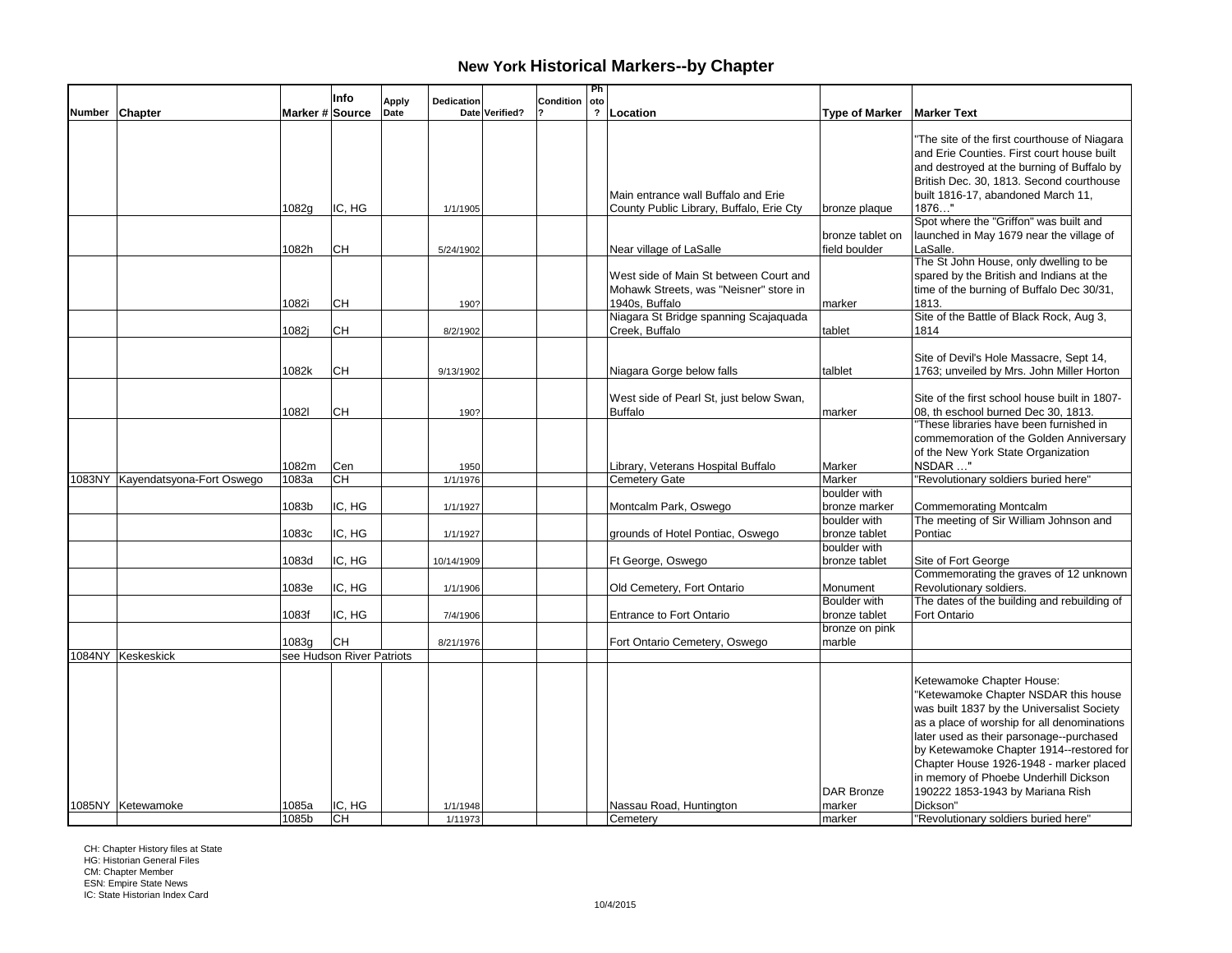# New York Historical Markers--by Chapter

| Number | Chapter | Marker # | Info Source | Apply Date | Dedication Date | Verified? | Condition ? | Photo ? | Location | Type of Marker | Marker Text |
|---|---|---|---|---|---|---|---|---|---|---|---|
| | | 1082g | IC, HG | | 1/1/1905 | | | | Main entrance wall Buffalo and Erie County Public Library, Buffalo, Erie Cty | bronze plaque | "The site of the first courthouse of Niagara and Erie Counties. First court house built and destroyed at the burning of Buffalo by British Dec. 30, 1813. Second courthouse built 1816-17, abandoned March 11, 1876…" |
| | | 1082h | CH | | 5/24/1902 | | | | Near village of LaSalle | bronze tablet on field boulder | Spot where the "Griffon" was built and launched in May 1679 near the village of LaSalle. |
| | | 1082i | CH | | 190? | | | | West side of Main St between Court and Mohawk Streets, was "Neisner" store in 1940s, Buffalo | marker | The St John House, only dwelling to be spared by the British and Indians at the time of the burning of Buffalo Dec 30/31, 1813. |
| | | 1082j | CH | | 8/2/1902 | | | | Niagara St Bridge spanning Scajaquada Creek, Buffalo | tablet | Site of the Battle of Black Rock, Aug 3, 1814 |
| | | 1082k | CH | | 9/13/1902 | | | | Niagara Gorge below falls | talblet | Site of Devil's Hole Massacre, Sept 14, 1763; unveiled by Mrs. John Miller Horton |
| | | 1082l | CH | | 190? | | | | West side of Pearl St, just below Swan, Buffalo | marker | Site of the first school house built in 1807-08, th eschool burned Dec 30, 1813. |
| | | 1082m | Cen | | 1950 | | | | Library, Veterans Hospital Buffalo | Marker | "These libraries have been furnished in commemoration of the Golden Anniversary of the New York State Organization NSDAR …" |
| 1083NY | Kayendatsyona-Fort Oswego | 1083a | CH | | 1/1/1976 | | | | Cemetery Gate | Marker | "Revolutionary soldiers buried here" |
| | | 1083b | IC, HG | | 1/1/1927 | | | | Montcalm Park, Oswego | boulder with bronze marker | Commemorating Montcalm |
| | | 1083c | IC, HG | | 1/1/1927 | | | | grounds of Hotel Pontiac, Oswego | boulder with bronze tablet | The meeting of Sir William Johnson and Pontiac |
| | | 1083d | IC, HG | | 10/14/1909 | | | | Ft George, Oswego | boulder with bronze tablet | Site of Fort George |
| | | 1083e | IC, HG | | 1/1/1906 | | | | Old Cemetery, Fort Ontario | Monument | Commemorating the graves of 12 unknown Revolutionary soldiers. |
| | | 1083f | IC, HG | | 7/4/1906 | | | | Entrance to Fort Ontario | Boulder with bronze tablet | The dates of the building and rebuilding of Fort Ontario |
| | | 1083g | CH | | 8/21/1976 | | | | Fort Ontario Cemetery, Oswego | bronze on pink marble | |
| 1084NY | Keskeskick | see Hudson River Patriots | | | | | | | | | |
| 1085NY | Ketewamoke | 1085a | IC, HG | | 1/1/1948 | | | | Nassau Road, Huntington | DAR Bronze marker | Ketewamoke Chapter House: "Ketewamoke Chapter NSDAR this house was built 1837 by the Universalist Society as a place of worship for all denominations later used as their parsonage--purchased by Ketewamoke Chapter 1914--restored for Chapter House 1926-1948 - marker placed in memory of Phoebe Underhill Dickson 190222 1853-1943 by Mariana Rish Dickson" |
| | | 1085b | CH | | 1/11973 | | | | Cemetery | marker | "Revolutionary soldiers buried here" |

CH: Chapter History files at State
HG: Historian General Files
CM: Chapter Member
ESN: Empire State News
IC: State Historian Index Card

10/4/2015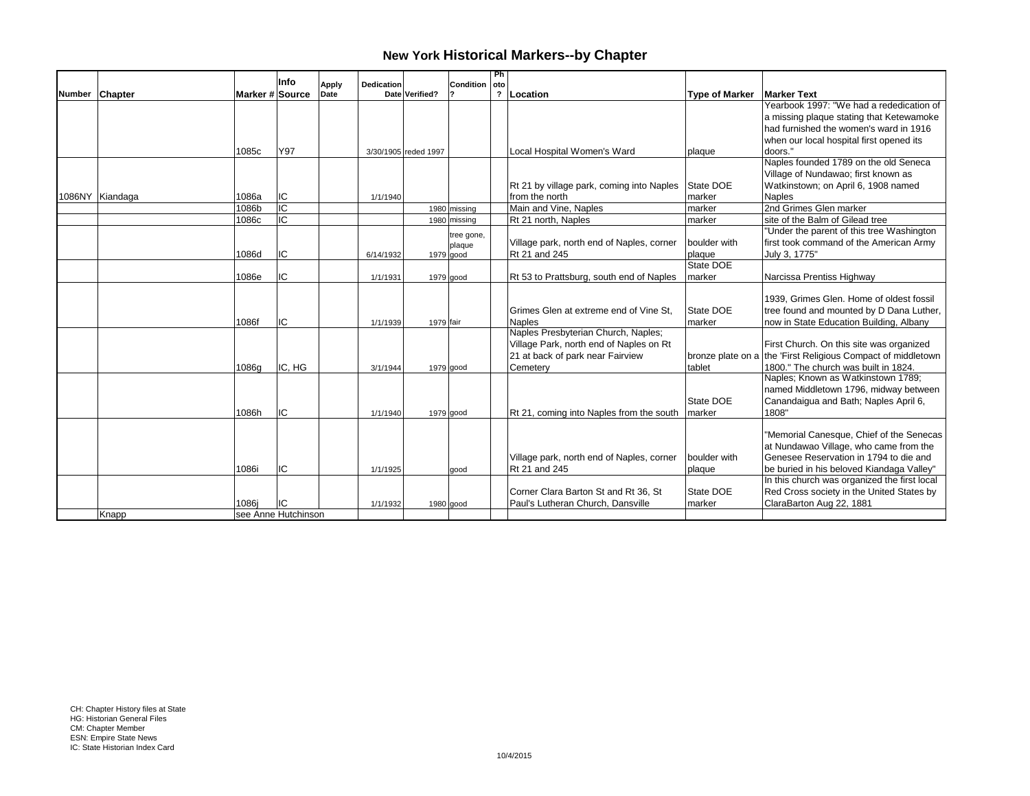# New York Historical Markers--by Chapter

| Number | Chapter | Marker # | Info Source | Apply Date | Dedication Date | Verified? | Condition ? | Photo ? | Location | Type of Marker | Marker Text |
|---|---|---|---|---|---|---|---|---|---|---|---|
| | | 1085c | Y97 | | 3/30/1905 | reded 1997 | | | Local Hospital Women's Ward | plaque | Yearbook 1997: "We had a rededication of a missing plaque stating that Ketewamoke had furnished the women's ward in 1916 when our local hospital first opened its doors." |
| 1086NY | Kiandaga | 1086a | IC | | 1/1/1940 | | | | Rt 21 by village park, coming into Naples from the north | State DOE marker | Naples founded 1789 on the old Seneca Village of Nundawao; first known as Watkinstown; on April 6, 1908 named Naples |
| | | 1086b | IC | | | 1980 | missing | | Main and Vine, Naples | marker | 2nd Grimes Glen marker |
| | | 1086c | IC | | | 1980 | missing | | Rt 21 north, Naples | marker | site of the Balm of Gilead tree |
| | | 1086d | IC | | 6/14/1932 | 1979 | tree gone, plaque good | | Village park, north end of Naples, corner Rt 21 and 245 | boulder with plaque | "Under the parent of this tree Washington first took command of the American Army July 3, 1775" |
| | | 1086e | IC | | 1/1/1931 | 1979 | good | | Rt 53 to Prattsburg, south end of Naples | State DOE marker | Narcissa Prentiss Highway |
| | | 1086f | IC | | 1/1/1939 | 1979 | fair | | Grimes Glen at extreme end of Vine St, Naples | State DOE marker | 1939, Grimes Glen. Home of oldest fossil tree found and mounted by D Dana Luther, now in State Education Building, Albany |
| | | 1086g | IC, HG | | 3/1/1944 | 1979 | good | | Naples Presbyterian Church, Naples; Village Park, north end of Naples on Rt 21 at back of park near Fairview Cemetery | bronze plate on a tablet | First Church. On this site was organized the 'First Religious Compact of middletown 1800." The church was built in 1824. |
| | | 1086h | IC | | 1/1/1940 | 1979 | good | | Rt 21, coming into Naples from the south | State DOE marker | Naples; Known as Watkinstown 1789; named Middletown 1796, midway between Canandaigua and Bath; Naples April 6, 1808" |
| | | 1086i | IC | | 1/1/1925 | | good | | Village park, north end of Naples, corner Rt 21 and 245 | boulder with plaque | "Memorial Canesque, Chief of the Senecas at Nundawao Village, who came from the Genesee Reservation in 1794 to die and be buried in his beloved Kiandaga Valley" |
| | | 1086j | IC | | 1/1/1932 | 1980 | good | | Corner Clara Barton St and Rt 36, St Paul's Lutheran Church, Dansville | State DOE marker | In this church was organized the first local Red Cross society in the United States by ClaraBarton Aug 22, 1881 |
| | Knapp | see Anne Hutchinson | | | | | | | | | |

CH: Chapter History files at State
HG: Historian General Files
CM: Chapter Member
ESN: Empire State News
IC: State Historian Index Card

10/4/2015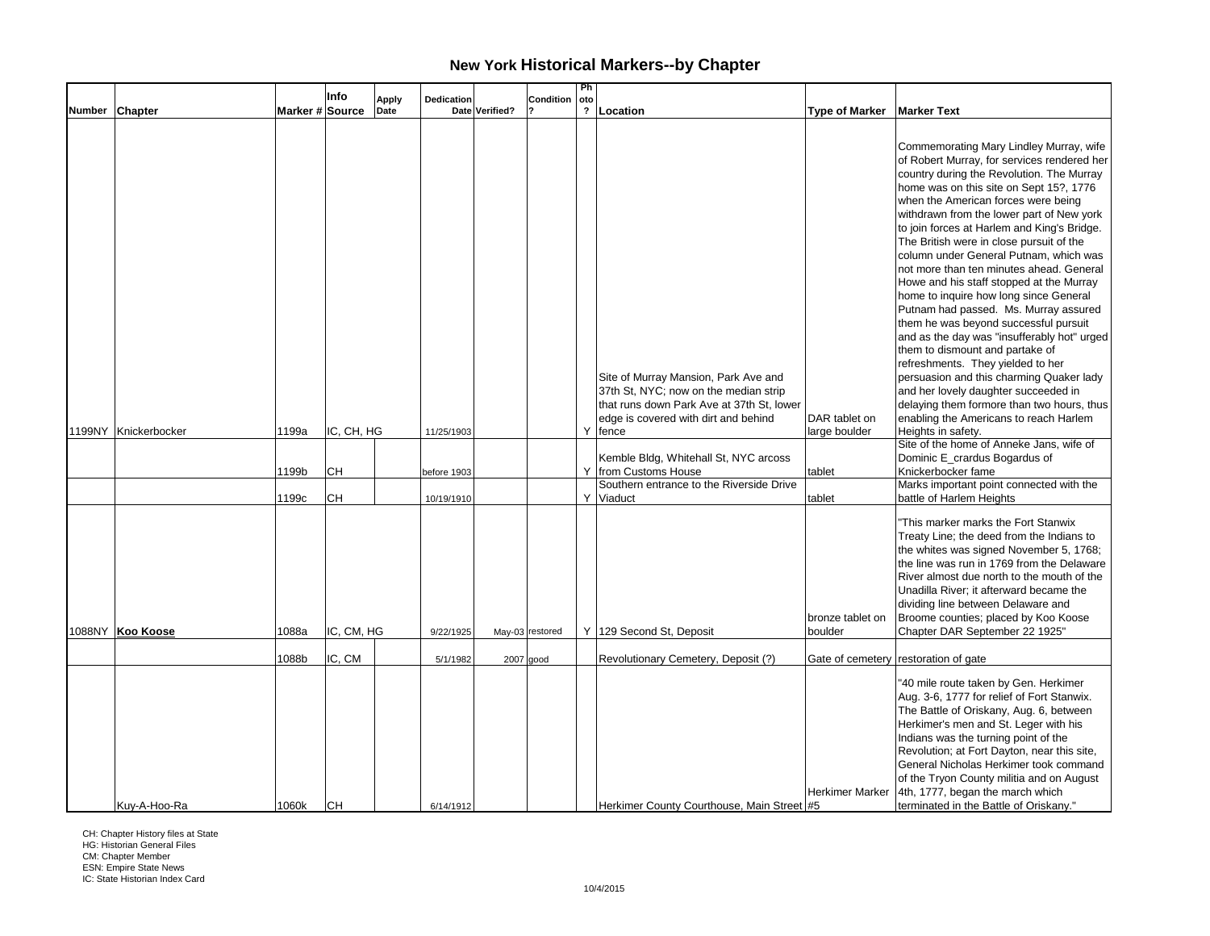# New York Historical Markers--by Chapter

| Number | Chapter | Marker # | Info Source | Apply Date | Dedication Date | Verified? | Condition ? | Photo ? | Location | Type of Marker | Marker Text |
|---|---|---|---|---|---|---|---|---|---|---|---|
| 1199NY | Knickerbocker | 1199a | IC, CH, HG | | 11/25/1903 | | | Y | Site of Murray Mansion, Park Ave and 37th St, NYC; now on the median strip that runs down Park Ave at 37th St, lower edge is covered with dirt and behind fence | DAR tablet on large boulder | Commemorating Mary Lindley Murray, wife of Robert Murray, for services rendered her country during the Revolution. The Murray home was on this site on Sept 15?, 1776 when the American forces were being withdrawn from the lower part of New york to join forces at Harlem and King's Bridge. The British were in close pursuit of the column under General Putnam, which was not more than ten minutes ahead. General Howe and his staff stopped at the Murray home to inquire how long since General Putnam had passed. Ms. Murray assured them he was beyond successful pursuit and as the day was "insufferably hot" urged them to dismount and partake of refreshments. They yielded to her persuasion and this charming Quaker lady and her lovely daughter succeeded in delaying them formore than two hours, thus enabling the Americans to reach Harlem Heights in safety. |
| | | 1199b | CH | | before 1903 | | | Y | Kemble Bldg, Whitehall St, NYC arcoss from Customs House | tablet | Site of the home of Anneke Jans, wife of Dominic E_crardus Bogardus of Knickerbocker fame |
| | | 1199c | CH | | 10/19/1910 | | | Y | Southern entrance to the Riverside Drive Viaduct | tablet | Marks important point connected with the battle of Harlem Heights |
| 1088NY | **Koo Koose** | 1088a | IC, CM, HG | | 9/22/1925 | May-03 | restored | Y | 129 Second St, Deposit | bronze tablet on boulder | "This marker marks the Fort Stanwix Treaty Line; the deed from the Indians to the whites was signed November 5, 1768; the line was run in 1769 from the Delaware River almost due north to the mouth of the Unadilla River; it afterward became the dividing line between Delaware and Broome counties; placed by Koo Koose Chapter DAR September 22 1925" |
| | | 1088b | IC, CM | | 5/1/1982 | 2007 | good | | Revolutionary Cemetery, Deposit (?) | Gate of cemetery | restoration of gate |
| | Kuy-A-Hoo-Ra | 1060k | CH | | 6/14/1912 | | | | Herkimer County Courthouse, Main Street | Herkimer Marker #5 | "40 mile route taken by Gen. Herkimer Aug. 3-6, 1777 for relief of Fort Stanwix. The Battle of Oriskany, Aug. 6, between Herkimer's men and St. Leger with his Indians was the turning point of the Revolution; at Fort Dayton, near this site, General Nicholas Herkimer took command of the Tryon County militia and on August 4th, 1777, began the march which terminated in the Battle of Oriskany." |

CH: Chapter History files at State
HG: Historian General Files
CM: Chapter Member
ESN: Empire State News
IC: State Historian Index Card

10/4/2015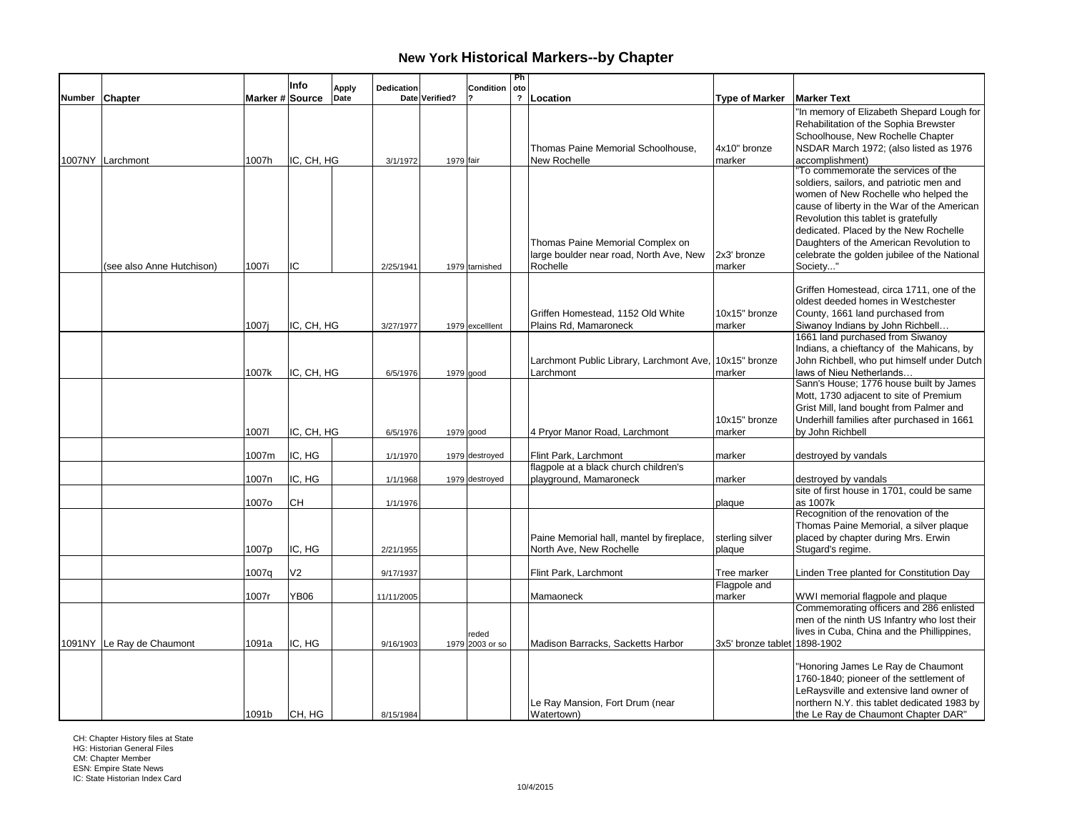# New York Historical Markers--by Chapter

| Number | Chapter | Marker # | Info Source | Apply Date | Dedication Date | Verified? | Condition? | Photo? | Location | Type of Marker | Marker Text |
|---|---|---|---|---|---|---|---|---|---|---|---|
| 1007NY | Larchmont | 1007h | IC, CH, HG | | 3/1/1972 | 1979 | fair | | Thomas Paine Memorial Schoolhouse, New Rochelle | 4x10" bronze marker | "In memory of Elizabeth Shepard Lough for Rehabilitation of the Sophia Brewster Schoolhouse, New Rochelle Chapter NSDAR March 1972; (also listed as 1976 accomplishment) |
| | (see also Anne Hutchison) | 1007i | IC | | 2/25/1941 | 1979 | tarnished | | Thomas Paine Memorial Complex on large boulder near road, North Ave, New Rochelle | 2x3' bronze marker | "To commemorate the services of the soldiers, sailors, and patriotic men and women of New Rochelle who helped the cause of liberty in the War of the American Revolution this tablet is gratefully dedicated. Placed by the New Rochelle Daughters of the American Revolution to celebrate the golden jubilee of the National Society..." |
| | | 1007j | IC, CH, HG | | 3/27/1977 | 1979 | excelllent | | Griffen Homestead, 1152 Old White Plains Rd, Mamaroneck | 10x15" bronze marker | Griffen Homestead, circa 1711, one of the oldest deeded homes in Westchester County, 1661 land purchased from Siwanoy Indians by John Richbell… |
| | | 1007k | IC, CH, HG | | 6/5/1976 | 1979 | good | | Larchmont Public Library, Larchmont Ave, Larchmont | 10x15" bronze marker | 1661 land purchased from Siwanoy Indians, a chieftancy of the Mahicans, by John Richbell, who put himself under Dutch laws of Nieu Netherlands… |
| | | 1007l | IC, CH, HG | | 6/5/1976 | 1979 | good | | 4 Pryor Manor Road, Larchmont | 10x15" bronze marker | Sann's House; 1776 house built by James Mott, 1730 adjacent to site of Premium Grist Mill, land bought from Palmer and Underhill families after purchased in 1661 by John Richbell |
| | | 1007m | IC, HG | | 1/1/1970 | 1979 | destroyed | | Flint Park, Larchmont | marker | destroyed by vandals |
| | | 1007n | IC, HG | | 1/1/1968 | 1979 | destroyed | | flagpole at a black church children's playground, Mamaroneck | marker | destroyed by vandals |
| | | 1007o | CH | | 1/1/1976 | | | | | plaque | site of first house in 1701, could be same as 1007k |
| | | 1007p | IC, HG | | 2/21/1955 | | | | Paine Memorial hall, mantel by fireplace, North Ave, New Rochelle | sterling silver plaque | Recognition of the renovation of the Thomas Paine Memorial, a silver plaque placed by chapter during Mrs. Erwin Stugard's regime. |
| | | 1007q | V2 | | 9/17/1937 | | | | Flint Park, Larchmont | Tree marker | Linden Tree planted for Constitution Day |
| | | 1007r | YB06 | | 11/11/2005 | | | | Mamaoneck | Flagpole and marker | WWI memorial flagpole and plaque |
| 1091NY | Le Ray de Chaumont | 1091a | IC, HG | | 9/16/1903 | 1979 | reded 2003 or so | | Madison Barracks, Sacketts Harbor | 3x5' bronze tablet | Commemorating officers and 286 enlisted men of the ninth US Infantry who lost their lives in Cuba, China and the Phillippines, 1898-1902 |
| | | 1091b | CH, HG | | 8/15/1984 | | | | Le Ray Mansion, Fort Drum (near Watertown) | | "Honoring James Le Ray de Chaumont 1760-1840; pioneer of the settlement of LeRaysville and extensive land owner of northern N.Y. this tablet dedicated 1983 by the Le Ray de Chaumont Chapter DAR" |

CH: Chapter History files at State
HG: Historian General Files
CM: Chapter Member
ESN: Empire State News
IC: State Historian Index Card

10/4/2015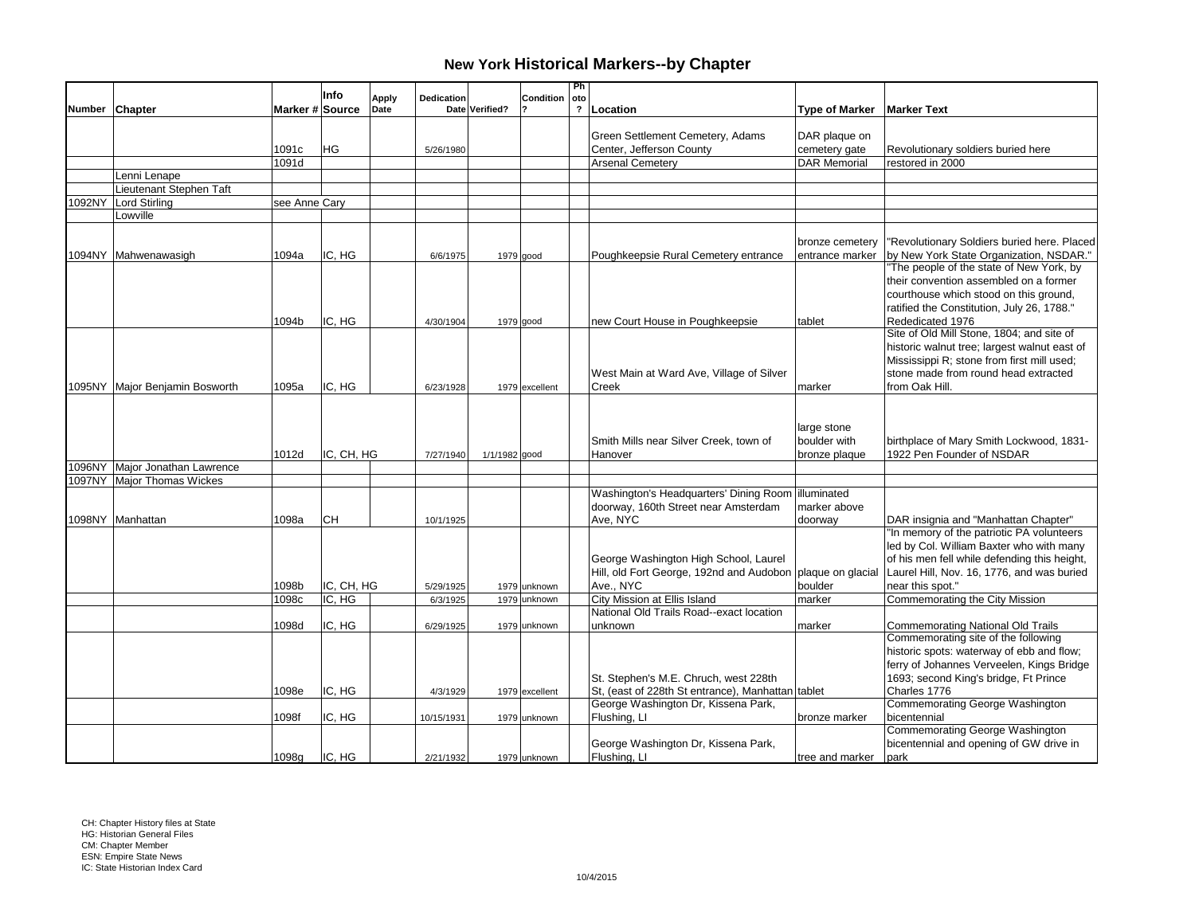# New York Historical Markers--by Chapter

| Number | Chapter | Marker # | Info Source | Apply Date | Dedication Date | Verified? | Condition ? | Photo ? | Location | Type of Marker | Marker Text |
|---|---|---|---|---|---|---|---|---|---|---|---|
| | | 1091c | HG | | 5/26/1980 | | | | Green Settlement Cemetery, Adams Center, Jefferson County | DAR plaque on cemetery gate | Revolutionary soldiers buried here |
| | | 1091d | | | | | | | Arsenal Cemetery | DAR Memorial | restored in 2000 |
| | Lenni Lenape | | | | | | | | | | |
| | Lieutenant Stephen Taft | | | | | | | | | | |
| 1092NY | Lord Stirling | see Anne Cary | | | | | | | | | |
| | Lowville | | | | | | | | | | |
| 1094NY | Mahwenawasigh | 1094a | IC, HG | | 6/6/1975 | 1979 | good | | Poughkeepsie Rural Cemetery entrance | bronze cemetery entrance marker | "Revolutionary Soldiers buried here. Placed by New York State Organization, NSDAR." |
| | | 1094b | IC, HG | | 4/30/1904 | 1979 | good | | new Court House in Poughkeepsie | tablet | "The people of the state of New York, by their convention assembled on a former courthouse which stood on this ground, ratified the Constitution, July 26, 1788." Rededicated 1976 |
| 1095NY | Major Benjamin Bosworth | 1095a | IC, HG | | 6/23/1928 | 1979 | excellent | | West Main at Ward Ave, Village of Silver Creek | marker | Site of Old Mill Stone, 1804; and site of historic walnut tree; largest walnut east of Mississippi R; stone from first mill used; stone made from round head extracted from Oak Hill. |
| | | 1012d | IC, CH, HG | | 7/27/1940 | 1/1/1982 | good | | Smith Mills near Silver Creek, town of Hanover | large stone boulder with bronze plaque | birthplace of Mary Smith Lockwood, 1831-1922 Pen Founder of NSDAR |
| 1096NY | Major Jonathan Lawrence | | | | | | | | | | |
| 1097NY | Major Thomas Wickes | | | | | | | | | | |
| 1098NY | Manhattan | 1098a | CH | | 10/1/1925 | | | | Washington's Headquarters' Dining Room doorway, 160th Street near Amsterdam Ave, NYC | illuminated marker above doorway | DAR insignia and "Manhattan Chapter" |
| | | 1098b | IC, CH, HG | | 5/29/1925 | 1979 | unknown | | George Washington High School, Laurel Hill, old Fort George, 192nd and Audobon Ave., NYC | plaque on glacial boulder | "In memory of the patriotic PA volunteers led by Col. William Baxter who with many of his men fell while defending this height, Laurel Hill, Nov. 16, 1776, and was buried near this spot." |
| | | 1098c | IC, HG | | 6/3/1925 | 1979 | unknown | | City Mission at Ellis Island | marker | Commemorating the City Mission |
| | | 1098d | IC, HG | | 6/29/1925 | 1979 | unknown | | National Old Trails Road--exact location unknown | marker | Commemorating National Old Trails |
| | | 1098e | IC, HG | | 4/3/1929 | 1979 | excellent | | St. Stephen's M.E. Chruch, west 228th St, (east of 228th St entrance), Manhattan | tablet | Commemorating site of the following historic spots: waterway of ebb and flow; ferry of Johannes Verveelen, Kings Bridge 1693; second King's bridge, Ft Prince Charles 1776 |
| | | 1098f | IC, HG | | 10/15/1931 | 1979 | unknown | | George Washington Dr, Kissena Park, Flushing, LI | bronze marker | Commemorating George Washington bicentennial |
| | | 1098g | IC, HG | | 2/21/1932 | 1979 | unknown | | George Washington Dr, Kissena Park, Flushing, LI | tree and marker | Commemorating George Washington bicentennial and opening of GW drive in park |

CH: Chapter History files at State
HG: Historian General Files
CM: Chapter Member
ESN: Empire State News
IC: State Historian Index Card

10/4/2015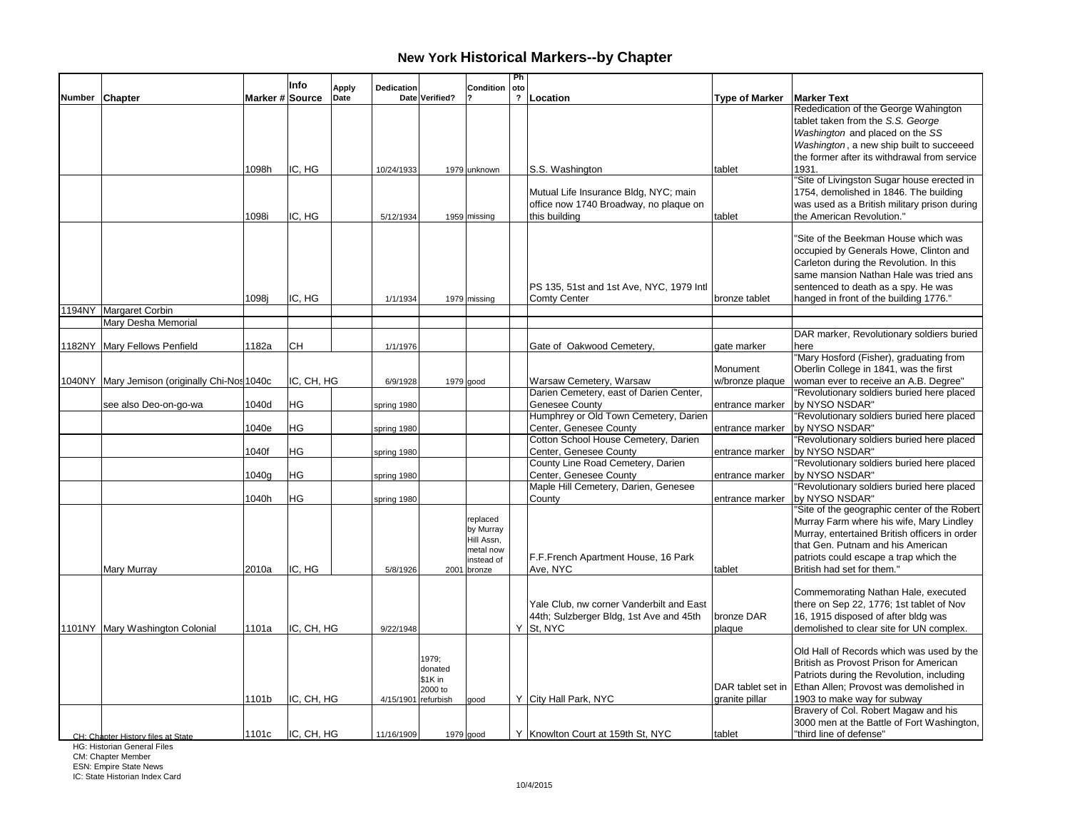# New York Historical Markers--by Chapter

| Number | Chapter | Marker # | Info Source | Apply Date | Dedication Date | Verified? | Condition? | Photo? | Location | Type of Marker | Marker Text |
|---|---|---|---|---|---|---|---|---|---|---|---|
| | | 1098h | IC, HG | | 10/24/1933 | 1979 | unknown | | S.S. Washington | tablet | Rededication of the George Wahington tablet taken from the *S.S. George Washington* and placed on the *SS Washington*, a new ship built to succeeed the former after its withdrawal from service 1931. |
| | | 1098i | IC, HG | | 5/12/1934 | 1959 | missing | | Mutual Life Insurance Bldg, NYC; main office now 1740 Broadway, no plaque on this building | tablet | "Site of Livingston Sugar house erected in 1754, demolished in 1846. The building was used as a British military prison during the American Revolution." |
| | | 1098j | IC, HG | | 1/1/1934 | 1979 | missing | | PS 135, 51st and 1st Ave, NYC, 1979 Intl Comty Center | bronze tablet | "Site of the Beekman House which was occupied by Generals Howe, Clinton and Carleton during the Revolution. In this same mansion Nathan Hale was tried ans sentenced to death as a spy. He was hanged in front of the building 1776." |
| 1194NY | Margaret Corbin | | | | | | | | | | |
| | Mary Desha Memorial | | | | | | | | | | |
| 1182NY | Mary Fellows Penfield | 1182a | CH | | 1/1/1976 | | | | Gate of Oakwood Cemetery, | gate marker | DAR marker, Revolutionary soldiers buried here |
| 1040NY | Mary Jemison (originally Chi-Nos | 1040c | IC, CH, HG | | 6/9/1928 | 1979 | good | | Warsaw Cemetery, Warsaw | Monument w/bronze plaque | "Mary Hosford (Fisher), graduating from Oberlin College in 1841, was the first woman ever to receive an A.B. Degree" |
| | see also Deo-on-go-wa | 1040d | HG | | spring 1980 | | | | Darien Cemetery, east of Darien Center, Genesee County | entrance marker | "Revolutionary soldiers buried here placed by NYSO NSDAR" |
| | | 1040e | HG | | spring 1980 | | | | Humphrey or Old Town Cemetery, Darien Center, Genesee County | entrance marker | "Revolutionary soldiers buried here placed by NYSO NSDAR" |
| | | 1040f | HG | | spring 1980 | | | | Cotton School House Cemetery, Darien Center, Genesee County | entrance marker | "Revolutionary soldiers buried here placed by NYSO NSDAR" |
| | | 1040g | HG | | spring 1980 | | | | County Line Road Cemetery, Darien Center, Genesee County | entrance marker | "Revolutionary soldiers buried here placed by NYSO NSDAR" |
| | | 1040h | HG | | spring 1980 | | | | Maple Hill Cemetery, Darien, Genesee County | entrance marker | "Revolutionary soldiers buried here placed by NYSO NSDAR" |
| | Mary Murray | 2010a | IC, HG | | 5/8/1926 | 2001 | replaced by Murray Hill Assn, metal now instead of bronze | | F.F.French Apartment House, 16 Park Ave, NYC | tablet | "Site of the geographic center of the Robert Murray Farm where his wife, Mary Lindley Murray, entertained British officers in order that Gen. Putnam and his American patriots could escape a trap which the British had set for them." |
| 1101NY | Mary Washington Colonial | 1101a | IC, CH, HG | | 9/22/1948 | | | Y | Yale Club, nw corner Vanderbilt and East 44th; Sulzberger Bldg, 1st Ave and 45th St, NYC | bronze DAR plaque | Commemorating Nathan Hale, executed there on Sep 22, 1776; 1st tablet of Nov 16, 1915 disposed of after bldg was demolished to clear site for UN complex. |
| | | 1101b | IC, CH, HG | | 4/15/1901 | 1979; donated $1K in 2000 to refurbish | good | Y | City Hall Park, NYC | DAR tablet set in granite pillar | Old Hall of Records which was used by the British as Provost Prison for American Patriots during the Revolution, including Ethan Allen; Provost was demolished in 1903 to make way for subway |
| | | 1101c | IC, CH, HG | | 11/16/1909 | 1979 | good | Y | Knowlton Court at 159th St, NYC | tablet | Bravery of Col. Robert Magaw and his 3000 men at the Battle of Fort Washington, "third line of defense" |

CH: Chapter History files at State
HG: Historian General Files
CM: Chapter Member
ESN: Empire State News
IC: State Historian Index Card

10/4/2015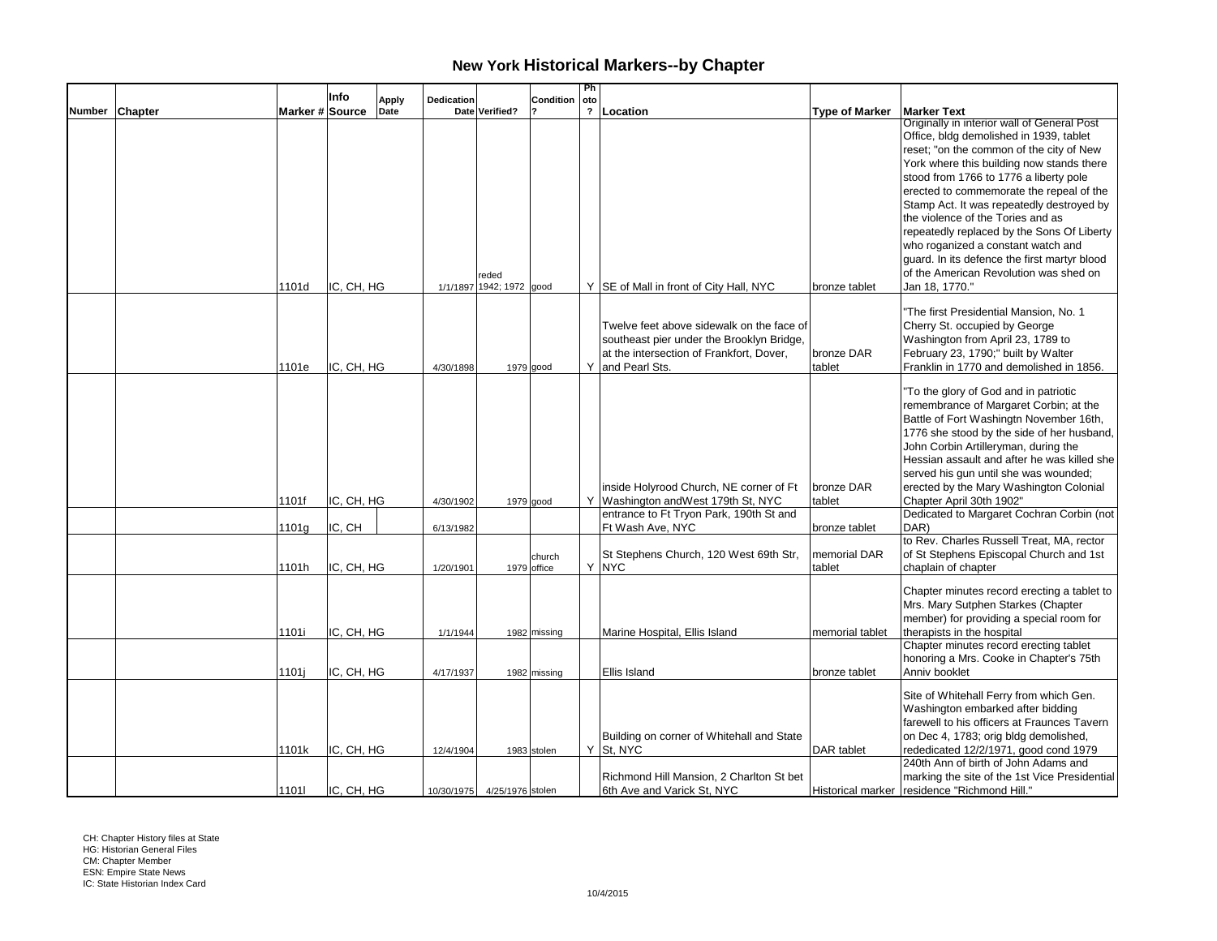# New York Historical Markers--by Chapter

| Number | Chapter | Marker # | Info Source | Apply Date | Dedication Date | Verified? | Condition? | Photo? | Location | Type of Marker | Marker Text |
|---|---|---|---|---|---|---|---|---|---|---|---|
| | | 1101d | IC, CH, HG | | 1/1/1897 | reded 1942; 1972 | good | Y | SE of Mall in front of City Hall, NYC | bronze tablet | Originally in interior wall of General Post Office, bldg demolished in 1939, tablet reset; "on the common of the city of New York where this building now stands there stood from 1766 to 1776 a liberty pole erected to commemorate the repeal of the Stamp Act. It was repeatedly destroyed by the violence of the Tories and as repeatedly replaced by the Sons Of Liberty who roganized a constant watch and guard. In its defence the first martyr blood of the American Revolution was shed on Jan 18, 1770." |
| | | 1101e | IC, CH, HG | | 4/30/1898 | 1979 | good | Y | Twelve feet above sidewalk on the face of southeast pier under the Brooklyn Bridge, at the intersection of Frankfort, Dover, and Pearl Sts. | bronze DAR tablet | "The first Presidential Mansion, No. 1 Cherry St. occupied by George Washington from April 23, 1789 to February 23, 1790;" built by Walter Franklin in 1770 and demolished in 1856. |
| | | 1101f | IC, CH, HG | | 4/30/1902 | 1979 | good | Y | inside Holyrood Church, NE corner of Ft Washington andWest 179th St, NYC | bronze DAR tablet | "To the glory of God and in patriotic remembrance of Margaret Corbin; at the Battle of Fort Washingtn November 16th, 1776 she stood by the side of her husband, John Corbin Artilleryman, during the Hessian assault and after he was killed she served his gun until she was wounded; erected by the Mary Washington Colonial Chapter April 30th 1902" |
| | | 1101g | IC, CH | | 6/13/1982 | | | | entrance to Ft Tryon Park, 190th St and Ft Wash Ave, NYC | bronze tablet | Dedicated to Margaret Cochran Corbin (not DAR) |
| | | 1101h | IC, CH, HG | | 1/20/1901 | 1979 | church office | Y | St Stephens Church, 120 West 69th Str, NYC | memorial DAR tablet | to Rev. Charles Russell Treat, MA, rector of St Stephens Episcopal Church and 1st chaplain of chapter |
| | | 1101i | IC, CH, HG | | 1/1/1944 | 1982 | missing | | Marine Hospital, Ellis Island | memorial tablet | Chapter minutes record erecting a tablet to Mrs. Mary Sutphen Starkes (Chapter member) for providing a special room for therapists in the hospital |
| | | 1101j | IC, CH, HG | | 4/17/1937 | 1982 | missing | | Ellis Island | bronze tablet | Chapter minutes record erecting tablet honoring a Mrs. Cooke in Chapter's 75th Anniv booklet |
| | | 1101k | IC, CH, HG | | 12/4/1904 | 1983 | stolen | Y | Building on corner of Whitehall and State St, NYC | DAR tablet | Site of Whitehall Ferry from which Gen. Washington embarked after bidding farewell to his officers at Fraunces Tavern on Dec 4, 1783; orig bldg demolished, rededicated 12/2/1971, good cond 1979 |
| | | 1101l | IC, CH, HG | | 10/30/1975 | 4/25/1976 | stolen | | Richmond Hill Mansion, 2 Charlton St bet 6th Ave and Varick St, NYC | Historical marker | 240th Ann of birth of John Adams and marking the site of the 1st Vice Presidential residence "Richmond Hill." |

CH: Chapter History files at State
HG: Historian General Files
CM: Chapter Member
ESN: Empire State News
IC: State Historian Index Card

10/4/2015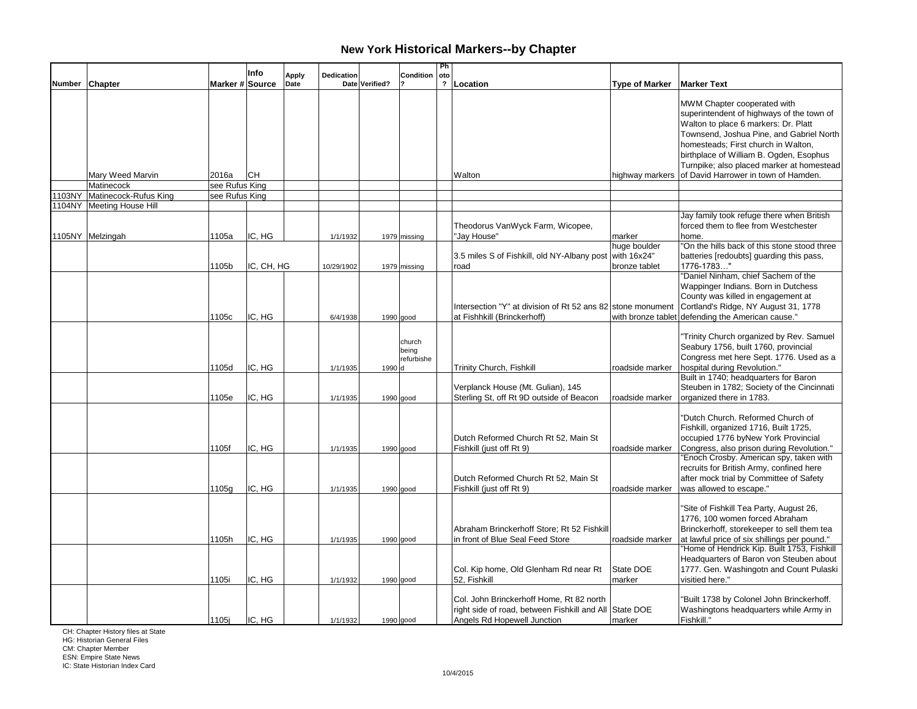## New York Historical Markers--by Chapter

| Number | Chapter | Marker # | Info Source | Apply Date | Dedication Date | Verified? | Condition? | Photo? | Location | Type of Marker | Marker Text |
|---|---|---|---|---|---|---|---|---|---|---|---|
| | Mary Weed Marvin | 2016a | CH | | | | | | Walton | highway markers | MWM Chapter cooperated with superintendent of highways of the town of Walton to place 6 markers: Dr. Platt Townsend, Joshua Pine, and Gabriel North homesteads; First church in Walton, birthplace of William B. Ogden, Esophus Turnpike; also placed marker at homestead of David Harrower in town of Hamden. |
| | Matinecock | see Rufus King | | | | | | | | | |
| 1103NY | Matinecock-Rufus King | see Rufus King | | | | | | | | | |
| 1104NY | Meeting House Hill | | | | | | | | | | |
| 1105NY | Melzingah | 1105a | IC, HG | | 1/1/1932 | 1979 | missing | | Theodorus VanWyck Farm, Wicopee, "Jay House" | marker | Jay family took refuge there when British forced them to flee from Westchester home. |
| | | 1105b | IC, CH, HG | | 10/29/1902 | 1979 | missing | | 3.5 miles S of Fishkill, old NY-Albany post road | huge boulder with 16x24" bronze tablet | "On the hills back of this stone stood three batteries [redoubts] guarding this pass, 1776-1783…" |
| | | 1105c | IC, HG | | 6/4/1938 | 1990 | good | | Intersection "Y" at division of Rt 52 ans 82 at Fishhkill (Brinckerhoff) | stone monument with bronze tablet | "Daniel Ninham, chief Sachem of the Wappinger Indians. Born in Dutchess County was killed in engagement at Cortland's Ridge, NY August 31, 1778 defending the American cause." |
| | | 1105d | IC, HG | | 1/1/1935 | 1990 | church being refurbished | | Trinity Church, Fishkill | roadside marker | "Trinity Church organized by Rev. Samuel Seabury 1756, built 1760, provincial Congress met here Sept. 1776. Used as a hospital during Revolution." |
| | | 1105e | IC, HG | | 1/1/1935 | 1990 | good | | Verplanck House (Mt. Gulian), 145 Sterling St, off Rt 9D outside of Beacon | roadside marker | Built in 1740; headquarters for Baron Steuben in 1782; Society of the Cincinnati organized there in 1783. |
| | | 1105f | IC, HG | | 1/1/1935 | 1990 | good | | Dutch Reformed Church Rt 52, Main St Fishkill (just off Rt 9) | roadside marker | "Dutch Church. Reformed Church of Fishkill, organized 1716, Built 1725, occupied 1776 byNew York Provincial Congress, also prison during Revolution." |
| | | 1105g | IC, HG | | 1/1/1935 | 1990 | good | | Dutch Reformed Church Rt 52, Main St Fishkill (just off Rt 9) | roadside marker | "Enoch Crosby. American spy, taken with recruits for British Army, confined here after mock trial by Committee of Safety was allowed to escape." |
| | | 1105h | IC, HG | | 1/1/1935 | 1990 | good | | Abraham Brinckerhoff Store; Rt 52 Fishkill in front of Blue Seal Feed Store | roadside marker | "Site of Fishkill Tea Party, August 26, 1776, 100 women forced Abraham Brinckerhoff, storekeeper to sell them tea at lawful price of six shillings per pound." |
| | | 1105i | IC, HG | | 1/1/1932 | 1990 | good | | Col. Kip home, Old Glenham Rd near Rt 52, Fishkill | State DOE marker | "Home of Hendrick Kip. Built 1753, Fishkill Headquarters of Baron von Steuben about 1777. Gen. Washingotn and Count Pulaski visitied here." |
| | | 1105j | IC, HG | | 1/1/1932 | 1990 | good | | Col. John Brinckerhoff Home, Rt 82 north right side of road, between Fishkill and All Angels Rd Hopewell Junction | State DOE marker | "Built 1738 by Colonel John Brinckerhoff. Washingtons headquarters while Army in Fishkill." |

CH: Chapter History files at State
HG: Historian General Files
CM: Chapter Member
ESN: Empire State News
IC: State Historian Index Card

10/4/2015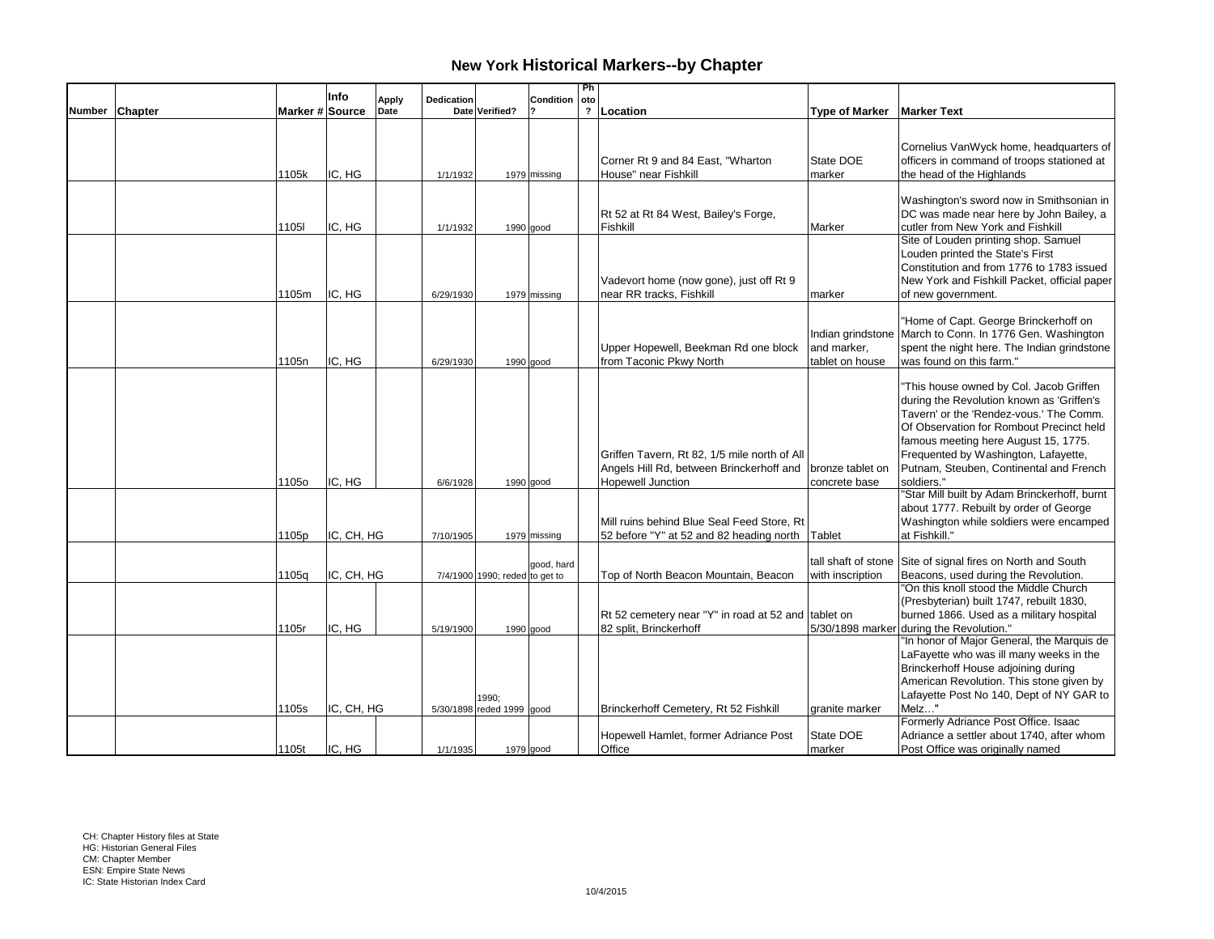# New York Historical Markers--by Chapter

| Number | Chapter | Marker # | Info Source | Apply Date | Dedication Date | Verified? | Condition ? | Photo ? | Location | Type of Marker | Marker Text |
|---|---|---|---|---|---|---|---|---|---|---|---|
| | | 1105k | IC, HG | | 1/1/1932 | 1979 | missing | | Corner Rt 9 and 84 East, "Wharton House" near Fishkill | State DOE marker | Cornelius VanWyck home, headquarters of officers in command of troops stationed at the head of the Highlands |
| | | 1105l | IC, HG | | 1/1/1932 | 1990 | good | | Rt 52 at Rt 84 West, Bailey's Forge, Fishkill | Marker | Washington's sword now in Smithsonian in DC was made near here by John Bailey, a cutler from New York and Fishkill |
| | | 1105m | IC, HG | | 6/29/1930 | 1979 | missing | | Vadevort home (now gone), just off Rt 9 near RR tracks, Fishkill | marker | Site of Louden printing shop. Samuel Louden printed the State's First Constitution and from 1776 to 1783 issued New York and Fishkill Packet, official paper of new government. |
| | | 1105n | IC, HG | | 6/29/1930 | 1990 | good | | Upper Hopewell, Beekman Rd one block from Taconic Pkwy North | Indian grindstone and marker, tablet on house | "Home of Capt. George Brinckerhoff on March to Conn. In 1776 Gen. Washington spent the night here. The Indian grindstone was found on this farm." |
| | | 1105o | IC, HG | | 6/6/1928 | 1990 | good | | Griffen Tavern, Rt 82, 1/5 mile north of All Angels Hill Rd, between Brinckerhoff and Hopewell Junction | bronze tablet on concrete base | "This house owned by Col. Jacob Griffen during the Revolution known as 'Griffen's Tavern' or the 'Rendez-vous.' The Comm. Of Observation for Rombout Precinct held famous meeting here August 15, 1775. Frequented by Washington, Lafayette, Putnam, Steuben, Continental and French soldiers." |
| | | 1105p | IC, CH, HG | | 7/10/1905 | 1979 | missing | | Mill ruins behind Blue Seal Feed Store, Rt 52 before "Y" at 52 and 82 heading north | Tablet | "Star Mill built by Adam Brinckerhoff, burnt about 1777. Rebuilt by order of George Washington while soldiers were encamped at Fishkill." |
| | | 1105q | IC, CH, HG | | 7/4/1900 | 1990; reded to get to | good, hard | | Top of North Beacon Mountain, Beacon | tall shaft of stone with inscription | Site of signal fires on North and South Beacons, used during the Revolution. |
| | | 1105r | IC, HG | | 5/19/1900 | 1990 | good | | Rt 52 cemetery near "Y" in road at 52 and 82 split, Brinckerhoff | tablet on 5/30/1898 marker | "On this knoll stood the Middle Church (Presbyterian) built 1747, rebuilt 1830, burned 1866. Used as a military hospital during the Revolution." |
| | | 1105s | IC, CH, HG | | 5/30/1898 | 1990; reded 1999 | good | | Brinckerhoff Cemetery, Rt 52 Fishkill | granite marker | "In honor of Major General, the Marquis de LaFayette who was ill many weeks in the Brinckerhoff House adjoining during American Revolution. This stone given by Lafayette Post No 140, Dept of NY GAR to Melz…" |
| | | 1105t | IC, HG | | 1/1/1935 | 1979 | good | | Hopewell Hamlet, former Adriance Post Office | State DOE marker | Formerly Adriance Post Office. Isaac Adriance a settler about 1740, after whom Post Office was originally named |

CH: Chapter History files at State
HG: Historian General Files
CM: Chapter Member
ESN: Empire State News
IC: State Historian Index Card

10/4/2015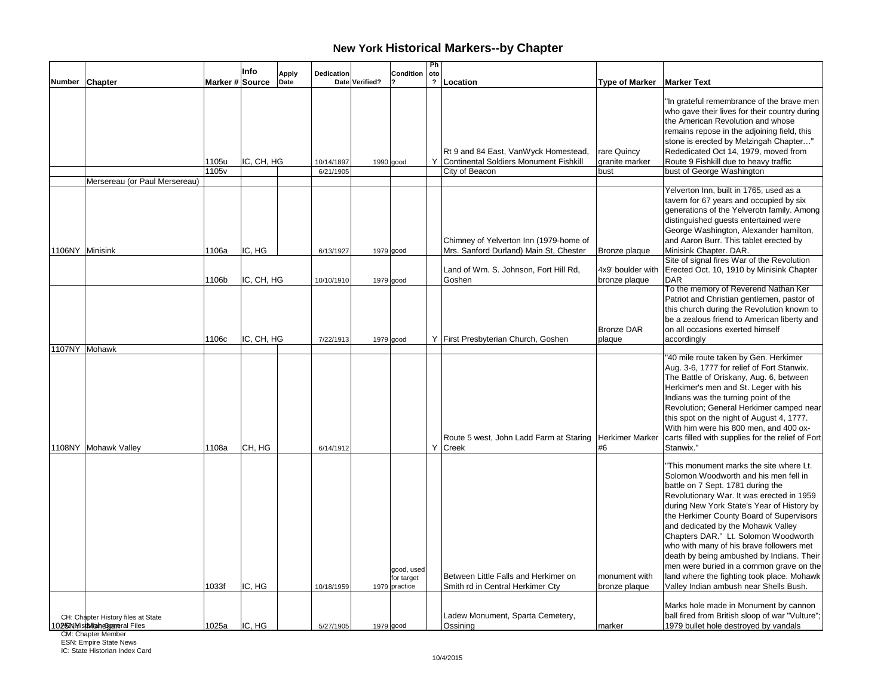# New York Historical Markers--by Chapter

| Number | Chapter | Marker # | Info Source | Apply Date | Dedication Date | Verified? | Condition ? | Photo ? | Location | Type of Marker | Marker Text |
|---|---|---|---|---|---|---|---|---|---|---|---|
| | | 1105u | IC, CH, HG | | 10/14/1897 | 1990 | good | Y | Rt 9 and 84 East, VanWyck Homestead, Continental Soldiers Monument Fishkill | rare Quincy granite marker | "In grateful remembrance of the brave men who gave their lives for their country during the American Revolution and whose remains repose in the adjoining field, this stone is erected by Melzingah Chapter…" Rededicated Oct 14, 1979, moved from Route 9 Fishkill due to heavy traffic |
| | | 1105v | | | 6/21/1905 | | | | City of Beacon | bust | bust of George Washington |
| | Mersereau (or Paul Mersereau) | | | | | | | | | | |
| 1106NY | Minisink | 1106a | IC, HG | | 6/13/1927 | 1979 | good | | Chimney of Yelverton Inn (1979-home of Mrs. Sanford Durland) Main St, Chester | Bronze plaque | Yelverton Inn, built in 1765, used as a tavern for 67 years and occupied by six generations of the Yelverotn family. Among distinguished guests entertained were George Washington, Alexander hamilton, and Aaron Burr. This tablet erected by Minisink Chapter. DAR. |
| | | 1106b | IC, CH, HG | | 10/10/1910 | 1979 | good | | Land of Wm. S. Johnson, Fort Hill Rd, Goshen | 4x9' boulder with bronze plaque | Site of signal fires War of the Revolution Erected Oct. 10, 1910 by Minisink Chapter DAR |
| | | 1106c | IC, CH, HG | | 7/22/1913 | 1979 | good | Y | First Presbyterian Church, Goshen | Bronze DAR plaque | To the memory of Reverend Nathan Ker Patriot and Christian gentlemen, pastor of this church during the Revolution known to be a zealous friend to American liberty and on all occasions exerted himself accordingly |
| 1107NY | Mohawk | | | | | | | | | | |
| 1108NY | Mohawk Valley | 1108a | CH, HG | | 6/14/1912 | | | Y | Route 5 west, John Ladd Farm at Staring Creek | Herkimer Marker #6 | "40 mile route taken by Gen. Herkimer Aug. 3-6, 1777 for relief of Fort Stanwix. The Battle of Oriskany, Aug. 6, between Herkimer's men and St. Leger with his Indians was the turning point of the Revolution; General Herkimer camped near this spot on the night of August 4, 1777. With him were his 800 men, and 400 ox-carts filled with supplies for the relief of Fort Stanwix." |
| | | 1033f | IC, HG | | 10/18/1959 | 1979 | good, used for target practice | | Between Little Falls and Herkimer on Smith rd in Central Herkimer Cty | monument with bronze plaque | "This monument marks the site where Lt. Solomon Woodworth and his men fell in battle on 7 Sept. 1781 during the Revolutionary War. It was erected in 1959 during New York State's Year of History by the Herkimer County Board of Supervisors and dedicated by the Mohawk Valley Chapters DAR." Lt. Solomon Woodworth who with many of his brave followers met death by being ambushed by Indians. Their men were buried in a common grave on the land where the fighting took place. Mohawk Valley Indian ambush near Shells Bush. |
| 1025NY | Mohegan | 1025a | IC, HG | | 5/27/1905 | 1979 | good | | Ladew Monument, Sparta Cemetery, Ossining | marker | Marks hole made in Monument by cannon ball fired from British sloop of war "Vulture"; 1979 bullet hole destroyed by vandals |

CH: Chapter History files at State
HG: Historian General Files
CM: Chapter Member
ESN: Empire State News
IC: State Historian Index Card

10/4/2015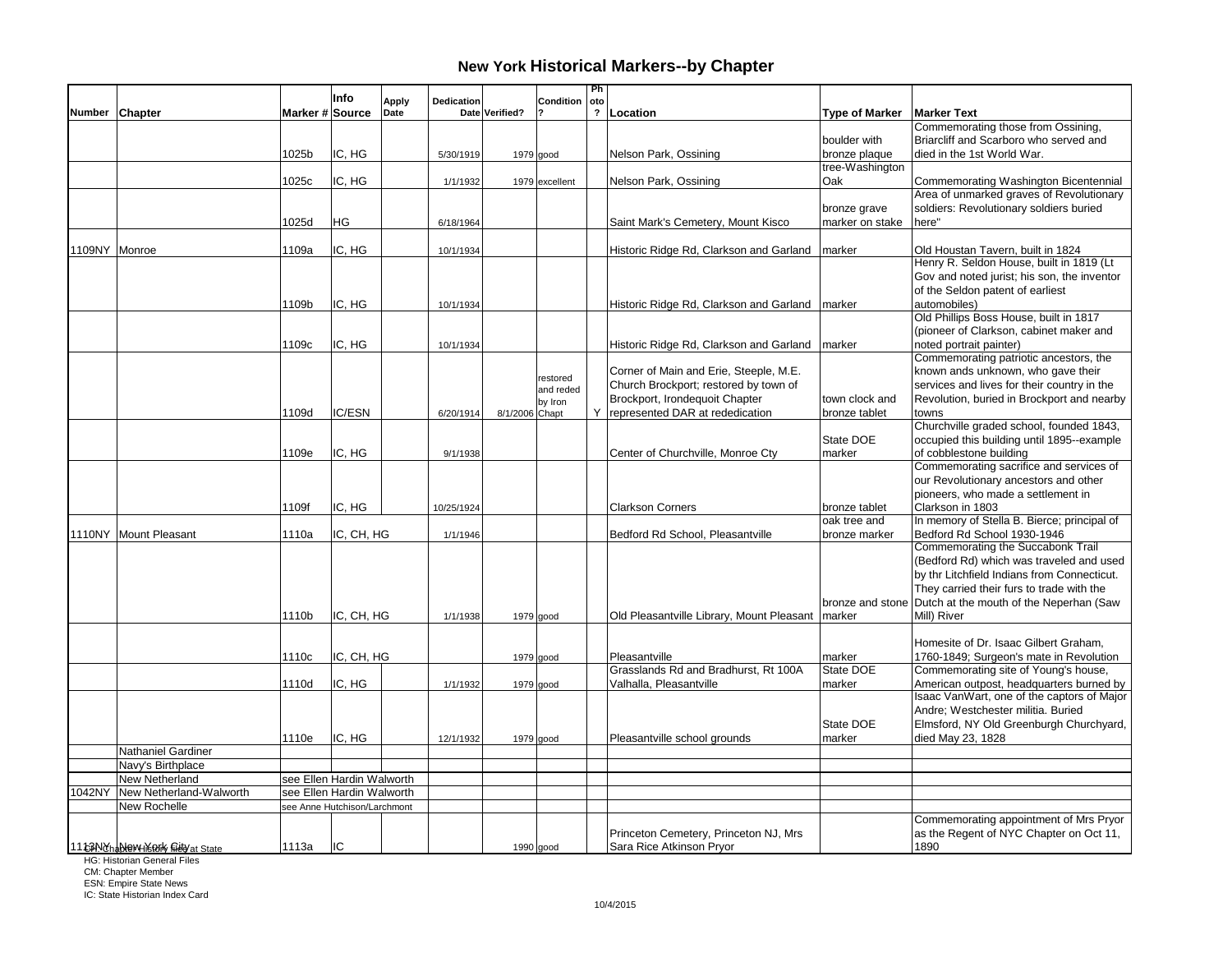# New York Historical Markers--by Chapter

| Number | Chapter | Marker # | Info Source | Apply Date | Dedication Date | Verified? | Condition ? | Photo ? | Location | Type of Marker | Marker Text |
|---|---|---|---|---|---|---|---|---|---|---|---|
| | | 1025b | IC, HG | | 5/30/1919 | 1979 | good | | Nelson Park, Ossining | boulder with bronze plaque | Commemorating those from Ossining, Briarcliff and Scarboro who served and died in the 1st World War. |
| | | 1025c | IC, HG | | 1/1/1932 | 1979 | excellent | | Nelson Park, Ossining | tree-Washington Oak | Commemorating Washington Bicentennial |
| | | 1025d | HG | | 6/18/1964 | | | | Saint Mark's Cemetery, Mount Kisco | bronze grave marker on stake | Area of unmarked graves of Revolutionary soldiers: Revolutionary soldiers buried here" |
| 1109NY | Monroe | 1109a | IC, HG | | 10/1/1934 | | | | Historic Ridge Rd, Clarkson and Garland | marker | Old Houstan Tavern, built in 1824 |
| | | 1109b | IC, HG | | 10/1/1934 | | | | Historic Ridge Rd, Clarkson and Garland | marker | Henry R. Seldon House, built in 1819 (Lt Gov and noted jurist; his son, the inventor of the Seldon patent of earliest automobiles) |
| | | 1109c | IC, HG | | 10/1/1934 | | | | Historic Ridge Rd, Clarkson and Garland | marker | Old Phillips Boss House, built in 1817 (pioneer of Clarkson, cabinet maker and noted portrait painter) |
| | | 1109d | IC/ESN | | 6/20/1914 | 8/1/2006 | restored and reded by Iron Chapt | Y | Corner of Main and Erie, Steeple, M.E. Church Brockport; restored by town of Brockport, Irondequoit Chapter represented DAR at rededication | town clock and bronze tablet | Commemorating patriotic ancestors, the known ands unknown, who gave their services and lives for their country in the Revolution, buried in Brockport and nearby towns |
| | | 1109e | IC, HG | | 9/1/1938 | | | | Center of Churchville, Monroe Cty | State DOE marker | Churchville graded school, founded 1843, occupied this building until 1895--example of cobblestone building |
| | | 1109f | IC, HG | | 10/25/1924 | | | | Clarkson Corners | bronze tablet | Commemorating sacrifice and services of our Revolutionary ancestors and other pioneers, who made a settlement in Clarkson in 1803 |
| 1110NY | Mount Pleasant | 1110a | IC, CH, HG | | 1/1/1946 | | | | Bedford Rd School, Pleasantville | oak tree and bronze marker | In memory of Stella B. Bierce; principal of Bedford Rd School 1930-1946 |
| | | 1110b | IC, CH, HG | | 1/1/1938 | 1979 | good | | Old Pleasantville Library, Mount Pleasant | bronze and stone marker | Commemorating the Succabonk Trail (Bedford Rd) which was traveled and used by thr Litchfield Indians from Connecticut. They carried their furs to trade with the Dutch at the mouth of the Neperhan (Saw Mill) River |
| | | 1110c | IC, CH, HG | | | 1979 | good | | Pleasantville | marker | Homesite of Dr. Isaac Gilbert Graham, 1760-1849; Surgeon's mate in Revolution |
| | | 1110d | IC, HG | | 1/1/1932 | 1979 | good | | Grasslands Rd and Bradhurst, Rt 100A Valhalla, Pleasantville | State DOE marker | Commemorating site of Young's house, American outpost, headquarters burned by |
| | | 1110e | IC, HG | | 12/1/1932 | 1979 | good | | Pleasantville school grounds | State DOE marker | Isaac VanWart, one of the captors of Major Andre; Westchester militia. Buried Elmsford, NY Old Greenburgh Churchyard, died May 23, 1828 |
| | Nathaniel Gardiner | | | | | | | | | | |
| | Navy's Birthplace | | | | | | | | | | |
| | New Netherland | see Ellen Hardin Walworth | | | | | | | | | |
| 1042NY | New Netherland-Walworth | see Ellen Hardin Walworth | | | | | | | | | |
| | New Rochelle | see Anne Hutchison/Larchmont | | | | | | | | | |
| 1113NY | New York City | 1113a | IC | | | 1990 | good | | Princeton Cemetery, Princeton NJ, Mrs Sara Rice Atkinson Pryor | | Commemorating appointment of Mrs Pryor as the Regent of NYC Chapter on Oct 11, 1890 |

CH: Chapter History filed at State
HG: Historian General Files
CM: Chapter Member
ESN: Empire State News
IC: State Historian Index Card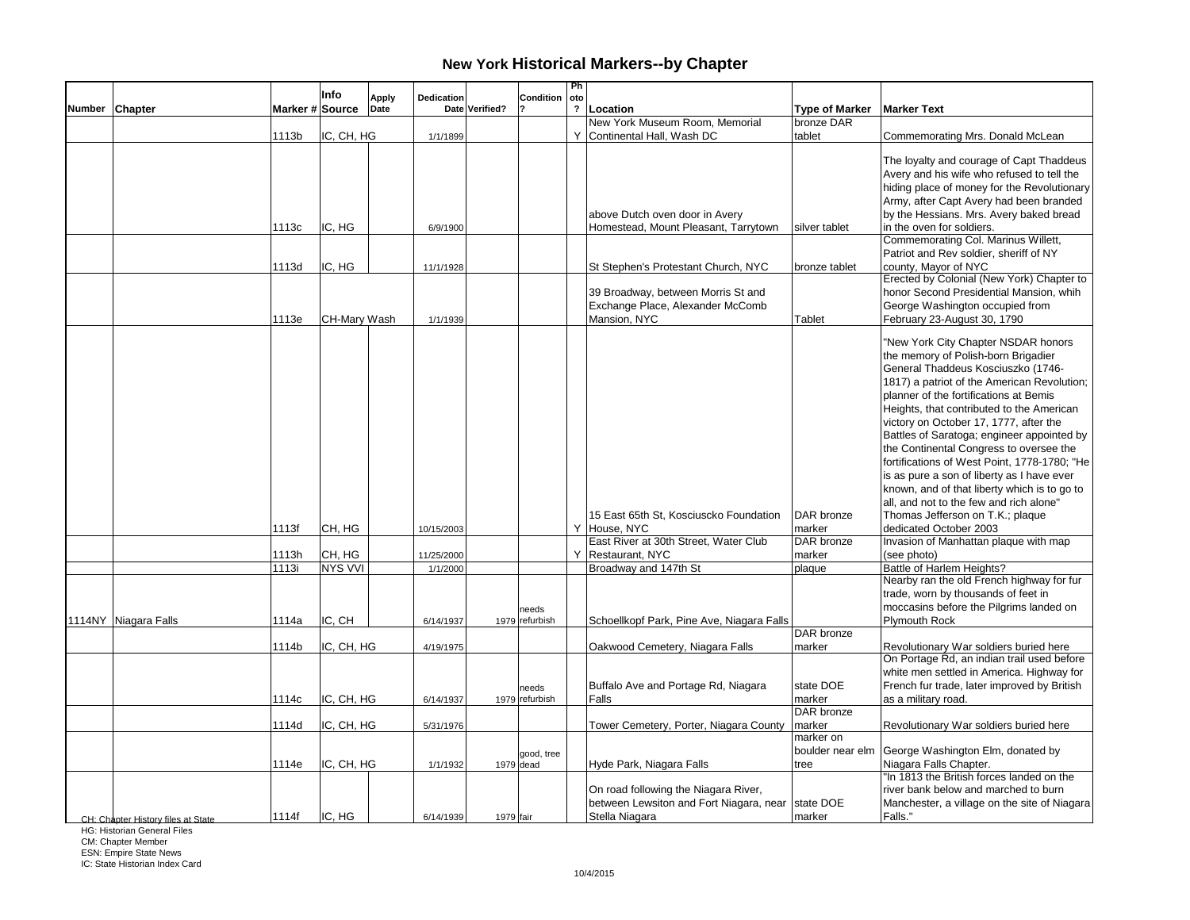## New York Historical Markers--by Chapter

| Number | Chapter | Marker # | Info Source | Apply Date | Dedication Date | Verified? | Condition ? | Photo ? | Location | Type of Marker | Marker Text |
|---|---|---|---|---|---|---|---|---|---|---|---|
| | | 1113b | IC, CH, HG | | 1/1/1899 | | | Y | New York Museum Room, Memorial Continental Hall, Wash DC | bronze DAR tablet | Commemorating Mrs. Donald McLean |
| | | 1113c | IC, HG | | 6/9/1900 | | | | above Dutch oven door in Avery Homestead, Mount Pleasant, Tarrytown | silver tablet | The loyalty and courage of Capt Thaddeus Avery and his wife who refused to tell the hiding place of money for the Revolutionary Army, after Capt Avery had been branded by the Hessians. Mrs. Avery baked bread in the oven for soldiers. |
| | | 1113d | IC, HG | | 11/1/1928 | | | | St Stephen's Protestant Church, NYC | bronze tablet | Commemorating Col. Marinus Willett, Patriot and Rev soldier, sheriff of NY county, Mayor of NYC |
| | | 1113e | CH-Mary Wash | | 1/1/1939 | | | | 39 Broadway, between Morris St and Exchange Place, Alexander McComb Mansion, NYC | Tablet | Erected by Colonial (New York) Chapter to honor Second Presidential Mansion, whih George Washington occupied from February 23-August 30, 1790 |
| | | 1113f | CH, HG | | 10/15/2003 | | | Y | 15 East 65th St, Kosciuscko Foundation House, NYC | DAR bronze marker | "New York City Chapter NSDAR honors the memory of Polish-born Brigadier General Thaddeus Kosciuszko (1746-1817) a patriot of the American Revolution; planner of the fortifications at Bemis Heights, that contributed to the American victory on October 17, 1777, after the Battles of Saratoga; engineer appointed by the Continental Congress to oversee the fortifications of West Point, 1778-1780; "He is as pure a son of liberty as I have ever known, and of that liberty which is to go to all, and not to the few and rich alone" Thomas Jefferson on T.K.; plaque dedicated October 2003 |
| | | 1113h | CH, HG | | 11/25/2000 | | | Y | East River at 30th Street, Water Club Restaurant, NYC | DAR bronze marker | Invasion of Manhattan plaque with map (see photo) |
| | | 1113i | NYS VVI | | 1/1/2000 | | | | Broadway and 147th St | plaque | Battle of Harlem Heights? |
| 1114NY | Niagara Falls | 1114a | IC, CH | | 6/14/1937 | 1979 | needs refurbish | | Schoellkopf Park, Pine Ave, Niagara Falls | | Nearby ran the old French highway for fur trade, worn by thousands of feet in moccasins before the Pilgrims landed on Plymouth Rock |
| | | 1114b | IC, CH, HG | | 4/19/1975 | | | | Oakwood Cemetery, Niagara Falls | DAR bronze marker | Revolutionary War soldiers buried here |
| | | 1114c | IC, CH, HG | | 6/14/1937 | 1979 | needs refurbish | | Buffalo Ave and Portage Rd, Niagara Falls | state DOE marker | On Portage Rd, an indian trail used before white men settled in America. Highway for French fur trade, later improved by British as a military road. |
| | | 1114d | IC, CH, HG | | 5/31/1976 | | | | Tower Cemetery, Porter, Niagara County | DAR bronze marker | Revolutionary War soldiers buried here |
| | | 1114e | IC, CH, HG | | 1/1/1932 | 1979 | good, tree dead | | Hyde Park, Niagara Falls | marker on boulder near elm tree | George Washington Elm, donated by Niagara Falls Chapter. |
| | | 1114f | IC, HG | | 6/14/1939 | 1979 | fair | | On road following the Niagara River, between Lewsiton and Fort Niagara, near Stella Niagara | state DOE marker | "In 1813 the British forces landed on the river bank below and marched to burn Manchester, a village on the site of Niagara Falls." |

CH: Chapter History files at State
HG: Historian General Files
CM: Chapter Member
ESN: Empire State News
IC: State Historian Index Card

10/4/2015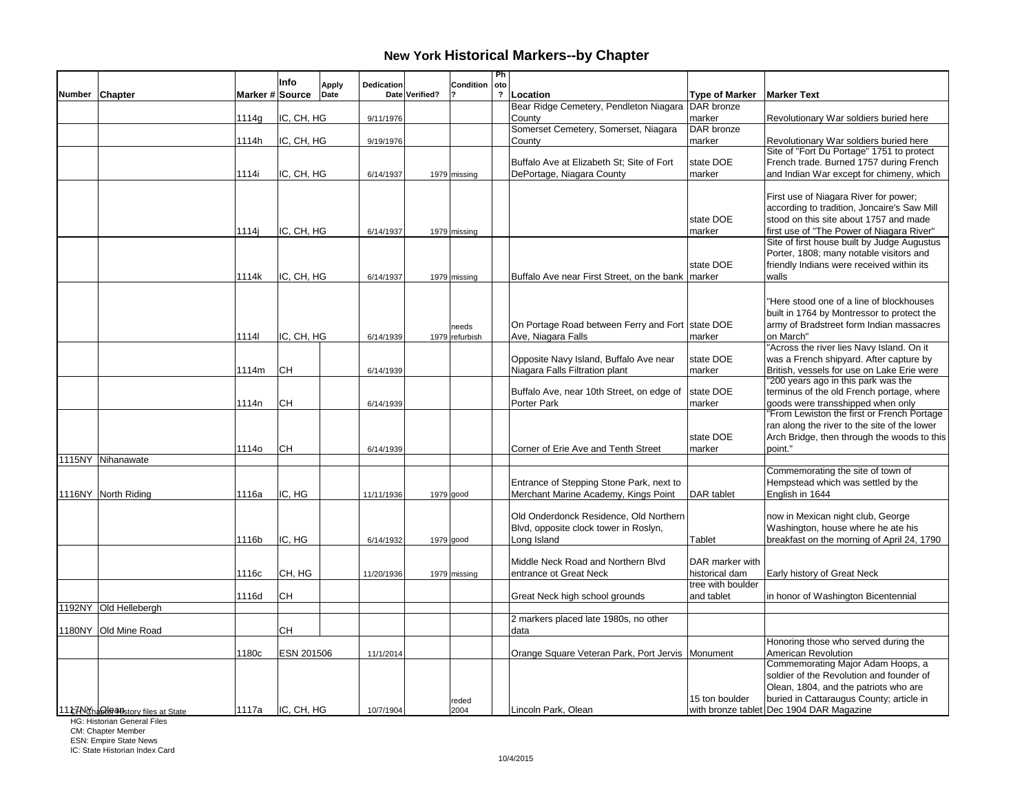# New York Historical Markers--by Chapter

| Number | Chapter | Marker # | Info Source | Apply Date | Dedication Date | Verified? | Condition ? | Photo ? | Location | Type of Marker | Marker Text |
|---|---|---|---|---|---|---|---|---|---|---|---|
| | | 1114g | IC, CH, HG | | 9/11/1976 | | | | Bear Ridge Cemetery, Pendleton Niagara County | DAR bronze marker | Revolutionary War soldiers buried here |
| | | 1114h | IC, CH, HG | | 9/19/1976 | | | | Somerset Cemetery, Somerset, Niagara County | DAR bronze marker | Revolutionary War soldiers buried here |
| | | 1114i | IC, CH, HG | | 6/14/1937 | 1979 | missing | | Buffalo Ave at Elizabeth St; Site of Fort DePortage, Niagara County | state DOE marker | Site of "Fort Du Portage" 1751 to protect French trade. Burned 1757 during French and Indian War except for chimeny, which |
| | | 1114j | IC, CH, HG | | 6/14/1937 | 1979 | missing | | | state DOE marker | First use of Niagara River for power; according to tradition, Joncaire's Saw Mill stood on this site about 1757 and made first use of "The Power of Niagara River" |
| | | 1114k | IC, CH, HG | | 6/14/1937 | 1979 | missing | | Buffalo Ave near First Street, on the bank | state DOE marker | Site of first house built by Judge Augustus Porter, 1808; many notable visitors and friendly Indians were received within its walls |
| | | 1114l | IC, CH, HG | | 6/14/1939 | 1979 | needs refurbish | | On Portage Road between Ferry and Fort Ave, Niagara Falls | state DOE marker | "Here stood one of a line of blockhouses built in 1764 by Montressor to protect the army of Bradstreet form Indian massacres on March" |
| | | 1114m | CH | | 6/14/1939 | | | | Opposite Navy Island, Buffalo Ave near Niagara Falls Filtration plant | state DOE marker | "Across the river lies Navy Island. On it was a French shipyard. After capture by British, vessels for use on Lake Erie were |
| | | 1114n | CH | | 6/14/1939 | | | | Buffalo Ave, near 10th Street, on edge of Porter Park | state DOE marker | "200 years ago in this park was the terminus of the old French portage, where goods were transshipped when only |
| | | 1114o | CH | | 6/14/1939 | | | | Corner of Erie Ave and Tenth Street | state DOE marker | "From Lewiston the first or French Portage ran along the river to the site of the lower Arch Bridge, then through the woods to this point." |
| 1115NY | Nihanawate | | | | | | | | | | |
| 1116NY | North Riding | 1116a | IC, HG | | 11/11/1936 | 1979 | good | | Entrance of Stepping Stone Park, next to Merchant Marine Academy, Kings Point | DAR tablet | Commemorating the site of town of Hempstead which was settled by the English in 1644 |
| | | 1116b | IC, HG | | 6/14/1932 | 1979 | good | | Old Onderdonck Residence, Old Northern Blvd, opposite clock tower in Roslyn, Long Island | Tablet | now in Mexican night club, George Washington, house where he ate his breakfast on the morning of April 24, 1790 |
| | | 1116c | CH, HG | | 11/20/1936 | 1979 | missing | | Middle Neck Road and Northern Blvd entrance ot Great Neck | DAR marker with historical dam | Early history of Great Neck |
| | | 1116d | CH | | | | | | Great Neck high school grounds | tree with boulder and tablet | in honor of Washington Bicentennial |
| 1192NY | Old Hellebergh | | | | | | | | | | |
| 1180NY | Old Mine Road | | CH | | | | | | 2 markers placed late 1980s, no other data | | |
| | | 1180c | ESN 201506 | | 11/1/2014 | | | | Orange Square Veteran Park, Port Jervis | Monument | Honoring those who served during the American Revolution |
| 1117NY | Olean | 1117a | IC, CH, HG | | 10/7/1904 | | reded 2004 | | Lincoln Park, Olean | 15 ton boulder with bronze tablet | Commemorating Major Adam Hoops, a soldier of the Revolution and founder of Olean, 1804, and the patriots who are buried in Cattaraugus County; article in Dec 1904 DAR Magazine |

CH: Chapter History files at State
HG: Historian General Files
CM: Chapter Member
ESN: Empire State News
IC: State Historian Index Card

10/4/2015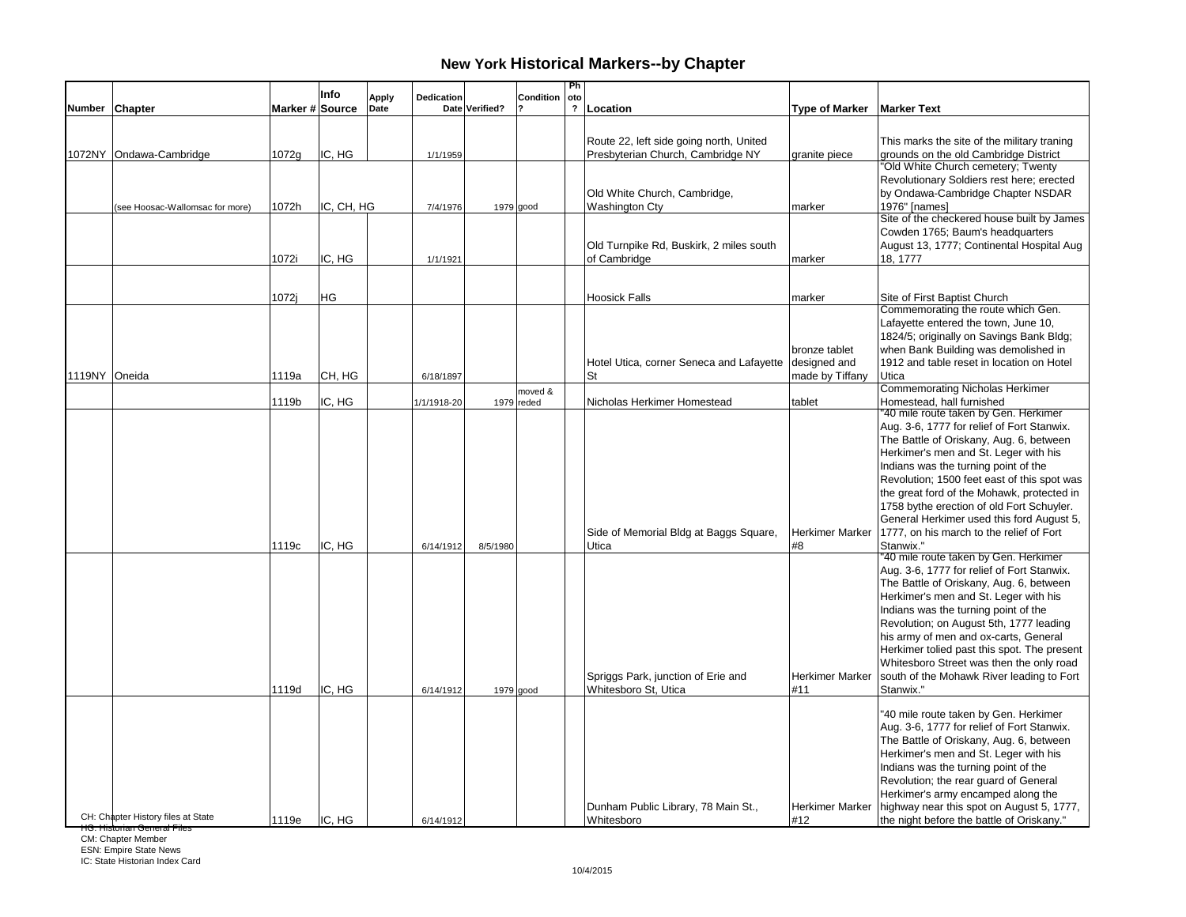# New York Historical Markers--by Chapter

| Number | Chapter | Marker # | Info Source | Apply Date | Dedication Date | Verified? | Condition ? | Photo ? | Location | Type of Marker | Marker Text |
|---|---|---|---|---|---|---|---|---|---|---|---|
| 1072NY | Ondawa-Cambridge | 1072g | IC, HG | | 1/1/1959 | | | | Route 22, left side going north, United Presbyterian Church, Cambridge NY | granite piece | This marks the site of the military traning grounds on the old Cambridge District |
| | (see Hoosac-Wallomsac for more) | 1072h | IC, CH, HG | | 7/4/1976 | 1979 | good | | Old White Church, Cambridge, Washington Cty | marker | "Old White Church cemetery; Twenty Revolutionary Soldiers rest here; erected by Ondawa-Cambridge Chapter NSDAR 1976" [names] |
| | | 1072i | IC, HG | | 1/1/1921 | | | | Old Turnpike Rd, Buskirk, 2 miles south of Cambridge | marker | Site of the checkered house built by James Cowden 1765; Baum's headquarters August 13, 1777; Continental Hospital Aug 18, 1777 |
| | | 1072j | HG | | | | | | Hoosick Falls | marker | Site of First Baptist Church |
| 1119NY | Oneida | 1119a | CH, HG | | 6/18/1897 | | | | Hotel Utica, corner Seneca and Lafayette St | bronze tablet designed and made by Tiffany | Commemorating the route which Gen. Lafayette entered the town, June 10, 1824/5; originally on Savings Bank Bldg; when Bank Building was demolished in 1912 and table reset in location on Hotel Utica |
| | | 1119b | IC, HG | | 1/1/1918-20 | 1979 | moved & reded | | Nicholas Herkimer Homestead | tablet | Commemorating Nicholas Herkimer Homestead, hall furnished |
| | | 1119c | IC, HG | | 6/14/1912 | 8/5/1980 | | | Side of Memorial Bldg at Baggs Square, Utica | Herkimer Marker #8 | "40 mile route taken by Gen. Herkimer Aug. 3-6, 1777 for relief of Fort Stanwix. The Battle of Oriskany, Aug. 6, between Herkimer's men and St. Leger with his Indians was the turning point of the Revolution; 1500 feet east of this spot was the great ford of the Mohawk, protected in 1758 bythe erection of old Fort Schuyler. General Herkimer used this ford August 5, 1777, on his march to the relief of Fort Stanwix." |
| | | 1119d | IC, HG | | 6/14/1912 | 1979 | good | | Spriggs Park, junction of Erie and Whitesboro St, Utica | Herkimer Marker #11 | "40 mile route taken by Gen. Herkimer Aug. 3-6, 1777 for relief of Fort Stanwix. The Battle of Oriskany, Aug. 6, between Herkimer's men and St. Leger with his Indians was the turning point of the Revolution; on August 5th, 1777 leading his army of men and ox-carts, General Herkimer tolied past this spot. The present Whitesboro Street was then the only road south of the Mohawk River leading to Fort Stanwix." |
| | | 1119e | IC, HG | | 6/14/1912 | | | | Dunham Public Library, 78 Main St., Whitesboro | Herkimer Marker #12 | "40 mile route taken by Gen. Herkimer Aug. 3-6, 1777 for relief of Fort Stanwix. The Battle of Oriskany, Aug. 6, between Herkimer's men and St. Leger with his Indians was the turning point of the Revolution; the rear guard of General Herkimer's army encamped along the highway near this spot on August 5, 1777, the night before the battle of Oriskany." |

CH: Chapter History files at State
HG: Historian General Files
CM: Chapter Member
ESN: Empire State News
IC: State Historian Index Card

10/4/2015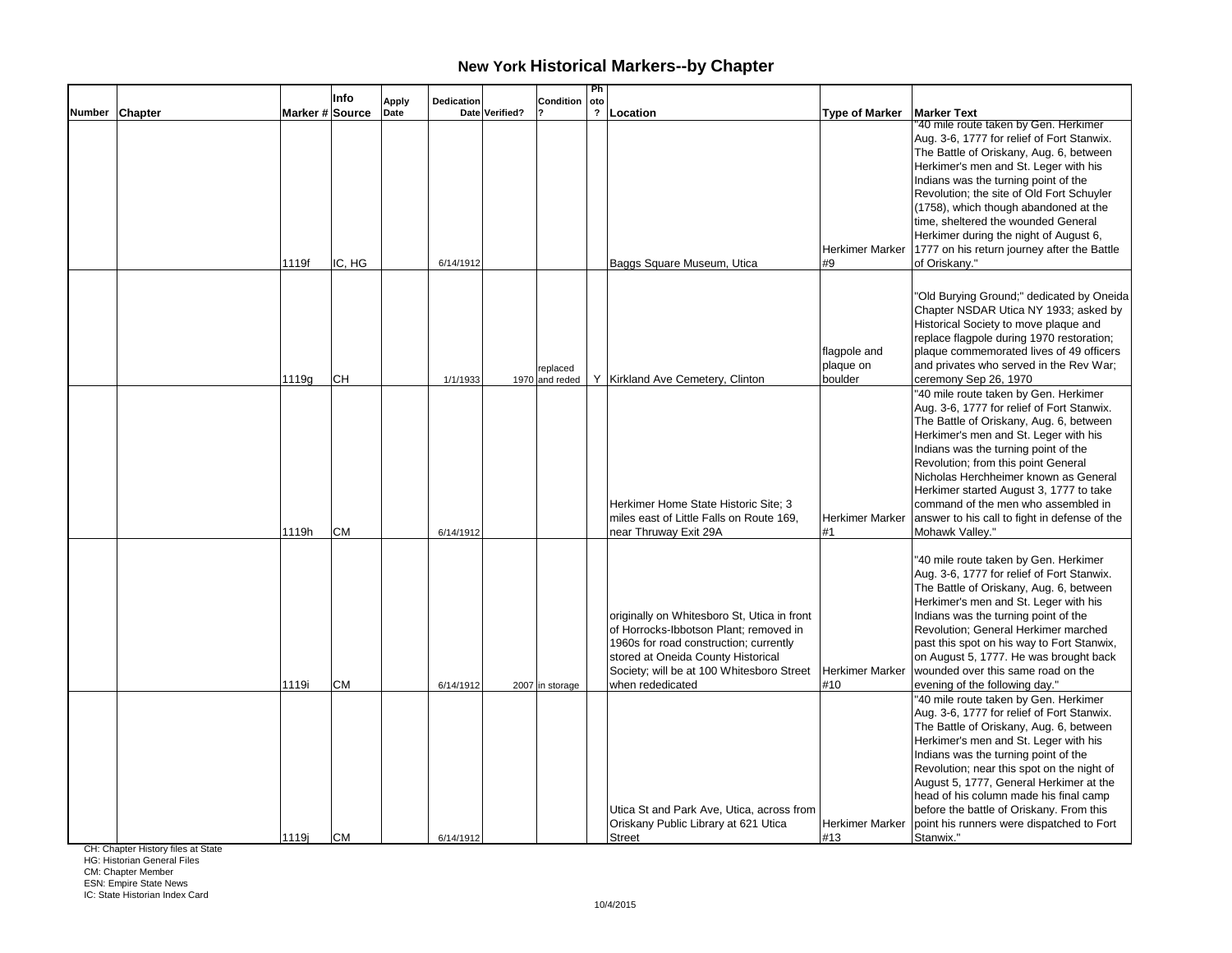# New York Historical Markers--by Chapter

| Number | Chapter | Marker # | Info Source | Apply Date | Dedication Date | Verified? | Condition ? | Photo ? | Location | Type of Marker | Marker Text |
|---|---|---|---|---|---|---|---|---|---|---|---|
| | | 1119f | IC, HG | | 6/14/1912 | | | | Baggs Square Museum, Utica | Herkimer Marker #9 | "40 mile route taken by Gen. Herkimer Aug. 3-6, 1777 for relief of Fort Stanwix. The Battle of Oriskany, Aug. 6, between Herkimer's men and St. Leger with his Indians was the turning point of the Revolution; the site of Old Fort Schuyler (1758), which though abandoned at the time, sheltered the wounded General Herkimer during the night of August 6, 1777 on his return journey after the Battle of Oriskany." |
| | | 1119g | CH | | 1/1/1933 | 1970 | replaced and reded | Y | Kirkland Ave Cemetery, Clinton | flagpole and plaque on boulder | "Old Burying Ground;" dedicated by Oneida Chapter NSDAR Utica NY 1933; asked by Historical Society to move plaque and replace flagpole during 1970 restoration; plaque commemorated lives of 49 officers and privates who served in the Rev War; ceremony Sep 26, 1970 |
| | | 1119h | CM | | 6/14/1912 | | | | Herkimer Home State Historic Site; 3 miles east of Little Falls on Route 169, near Thruway Exit 29A | Herkimer Marker #1 | "40 mile route taken by Gen. Herkimer Aug. 3-6, 1777 for relief of Fort Stanwix. The Battle of Oriskany, Aug. 6, between Herkimer's men and St. Leger with his Indians was the turning point of the Revolution; from this point General Nicholas Herchheimer known as General Herkimer started August 3, 1777 to take command of the men who assembled in answer to his call to fight in defense of the Mohawk Valley." |
| | | 1119i | CM | | 6/14/1912 | 2007 | in storage | | originally on Whitesboro St, Utica in front of Horrocks-Ibbotson Plant; removed in 1960s for road construction; currently stored at Oneida County Historical Society; will be at 100 Whitesboro Street when rededicated | Herkimer Marker #10 | "40 mile route taken by Gen. Herkimer Aug. 3-6, 1777 for relief of Fort Stanwix. The Battle of Oriskany, Aug. 6, between Herkimer's men and St. Leger with his Indians was the turning point of the Revolution; General Herkimer marched past this spot on his way to Fort Stanwix, on August 5, 1777. He was brought back wounded over this same road on the evening of the following day." |
| | | 1119j | CM | | 6/14/1912 | | | | Utica St and Park Ave, Utica, across from Oriskany Public Library at 621 Utica Street | Herkimer Marker #13 | "40 mile route taken by Gen. Herkimer Aug. 3-6, 1777 for relief of Fort Stanwix. The Battle of Oriskany, Aug. 6, between Herkimer's men and St. Leger with his Indians was the turning point of the Revolution; near this spot on the night of August 5, 1777, General Herkimer at the head of his column made his final camp before the battle of Oriskany. From this point his runners were dispatched to Fort Stanwix." |

CH: Chapter History files at State
HG: Historian General Files
CM: Chapter Member
ESN: Empire State News
IC: State Historian Index Card

10/4/2015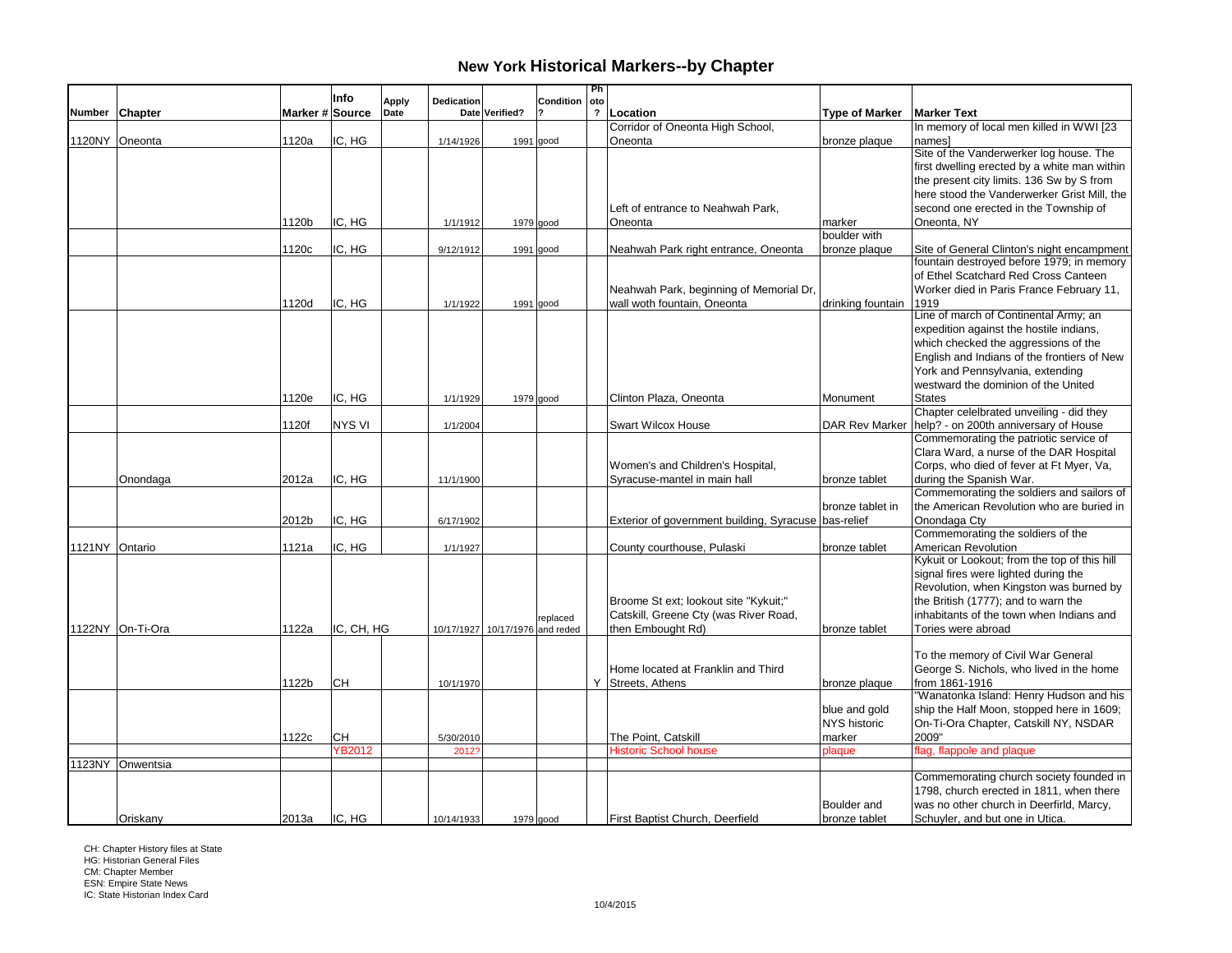# New York Historical Markers--by Chapter

| Number | Chapter | Marker # | Info Source | Apply Date | Dedication Date | Verified? | Condition ? | Photo ? | Location | Type of Marker | Marker Text |
|---|---|---|---|---|---|---|---|---|---|---|---|
| 1120NY | Oneonta | 1120a | IC, HG | | 1/14/1926 | 1991 | good | | Corridor of Oneonta High School, Oneonta | bronze plaque | In memory of local men killed in WWI [23 names] |
| | | 1120b | IC, HG | | 1/1/1912 | 1979 | good | | Left of entrance to Neahwah Park, Oneonta | marker | Site of the Vanderwerker log house. The first dwelling erected by a white man within the present city limits. 136 Sw by S from here stood the Vanderwerker Grist Mill, the second one erected in the Township of Oneonta, NY |
| | | 1120c | IC, HG | | 9/12/1912 | 1991 | good | | Neahwah Park right entrance, Oneonta | boulder with bronze plaque | Site of General Clinton's night encampment |
| | | 1120d | IC, HG | | 1/1/1922 | 1991 | good | | Neahwah Park, beginning of Memorial Dr, wall woth fountain, Oneonta | drinking fountain | fountain destroyed before 1979; in memory of Ethel Scatchard Red Cross Canteen Worker died in Paris France February 11, 1919 |
| | | 1120e | IC, HG | | 1/1/1929 | 1979 | good | | Clinton Plaza, Oneonta | Monument | Line of march of Continental Army; an expedition against the hostile indians, which checked the aggressions of the English and Indians of the frontiers of New York and Pennsylvania, extending westward the dominion of the United States |
| | | 1120f | NYS VI | | 1/1/2004 | | | | Swart Wilcox House | DAR Rev Marker | Chapter celelbrated unveiling - did they help? - on 200th anniversary of House |
| | Onondaga | 2012a | IC, HG | | 11/1/1900 | | | | Women's and Children's Hospital, Syracuse-mantel in main hall | bronze tablet | Commemorating the patriotic service of Clara Ward, a nurse of the DAR Hospital Corps, who died of fever at Ft Myer, Va, during the Spanish War. |
| | | 2012b | IC, HG | | 6/17/1902 | | | | Exterior of government building, Syracuse | bronze tablet in bas-relief | Commemorating the soldiers and sailors of the American Revolution who are buried in Onondaga Cty |
| 1121NY | Ontario | 1121a | IC, HG | | 1/1/1927 | | | | County courthouse, Pulaski | bronze tablet | Commemorating the soldiers of the American Revolution |
| 1122NY | On-Ti-Ora | 1122a | IC, CH, HG | | 10/17/1927 | 10/17/1976 | replaced and reded | | Broome St ext; lookout site "Kykuit;" Catskill, Greene Cty (was River Road, then Embought Rd) | bronze tablet | Kykuit or Lookout; from the top of this hill signal fires were lighted during the Revolution, when Kingston was burned by the British (1777); and to warn the inhabitants of the town when Indians and Tories were abroad |
| | | 1122b | CH | | 10/1/1970 | | | Y | Home located at Franklin and Third Streets, Athens | bronze plaque | To the memory of Civil War General George S. Nichols, who lived in the home from 1861-1916 |
| | | 1122c | CH | | 5/30/2010 | | | | The Point, Catskill | blue and gold NYS historic marker | "Wanatonka Island: Henry Hudson and his ship the Half Moon, stopped here in 1609; On-Ti-Ora Chapter, Catskill NY, NSDAR 2009" |
| | | | YB2012 | | 2012? | | | | Historic School house | plaque | flag, flappole and plaque |
| 1123NY | Onwentsia | | | | | | | | | | |
| | Oriskany | 2013a | IC, HG | | 10/14/1933 | 1979 | good | | First Baptist Church, Deerfield | Boulder and bronze tablet | Commemorating church society founded in 1798, church erected in 1811, when there was no other church in Deerfirld, Marcy, Schuyler, and but one in Utica. |

CH: Chapter History files at State
HG: Historian General Files
CM: Chapter Member
ESN: Empire State News
IC: State Historian Index Card

10/4/2015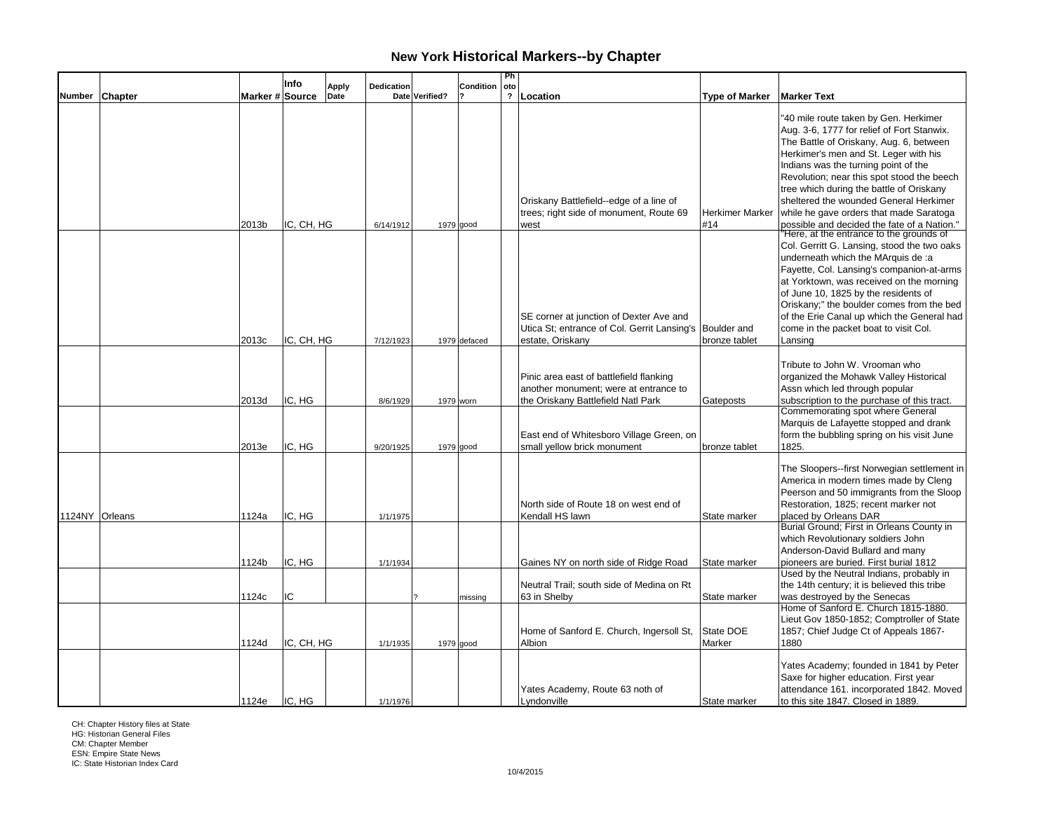# New York Historical Markers--by Chapter

| Number | Chapter | Marker # | Info Source | Apply Date | Dedication Date | Verified? | Condition ? | Photo ? | Location | Type of Marker | Marker Text |
|---|---|---|---|---|---|---|---|---|---|---|---|
| | | 2013b | IC, CH, HG | | 6/14/1912 | 1979 | good | | Oriskany Battlefield--edge of a line of trees; right side of monument, Route 69 west | Herkimer Marker #14 | "40 mile route taken by Gen. Herkimer Aug. 3-6, 1777 for relief of Fort Stanwix. The Battle of Oriskany, Aug. 6, between Herkimer's men and St. Leger with his Indians was the turning point of the Revolution; near this spot stood the beech tree which during the battle of Oriskany sheltered the wounded General Herkimer while he gave orders that made Saratoga possible and decided the fate of a Nation." |
| | | 2013c | IC, CH, HG | | 7/12/1923 | 1979 | defaced | | SE corner at junction of Dexter Ave and Utica St; entrance of Col. Gerrit Lansing's estate, Oriskany | Boulder and bronze tablet | "Here, at the entrance to the grounds of Col. Gerritt G. Lansing, stood the two oaks underneath which the MArquis de :a Fayette, Col. Lansing's companion-at-arms at Yorktown, was received on the morning of June 10, 1825 by the residents of Oriskany;" the boulder comes from the bed of the Erie Canal up which the General had come in the packet boat to visit Col. Lansing |
| | | 2013d | IC, HG | | 8/6/1929 | 1979 | worn | | Pinic area east of battlefield flanking another monument; were at entrance to the Oriskany Battlefield Natl Park | Gateposts | Tribute to John W. Vrooman who organized the Mohawk Valley Historical Assn which led through popular subscription to the purchase of this tract. |
| | | 2013e | IC, HG | | 9/20/1925 | 1979 | good | | East end of Whitesboro Village Green, on small yellow brick monument | bronze tablet | Commemorating spot where General Marquis de Lafayette stopped and drank form the bubbling spring on his visit June 1825. |
| 1124NY | Orleans | 1124a | IC, HG | | 1/1/1975 | | | | North side of Route 18 on west end of Kendall HS lawn | State marker | The Sloopers--first Norwegian settlement in America in modern times made by Cleng Peerson and 50 immigrants from the Sloop Restoration, 1825; recent marker not placed by Orleans DAR |
| | | 1124b | IC, HG | | 1/1/1934 | | | | Gaines NY on north side of Ridge Road | State marker | Burial Ground; First in Orleans County in which Revolutionary soldiers John Anderson-David Bullard and many pioneers are buried. First burial 1812 |
| | | 1124c | IC | | | ? | missing | | Neutral Trail; south side of Medina on Rt 63 in Shelby | State marker | Used by the Neutral Indians, probably in the 14th century; it is believed this tribe was destroyed by the Senecas |
| | | 1124d | IC, CH, HG | | 1/1/1935 | 1979 | good | | Home of Sanford E. Church, Ingersoll St, Albion | State DOE Marker | Home of Sanford E. Church 1815-1880. Lieut Gov 1850-1852; Comptroller of State 1857; Chief Judge Ct of Appeals 1867-1880 |
| | | 1124e | IC, HG | | 1/1/1976 | | | | Yates Academy, Route 63 noth of Lyndonville | State marker | Yates Academy; founded in 1841 by Peter Saxe for higher education. First year attendance 161. incorporated 1842. Moved to this site 1847. Closed in 1889. |

CH: Chapter History files at State
HG: Historian General Files
CM: Chapter Member
ESN: Empire State News
IC: State Historian Index Card

10/4/2015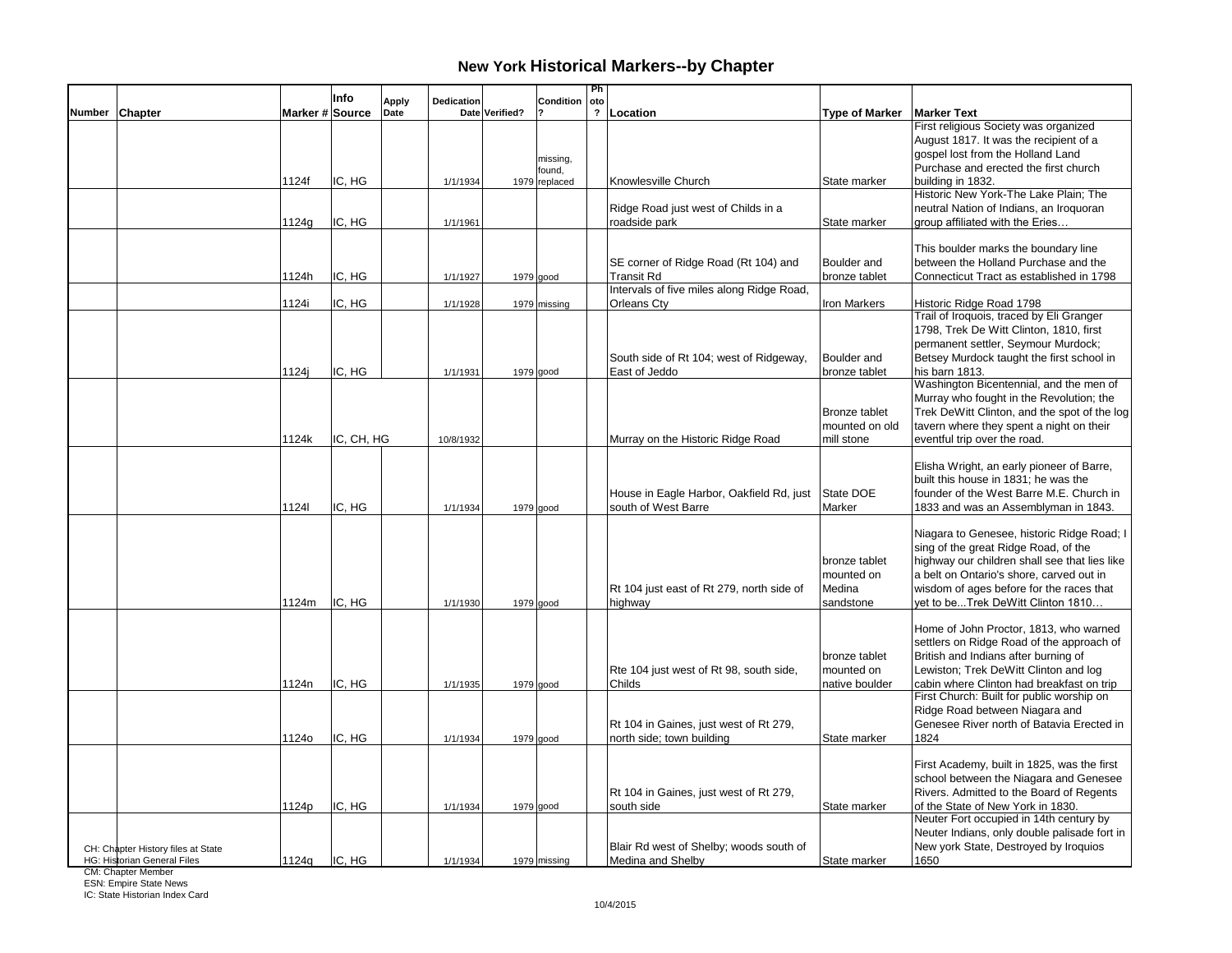# New York Historical Markers--by Chapter

| Number | Chapter | Marker # | Info Source | Apply Date | Dedication Date | Verified? | Condition ? | Photo ? | Location | Type of Marker | Marker Text |
|---|---|---|---|---|---|---|---|---|---|---|---|
| | | 1124f | IC, HG | | 1/1/1934 | 1979 | missing, found, replaced | | Knowlesville Church | State marker | First religious Society was organized August 1817. It was the recipient of a gospel lost from the Holland Land Purchase and erected the first church building in 1832. |
| | | 1124g | IC, HG | | 1/1/1961 | | | | Ridge Road just west of Childs in a roadside park | State marker | Historic New York-The Lake Plain; The neutral Nation of Indians, an Iroquoran group affiliated with the Eries… |
| | | 1124h | IC, HG | | 1/1/1927 | 1979 | good | | SE corner of Ridge Road (Rt 104) and Transit Rd | Boulder and bronze tablet | This boulder marks the boundary line between the Holland Purchase and the Connecticut Tract as established in 1798 |
| | | 1124i | IC, HG | | 1/1/1928 | 1979 | missing | | Intervals of five miles along Ridge Road, Orleans Cty | Iron Markers | Historic Ridge Road 1798 |
| | | 1124j | IC, HG | | 1/1/1931 | 1979 | good | | South side of Rt 104; west of Ridgeway, East of Jeddo | Boulder and bronze tablet | Trail of Iroquois, traced by Eli Granger 1798, Trek De Witt Clinton, 1810, first permanent settler, Seymour Murdock; Betsey Murdock taught the first school in his barn 1813. |
| | | 1124k | IC, CH, HG | | 10/8/1932 | | | | Murray on the Historic Ridge Road | Bronze tablet mounted on old mill stone | Washington Bicentennial, and the men of Murray who fought in the Revolution; the Trek DeWitt Clinton, and the spot of the log tavern where they spent a night on their eventful trip over the road. |
| | | 1124l | IC, HG | | 1/1/1934 | 1979 | good | | House in Eagle Harbor, Oakfield Rd, just south of West Barre | State DOE Marker | Elisha Wright, an early pioneer of Barre, built this house in 1831; he was the founder of the West Barre M.E. Church in 1833 and was an Assemblyman in 1843. |
| | | 1124m | IC, HG | | 1/1/1930 | 1979 | good | | Rt 104 just east of Rt 279, north side of highway | bronze tablet mounted on Medina sandstone | Niagara to Genesee, historic Ridge Road; I sing of the great Ridge Road, of the highway our children shall see that lies like a belt on Ontario's shore, carved out in wisdom of ages before for the races that yet to be...Trek DeWitt Clinton 1810… |
| | | 1124n | IC, HG | | 1/1/1935 | 1979 | good | | Rte 104 just west of Rt 98, south side, Childs | bronze tablet mounted on native boulder | Home of John Proctor, 1813, who warned settlers on Ridge Road of the approach of British and Indians after burning of Lewiston; Trek DeWitt Clinton and log cabin where Clinton had breakfast on trip |
| | | 1124o | IC, HG | | 1/1/1934 | 1979 | good | | Rt 104 in Gaines, just west of Rt 279, north side; town building | State marker | First Church: Built for public worship on Ridge Road between Niagara and Genesee River north of Batavia Erected in 1824 |
| | | 1124p | IC, HG | | 1/1/1934 | 1979 | good | | Rt 104 in Gaines, just west of Rt 279, south side | State marker | First Academy, built in 1825, was the first school between the Niagara and Genesee Rivers. Admitted to the Board of Regents of the State of New York in 1830. |
| | | 1124q | IC, HG | | 1/1/1934 | 1979 | missing | | Blair Rd west of Shelby; woods south of Medina and Shelby | State marker | Neuter Fort occupied in 14th century by Neuter Indians, only double palisade fort in New york State, Destroyed by Iroquios 1650 |

CH: Chapter History files at State
HG: Historian General Files
CM: Chapter Member
ESN: Empire State News
IC: State Historian Index Card

10/4/2015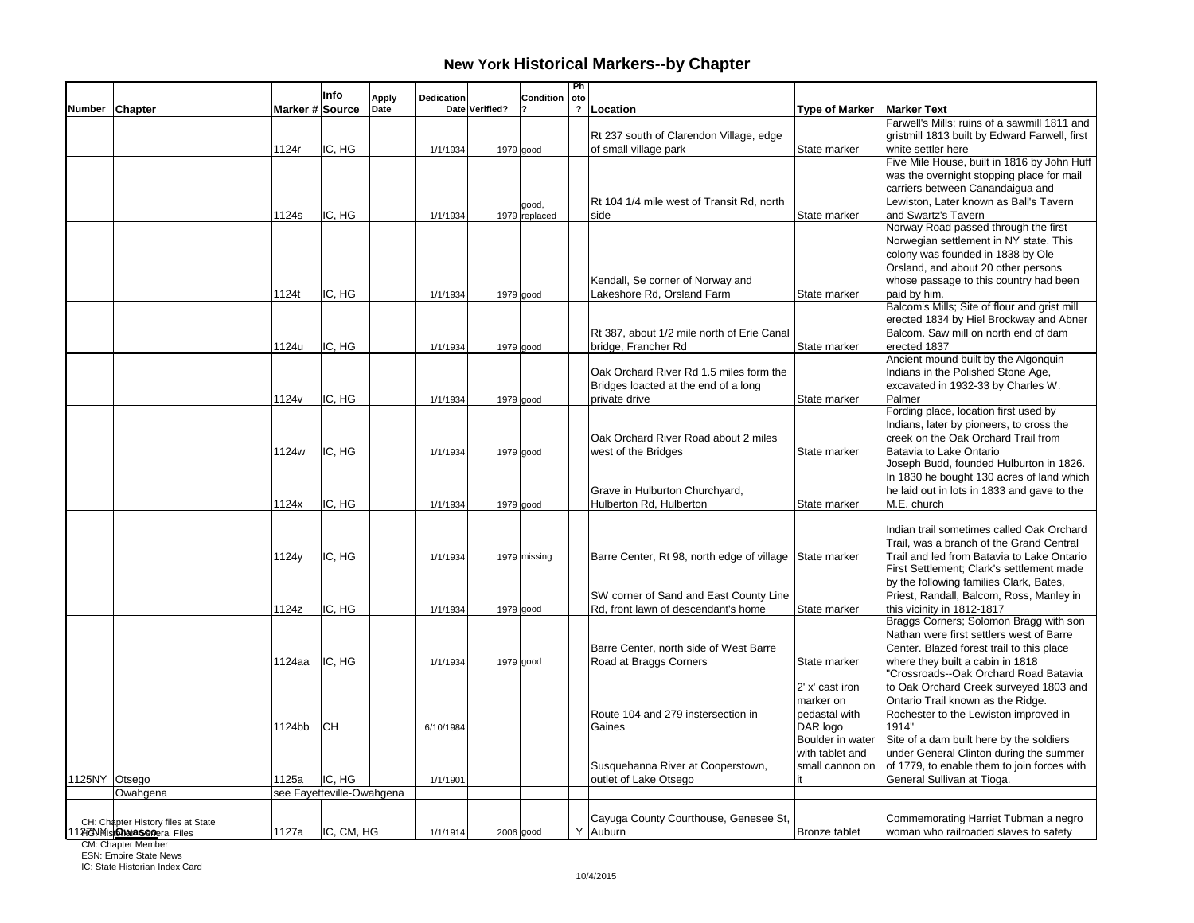## New York Historical Markers--by Chapter

| Number | Chapter | Marker # | Info Source | Apply Date | Dedication Date | Verified? | Condition ? | Photo ? | Location | Type of Marker | Marker Text |
|---|---|---|---|---|---|---|---|---|---|---|---|
| | | 1124r | IC, HG | | 1/1/1934 | 1979 | good | | Rt 237 south of Clarendon Village, edge of small village park | State marker | Farwell's Mills; ruins of a sawmill 1811 and gristmill 1813 built by Edward Farwell, first white settler here |
| | | 1124s | IC, HG | | 1/1/1934 | 1979 | good, replaced | | Rt 104 1/4 mile west of Transit Rd, north side | State marker | Five Mile House, built in 1816 by John Huff was the overnight stopping place for mail carriers between Canandaigua and Lewiston, Later known as Ball's Tavern and Swartz's Tavern |
| | | 1124t | IC, HG | | 1/1/1934 | 1979 | good | | Kendall, Se corner of Norway and Lakeshore Rd, Orsland Farm | State marker | Norway Road passed through the first Norwegian settlement in NY state. This colony was founded in 1838 by Ole Orsland, and about 20 other persons whose passage to this country had been paid by him. |
| | | 1124u | IC, HG | | 1/1/1934 | 1979 | good | | Rt 387, about 1/2 mile north of Erie Canal bridge, Francher Rd | State marker | Balcom's Mills; Site of flour and grist mill erected 1834 by Hiel Brockway and Abner Balcom. Saw mill on north end of dam erected 1837 |
| | | 1124v | IC, HG | | 1/1/1934 | 1979 | good | | Oak Orchard River Rd 1.5 miles form the Bridges loacted at the end of a long private drive | State marker | Ancient mound built by the Algonquin Indians in the Polished Stone Age, excavated in 1932-33 by Charles W. Palmer |
| | | 1124w | IC, HG | | 1/1/1934 | 1979 | good | | Oak Orchard River Road about 2 miles west of the Bridges | State marker | Fording place, location first used by Indians, later by pioneers, to cross the creek on the Oak Orchard Trail from Batavia to Lake Ontario |
| | | 1124x | IC, HG | | 1/1/1934 | 1979 | good | | Grave in Hulburton Churchyard, Hulberton Rd, Hulberton | State marker | Joseph Budd, founded Hulburton in 1826. In 1830 he bought 130 acres of land which he laid out in lots in 1833 and gave to the M.E. church |
| | | 1124y | IC, HG | | 1/1/1934 | 1979 | missing | | Barre Center, Rt 98, north edge of village | State marker | Indian trail sometimes called Oak Orchard Trail, was a branch of the Grand Central Trail and led from Batavia to Lake Ontario |
| | | 1124z | IC, HG | | 1/1/1934 | 1979 | good | | SW corner of Sand and East County Line Rd, front lawn of descendant's home | State marker | First Settlement; Clark's settlement made by the following families Clark, Bates, Priest, Randall, Balcom, Ross, Manley in this vicinity in 1812-1817 |
| | | 1124aa | IC, HG | | 1/1/1934 | 1979 | good | | Barre Center, north side of West Barre Road at Braggs Corners | State marker | Braggs Corners; Solomon Bragg with son Nathan were first settlers west of Barre Center. Blazed forest trail to this place where they built a cabin in 1818 |
| | | 1124bb | CH | | 6/10/1984 | | | | Route 104 and 279 instersection in Gaines | 2' x' cast iron marker on pedastal with DAR logo | "Crossroads--Oak Orchard Road Batavia to Oak Orchard Creek surveyed 1803 and Ontario Trail known as the Ridge. Rochester to the Lewiston improved in 1914" |
| 1125NY | Otsego | 1125a | IC, HG | | 1/1/1901 | | | | Susquehanna River at Cooperstown, outlet of Lake Otsego | Boulder in water with tablet and small cannon on it | Site of a dam built here by the soldiers under General Clinton during the summer of 1779, to enable them to join forces with General Sullivan at Tioga. |
| | Owahgena | see Fayetteville-Owahgena | | | | | | | | | |
| 1127NY | Owasco | 1127a | IC, CM, HG | | 1/1/1914 | 2006 | good | Y | Cayuga County Courthouse, Genesee St, Auburn | Bronze tablet | Commemorating Harriet Tubman a negro woman who railroaded slaves to safety |

CH: Chapter History files at State
HG: Historian General Files
CM: Chapter Member
ESN: Empire State News
IC: State Historian Index Card

10/4/2015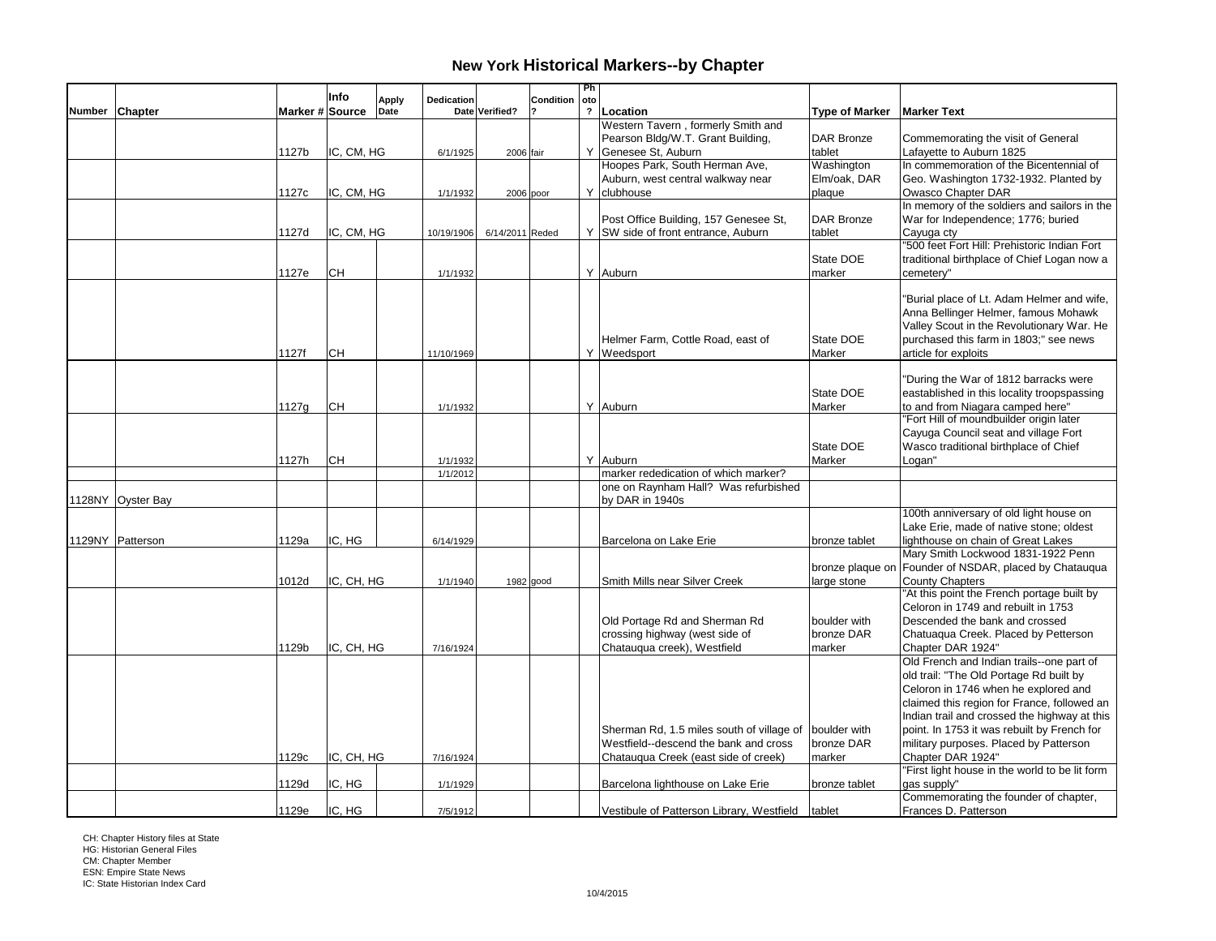# New York Historical Markers--by Chapter

| Number | Chapter | Marker # | Info Source | Apply Date | Dedication Date | Verified? | Condition ? | Photo ? | Location | Type of Marker | Marker Text |
|---|---|---|---|---|---|---|---|---|---|---|---|
| | | 1127b | IC, CM, HG | | 6/1/1925 | 2006 | fair | Y | Western Tavern , formerly Smith and Pearson Bldg/W.T. Grant Building, Genesee St, Auburn | DAR Bronze tablet | Commemorating the visit of General Lafayette to Auburn 1825 |
| | | 1127c | IC, CM, HG | | 1/1/1932 | 2006 | poor | Y | Hoopes Park, South Herman Ave, Auburn, west central walkway near clubhouse | Washington Elm/oak, DAR plaque | In commemoration of the Bicentennial of Geo. Washington 1732-1932. Planted by Owasco Chapter DAR |
| | | 1127d | IC, CM, HG | | 10/19/1906 | 6/14/2011 | Reded | Y | Post Office Building, 157 Genesee St, SW side of front entrance, Auburn | DAR Bronze tablet | In memory of the soldiers and sailors in the War for Independence; 1776; buried Cayuga cty |
| | | 1127e | CH | | 1/1/1932 | | | Y | Auburn | State DOE marker | "500 feet Fort Hill: Prehistoric Indian Fort traditional birthplace of Chief Logan now a cemetery" |
| | | 1127f | CH | | 11/10/1969 | | | Y | Helmer Farm, Cottle Road, east of Weedsport | State DOE Marker | "Burial place of Lt. Adam Helmer and wife, Anna Bellinger Helmer, famous Mohawk Valley Scout in the Revolutionary War. He purchased this farm in 1803;" see news article for exploits |
| | | 1127g | CH | | 1/1/1932 | | | Y | Auburn | State DOE Marker | "During the War of 1812 barracks were eastablished in this locality troopspassing to and from Niagara camped here" |
| | | 1127h | CH | | 1/1/1932 | | | Y | Auburn | State DOE Marker | "Fort Hill of moundbuilder origin later Cayuga Council seat and village Fort Wasco traditional birthplace of Chief Logan" |
| | | | | | 1/1/2012 | | | | marker rededication of which marker? | | |
| 1128NY | Oyster Bay | | | | | | | | one on Raynham Hall? Was refurbished by DAR in 1940s | | |
| 1129NY | Patterson | 1129a | IC, HG | | 6/14/1929 | | | | Barcelona on Lake Erie | bronze tablet | 100th anniversary of old light house on Lake Erie, made of native stone; oldest lighthouse on chain of Great Lakes |
| | | 1012d | IC, CH, HG | | 1/1/1940 | 1982 | good | | Smith Mills near Silver Creek | bronze plaque on large stone | Mary Smith Lockwood 1831-1922 Penn Founder of NSDAR, placed by Chatauqua County Chapters |
| | | 1129b | IC, CH, HG | | 7/16/1924 | | | | Old Portage Rd and Sherman Rd crossing highway (west side of Chatauqua creek), Westfield | boulder with bronze DAR marker | "At this point the French portage built by Celoron in 1749 and rebuilt in 1753 Descended the bank and crossed Chatuaqua Creek. Placed by Petterson Chapter DAR 1924" |
| | | 1129c | IC, CH, HG | | 7/16/1924 | | | | Sherman Rd, 1.5 miles south of village of Westfield--descend the bank and cross Chatauqua Creek (east side of creek) | boulder with bronze DAR marker | Old French and Indian trails--one part of old trail: "The Old Portage Rd built by Celoron in 1746 when he explored and claimed this region for France, followed an Indian trail and crossed the highway at this point. In 1753 it was rebuilt by French for military purposes. Placed by Patterson Chapter DAR 1924" |
| | | 1129d | IC, HG | | 1/1/1929 | | | | Barcelona lighthouse on Lake Erie | bronze tablet | "First light house in the world to be lit form gas supply" |
| | | 1129e | IC, HG | | 7/5/1912 | | | | Vestibule of Patterson Library, Westfield | tablet | Commemorating the founder of chapter, Frances D. Patterson |

CH: Chapter History files at State
HG: Historian General Files
CM: Chapter Member
ESN: Empire State News
IC: State Historian Index Card

10/4/2015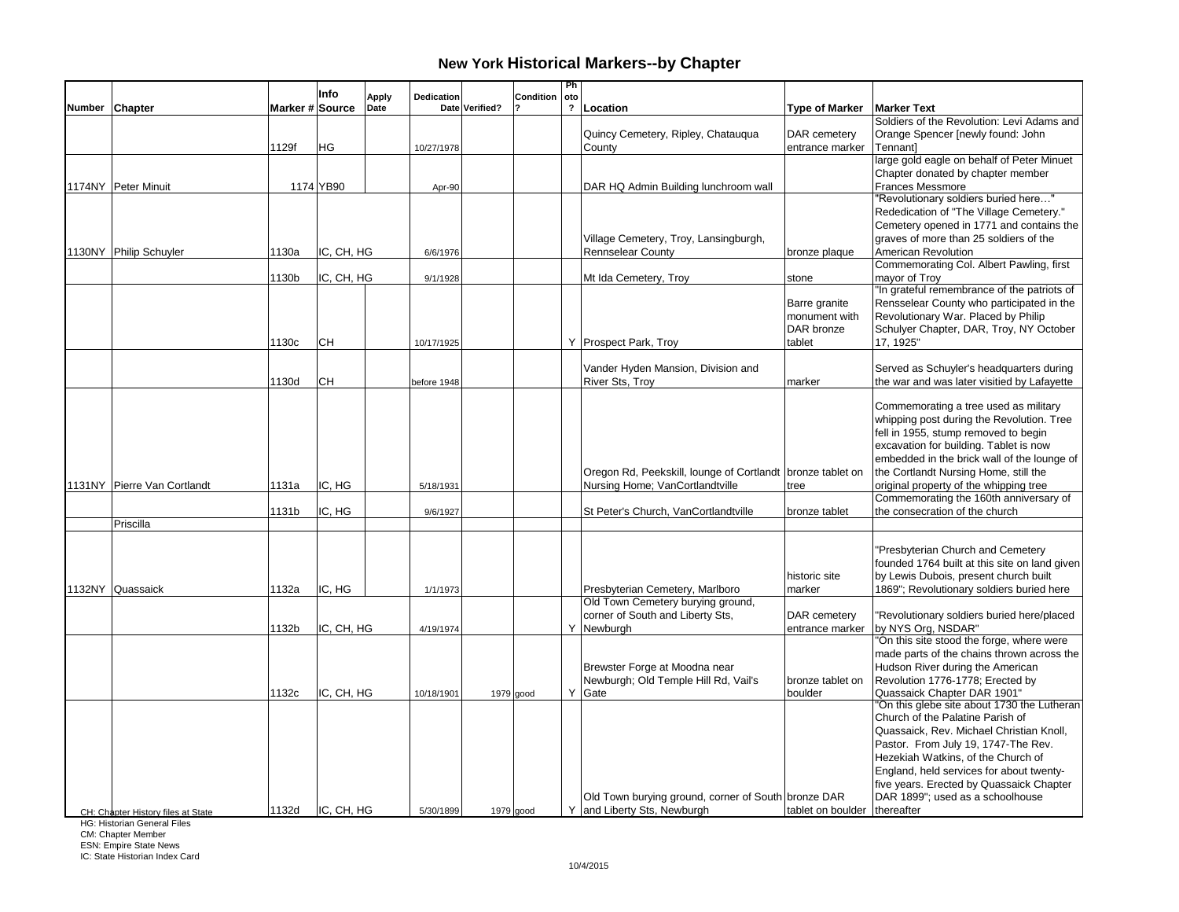# New York Historical Markers--by Chapter

| Number | Chapter | Marker # | Info Source | Apply Date | Dedication Date | Verified? | Condition ? | Photo ? | Location | Type of Marker | Marker Text |
|---|---|---|---|---|---|---|---|---|---|---|---|
| | | 1129f | HG | | 10/27/1978 | | | | Quincy Cemetery, Ripley, Chatauqua County | DAR cemetery entrance marker | Soldiers of the Revolution: Levi Adams and Orange Spencer [newly found: John Tennant] |
| 1174NY | Peter Minuit | 1174 | YB90 | | Apr-90 | | | | DAR HQ Admin Building lunchroom wall | | large gold eagle on behalf of Peter Minuet Chapter donated by chapter member Frances Messmore |
| 1130NY | Philip Schuyler | 1130a | IC, CH, HG | | 6/6/1976 | | | | Village Cemetery, Troy, Lansingburgh, Rennselear County | bronze plaque | "Revolutionary soldiers buried here…" Rededication of "The Village Cemetery." Cemetery opened in 1771 and contains the graves of more than 25 soldiers of the American Revolution |
| | | 1130b | IC, CH, HG | | 9/1/1928 | | | | Mt Ida Cemetery, Troy | stone | Commemorating Col. Albert Pawling, first mayor of Troy |
| | | 1130c | CH | | 10/17/1925 | | | Y | Prospect Park, Troy | Barre granite monument with DAR bronze tablet | "In grateful remembrance of the patriots of Rensselear County who participated in the Revolutionary War. Placed by Philip Schulyer Chapter, DAR, Troy, NY October 17, 1925" |
| | | 1130d | CH | | before 1948 | | | | Vander Hyden Mansion, Division and River Sts, Troy | marker | Served as Schuyler's headquarters during the war and was later visitied by Lafayette |
| 1131NY | Pierre Van Cortlandt | 1131a | IC, HG | | 5/18/1931 | | | | Oregon Rd, Peekskill, lounge of Cortlandt Nursing Home; VanCortlandtville | bronze tablet on tree | Commemorating a tree used as military whipping post during the Revolution. Tree fell in 1955, stump removed to begin excavation for building. Tablet is now embedded in the brick wall of the lounge of the Cortlandt Nursing Home, still the original property of the whipping tree |
| | | 1131b | IC, HG | | 9/6/1927 | | | | St Peter's Church, VanCortlandtville | bronze tablet | Commemorating the 160th anniversary of the consecration of the church |
| | Priscilla | | | | | | | | | | |
| 1132NY | Quassaick | 1132a | IC, HG | | 1/1/1973 | | | | Presbyterian Cemetery, Marlboro | historic site marker | "Presbyterian Church and Cemetery founded 1764 built at this site on land given by Lewis Dubois, present church built 1869"; Revolutionary soldiers buried here |
| | | 1132b | IC, CH, HG | | 4/19/1974 | | | Y | Old Town Cemetery burying ground, corner of South and Liberty Sts, Newburgh | DAR cemetery entrance marker | "Revolutionary soldiers buried here/placed by NYS Org, NSDAR" |
| | | 1132c | IC, CH, HG | | 10/18/1901 | 1979 | good | Y | Brewster Forge at Moodna near Newburgh; Old Temple Hill Rd, Vail's Gate | bronze tablet on boulder | "On this site stood the forge, where were made parts of the chains thrown across the Hudson River during the American Revolution 1776-1778; Erected by Quassaick Chapter DAR 1901" |
| | | 1132d | IC, CH, HG | | 5/30/1899 | 1979 | good | Y | Old Town burying ground, corner of South and Liberty Sts, Newburgh | bronze DAR tablet on boulder | "On this glebe site about 1730 the Lutheran Church of the Palatine Parish of Quassaick, Rev. Michael Christian Knoll, Pastor. From July 19, 1747-The Rev. Hezekiah Watkins, of the Church of England, held services for about twenty-five years. Erected by Quassaick Chapter DAR 1899"; used as a schoolhouse thereafter |

CH: Chapter History files at State
HG: Historian General Files
CM: Chapter Member
ESN: Empire State News
IC: State Historian Index Card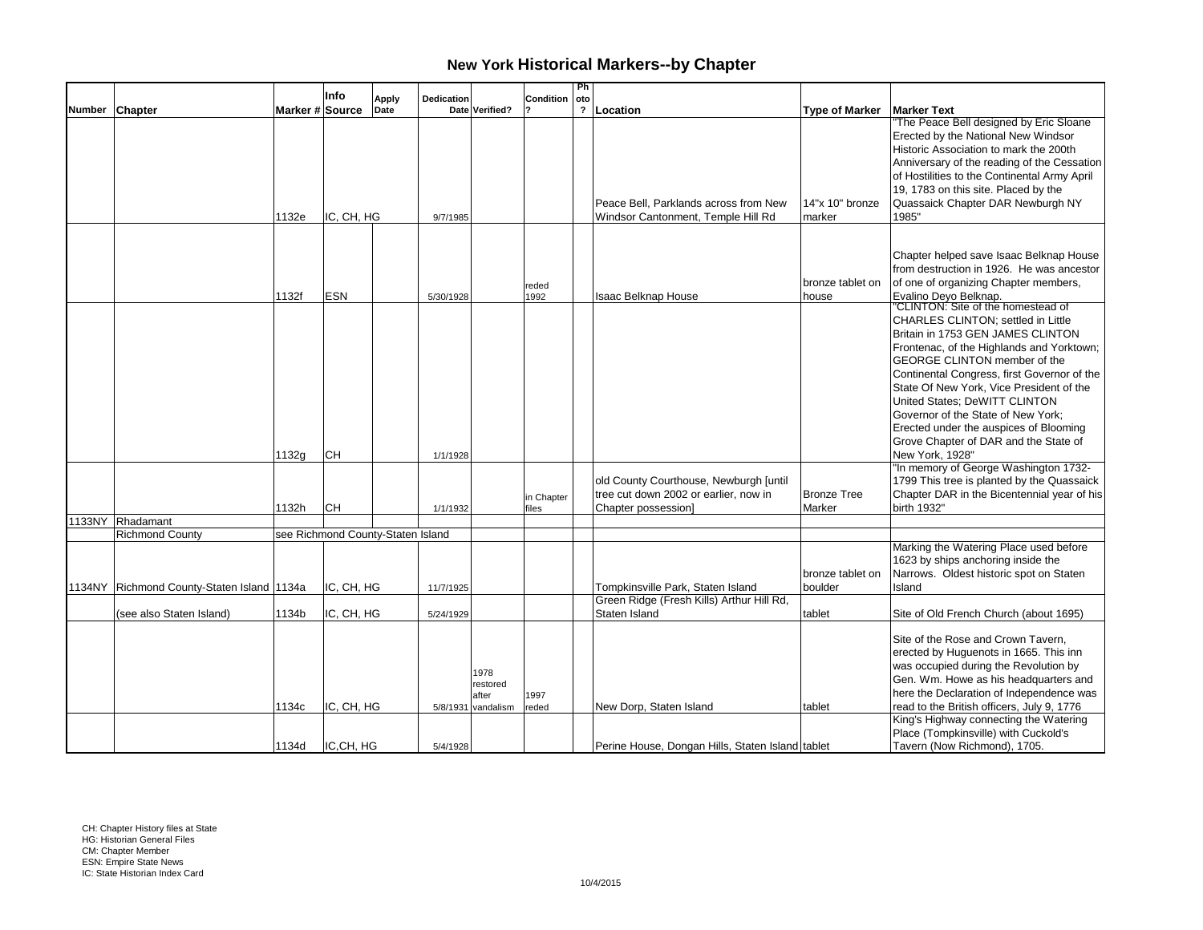# New York Historical Markers--by Chapter

| Number | Chapter | Marker # | Info Source | Apply Date | Dedication Date | Verified? | Condition ? | Photo ? | Location | Type of Marker | Marker Text |
|---|---|---|---|---|---|---|---|---|---|---|---|
| | | 1132e | IC, CH, HG | | 9/7/1985 | | | | Peace Bell, Parklands across from New Windsor Cantonment, Temple Hill Rd | 14"x 10" bronze marker | "The Peace Bell designed by Eric Sloane Erected by the National New Windsor Historic Association to mark the 200th Anniversary of the reading of the Cessation of Hostilities to the Continental Army April 19, 1783 on this site. Placed by the Quassaick Chapter DAR Newburgh NY 1985" |
| | | 1132f | ESN | | 5/30/1928 | | reded 1992 | | Isaac Belknap House | bronze tablet on house | Chapter helped save Isaac Belknap House from destruction in 1926. He was ancestor of one of organizing Chapter members, Evalino Deyo Belknap. |
| | | 1132g | CH | | 1/1/1928 | | | | | | "CLINTON: Site of the homestead of CHARLES CLINTON; settled in Little Britain in 1753 GEN JAMES CLINTON Frontenac, of the Highlands and Yorktown; GEORGE CLINTON member of the Continental Congress, first Governor of the State Of New York, Vice President of the United States; DeWITT CLINTON Governor of the State of New York; Erected under the auspices of Blooming Grove Chapter of DAR and the State of New York, 1928" |
| | | 1132h | CH | | 1/1/1932 | | in Chapter files | | old County Courthouse, Newburgh [until tree cut down 2002 or earlier, now in Chapter possession] | Bronze Tree Marker | "In memory of George Washington 1732-1799 This tree is planted by the Quassaick Chapter DAR in the Bicentennial year of his birth 1932" |
| 1133NY | Rhadamant | | | | | | | | | | |
| | Richmond County | see Richmond County-Staten Island | | | | | | | | | |
| 1134NY | Richmond County-Staten Island | 1134a | IC, CH, HG | | 11/7/1925 | | | | Tompkinsville Park, Staten Island | bronze tablet on boulder | Marking the Watering Place used before 1623 by ships anchoring inside the Narrows. Oldest historic spot on Staten Island |
| | (see also Staten Island) | 1134b | IC, CH, HG | | 5/24/1929 | | | | Green Ridge (Fresh Kills) Arthur Hill Rd, Staten Island | tablet | Site of Old French Church (about 1695) |
| | | 1134c | IC, CH, HG | | 5/8/1931 | 1978 restored after vandalism | 1997 reded | | New Dorp, Staten Island | tablet | Site of the Rose and Crown Tavern, erected by Huguenots in 1665. This inn was occupied during the Revolution by Gen. Wm. Howe as his headquarters and here the Declaration of Independence was read to the British officers, July 9, 1776 |
| | | 1134d | IC,CH, HG | | 5/4/1928 | | | | Perine House, Dongan Hills, Staten Island | tablet | King's Highway connecting the Watering Place (Tompkinsville) with Cuckold's Tavern (Now Richmond), 1705. |

CH: Chapter History files at State
HG: Historian General Files
CM: Chapter Member
ESN: Empire State News
IC: State Historian Index Card

10/4/2015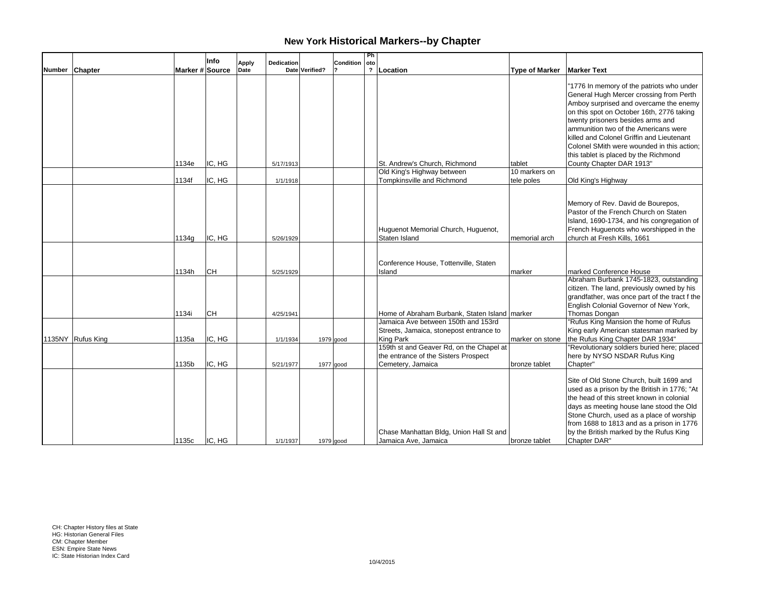# New York Historical Markers--by Chapter

| Number | Chapter | Marker # | Info Source | Apply Date | Dedication Date | Verified? | Condition ? | Photo ? | Location | Type of Marker | Marker Text |
|---|---|---|---|---|---|---|---|---|---|---|---|
| | | 1134e | IC, HG | | 5/17/1913 | | | | St. Andrew's Church, Richmond | tablet | "1776 In memory of the patriots who under General Hugh Mercer crossing from Perth Amboy surprised and overcame the enemy on this spot on October 16th, 2776 taking twenty prisoners besides arms and ammunition two of the Americans were killed and Colonel Griffin and Lieutenant Colonel SMith were wounded in this action; this tablet is placed by the Richmond County Chapter DAR 1913" |
| | | 1134f | IC, HG | | 1/1/1918 | | | | Old King's Highway between Tompkinsville and Richmond | 10 markers on tele poles | Old King's Highway |
| | | 1134g | IC, HG | | 5/26/1929 | | | | Huguenot Memorial Church, Huguenot, Staten Island | memorial arch | Memory of Rev. David de Bourepos, Pastor of the French Church on Staten Island, 1690-1734, and his congregation of French Huguenots who worshipped in the church at Fresh Kills, 1661 |
| | | 1134h | CH | | 5/25/1929 | | | | Conference House, Tottenville, Staten Island | marker | marked Conference House |
| | | 1134i | CH | | 4/25/1941 | | | | Home of Abraham Burbank, Staten Island | marker | Abraham Burbank 1745-1823, outstanding citizen. The land, previously owned by his grandfather, was once part of the tract f the English Colonial Governor of New York, Thomas Dongan |
| 1135NY | Rufus King | 1135a | IC, HG | | 1/1/1934 | 1979 | good | | Jamaica Ave between 150th and 153rd Streets, Jamaica, stonepost entrance to King Park | marker on stone | "Rufus King Mansion the home of Rufus King early American statesman marked by the Rufus King Chapter DAR 1934" |
| | | 1135b | IC, HG | | 5/21/1977 | 1977 | good | | 159th st and Geaver Rd, on the Chapel at the entrance of the Sisters Prospect Cemetery, Jamaica | bronze tablet | "Revolutionary soldiers buried here; placed here by NYSO NSDAR Rufus King Chapter" |
| | | 1135c | IC, HG | | 1/1/1937 | 1979 | good | | Chase Manhattan Bldg, Union Hall St and Jamaica Ave, Jamaica | bronze tablet | Site of Old Stone Church, built 1699 and used as a prison by the British in 1776; "At the head of this street known in colonial days as meeting house lane stood the Old Stone Church, used as a place of worship from 1688 to 1813 and as a prison in 1776 by the British marked by the Rufus King Chapter DAR" |

CH: Chapter History files at State
HG: Historian General Files
CM: Chapter Member
ESN: Empire State News
IC: State Historian Index Card

10/4/2015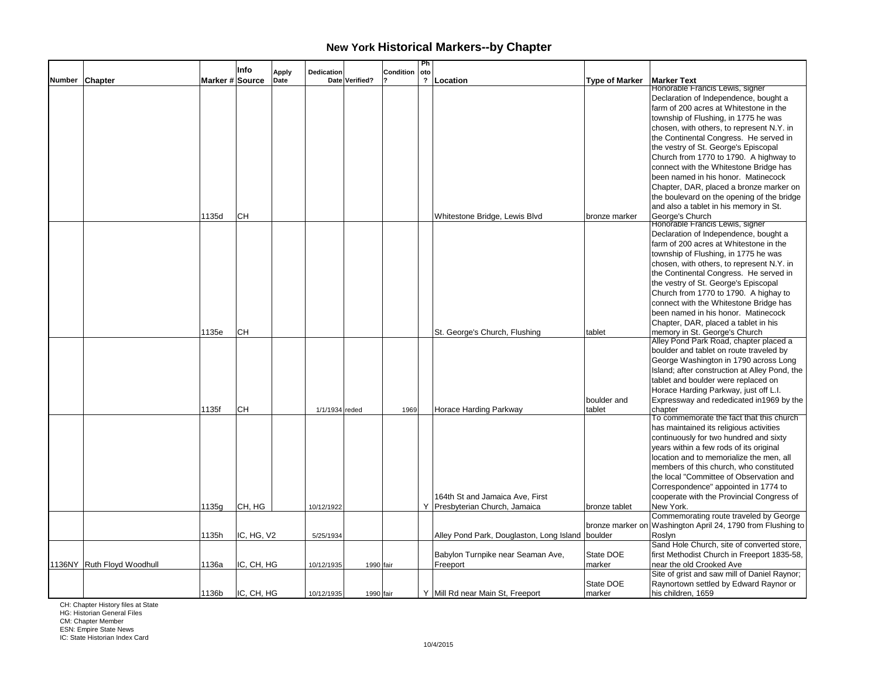# New York Historical Markers--by Chapter

| Number | Chapter | Marker # | Info Source | Apply Date | Dedication Date | Verified? | Condition ? | Photo ? | Location | Type of Marker | Marker Text |
|---|---|---|---|---|---|---|---|---|---|---|---|
| | | 1135d | CH | | | | | | Whitestone Bridge, Lewis Blvd | bronze marker | Honorable Francis Lewis, signer Declaration of Independence, bought a farm of 200 acres at Whitestone in the township of Flushing, in 1775 he was chosen, with others, to represent N.Y. in the Continental Congress. He served in the vestry of St. George's Episcopal Church from 1770 to 1790. A highway to connect with the Whitestone Bridge has been named in his honor. Matinecock Chapter, DAR, placed a bronze marker on the boulevard on the opening of the bridge and also a tablet in his memory in St. George's Church |
| | | 1135e | CH | | | | | | St. George's Church, Flushing | tablet | Honorable Francis Lewis, signer Declaration of Independence, bought a farm of 200 acres at Whitestone in the township of Flushing, in 1775 he was chosen, with others, to represent N.Y. in the Continental Congress. He served in the vestry of St. George's Episcopal Church from 1770 to 1790. A highay to connect with the Whitestone Bridge has been named in his honor. Matinecock Chapter, DAR, placed a tablet in his memory in St. George's Church |
| | | 1135f | CH | | 1/1/1934 | reded | 1969 | | Horace Harding Parkway | boulder and tablet | Alley Pond Park Road, chapter placed a boulder and tablet on route traveled by George Washington in 1790 across Long Island; after construction at Alley Pond, the tablet and boulder were replaced on Horace Harding Parkway, just off L.I. Expressway and rededicated in1969 by the chapter |
| | | 1135g | CH, HG | | 10/12/1922 | | | Y | 164th St and Jamaica Ave, First Presbyterian Church, Jamaica | bronze tablet | To commemorate the fact that this church has maintained its religious activities continuously for two hundred and sixty years within a few rods of its original location and to memorialize the men, all members of this church, who constituted the local "Committee of Observation and Correspondence" appointed in 1774 to cooperate with the Provincial Congress of New York. |
| | | 1135h | IC, HG, V2 | | 5/25/1934 | | | | Alley Pond Park, Douglaston, Long Island | bronze marker on boulder | Commemorating route traveled by George Washington April 24, 1790 from Flushing to Roslyn |
| 1136NY | Ruth Floyd Woodhull | 1136a | IC, CH, HG | | 10/12/1935 | 1990 | fair | | Babylon Turnpike near Seaman Ave, Freeport | State DOE marker | Sand Hole Church, site of converted store, first Methodist Church in Freeport 1835-58, near the old Crooked Ave |
| | | 1136b | IC, CH, HG | | 10/12/1935 | 1990 | fair | Y | Mill Rd near Main St, Freeport | State DOE marker | Site of grist and saw mill of Daniel Raynor; Raynortown settled by Edward Raynor or his children, 1659 |

CH: Chapter History files at State
HG: Historian General Files
CM: Chapter Member
ESN: Empire State News
IC: State Historian Index Card

10/4/2015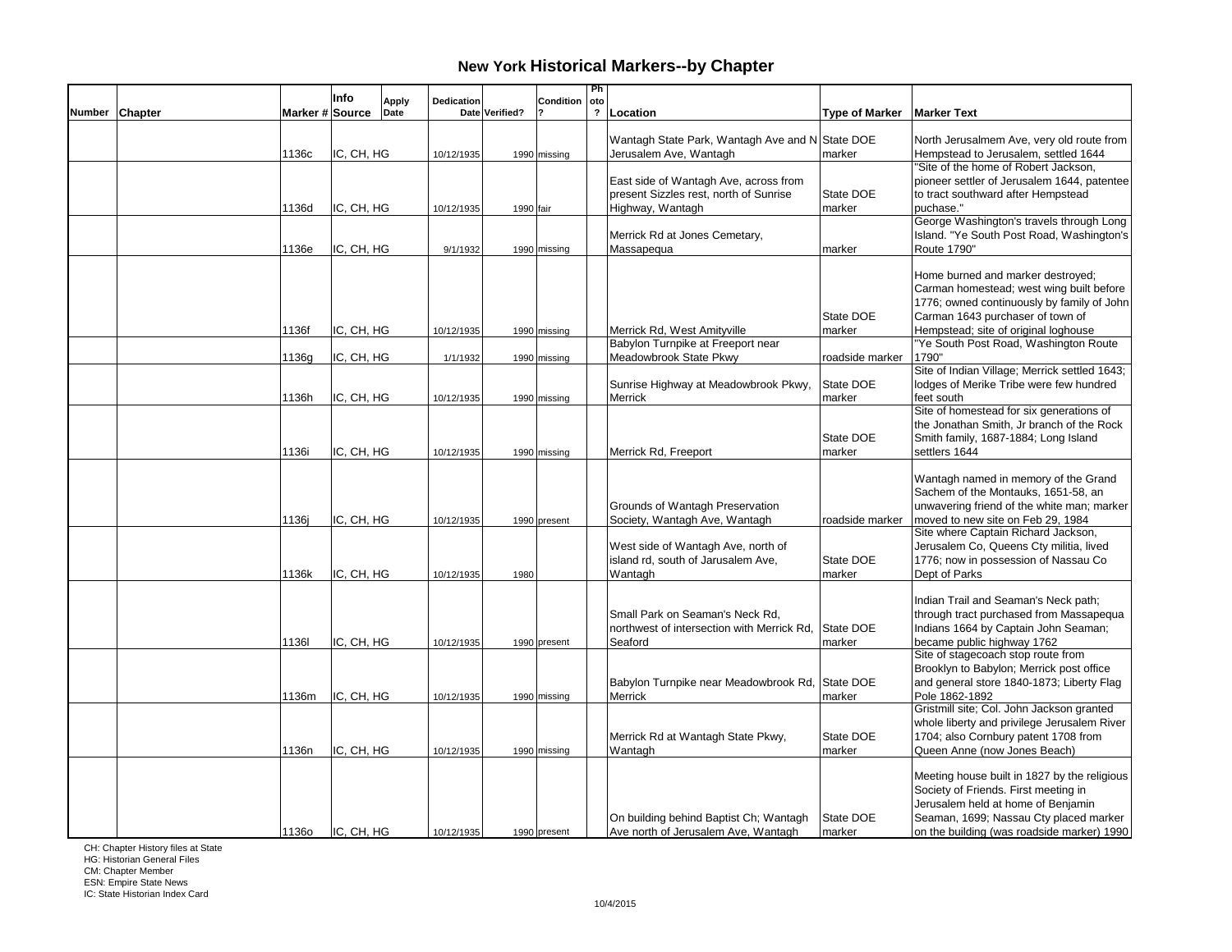# New York Historical Markers--by Chapter

| Number | Chapter | Marker # | Info Source | Apply Date | Dedication Date | Verified? | Condition ? | Photo ? | Location | Type of Marker | Marker Text |
|---|---|---|---|---|---|---|---|---|---|---|---|
| | | 1136c | IC, CH, HG | | 10/12/1935 | 1990 | missing | | Wantagh State Park, Wantagh Ave and N Jerusalem Ave, Wantagh | State DOE marker | North Jerusalmem Ave, very old route from Hempstead to Jerusalem, settled 1644 |
| | | 1136d | IC, CH, HG | | 10/12/1935 | 1990 | fair | | East side of Wantagh Ave, across from present Sizzles rest, north of Sunrise Highway, Wantagh | State DOE marker | "Site of the home of Robert Jackson, pioneer settler of Jerusalem 1644, patentee to tract southward after Hempstead puchase." |
| | | 1136e | IC, CH, HG | | 9/1/1932 | 1990 | missing | | Merrick Rd at Jones Cemetary, Massapequa | marker | George Washington's travels through Long Island. "Ye South Post Road, Washington's Route 1790" |
| | | 1136f | IC, CH, HG | | 10/12/1935 | 1990 | missing | | Merrick Rd, West Amityville | State DOE marker | Home burned and marker destroyed; Carman homestead; west wing built before 1776; owned continuously by family of John Carman 1643 purchaser of town of Hempstead; site of original loghouse |
| | | 1136g | IC, CH, HG | | 1/1/1932 | 1990 | missing | | Babylon Turnpike at Freeport near Meadowbrook State Pkwy | roadside marker | "Ye South Post Road, Washington Route 1790" |
| | | 1136h | IC, CH, HG | | 10/12/1935 | 1990 | missing | | Sunrise Highway at Meadowbrook Pkwy, Merrick | State DOE marker | Site of Indian Village; Merrick settled 1643; lodges of Merike Tribe were few hundred feet south |
| | | 1136i | IC, CH, HG | | 10/12/1935 | 1990 | missing | | Merrick Rd, Freeport | State DOE marker | Site of homestead for six generations of the Jonathan Smith, Jr branch of the Rock Smith family, 1687-1884; Long Island settlers 1644 |
| | | 1136j | IC, CH, HG | | 10/12/1935 | 1990 | present | | Grounds of Wantagh Preservation Society, Wantagh Ave, Wantagh | roadside marker | Wantagh named in memory of the Grand Sachem of the Montauks, 1651-58, an unwavering friend of the white man; marker moved to new site on Feb 29, 1984 |
| | | 1136k | IC, CH, HG | | 10/12/1935 | 1980 | | | West side of Wantagh Ave, north of island rd, south of Jarusalem Ave, Wantagh | State DOE marker | Site where Captain Richard Jackson, Jerusalem Co, Queens Cty militia, lived 1776; now in possession of Nassau Co Dept of Parks |
| | | 1136l | IC, CH, HG | | 10/12/1935 | 1990 | present | | Small Park on Seaman's Neck Rd, northwest of intersection with Merrick Rd, Seaford | State DOE marker | Indian Trail and Seaman's Neck path; through tract purchased from Massapequa Indians 1664 by Captain John Seaman; became public highway 1762 |
| | | 1136m | IC, CH, HG | | 10/12/1935 | 1990 | missing | | Babylon Turnpike near Meadowbrook Rd, Merrick | State DOE marker | Site of stagecoach stop route from Brooklyn to Babylon; Merrick post office and general store 1840-1873; Liberty Flag Pole 1862-1892 |
| | | 1136n | IC, CH, HG | | 10/12/1935 | 1990 | missing | | Merrick Rd at Wantagh State Pkwy, Wantagh | State DOE marker | Gristmill site; Col. John Jackson granted whole liberty and privilege Jerusalem River 1704; also Cornbury patent 1708 from Queen Anne (now Jones Beach) |
| | | 1136o | IC, CH, HG | | 10/12/1935 | 1990 | present | | On building behind Baptist Ch; Wantagh Ave north of Jerusalem Ave, Wantagh | State DOE marker | Meeting house built in 1827 by the religious Society of Friends. First meeting in Jerusalem held at home of Benjamin Seaman, 1699; Nassau Cty placed marker on the building (was roadside marker) 1990 |

CH: Chapter History files at State
HG: Historian General Files
CM: Chapter Member
ESN: Empire State News
IC: State Historian Index Card

10/4/2015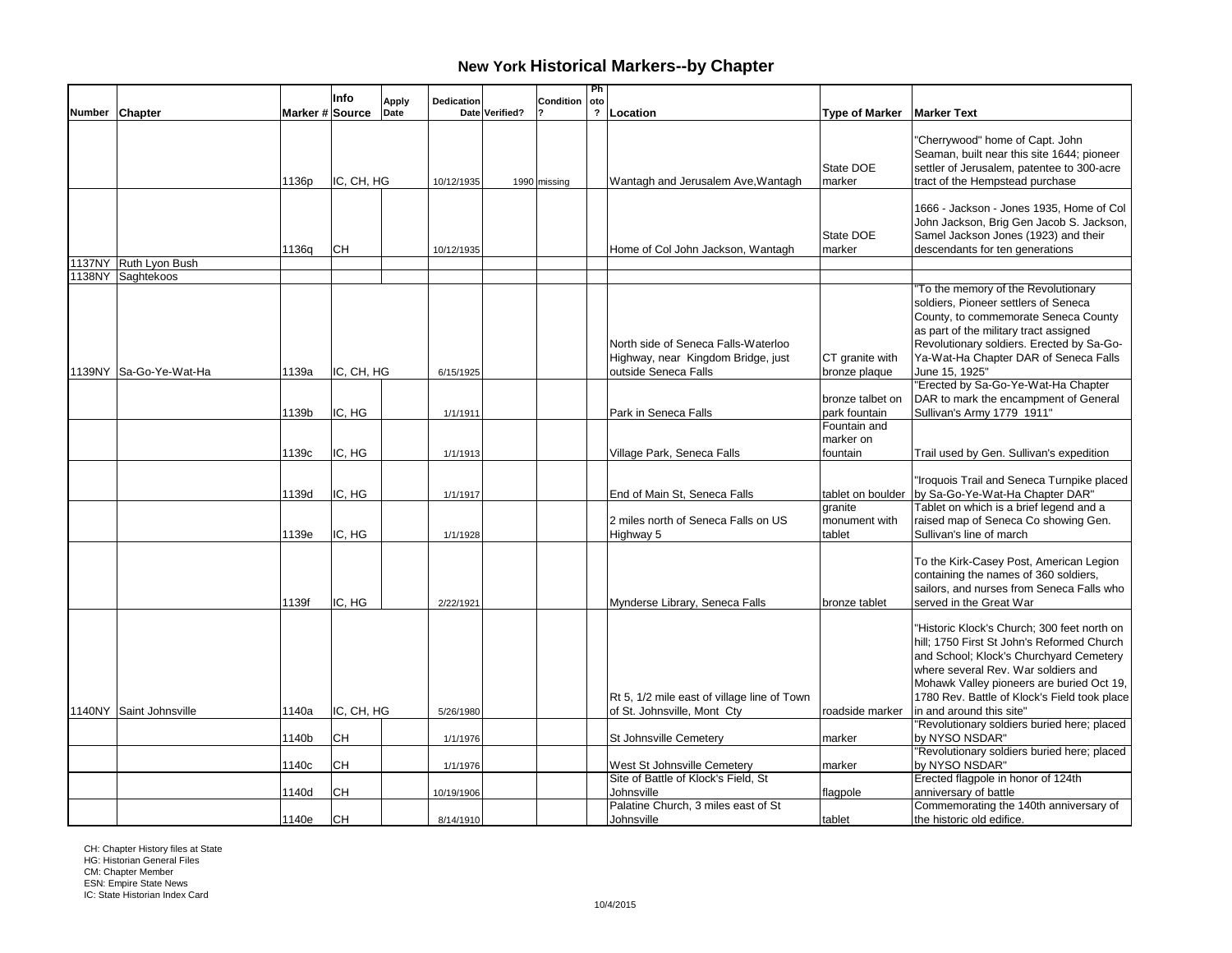# New York Historical Markers--by Chapter

| Number | Chapter | Marker # | Info Source | Apply Date | Dedication Date | Verified? | Condition? | Photo? | Location | Type of Marker | Marker Text |
|---|---|---|---|---|---|---|---|---|---|---|---|
| | | 1136p | IC, CH, HG | | 10/12/1935 | 1990 | missing | | Wantagh and Jerusalem Ave,Wantagh | State DOE marker | "Cherrywood" home of Capt. John Seaman, built near this site 1644; pioneer settler of Jerusalem, patentee to 300-acre tract of the Hempstead purchase |
| | | 1136q | CH | | 10/12/1935 | | | | Home of Col John Jackson, Wantagh | State DOE marker | 1666 - Jackson - Jones 1935, Home of Col John Jackson, Brig Gen Jacob S. Jackson, Samel Jackson Jones (1923) and their descendants for ten generations |
| 1137NY | Ruth Lyon Bush | | | | | | | | | | |
| 1138NY | Saghtekoos | | | | | | | | | | |
| 1139NY | Sa-Go-Ye-Wat-Ha | 1139a | IC, CH, HG | | 6/15/1925 | | | | North side of Seneca Falls-Waterloo Highway, near Kingdom Bridge, just outside Seneca Falls | CT granite with bronze plaque | "To the memory of the Revolutionary soldiers, Pioneer settlers of Seneca County, to commemorate Seneca County as part of the military tract assigned Revolutionary soldiers. Erected by Sa-Go-Ya-Wat-Ha Chapter DAR of Seneca Falls June 15, 1925" |
| | | 1139b | IC, HG | | 1/1/1911 | | | | Park in Seneca Falls | bronze talbet on park fountain | "Erected by Sa-Go-Ye-Wat-Ha Chapter DAR to mark the encampment of General Sullivan's Army 1779 1911" |
| | | 1139c | IC, HG | | 1/1/1913 | | | | Village Park, Seneca Falls | Fountain and marker on fountain | Trail used by Gen. Sullivan's expedition |
| | | 1139d | IC, HG | | 1/1/1917 | | | | End of Main St, Seneca Falls | tablet on boulder | "Iroquois Trail and Seneca Turnpike placed by Sa-Go-Ye-Wat-Ha Chapter DAR" |
| | | 1139e | IC, HG | | 1/1/1928 | | | | 2 miles north of Seneca Falls on US Highway 5 | granite monument with tablet | Tablet on which is a brief legend and a raised map of Seneca Co showing Gen. Sullivan's line of march |
| | | 1139f | IC, HG | | 2/22/1921 | | | | Mynderse Library, Seneca Falls | bronze tablet | To the Kirk-Casey Post, American Legion containing the names of 360 soldiers, sailors, and nurses from Seneca Falls who served in the Great War |
| 1140NY | Saint Johnsville | 1140a | IC, CH, HG | | 5/26/1980 | | | | Rt 5, 1/2 mile east of village line of Town of St. Johnsville, Mont Cty | roadside marker | "Historic Klock's Church; 300 feet north on hill; 1750 First St John's Reformed Church and School; Klock's Churchyard Cemetery where several Rev. War soldiers and Mohawk Valley pioneers are buried Oct 19, 1780 Rev. Battle of Klock's Field took place in and around this site" |
| | | 1140b | CH | | 1/1/1976 | | | | St Johnsville Cemetery | marker | "Revolutionary soldiers buried here; placed by NYSO NSDAR" |
| | | 1140c | CH | | 1/1/1976 | | | | West St Johnsville Cemetery | marker | "Revolutionary soldiers buried here; placed by NYSO NSDAR" |
| | | 1140d | CH | | 10/19/1906 | | | | Site of Battle of Klock's Field, St Johnsville | flagpole | Erected flagpole in honor of 124th anniversary of battle |
| | | 1140e | CH | | 8/14/1910 | | | | Palatine Church, 3 miles east of St Johnsville | tablet | Commemorating the 140th anniversary of the historic old edifice. |

CH: Chapter History files at State
HG: Historian General Files
CM: Chapter Member
ESN: Empire State News
IC: State Historian Index Card

10/4/2015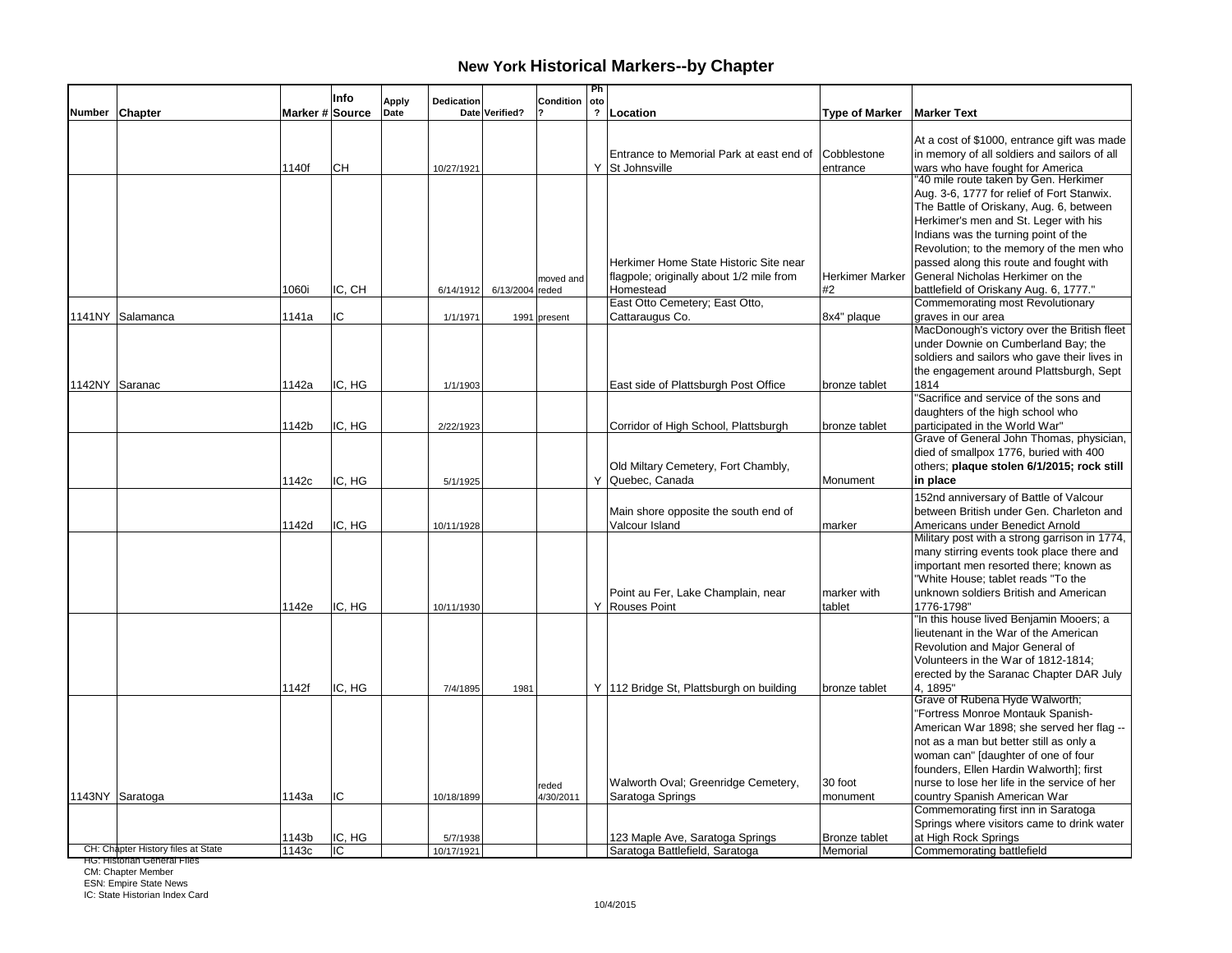# New York Historical Markers--by Chapter

| Number | Chapter | Marker # | Info Source | Apply Date | Dedication Date | Verified? | Condition? | Photo? | Location | Type of Marker | Marker Text |
|---|---|---|---|---|---|---|---|---|---|---|---|
| | | 1140f | CH | | 10/27/1921 | | | Y | Entrance to Memorial Park at east end of St Johnsville | Cobblestone entrance | At a cost of $1000, entrance gift was made in memory of all soldiers and sailors of all wars who have fought for America |
| | | 1060i | IC, CH | | 6/14/1912 | 6/13/2004 | moved and reded | | Herkimer Home State Historic Site near flagpole; originally about 1/2 mile from Homestead | Herkimer Marker #2 | "40 mile route taken by Gen. Herkimer Aug. 3-6, 1777 for relief of Fort Stanwix. The Battle of Oriskany, Aug. 6, between Herkimer's men and St. Leger with his Indians was the turning point of the Revolution; to the memory of the men who passed along this route and fought with General Nicholas Herkimer on the battlefield of Oriskany Aug. 6, 1777." |
| 1141NY | Salamanca | 1141a | IC | | 1/1/1971 | 1991 | present | | East Otto Cemetery; East Otto, Cattaraugus Co. | 8x4" plaque | Commemorating most Revolutionary graves in our area |
| 1142NY | Saranac | 1142a | IC, HG | | 1/1/1903 | | | | East side of Plattsburgh Post Office | bronze tablet | MacDonough's victory over the British fleet under Downie on Cumberland Bay; the soldiers and sailors who gave their lives in the engagement around Plattsburgh, Sept 1814 |
| | | 1142b | IC, HG | | 2/22/1923 | | | | Corridor of High School, Plattsburgh | bronze tablet | "Sacrifice and service of the sons and daughters of the high school who participated in the World War" |
| | | 1142c | IC, HG | | 5/1/1925 | | | Y | Old Miltary Cemetery, Fort Chambly, Quebec, Canada | Monument | Grave of General John Thomas, physician, died of smallpox 1776, buried with 400 others; **plaque stolen 6/1/2015; rock still in place** |
| | | 1142d | IC, HG | | 10/11/1928 | | | | Main shore opposite the south end of Valcour Island | marker | 152nd anniversary of Battle of Valcour between British under Gen. Charleton and Americans under Benedict Arnold |
| | | 1142e | IC, HG | | 10/11/1930 | | | Y | Point au Fer, Lake Champlain, near Rouses Point | marker with tablet | Military post with a strong garrison in 1774, many stirring events took place there and important men resorted there; known as "White House; tablet reads "To the unknown soldiers British and American 1776-1798" |
| | | 1142f | IC, HG | | 7/4/1895 | 1981 | | Y | 112 Bridge St, Plattsburgh on building | bronze tablet | "In this house lived Benjamin Mooers; a lieutenant in the War of the American Revolution and Major General of Volunteers in the War of 1812-1814; erected by the Saranac Chapter DAR July 4, 1895" |
| 1143NY | Saratoga | 1143a | IC | | 10/18/1899 | | reded 4/30/2011 | | Walworth Oval; Greenridge Cemetery, Saratoga Springs | 30 foot monument | Grave of Rubena Hyde Walworth; "Fortress Monroe Montauk Spanish-American War 1898; she served her flag -- not as a man but better still as only a woman can" [daughter of one of four founders, Ellen Hardin Walworth]; first nurse to lose her life in the service of her country Spanish American War |
| | | 1143b | IC, HG | | 5/7/1938 | | | | 123 Maple Ave, Saratoga Springs | Bronze tablet | Commemorating first inn in Saratoga Springs where visitors came to drink water at High Rock Springs |
| | | 1143c | IC | | 10/17/1921 | | | | Saratoga Battlefield, Saratoga | Memorial | Commemorating battlefield |

CH: Chapter History files at State
HG: Historian General Files
CM: Chapter Member
ESN: Empire State News
IC: State Historian Index Card

10/4/2015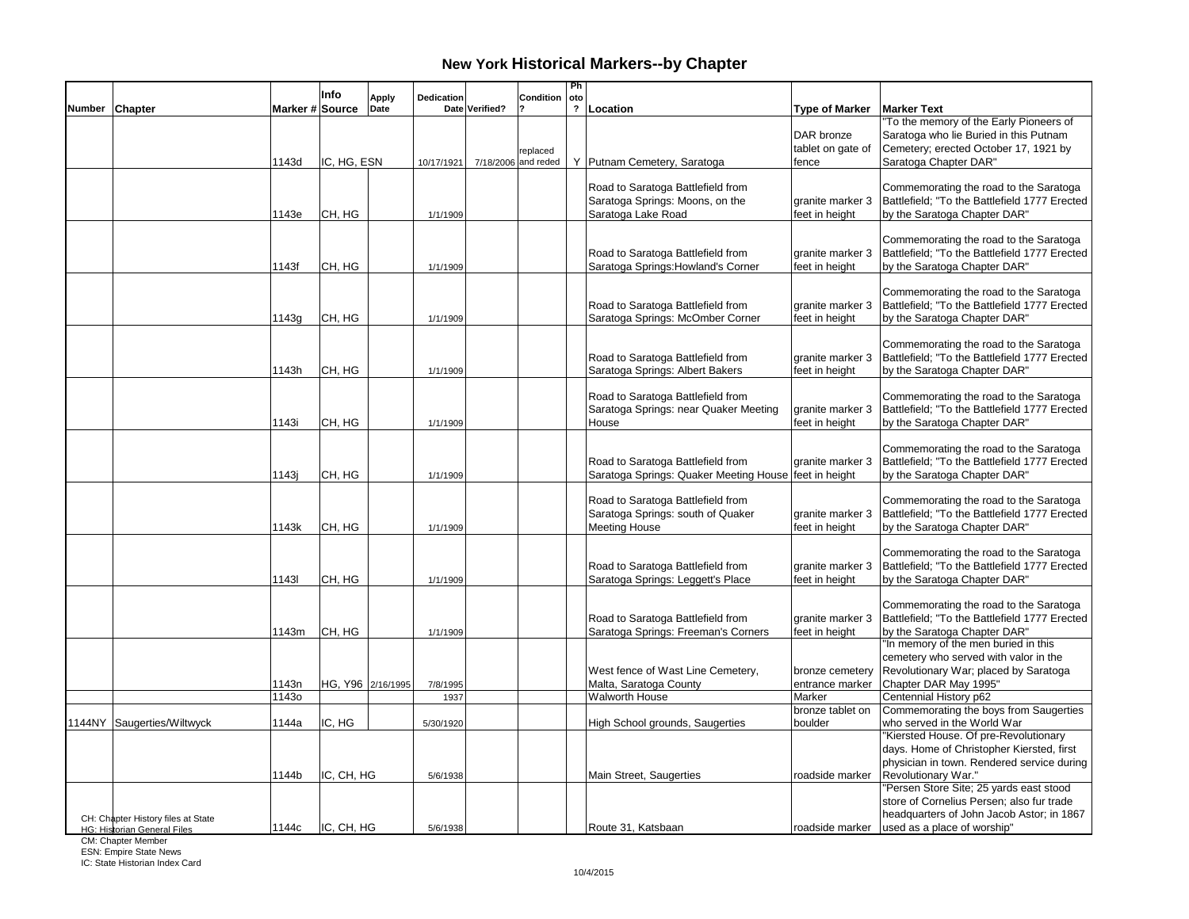# New York Historical Markers--by Chapter

| Number | Chapter | Marker # | Info Source | Apply Date | Dedication Date | Verified? | Condition ? | Photo ? | Location | Type of Marker | Marker Text |
|---|---|---|---|---|---|---|---|---|---|---|---|
| | | 1143d | IC, HG, ESN | | 10/17/1921 | 7/18/2006 | replaced and reded | Y | Putnam Cemetery, Saratoga | DAR bronze tablet on gate of fence | "To the memory of the Early Pioneers of Saratoga who lie Buried in this Putnam Cemetery; erected October 17, 1921 by Saratoga Chapter DAR" |
| | | 1143e | CH, HG | | 1/1/1909 | | | | Road to Saratoga Battlefield from Saratoga Springs: Moons, on the Saratoga Lake Road | granite marker 3 feet in height | Commemorating the road to the Saratoga Battlefield; "To the Battlefield 1777 Erected by the Saratoga Chapter DAR" |
| | | 1143f | CH, HG | | 1/1/1909 | | | | Road to Saratoga Battlefield from Saratoga Springs:Howland's Corner | granite marker 3 feet in height | Commemorating the road to the Saratoga Battlefield; "To the Battlefield 1777 Erected by the Saratoga Chapter DAR" |
| | | 1143g | CH, HG | | 1/1/1909 | | | | Road to Saratoga Battlefield from Saratoga Springs: McOmber Corner | granite marker 3 feet in height | Commemorating the road to the Saratoga Battlefield; "To the Battlefield 1777 Erected by the Saratoga Chapter DAR" |
| | | 1143h | CH, HG | | 1/1/1909 | | | | Road to Saratoga Battlefield from Saratoga Springs: Albert Bakers | granite marker 3 feet in height | Commemorating the road to the Saratoga Battlefield; "To the Battlefield 1777 Erected by the Saratoga Chapter DAR" |
| | | 1143i | CH, HG | | 1/1/1909 | | | | Road to Saratoga Battlefield from Saratoga Springs: near Quaker Meeting House | granite marker 3 feet in height | Commemorating the road to the Saratoga Battlefield; "To the Battlefield 1777 Erected by the Saratoga Chapter DAR" |
| | | 1143j | CH, HG | | 1/1/1909 | | | | Road to Saratoga Battlefield from Saratoga Springs: Quaker Meeting House | granite marker 3 feet in height | Commemorating the road to the Saratoga Battlefield; "To the Battlefield 1777 Erected by the Saratoga Chapter DAR" |
| | | 1143k | CH, HG | | 1/1/1909 | | | | Road to Saratoga Battlefield from Saratoga Springs: south of Quaker Meeting House | granite marker 3 feet in height | Commemorating the road to the Saratoga Battlefield; "To the Battlefield 1777 Erected by the Saratoga Chapter DAR" |
| | | 1143l | CH, HG | | 1/1/1909 | | | | Road to Saratoga Battlefield from Saratoga Springs: Leggett's Place | granite marker 3 feet in height | Commemorating the road to the Saratoga Battlefield; "To the Battlefield 1777 Erected by the Saratoga Chapter DAR" |
| | | 1143m | CH, HG | | 1/1/1909 | | | | Road to Saratoga Battlefield from Saratoga Springs: Freeman's Corners | granite marker 3 feet in height | Commemorating the road to the Saratoga Battlefield; "To the Battlefield 1777 Erected by the Saratoga Chapter DAR" |
| | | 1143n | HG, Y96 | 2/16/1995 | 7/8/1995 | | | | West fence of Wast Line Cemetery, Malta, Saratoga County | bronze cemetery entrance marker | "In memory of the men buried in this cemetery who served with valor in the Revolutionary War; placed by Saratoga Chapter DAR May 1995" |
| | | 1143o | | | 1937 | | | | Walworth House | Marker | Centennial History p62 |
| 1144NY | Saugerties/Wiltwyck | 1144a | IC, HG | | 5/30/1920 | | | | High School grounds, Saugerties | bronze tablet on boulder | Commemorating the boys from Saugerties who served in the World War |
| | | 1144b | IC, CH, HG | | 5/6/1938 | | | | Main Street, Saugerties | roadside marker | "Kiersted House. Of pre-Revolutionary days. Home of Christopher Kiersted, first physician in town. Rendered service during Revolutionary War." |
| | | 1144c | IC, CH, HG | | 5/6/1938 | | | | Route 31, Katsbaan | roadside marker | "Persen Store Site; 25 yards east stood store of Cornelius Persen; also fur trade headquarters of John Jacob Astor; in 1867 used as a place of worship" |

CH: Chapter History files at State
HG: Historian General Files
CM: Chapter Member
ESN: Empire State News
IC: State Historian Index Card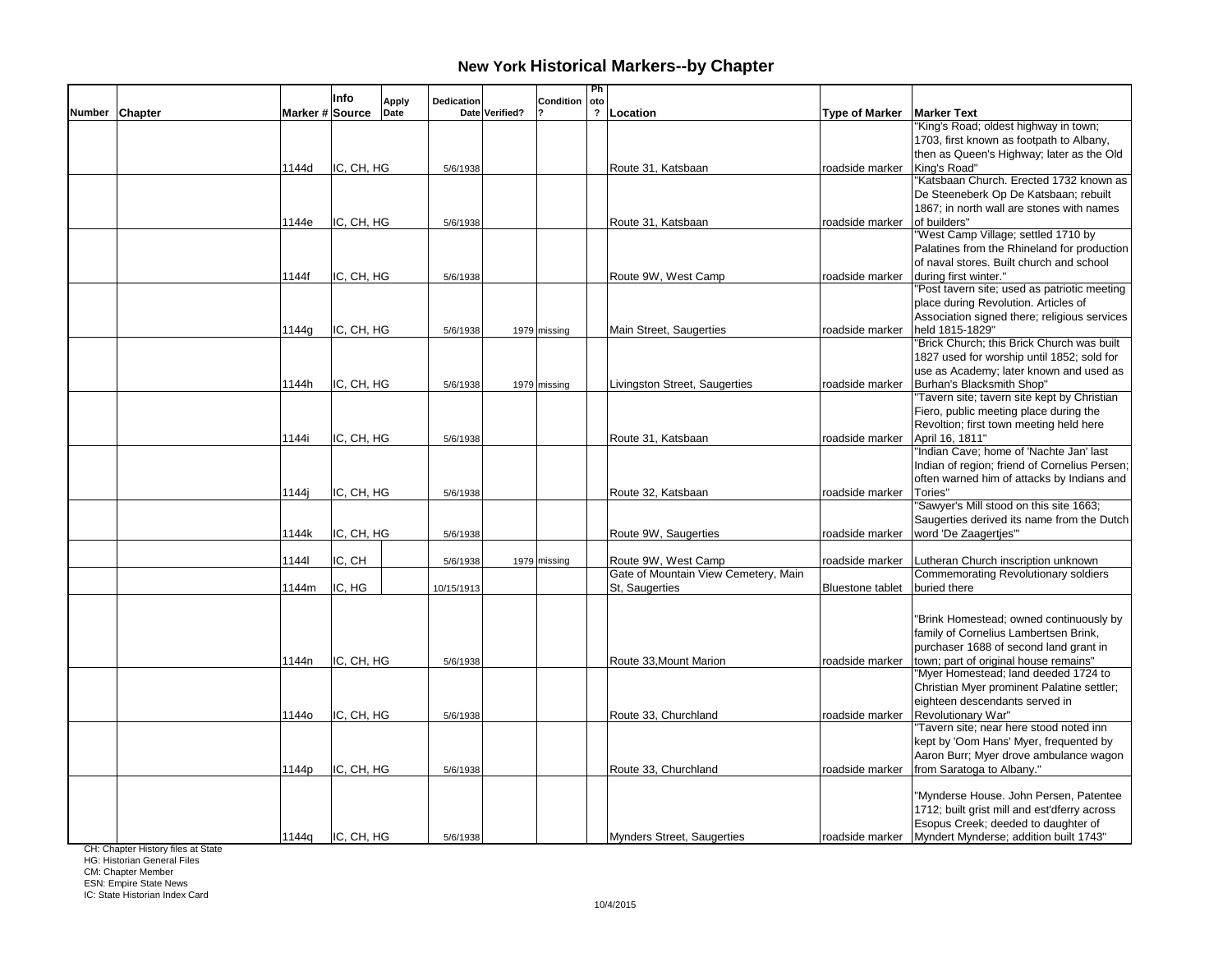# New York Historical Markers--by Chapter

| Number | Chapter | Marker # | Info Source | Apply Date | Dedication Date | Verified? | Condition? | Photo? | Location | Type of Marker | Marker Text |
|---|---|---|---|---|---|---|---|---|---|---|---|
| | | 1144d | IC, CH, HG | | 5/6/1938 | | | | Route 31, Katsbaan | roadside marker | "King's Road; oldest highway in town; 1703, first known as footpath to Albany, then as Queen's Highway; later as the Old King's Road" |
| | | 1144e | IC, CH, HG | | 5/6/1938 | | | | Route 31, Katsbaan | roadside marker | "Katsbaan Church. Erected 1732 known as De Steeneberk Op De Katsbaan; rebuilt 1867; in north wall are stones with names of builders" |
| | | 1144f | IC, CH, HG | | 5/6/1938 | | | | Route 9W, West Camp | roadside marker | "West Camp Village; settled 1710 by Palatines from the Rhineland for production of naval stores. Built church and school during first winter." |
| | | 1144g | IC, CH, HG | | 5/6/1938 | 1979 | missing | | Main Street, Saugerties | roadside marker | "Post tavern site; used as patriotic meeting place during Revolution. Articles of Association signed there; religious services held 1815-1829" |
| | | 1144h | IC, CH, HG | | 5/6/1938 | 1979 | missing | | Livingston Street, Saugerties | roadside marker | "Brick Church; this Brick Church was built 1827 used for worship until 1852; sold for use as Academy; later known and used as Burhan's Blacksmith Shop" |
| | | 1144i | IC, CH, HG | | 5/6/1938 | | | | Route 31, Katsbaan | roadside marker | "Tavern site; tavern site kept by Christian Fiero, public meeting place during the Revoltion; first town meeting held here April 16, 1811" |
| | | 1144j | IC, CH, HG | | 5/6/1938 | | | | Route 32, Katsbaan | roadside marker | "Indian Cave; home of 'Nachte Jan' last Indian of region; friend of Cornelius Persen; often warned him of attacks by Indians and Tories" |
| | | 1144k | IC, CH, HG | | 5/6/1938 | | | | Route 9W, Saugerties | roadside marker | "Sawyer's Mill stood on this site 1663; Saugerties derived its name from the Dutch word 'De Zaagertjes'" |
| | | 1144l | IC, CH | | 5/6/1938 | 1979 | missing | | Route 9W, West Camp | roadside marker | Lutheran Church inscription unknown |
| | | 1144m | IC, HG | | 10/15/1913 | | | | Gate of Mountain View Cemetery, Main St, Saugerties | Bluestone tablet | Commemorating Revolutionary soldiers buried there |
| | | 1144n | IC, CH, HG | | 5/6/1938 | | | | Route 33,Mount Marion | roadside marker | "Brink Homestead; owned continuously by family of Cornelius Lambertsen Brink, purchaser 1688 of second land grant in town; part of original house remains" |
| | | 1144o | IC, CH, HG | | 5/6/1938 | | | | Route 33, Churchland | roadside marker | "Myer Homestead; land deeded 1724 to Christian Myer prominent Palatine settler; eighteen descendants served in Revolutionary War" |
| | | 1144p | IC, CH, HG | | 5/6/1938 | | | | Route 33, Churchland | roadside marker | "Tavern site; near here stood noted inn kept by 'Oom Hans' Myer, frequented by Aaron Burr; Myer drove ambulance wagon from Saratoga to Albany." |
| | | 1144q | IC, CH, HG | | 5/6/1938 | | | | Mynders Street, Saugerties | roadside marker | "Mynderse House. John Persen, Patentee 1712; built grist mill and est'dferry across Esopus Creek; deeded to daughter of Myndert Mynderse; addition built 1743" |

CH: Chapter History files at State
HG: Historian General Files
CM: Chapter Member
ESN: Empire State News
IC: State Historian Index Card

10/4/2015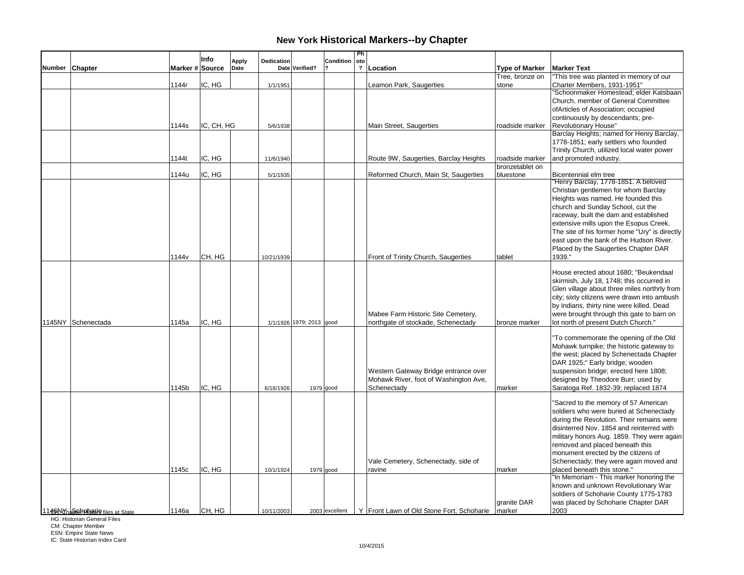# New York Historical Markers--by Chapter

| Number | Chapter | Marker # | Info Source | Apply Date | Dedication Date | Verified? | Condition ? | Photo ? | Location | Type of Marker | Marker Text |
|---|---|---|---|---|---|---|---|---|---|---|---|
| | | 1144r | IC, HG | | 1/1/1951 | | | | Leamon Park, Saugerties | Tree, bronze on stone | "This tree was planted in memory of our Charter Members, 1931-1951" |
| | | 1144s | IC, CH, HG | | 5/6/1938 | | | | Main Street, Saugerties | roadside marker | "Schoonmaker Homestead; elder Katsbaan Church, member of General Committee ofArticles of Association; occupied continuously by descendants; pre-Revolutionary House" |
| | | 1144t | IC, HG | | 11/6/1940 | | | | Route 9W, Saugerties, Barclay Heights | roadside marker | Barclay Heights; named for Henry Barclay, 1778-1851; early settlers who founded Trinity Church, utilized local water power and promoted industry. |
| | | 1144u | IC, HG | | 5/1/1935 | | | | Reformed Church, Main St, Saugerties | bronzetablet on bluestone | Bicentennial elm tree |
| | | 1144v | CH, HG | | 10/21/1939 | | | | Front of Trinity Church, Saugerties | tablet | "Henry Barclay, 1778-1851. A beloved Christian gentlemen for whom Barclay Heights was named. He founded this church and Sunday School, cut the raceway, built the dam and established extensive mills upon the Esopus Creek. The site of his former home "Ury" is directly east upon the bank of the Hudson River. Placed by the Saugerties Chapter DAR 1939." |
| 1145NY | Schenectada | 1145a | IC, HG | | 1/1/1926 | 1979; 2013 | good | | Mabee Farm Historic Site Cemetery, northgate of stockade, Schenectady | bronze marker | House erected about 1680; "Beukendaal skirmish, July 18, 1748; this occurred in Glen village about three miles northrly from city; sixty citizens were drawn into ambush by Indians, thirty nine were killed. Dead were brought through this gate to barn on lot north of present Dutch Church." |
| | | 1145b | IC, HG | | 6/16/1926 | 1979 | good | | Western Gateway Bridge entrance over Mohawk River, foot of Washington Ave, Schenectady | marker | "To commemorate the opening of the Old Mohawk turnpike; the historic gateway to the west; placed by Schenectada Chapter DAR 1925;" Early bridge; wooden suspension bridge; erected here 1808; designed by Theodore Burr; used by Saratoga Ref. 1832-39; replaced 1874 |
| | | 1145c | IC, HG | | 10/1/1924 | 1979 | good | | Vale Cemetery, Schenectady, side of ravine | marker | "Sacred to the memory of 57 American soldiers who were buried at Schenectady during the Revolution. Their remains were disinterred Nov. 1854 and reinterred with military honors Aug. 1859. They were again removed and placed beneath this monument erected by the citizens of Schenectady; they were again moved and placed beneath this stone." |
| 1146NY | Schoharie | 1146a | CH, HG | | 10/11/2003 | 2003 | excellent | Y | Front Lawn of Old Stone Fort, Schoharie | granite DAR marker | "In Memoriam - This marker honoring the known and unknown Revolutionary War soldiers of Schoharie County 1775-1783 was placed by Schoharie Chapter DAR 2003 |

CH: Chapter History files at State
HG: Historian General Files
CM: Chapter Member
ESN: Empire State News
IC: State Historian Index Card

10/4/2015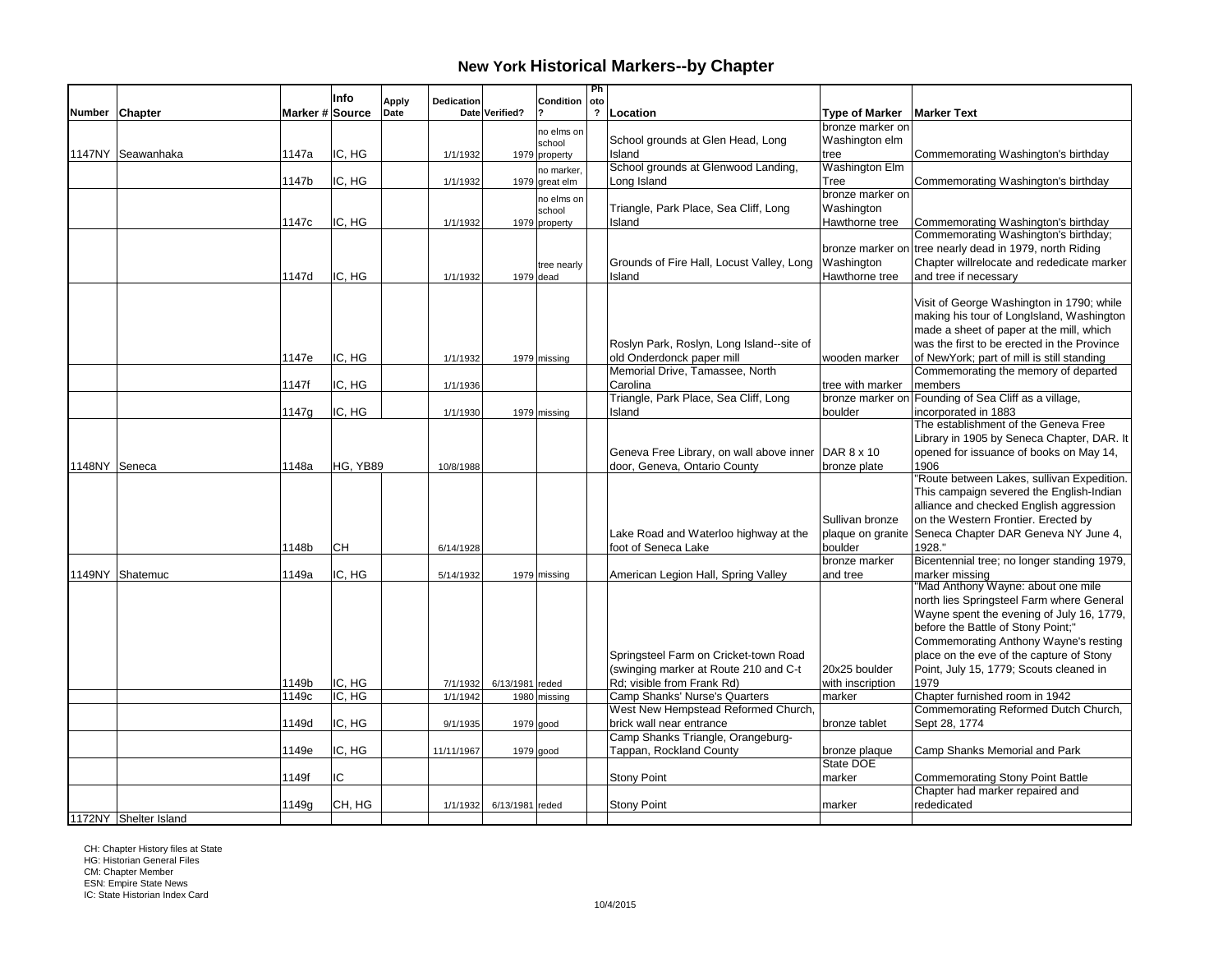# New York Historical Markers--by Chapter

| Number | Chapter | Marker # | Info Source | Apply Date | Dedication Date | Verified? | Condition ? | Photo ? | Location | Type of Marker | Marker Text |
|---|---|---|---|---|---|---|---|---|---|---|---|
| 1147NY | Seawanhaka | 1147a | IC, HG | | 1/1/1932 | 1979 | no elms on school property | | School grounds at Glen Head, Long Island | bronze marker on Washington elm tree | Commemorating Washington's birthday |
| | | 1147b | IC, HG | | 1/1/1932 | 1979 | no marker, great elm | | School grounds at Glenwood Landing, Long Island | Washington Elm Tree | Commemorating Washington's birthday |
| | | 1147c | IC, HG | | 1/1/1932 | 1979 | no elms on school property | | Triangle, Park Place, Sea Cliff, Long Island | bronze marker on Washington Hawthorne tree | Commemorating Washington's birthday |
| | | 1147d | IC, HG | | 1/1/1932 | 1979 | tree nearly dead | | Grounds of Fire Hall, Locust Valley, Long Island | bronze marker on Washington Hawthorne tree | Commemorating Washington's birthday; tree nearly dead in 1979, north Riding Chapter willrelocate and rededicate marker and tree if necessary |
| | | 1147e | IC, HG | | 1/1/1932 | 1979 | missing | | Roslyn Park, Roslyn, Long Island--site of old Onderdonck paper mill | wooden marker | Visit of George Washington in 1790; while making his tour of LongIsland, Washington made a sheet of paper at the mill, which was the first to be erected in the Province of NewYork; part of mill is still standing |
| | | 1147f | IC, HG | | 1/1/1936 | | | | Memorial Drive, Tamassee, North Carolina | tree with marker | Commemorating the memory of departed members |
| | | 1147g | IC, HG | | 1/1/1930 | 1979 | missing | | Triangle, Park Place, Sea Cliff, Long Island | bronze marker on boulder | Founding of Sea Cliff as a village, incorporated in 1883 |
| 1148NY | Seneca | 1148a | HG, YB89 | | 10/8/1988 | | | | Geneva Free Library, on wall above inner door, Geneva, Ontario County | DAR 8 x 10 bronze plate | The establishment of the Geneva Free Library in 1905 by Seneca Chapter, DAR. It opened for issuance of books on May 14, 1906 |
| | | 1148b | CH | | 6/14/1928 | | | | Lake Road and Waterloo highway at the foot of Seneca Lake | Sullivan bronze plaque on granite boulder | "Route between Lakes, sullivan Expedition. This campaign severed the English-Indian alliance and checked English aggression on the Western Frontier. Erected by Seneca Chapter DAR Geneva NY June 4, 1928." |
| 1149NY | Shatemuc | 1149a | IC, HG | | 5/14/1932 | 1979 | missing | | American Legion Hall, Spring Valley | bronze marker and tree | Bicentennial tree; no longer standing 1979, marker missing |
| | | 1149b | IC, HG | | 7/1/1932 | 6/13/1981 | reded | | Springsteel Farm on Cricket-town Road (swinging marker at Route 210 and C-t Rd; visible from Frank Rd) | 20x25 boulder with inscription | "Mad Anthony Wayne: about one mile north lies Springsteel Farm where General Wayne spent the evening of July 16, 1779, before the Battle of Stony Point;" Commemorating Anthony Wayne's resting place on the eve of the capture of Stony Point, July 15, 1779; Scouts cleaned in 1979 |
| | | 1149c | IC, HG | | 1/1/1942 | 1980 | missing | | Camp Shanks' Nurse's Quarters | marker | Chapter furnished room in 1942 |
| | | 1149d | IC, HG | | 9/1/1935 | 1979 | good | | West New Hempstead Reformed Church, brick wall near entrance | bronze tablet | Commemorating Reformed Dutch Church, Sept 28, 1774 |
| | | 1149e | IC, HG | | 11/11/1967 | 1979 | good | | Camp Shanks Triangle, Orangeburg-Tappan, Rockland County | bronze plaque | Camp Shanks Memorial and Park |
| | | 1149f | IC | | | | | | Stony Point | State DOE marker | Commemorating Stony Point Battle |
| | | 1149g | CH, HG | | 1/1/1932 | 6/13/1981 | reded | | Stony Point | marker | Chapter had marker repaired and rededicated |
| 1172NY | Shelter Island | | | | | | | | | | |

CH: Chapter History files at State
HG: Historian General Files
CM: Chapter Member
ESN: Empire State News
IC: State Historian Index Card

10/4/2015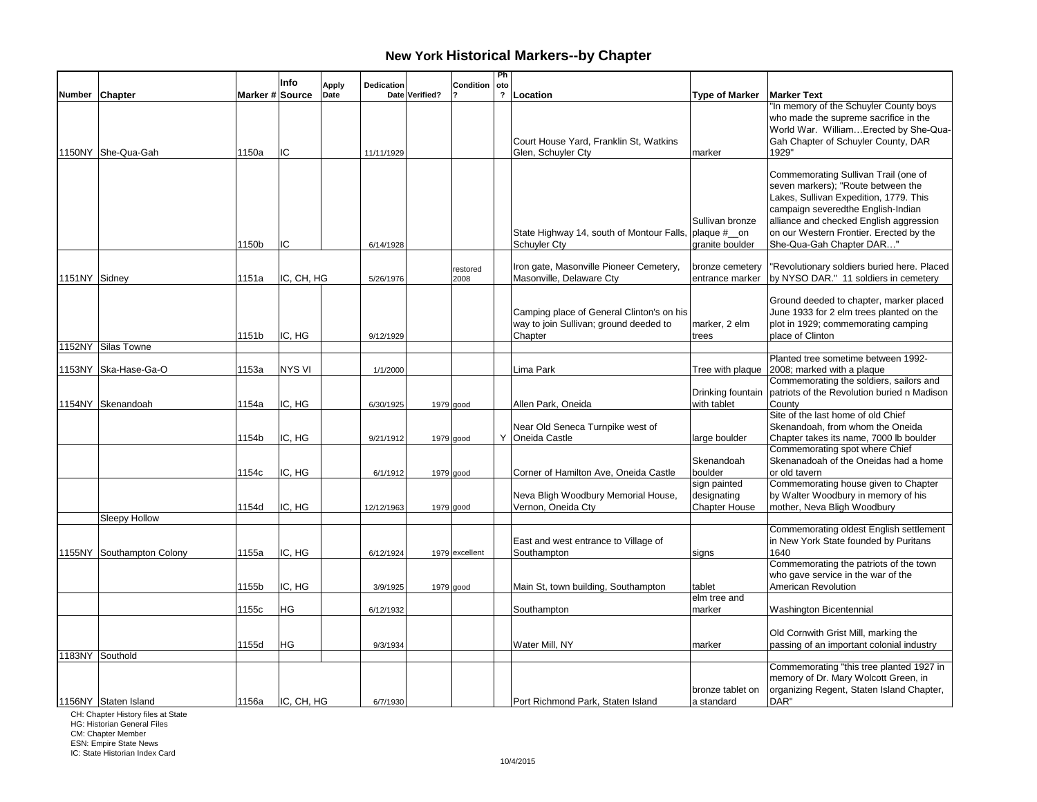# New York Historical Markers--by Chapter

| Number | Chapter | Marker # | Info Source | Apply Date | Dedication Date | Verified? | Condition? | Photo? | Location | Type of Marker | Marker Text |
|---|---|---|---|---|---|---|---|---|---|---|---|
| 1150NY | She-Qua-Gah | 1150a | IC | | 11/11/1929 | | | | Court House Yard, Franklin St, Watkins Glen, Schuyler Cty | marker | "In memory of the Schuyler County boys who made the supreme sacrifice in the World War. William…Erected by She-Qua-Gah Chapter of Schuyler County, DAR 1929" |
| | | 1150b | IC | | 6/14/1928 | | | | State Highway 14, south of Montour Falls, Schuyler Cty | Sullivan bronze plaque #__on granite boulder | Commemorating Sullivan Trail (one of seven markers); "Route between the Lakes, Sullivan Expedition, 1779. This campaign severedthe English-Indian alliance and checked English aggression on our Western Frontier. Erected by the She-Qua-Gah Chapter DAR…" |
| 1151NY | Sidney | 1151a | IC, CH, HG | | 5/26/1976 | | restored 2008 | | Iron gate, Masonville Pioneer Cemetery, Masonville, Delaware Cty | bronze cemetery entrance marker | "Revolutionary soldiers buried here. Placed by NYSO DAR." 11 soldiers in cemetery |
| | | 1151b | IC, HG | | 9/12/1929 | | | | Camping place of General Clinton's on his way to join Sullivan; ground deeded to Chapter | marker, 2 elm trees | Ground deeded to chapter, marker placed June 1933 for 2 elm trees planted on the plot in 1929; commemorating camping place of Clinton |
| 1152NY | Silas Towne | | | | | | | | | | |
| 1153NY | Ska-Hase-Ga-O | 1153a | NYS VI | | 1/1/2000 | | | | Lima Park | Tree with plaque | Planted tree sometime between 1992-2008; marked with a plaque |
| 1154NY | Skenandoah | 1154a | IC, HG | | 6/30/1925 | 1979 | good | | Allen Park, Oneida | Drinking fountain with tablet | Commemorating the soldiers, sailors and patriots of the Revolution buried n Madison County |
| | | 1154b | IC, HG | | 9/21/1912 | 1979 | good | Y | Near Old Seneca Turnpike west of Oneida Castle | large boulder | Site of the last home of old Chief Skenandoah, from whom the Oneida Chapter takes its name, 7000 lb boulder |
| | | 1154c | IC, HG | | 6/1/1912 | 1979 | good | | Corner of Hamilton Ave, Oneida Castle | Skenandoah boulder | Commemorating spot where Chief Skenanadoah of the Oneidas had a home or old tavern |
| | | 1154d | IC, HG | | 12/12/1963 | 1979 | good | | Neva Bligh Woodbury Memorial House, Vernon, Oneida Cty | sign painted designating Chapter House | Commemorating house given to Chapter by Walter Woodbury in memory of his mother, Neva Bligh Woodbury |
| | Sleepy Hollow | | | | | | | | | | |
| 1155NY | Southampton Colony | 1155a | IC, HG | | 6/12/1924 | 1979 | excellent | | East and west entrance to Village of Southampton | signs | Commemorating oldest English settlement in New York State founded by Puritans 1640 |
| | | 1155b | IC, HG | | 3/9/1925 | 1979 | good | | Main St, town building, Southampton | tablet | Commemorating the patriots of the town who gave service in the war of the American Revolution |
| | | 1155c | HG | | 6/12/1932 | | | | Southampton | elm tree and marker | Washington Bicentennial |
| | | 1155d | HG | | 9/3/1934 | | | | Water Mill, NY | marker | Old Cornwith Grist Mill, marking the passing of an important colonial industry |
| 1183NY | Southold | | | | | | | | | | |
| 1156NY | Staten Island | 1156a | IC, CH, HG | | 6/7/1930 | | | | Port Richmond Park, Staten Island | bronze tablet on a standard | Commemorating "this tree planted 1927 in memory of Dr. Mary Wolcott Green, in organizing Regent, Staten Island Chapter, DAR" |

CH: Chapter History files at State
HG: Historian General Files
CM: Chapter Member
ESN: Empire State News
IC: State Historian Index Card

10/4/2015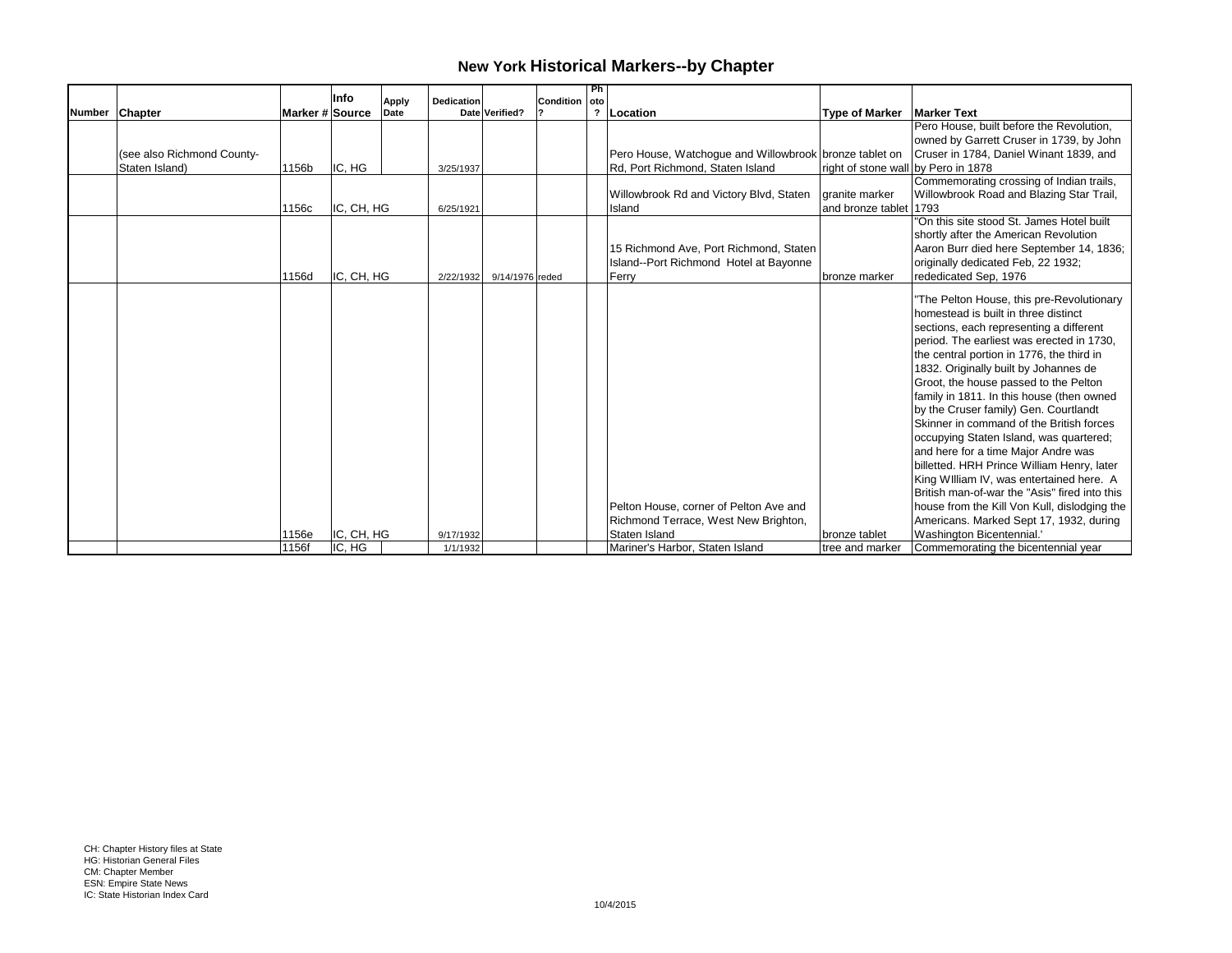# New York Historical Markers--by Chapter

| Number | Chapter | Marker # | Info Source | Apply Date | Dedication Date | Verified? | Condition? | Photo? | Location | Type of Marker | Marker Text |
|---|---|---|---|---|---|---|---|---|---|---|---|
| | (see also Richmond County-Staten Island) | 1156b | IC, HG | | 3/25/1937 | | | | Pero House, Watchogue and Willowbrook Rd, Port Richmond, Staten Island | bronze tablet on right of stone wall | Pero House, built before the Revolution, owned by Garrett Cruser in 1739, by John Cruser in 1784, Daniel Winant 1839, and by Pero in 1878 |
| | | 1156c | IC, CH, HG | | 6/25/1921 | | | | Willowbrook Rd and Victory Blvd, Staten Island | granite marker and bronze tablet | Commemorating crossing of Indian trails, Willowbrook Road and Blazing Star Trail, 1793 |
| | | 1156d | IC, CH, HG | | 2/22/1932 | 9/14/1976 | reded | | 15 Richmond Ave, Port Richmond, Staten Island--Port Richmond Hotel at Bayonne Ferry | bronze marker | "On this site stood St. James Hotel built shortly after the American Revolution Aaron Burr died here September 14, 1836; originally dedicated Feb, 22 1932; rededicated Sep, 1976 |
| | | 1156e | IC, CH, HG | | 9/17/1932 | | | | Pelton House, corner of Pelton Ave and Richmond Terrace, West New Brighton, Staten Island | bronze tablet | "The Pelton House, this pre-Revolutionary homestead is built in three distinct sections, each representing a different period. The earliest was erected in 1730, the central portion in 1776, the third in 1832. Originally built by Johannes de Groot, the house passed to the Pelton family in 1811. In this house (then owned by the Cruser family) Gen. Courtlandt Skinner in command of the British forces occupying Staten Island, was quartered; and here for a time Major Andre was billetted. HRH Prince William Henry, later King WIlliam IV, was entertained here. A British man-of-war the "Asis" fired into this house from the Kill Von Kull, dislodging the Americans. Marked Sept 17, 1932, during Washington Bicentennial.' |
| | | 1156f | IC, HG | | 1/1/1932 | | | | Mariner's Harbor, Staten Island | tree and marker | Commemorating the bicentennial year |

CH: Chapter History files at State
HG: Historian General Files
CM: Chapter Member
ESN: Empire State News
IC: State Historian Index Card

10/4/2015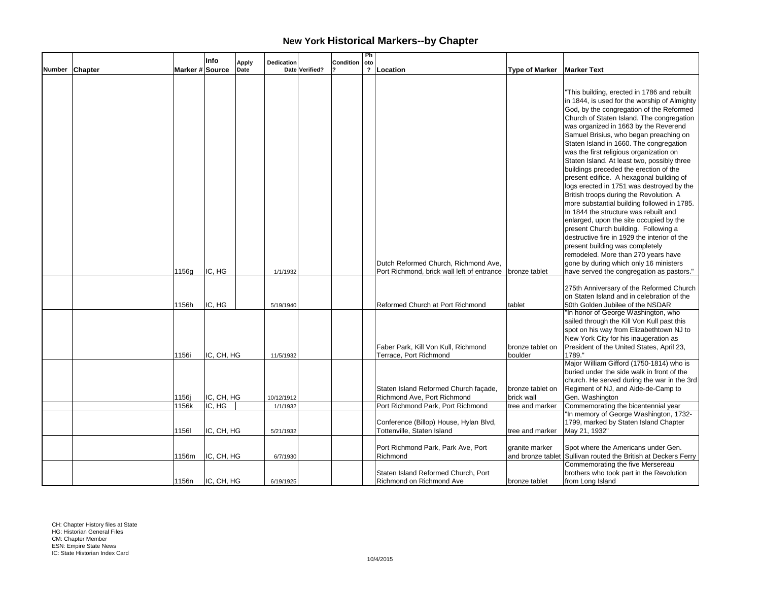# New York Historical Markers--by Chapter

| Number | Chapter | Marker # | Info Source | Apply Date | Dedication Date | Verified? | Condition ? | Photo ? | Location | Type of Marker | Marker Text |
|---|---|---|---|---|---|---|---|---|---|---|---|
| | | 1156g | IC, HG | | 1/1/1932 | | | | Dutch Reformed Church, Richmond Ave, Port Richmond, brick wall left of entrance | bronze tablet | "This building, erected in 1786 and rebuilt in 1844, is used for the worship of Almighty God, by the congregation of the Reformed Church of Staten Island. The congregation was organized in 1663 by the Reverend Samuel Brisius, who began preaching on Staten Island in 1660. The congregation was the first religious organization on Staten Island. At least two, possibly three buildings preceded the erection of the present edifice. A hexagonal building of logs erected in 1751 was destroyed by the British troops during the Revolution. A more substantial building followed in 1785. In 1844 the structure was rebuilt and enlarged, upon the site occupied by the present Church building. Following a destructive fire in 1929 the interior of the present building was completely remodeled. More than 270 years have gone by during which only 16 ministers have served the congregation as pastors." |
| | | 1156h | IC, HG | | 5/19/1940 | | | | Reformed Church at Port Richmond | tablet | 275th Anniversary of the Reformed Church on Staten Island and in celebration of the 50th Golden Jubilee of the NSDAR |
| | | 1156i | IC, CH, HG | | 11/5/1932 | | | | Faber Park, Kill Von Kull, Richmond Terrace, Port Richmond | bronze tablet on boulder | "In honor of George Washington, who sailed through the Kill Von Kull past this spot on his way from Elizabethtown NJ to New York City for his inauguration as President of the United States, April 23, 1789." |
| | | 1156j | IC, CH, HG | | 10/12/1912 | | | | Staten Island Reformed Church façade, Richmond Ave, Port Richmond | bronze tablet on brick wall | Major William Gifford (1750-1814) who is buried under the side walk in front of the church. He served during the war in the 3rd Regiment of NJ, and Aide-de-Camp to Gen. Washington |
| | | 1156k | IC, HG | | 1/1/1932 | | | | Port Richmond Park, Port Richmond | tree and marker | Commemorating the bicentennial year |
| | | 1156l | IC, CH, HG | | 5/21/1932 | | | | Conference (Billop) House, Hylan Blvd, Tottenville, Staten Island | tree and marker | "In memory of George Washington, 1732-1799, marked by Staten Island Chapter May 21, 1932" |
| | | 1156m | IC, CH, HG | | 6/7/1930 | | | | Port Richmond Park, Park Ave, Port Richmond | granite marker and bronze tablet | Spot where the Americans under Gen. Sullivan routed the British at Deckers Ferry |
| | | 1156n | IC, CH, HG | | 6/19/1925 | | | | Staten Island Reformed Church, Port Richmond on Richmond Ave | bronze tablet | Commemorating the five Mersereau brothers who took part in the Revolution from Long Island |

CH: Chapter History files at State
HG: Historian General Files
CM: Chapter Member
ESN: Empire State News
IC: State Historian Index Card

10/4/2015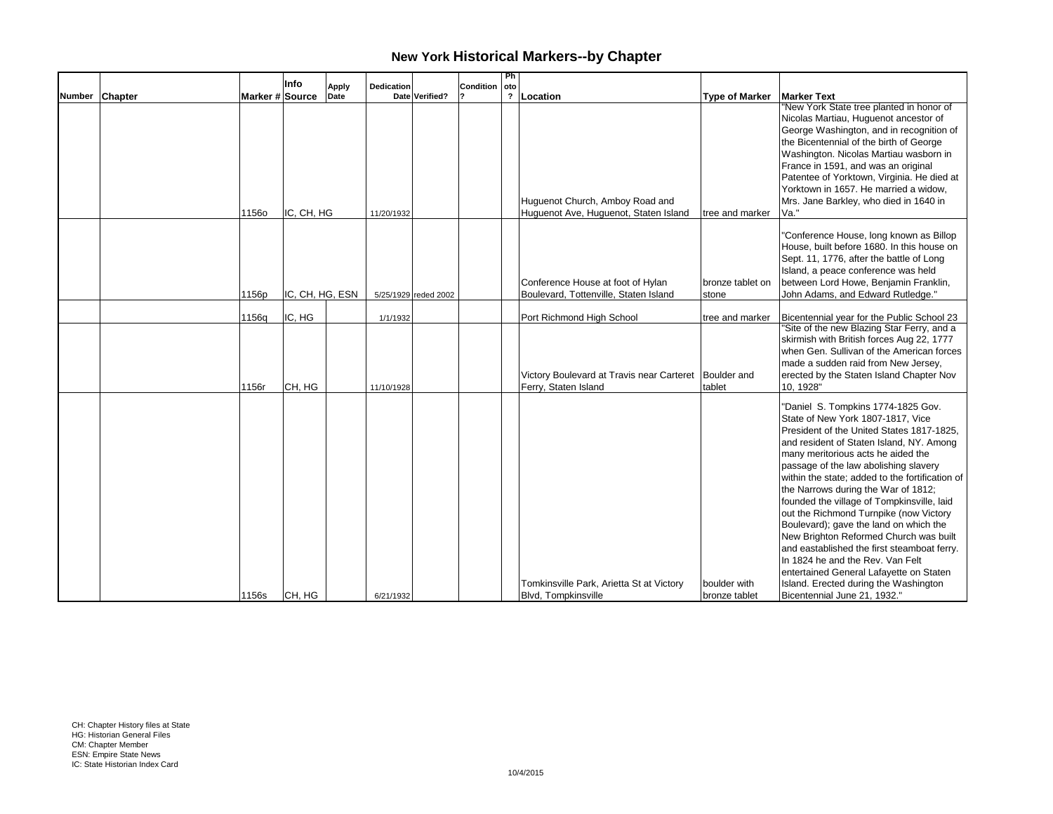# New York Historical Markers--by Chapter

| Number | Chapter | Marker # | Info Source | Apply Date | Dedication Date | Verified? | Condition? | Photo? | Location | Type of Marker | Marker Text |
|---|---|---|---|---|---|---|---|---|---|---|---|
| | | 1156o | IC, CH, HG | | 11/20/1932 | | | | Huguenot Church, Amboy Road and Huguenot Ave, Huguenot, Staten Island | tree and marker | "New York State tree planted in honor of Nicolas Martiau, Huguenot ancestor of George Washington, and in recognition of the Bicentennial of the birth of George Washington. Nicolas Martiau wasborn in France in 1591, and was an original Patentee of Yorktown, Virginia. He died at Yorktown in 1657. He married a widow, Mrs. Jane Barkley, who died in 1640 in Va." |
| | | 1156p | IC, CH, HG, ESN | | 5/25/1929 | reded 2002 | | | Conference House at foot of Hylan Boulevard, Tottenville, Staten Island | bronze tablet on stone | "Conference House, long known as Billop House, built before 1680. In this house on Sept. 11, 1776, after the battle of Long Island, a peace conference was held between Lord Howe, Benjamin Franklin, John Adams, and Edward Rutledge." |
| | | 1156q | IC, HG | | 1/1/1932 | | | | Port Richmond High School | tree and marker | Bicentennial year for the Public School 23 |
| | | 1156r | CH, HG | | 11/10/1928 | | | | Victory Boulevard at Travis near Carteret Ferry, Staten Island | Boulder and tablet | "Site of the new Blazing Star Ferry, and a skirmish with British forces Aug 22, 1777 when Gen. Sullivan of the American forces made a sudden raid from New Jersey, erected by the Staten Island Chapter Nov 10, 1928" |
| | | 1156s | CH, HG | | 6/21/1932 | | | | Tomkinsville Park, Arietta St at Victory Blvd, Tompkinsville | boulder with bronze tablet | "Daniel S. Tompkins 1774-1825 Gov. State of New York 1807-1817, Vice President of the United States 1817-1825, and resident of Staten Island, NY. Among many meritorious acts he aided the passage of the law abolishing slavery within the state; added to the fortification of the Narrows during the War of 1812; founded the village of Tompkinsville, laid out the Richmond Turnpike (now Victory Boulevard); gave the land on which the New Brighton Reformed Church was built and eastablished the first steamboat ferry. In 1824 he and the Rev. Van Felt entertained General Lafayette on Staten Island. Erected during the Washington Bicentennial June 21, 1932." |

CH: Chapter History files at State
HG: Historian General Files
CM: Chapter Member
ESN: Empire State News
IC: State Historian Index Card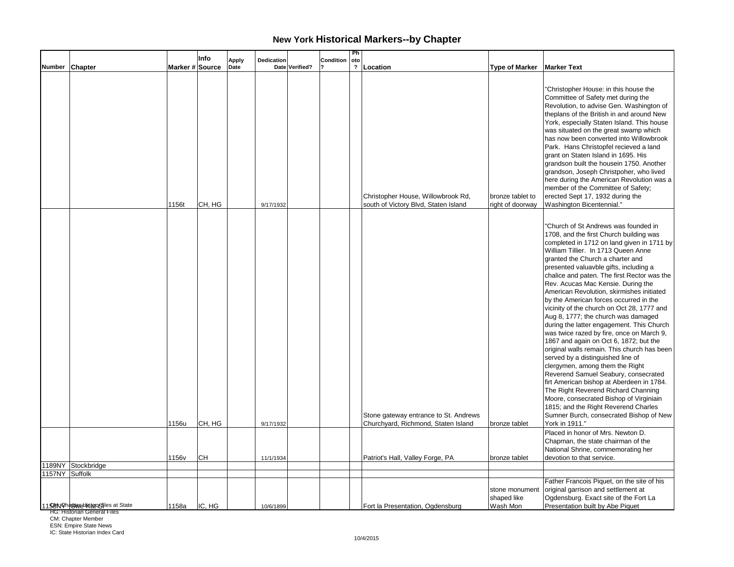# New York Historical Markers--by Chapter

| Number | Chapter | Marker # | Info Source | Apply Date | Dedication Date | Verified? | Condition ? | Photo ? | Location | Type of Marker | Marker Text |
|---|---|---|---|---|---|---|---|---|---|---|---|
| | | 1156t | CH, HG | | 9/17/1932 | | | | Christopher House, Willowbrook Rd, south of Victory Blvd, Staten Island | bronze tablet to right of doorway | "Christopher House: in this house the Committee of Safety met during the Revolution, to advise Gen. Washington of theplans of the British in and around New York, especially Staten Island. This house was situated on the great swamp which has now been converted into Willowbrook Park. Hans Christopfel recieved a land grant on Staten Island in 1695. His grandson built the housein 1750. Another grandson, Joseph Christpoher, who lived here during the American Revolution was a member of the Committee of Safety; erected Sept 17, 1932 during the Washington Bicentennial." |
| | | 1156u | CH, HG | | 9/17/1932 | | | | Stone gateway entrance to St. Andrews Churchyard, Richmond, Staten Island | bronze tablet | "Church of St Andrews was founded in 1708, and the first Church building was completed in 1712 on land given in 1711 by William Tillier. In 1713 Queen Anne granted the Church a charter and presented valuavble gifts, including a chalice and paten. The first Rector was the Rev. Acucas Mac Kensie. During the American Revolution, skirmishes initiated by the American forces occurred in the vicinity of the church on Oct 28, 1777 and Aug 8, 1777; the church was damaged during the latter engagement. This Church was twice razed by fire, once on March 9, 1867 and again on Oct 6, 1872; but the original walls remain. This church has been served by a distinguished line of clergymen, among them the Right Reverend Samuel Seabury, consecrated firt American bishop at Aberdeen in 1784. The Right Reverend Richard Channing Moore, consecrated Bishop of Virginiain 1815; and the Right Reverend Charles Sumner Burch, consecrated Bishop of New York in 1911." |
| | | 1156v | CH | | 11/1/1934 | | | | Patriot's Hall, Valley Forge, PA | bronze tablet | Placed in honor of Mrs. Newton D. Chapman, the state chairman of the National Shrine, commemorating her devotion to that service. |
| 1189NY | Stockbridge | | | | | | | | | | |
| 1157NY | Suffolk | | | | | | | | | | |
| 1158NY | Swe-Kat-Si | 1158a | IC, HG | | 10/6/1899 | | | | Fort la Presentation, Ogdensburg | stone monument shaped like Wash Mon | Father Francois Piquet, on the site of his original garrison and settlement at Ogdensburg. Exact site of the Fort La Presentation built by Abe Piquet |

CH: Chapter History files at State
HG: Historian General Files
CM: Chapter Member
ESN: Empire State News
IC: State Historian Index Card

10/4/2015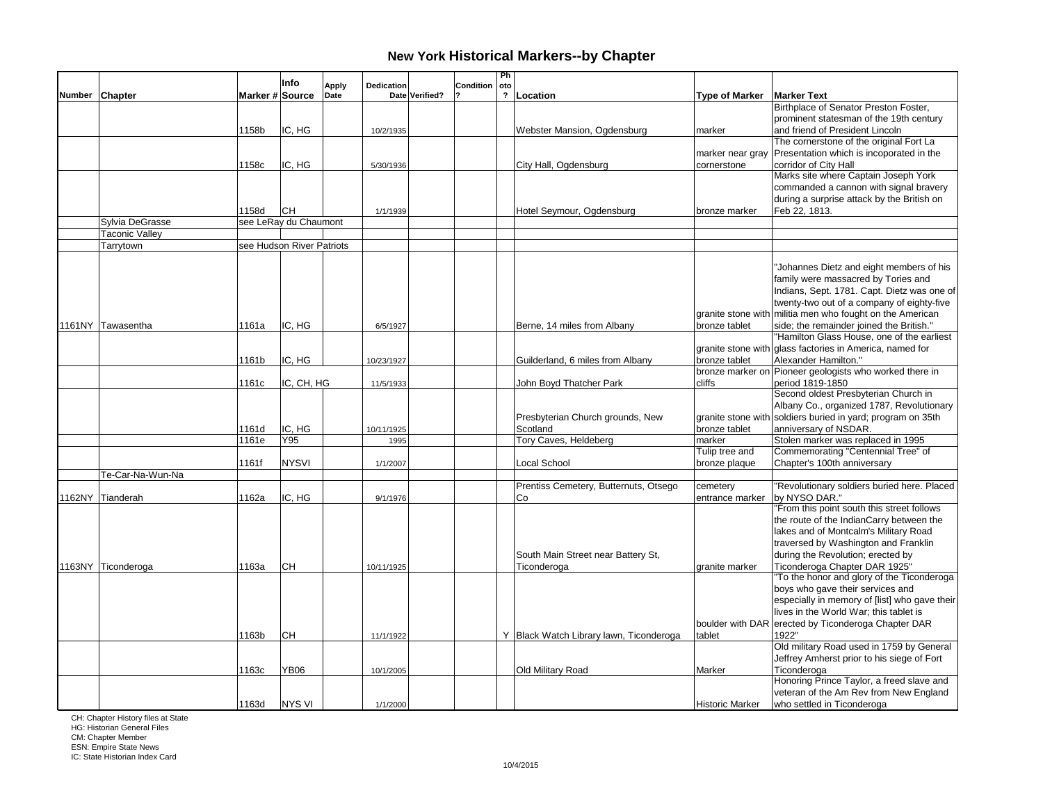# New York Historical Markers--by Chapter

| Number | Chapter | Marker # | Info Source | Apply Date | Dedication Date | Verified? | Condition ? | Photo ? | Location | Type of Marker | Marker Text |
|---|---|---|---|---|---|---|---|---|---|---|---|
| | | 1158b | IC, HG | | 10/2/1935 | | | | Webster Mansion, Ogdensburg | marker | Birthplace of Senator Preston Foster, prominent statesman of the 19th century and friend of President Lincoln |
| | | 1158c | IC, HG | | 5/30/1936 | | | | City Hall, Ogdensburg | marker near gray cornerstone | The cornerstone of the original Fort La Presentation which is incoporated in the corridor of City Hall |
| | | 1158d | CH | | 1/1/1939 | | | | Hotel Seymour, Ogdensburg | bronze marker | Marks site where Captain Joseph York commanded a cannon with signal bravery during a surprise attack by the British on Feb 22, 1813. |
| | Sylvia DeGrasse | see LeRay du Chaumont | | | | | | | | | |
| | Taconic Valley | | | | | | | | | | |
| | Tarrytown | see Hudson River Patriots | | | | | | | | | |
| 1161NY | Tawasentha | 1161a | IC, HG | | 6/5/1927 | | | | Berne, 14 miles from Albany | granite stone with bronze tablet | "Johannes Dietz and eight members of his family were massacred by Tories and Indians, Sept. 1781. Capt. Dietz was one of twenty-two out of a company of eighty-five militia men who fought on the American side; the remainder joined the British." |
| | | 1161b | IC, HG | | 10/23/1927 | | | | Guilderland, 6 miles from Albany | granite stone with bronze tablet | "Hamilton Glass House, one of the earliest glass factories in America, named for Alexander Hamilton." |
| | | 1161c | IC, CH, HG | | 11/5/1933 | | | | John Boyd Thatcher Park | bronze marker on cliffs | Pioneer geologists who worked there in period 1819-1850 |
| | | 1161d | IC, HG | | 10/11/1925 | | | | Presbyterian Church grounds, New Scotland | granite stone with bronze tablet | Second oldest Presbyterian Church in Albany Co., organized 1787, Revolutionary soldiers buried in yard; program on 35th anniversary of NSDAR. |
| | | 1161e | Y95 | | 1995 | | | | Tory Caves, Heldeberg | marker | Stolen marker was replaced in 1995 |
| | | 1161f | NYSVI | | 1/1/2007 | | | | Local School | Tulip tree and bronze plaque | Commemorating "Centennial Tree" of Chapter's 100th anniversary |
| | Te-Car-Na-Wun-Na | | | | | | | | | | |
| 1162NY | Tianderah | 1162a | IC, HG | | 9/1/1976 | | | | Prentiss Cemetery, Butternuts, Otsego Co | cemetery entrance marker | "Revolutionary soldiers buried here. Placed by NYSO DAR." |
| 1163NY | Ticonderoga | 1163a | CH | | 10/11/1925 | | | | South Main Street near Battery St, Ticonderoga | granite marker | "From this point south this street follows the route of the IndianCarry between the lakes and of Montcalm's Military Road traversed by Washington and Franklin during the Revolution; erected by Ticonderoga Chapter DAR 1925" |
| | | 1163b | CH | | 11/1/1922 | | | Y | Black Watch Library lawn, Ticonderoga | boulder with DAR tablet | "To the honor and glory of the Ticonderoga boys who gave their services and especially in memory of [list] who gave their lives in the World War; this tablet is erected by Ticonderoga Chapter DAR 1922" |
| | | 1163c | YB06 | | 10/1/2005 | | | | Old Military Road | Marker | Old military Road used in 1759 by General Jeffrey Amherst prior to his siege of Fort Ticonderoga |
| | | 1163d | NYS VI | | 1/1/2000 | | | | | Historic Marker | Honoring Prince Taylor, a freed slave and veteran of the Am Rev from New England who settled in Ticonderoga |

CH: Chapter History files at State
HG: Historian General Files
CM: Chapter Member
ESN: Empire State News
IC: State Historian Index Card

10/4/2015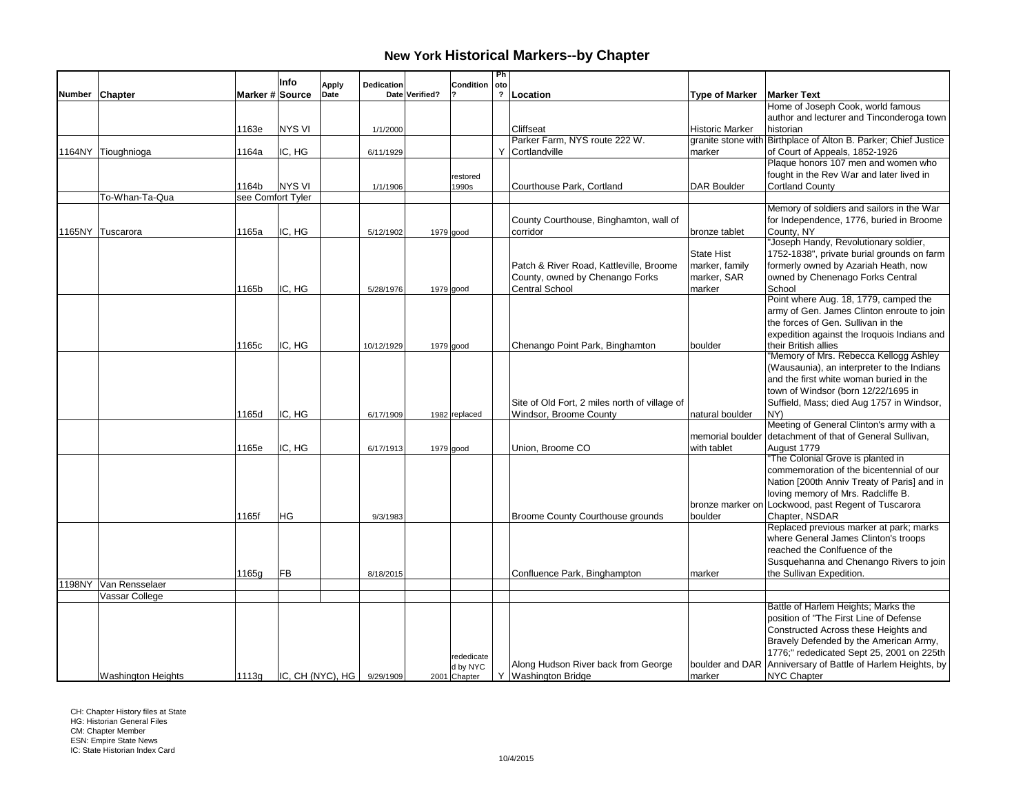# New York Historical Markers--by Chapter

| Number | Chapter | Marker # | Info Source | Apply Date | Dedication Date | Verified? | Condition ? | Photo ? | Location | Type of Marker | Marker Text |
|---|---|---|---|---|---|---|---|---|---|---|---|
| | | 1163e | NYS VI | | 1/1/2000 | | | | Cliffseat | Historic Marker | Home of Joseph Cook, world famous author and lecturer and Tinconderoga town historian |
| 1164NY | Tioughnioga | 1164a | IC, HG | | 6/11/1929 | | | Y | Parker Farm, NYS route 222 W. Cortlandville | granite stone with marker | Birthplace of Alton B. Parker; Chief Justice of Court of Appeals, 1852-1926 |
| | | 1164b | NYS VI | | 1/1/1906 | | restored 1990s | | Courthouse Park, Cortland | DAR Boulder | Plaque honors 107 men and women who fought in the Rev War and later lived in Cortland County |
| | To-Whan-Ta-Qua | see Comfort Tyler | | | | | | | | | |
| 1165NY | Tuscarora | 1165a | IC, HG | | 5/12/1902 | 1979 | good | | County Courthouse, Binghamton, wall of corridor | bronze tablet | Memory of soldiers and sailors in the War for Independence, 1776, buried in Broome County, NY |
| | | 1165b | IC, HG | | 5/28/1976 | 1979 | good | | Patch & River Road, Kattleville, Broome County, owned by Chenango Forks Central School | State Hist marker, family marker, SAR marker | "Joseph Handy, Revolutionary soldier, 1752-1838", private burial grounds on farm formerly owned by Azariah Heath, now owned by Chenenago Forks Central School |
| | | 1165c | IC, HG | | 10/12/1929 | 1979 | good | | Chenango Point Park, Binghamton | boulder | Point where Aug. 18, 1779, camped the army of Gen. James Clinton enroute to join the forces of Gen. Sullivan in the expedition against the Iroquois Indians and their British allies |
| | | 1165d | IC, HG | | 6/17/1909 | 1982 | replaced | | Site of Old Fort, 2 miles north of village of Windsor, Broome County | natural boulder | "Memory of Mrs. Rebecca Kellogg Ashley (Wausaunia), an interpreter to the Indians and the first white woman buried in the town of Windsor (born 12/22/1695 in Suffield, Mass; died Aug 1757 in Windsor, NY) |
| | | 1165e | IC, HG | | 6/17/1913 | 1979 | good | | Union, Broome CO | memorial boulder with tablet | Meeting of General Clinton's army with a detachment of that of General Sullivan, August 1779 |
| | | 1165f | HG | | 9/3/1983 | | | | Broome County Courthouse grounds | bronze marker on boulder | "The Colonial Grove is planted in commemoration of the bicentennial of our Nation [200th Anniv Treaty of Paris] and in loving memory of Mrs. Radcliffe B. Lockwood, past Regent of Tuscarora Chapter, NSDAR |
| | | 1165g | FB | | 8/18/2015 | | | | Confluence Park, Binghampton | marker | Replaced previous marker at park; marks where General James Clinton's troops reached the Conlfuence of the Susquehanna and Chenango Rivers to join the Sullivan Expedition. |
| 1198NY | Van Rensselaer | | | | | | | | | | |
| | Vassar College | | | | | | | | | | |
| | Washington Heights | 1113g | IC, CH (NYC), HG | | 9/29/1909 | 2001 | rededicated by NYC Chapter | Y | Along Hudson River back from George Washington Bridge | boulder and DAR marker | Battle of Harlem Heights; Marks the position of "The First Line of Defense Constructed Across these Heights and Bravely Defended by the American Army, 1776;" rededicated Sept 25, 2001 on 225th Anniversary of Battle of Harlem Heights, by NYC Chapter |

CH: Chapter History files at State
HG: Historian General Files
CM: Chapter Member
ESN: Empire State News
IC: State Historian Index Card

10/4/2015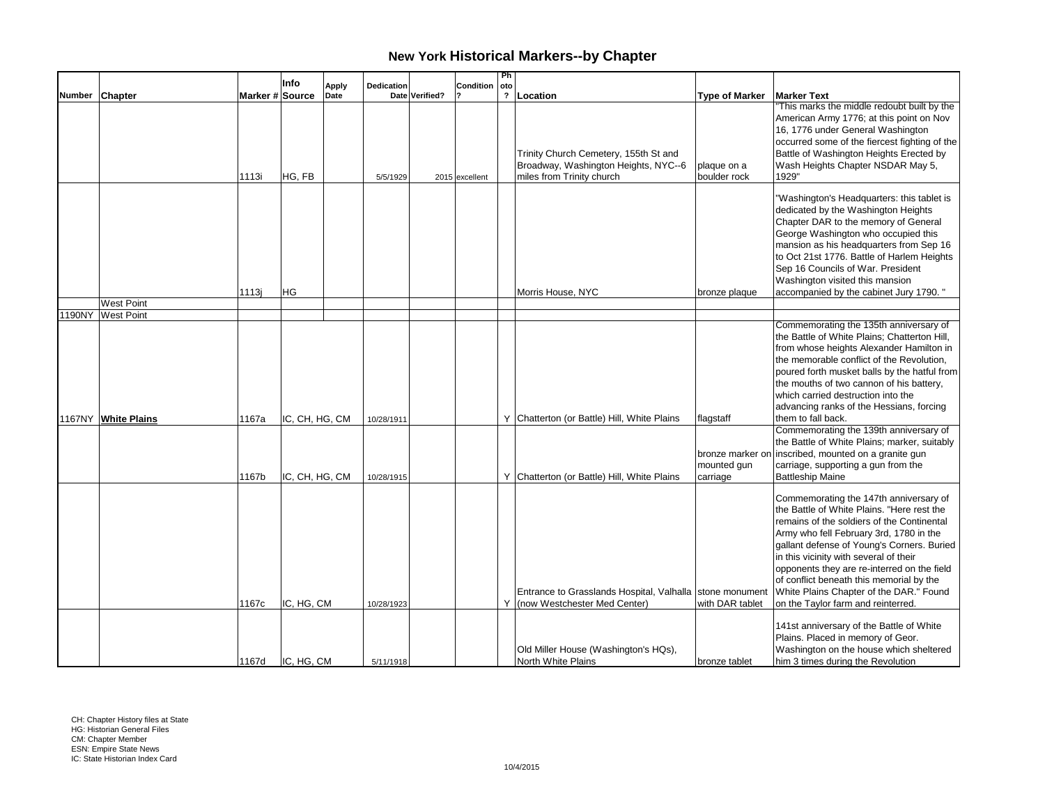# New York Historical Markers--by Chapter

| Number | Chapter | Marker # | Info Source | Apply Date | Dedication Date | Verified? | Condition ? | Photo ? | Location | Type of Marker | Marker Text |
|---|---|---|---|---|---|---|---|---|---|---|---|
| | | 1113i | HG, FB | | 5/5/1929 | 2015 | excellent | | Trinity Church Cemetery, 155th St and Broadway, Washington Heights, NYC--6 miles from Trinity church | plaque on a boulder rock | "This marks the middle redoubt built by the American Army 1776; at this point on Nov 16, 1776 under General Washington occurred some of the fiercest fighting of the Battle of Washington Heights Erected by Wash Heights Chapter NSDAR May 5, 1929" |
| | | 1113j | HG | | | | | | Morris House, NYC | bronze plaque | "Washington's Headquarters: this tablet is dedicated by the Washington Heights Chapter DAR to the memory of General George Washington who occupied this mansion as his headquarters from Sep 16 to Oct 21st 1776. Battle of Harlem Heights Sep 16 Councils of War. President Washington visited this mansion accompanied by the cabinet Jury 1790. " |
| | West Point | | | | | | | | | | |
| 1190NY | West Point | | | | | | | | | | |
| 1167NY | **White Plains** | 1167a | IC, CH, HG, CM | | 10/28/1911 | | | Y | Chatterton (or Battle) Hill, White Plains | flagstaff | Commemorating the 135th anniversary of the Battle of White Plains; Chatterton Hill, from whose heights Alexander Hamilton in the memorable conflict of the Revolution, poured forth musket balls by the hatful from the mouths of two cannon of his battery, which carried destruction into the advancing ranks of the Hessians, forcing them to fall back. |
| | | 1167b | IC, CH, HG, CM | | 10/28/1915 | | | Y | Chatterton (or Battle) Hill, White Plains | bronze marker on mounted gun carriage | Commemorating the 139th anniversary of the Battle of White Plains; marker, suitably inscribed, mounted on a granite gun carriage, supporting a gun from the Battleship Maine |
| | | 1167c | IC, HG, CM | | 10/28/1923 | | | Y | Entrance to Grasslands Hospital, Valhalla (now Westchester Med Center) | stone monument with DAR tablet | Commemorating the 147th anniversary of the Battle of White Plains. "Here rest the remains of the soldiers of the Continental Army who fell February 3rd, 1780 in the gallant defense of Young's Corners. Buried in this vicinity with several of their opponents they are re-interred on the field of conflict beneath this memorial by the White Plains Chapter of the DAR." Found on the Taylor farm and reinterred. |
| | | 1167d | IC, HG, CM | | 5/11/1918 | | | | Old Miller House (Washington's HQs), North White Plains | bronze tablet | 141st anniversary of the Battle of White Plains. Placed in memory of Geor. Washington on the house which sheltered him 3 times during the Revolution |

CH: Chapter History files at State
HG: Historian General Files
CM: Chapter Member
ESN: Empire State News
IC: State Historian Index Card

10/4/2015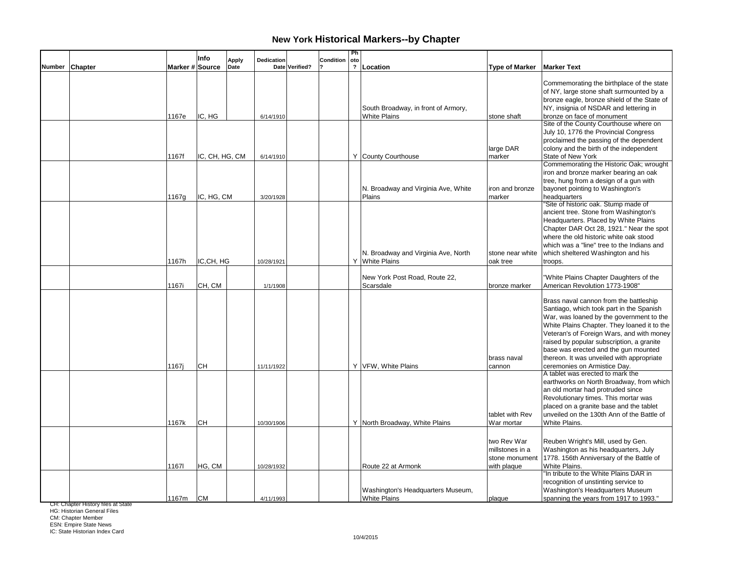# New York Historical Markers--by Chapter

| Number | Chapter | Marker # | Info Source | Apply Date | Dedication Date | Verified? | Condition? | Photo? | Location | Type of Marker | Marker Text |
|---|---|---|---|---|---|---|---|---|---|---|---|
| | | 1167e | IC, HG | | 6/14/1910 | | | | South Broadway, in front of Armory, White Plains | stone shaft | Commemorating the birthplace of the state of NY, large stone shaft surmounted by a bronze eagle, bronze shield of the State of NY, insignia of NSDAR and lettering in bronze on face of monument |
| | | 1167f | IC, CH, HG, CM | | 6/14/1910 | | | Y | County Courthouse | large DAR marker | Site of the County Courthouse where on July 10, 1776 the Provincial Congress proclaimed the passing of the dependent colony and the birth of the independent State of New York |
| | | 1167g | IC, HG, CM | | 3/20/1928 | | | | N. Broadway and Virginia Ave, White Plains | iron and bronze marker | Commemorating the Historic Oak; wrought iron and bronze marker bearing an oak tree, hung from a design of a gun with bayonet pointing to Washington's headquarters |
| | | 1167h | IC,CH, HG | | 10/28/1921 | | | Y | N. Broadway and Virginia Ave, North White Plains | stone near white oak tree | "Site of historic oak. Stump made of ancient tree. Stone from Washington's Headquarters. Placed by White Plains Chapter DAR Oct 28, 1921." Near the spot where the old historic white oak stood which was a "line" tree to the Indians and which sheltered Washington and his troops. |
| | | 1167i | CH, CM | | 1/1/1908 | | | | New York Post Road, Route 22, Scarsdale | bronze marker | "White Plains Chapter Daughters of the American Revolution 1773-1908" |
| | | 1167j | CH | | 11/11/1922 | | | Y | VFW, White Plains | brass naval cannon | Brass naval cannon from the battleship Santiago, which took part in the Spanish War, was loaned by the government to the White Plains Chapter. They loaned it to the Veteran's of Foreign Wars, and with money raised by popular subscription, a granite base was erected and the gun mounted thereon. It was unveiled with appropriate ceremonies on Armistice Day. |
| | | 1167k | CH | | 10/30/1906 | | | Y | North Broadway, White Plains | tablet with Rev War mortar | A tablet was erected to mark the earthworks on North Broadway, from which an old mortar had protruded since Revolutionary times. This mortar was placed on a granite base and the tablet unveiled on the 130th Ann of the Battle of White Plains. |
| | | 1167l | HG, CM | | 10/28/1932 | | | | Route 22 at Armonk | two Rev War millstones in a stone monument with plaque | Reuben Wright's Mill, used by Gen. Washington as his headquarters, July 1778. 156th Anniversary of the Battle of White Plains. |
| | | 1167m | CM | | 4/11/1993 | | | | Washington's Headquarters Museum, White Plains | plaque | "In tribute to the White Plains DAR in recognition of unstinting service to Washington's Headquarters Museum spanning the years from 1917 to 1993." |

CH: Chapter History files at State
HG: Historian General Files
CM: Chapter Member
ESN: Empire State News
IC: State Historian Index Card

10/4/2015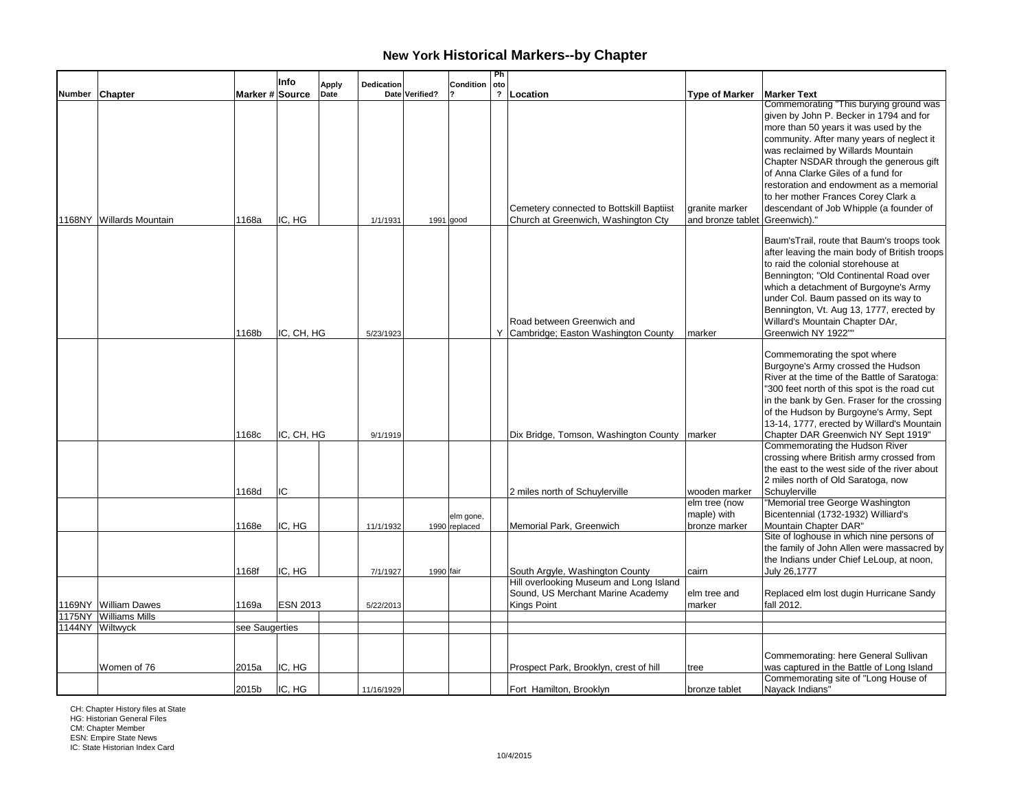# New York Historical Markers--by Chapter

| Number | Chapter | Marker # | Info Source | Apply Date | Dedication Date | Verified? | Condition ? | Photo ? | Location | Type of Marker | Marker Text |
|---|---|---|---|---|---|---|---|---|---|---|---|
| 1168NY | Willards Mountain | 1168a | IC, HG | | 1/1/1931 | 1991 | good | | Cemetery connected to Bottskill Baptiist Church at Greenwich, Washington Cty | granite marker and bronze tablet | Commemorating "This burying ground was given by John P. Becker in 1794 and for more than 50 years it was used by the community. After many years of neglect it was reclaimed by Willards Mountain Chapter NSDAR through the generous gift of Anna Clarke Giles of a fund for restoration and endowment as a memorial to her mother Frances Corey Clark a descendant of Job Whipple (a founder of Greenwich)." |
| | | 1168b | IC, CH, HG | | 5/23/1923 | | | Y | Road between Greenwich and Cambridge; Easton Washington County | marker | Baum'sTrail, route that Baum's troops took after leaving the main body of British troops to raid the colonial storehouse at Bennington; "Old Continental Road over which a detachment of Burgoyne's Army under Col. Baum passed on its way to Bennington, Vt. Aug 13, 1777, erected by Willard's Mountain Chapter DAr, Greenwich NY 1922"" |
| | | 1168c | IC, CH, HG | | 9/1/1919 | | | | Dix Bridge, Tomson, Washington County | marker | Commemorating the spot where Burgoyne's Army crossed the Hudson River at the time of the Battle of Saratoga: "300 feet north of this spot is the road cut in the bank by Gen. Fraser for the crossing of the Hudson by Burgoyne's Army, Sept 13-14, 1777, erected by Willard's Mountain Chapter DAR Greenwich NY Sept 1919" |
| | | 1168d | IC | | | | | | 2 miles north of Schuylerville | wooden marker | Commemorating the Hudson River crossing where British army crossed from the east to the west side of the river about 2 miles north of Old Saratoga, now Schuylerville |
| | | 1168e | IC, HG | | 11/1/1932 | 1990 | elm gone, replaced | | Memorial Park, Greenwich | elm tree (now maple) with bronze marker | "Memorial tree George Washington Bicentennial (1732-1932) Williard's Mountain Chapter DAR" |
| | | 1168f | IC, HG | | 7/1/1927 | 1990 | fair | | South Argyle, Washington County | cairn | Site of loghouse in which nine persons of the family of John Allen were massacred by the Indians under Chief LeLoup, at noon, July 26,1777 |
| 1169NY | William Dawes | 1169a | ESN 2013 | | 5/22/2013 | | | | Hill overlooking Museum and Long Island Sound, US Merchant Marine Academy Kings Point | elm tree and marker | Replaced elm lost dugin Hurricane Sandy fall 2012. |
| 1175NY | Williams Mills | | | | | | | | | | |
| 1144NY | Wiltwyck | see Saugerties | | | | | | | | | |
| | Women of 76 | 2015a | IC, HG | | | | | | Prospect Park, Brooklyn, crest of hill | tree | Commemorating: here General Sullivan was captured in the Battle of Long Island |
| | | 2015b | IC, HG | | 11/16/1929 | | | | Fort Hamilton, Brooklyn | bronze tablet | Commemorating site of "Long House of Nayack Indians" |

CH: Chapter History files at State
HG: Historian General Files
CM: Chapter Member
ESN: Empire State News
IC: State Historian Index Card

10/4/2015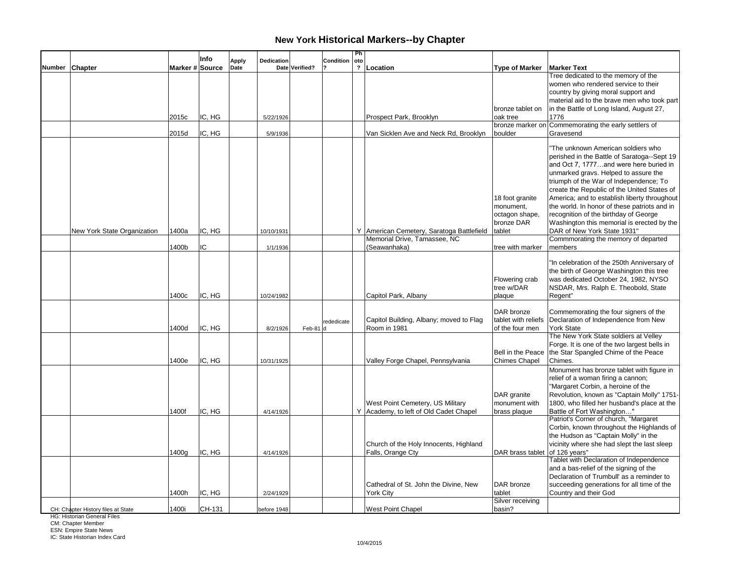# New York Historical Markers--by Chapter

| Number | Chapter | Marker # | Info Source | Apply Date | Dedication Date | Verified? | Condition ? | Photo ? | Location | Type of Marker | Marker Text |
|---|---|---|---|---|---|---|---|---|---|---|---|
| | | 2015c | IC, HG | | 5/22/1926 | | | | Prospect Park, Brooklyn | bronze tablet on oak tree | Tree dedicated to the memory of the women who rendered service to their country by giving moral support and material aid to the brave men who took part in the Battle of Long Island, August 27, 1776 |
| | | 2015d | IC, HG | | 5/9/1936 | | | | Van Sicklen Ave and Neck Rd, Brooklyn | bronze marker on boulder | Commemorating the early settlers of Gravesend |
| | New York State Organization | 1400a | IC, HG | | 10/10/1931 | | | Y | American Cemetery, Saratoga Battlefield | 18 foot granite monument, octagon shape, bronze DAR tablet | "The unknown American soldiers who perished in the Battle of Saratoga--Sept 19 and Oct 7, 1777…and were here buried in unmarked gravs. Helped to assure the triumph of the War of Independence; To create the Republic of the United States of America; and to establish liberty throughout the world. In honor of these patriots and in recognition of the birthday of George Washington this memorial is erected by the DAR of New York State 1931" |
| | | 1400b | IC | | 1/1/1936 | | | | Memorial Drive, Tamassee, NC (Seawanhaka) | tree with marker | Commmorating the memory of departed members |
| | | 1400c | IC, HG | | 10/24/1982 | | | | Capitol Park, Albany | Flowering crab tree w/DAR plaque | "In celebration of the 250th Anniversary of the birth of George Washington this tree was dedicated October 24, 1982, NYSO NSDAR, Mrs. Ralph E. Theobold, State Regent" |
| | | 1400d | IC, HG | | 8/2/1926 | Feb-81 | rededicated | | Capitol Building, Albany; moved to Flag Room in 1981 | DAR bronze tablet with reliefs of the four men | Commemorating the four signers of the Declaration of Independence from New York State |
| | | 1400e | IC, HG | | 10/31/1925 | | | | Valley Forge Chapel, Pennsylvania | Bell in the Peace Chimes Chapel | The New York State soldiers at Velley Forge. It is one of the two largest bells in the Star Spangled Chime of the Peace Chimes. |
| | | 1400f | IC, HG | | 4/14/1926 | | | Y | West Point Cemetery, US Military Academy, to left of Old Cadet Chapel | DAR granite monument with brass plaque | Monument has bronze tablet with figure in relief of a woman firing a cannon; "Margaret Corbin, a heroine of the Revolution, known as "Captain Molly" 1751-1800, who filled her husband's place at the Battle of Fort Washington…" |
| | | 1400g | IC, HG | | 4/14/1926 | | | | Church of the Holy Innocents, Highland Falls, Orange Cty | DAR brass tablet | Patriot's Corner of church, "Margaret Corbin, known throughout the Highlands of the Hudson as "Captain Molly" in the vicinity where she had slept the last sleep of 126 years" |
| | | 1400h | IC, HG | | 2/24/1929 | | | | Cathedral of St. John the Divine, New York City | DAR bronze tablet | Tablet with Declaration of Independence and a bas-relief of the signing of the Declaration of Trumbull' as a reminder to succeeding generations for all time of the Country and their God |
| | | 1400i | CH-131 | | before 1948 | | | | West Point Chapel | Silver receiving basin? | |

CH: Chapter History files at State
HG: Historian General Files
CM: Chapter Member
ESN: Empire State News
IC: State Historian Index Card

10/4/2015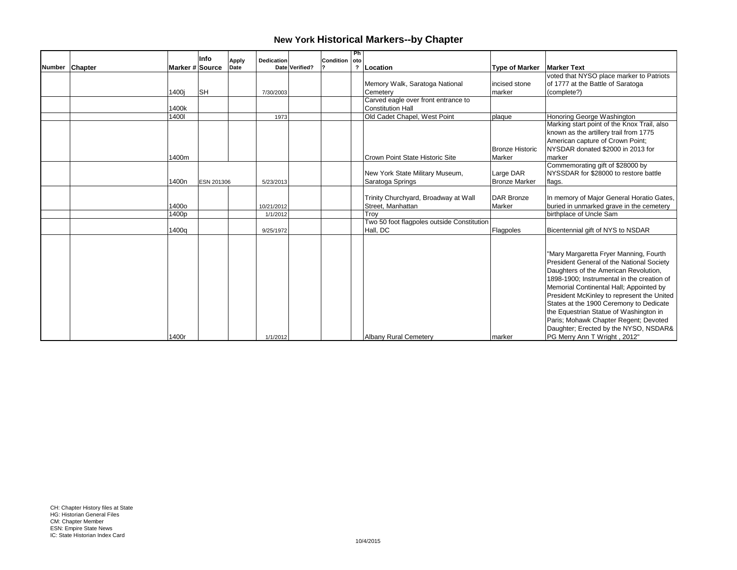# New York Historical Markers--by Chapter

| Number | Chapter | Marker # | Info Source | Apply Date | Dedication Date | Verified? | Condition? | Photo? | Location | Type of Marker | Marker Text |
|---|---|---|---|---|---|---|---|---|---|---|---|
| | | 1400j | SH | | 7/30/2003 | | | | Memory Walk, Saratoga National Cemetery | incised stone marker | voted that NYSO place marker to Patriots of 1777 at the Battle of Saratoga (complete?) |
| | | 1400k | | | | | | | Carved eagle over front entrance to Constitution Hall | | |
| | | 1400l | | | 1973 | | | | Old Cadet Chapel, West Point | plaque | Honoring George Washington |
| | | 1400m | | | | | | | Crown Point State Historic Site | Bronze Historic Marker | Marking start point of the Knox Trail, also known as the artillery trail from 1775 American capture of Crown Point; NYSDAR donated $2000 in 2013 for marker |
| | | 1400n | ESN 201306 | | 5/23/2013 | | | | New York State Military Museum, Saratoga Springs | Large DAR Bronze Marker | Commemorating gift of $28000 by NYSSDAR for $28000 to restore battle flags. |
| | | 1400o | | | 10/21/2012 | | | | Trinity Churchyard, Broadway at Wall Street, Manhattan | DAR Bronze Marker | In memory of Major General Horatio Gates, buried in unmarked grave in the cemetery |
| | | 1400p | | | 1/1/2012 | | | | Troy | | birthplace of Uncle Sam |
| | | 1400q | | | 9/25/1972 | | | | Two 50 foot flagpoles outside Constitution Hall, DC | Flagpoles | Bicentennial gift of NYS to NSDAR |
| | | 1400r | | | 1/1/2012 | | | | Albany Rural Cemetery | marker | "Mary Margaretta Fryer Manning, Fourth President General of the National Society Daughters of the American Revolution, 1898-1900; Instrumental in the creation of Memorial Continental Hall; Appointed by President McKinley to represent the United States at the 1900 Ceremony to Dedicate the Equestrian Statue of Washington in Paris; Mohawk Chapter Regent; Devoted Daughter; Erected by the NYSO, NSDAR& PG Merry Ann T Wright , 2012" |

CH: Chapter History files at State
HG: Historian General Files
CM: Chapter Member
ESN: Empire State News
IC: State Historian Index Card

10/4/2015